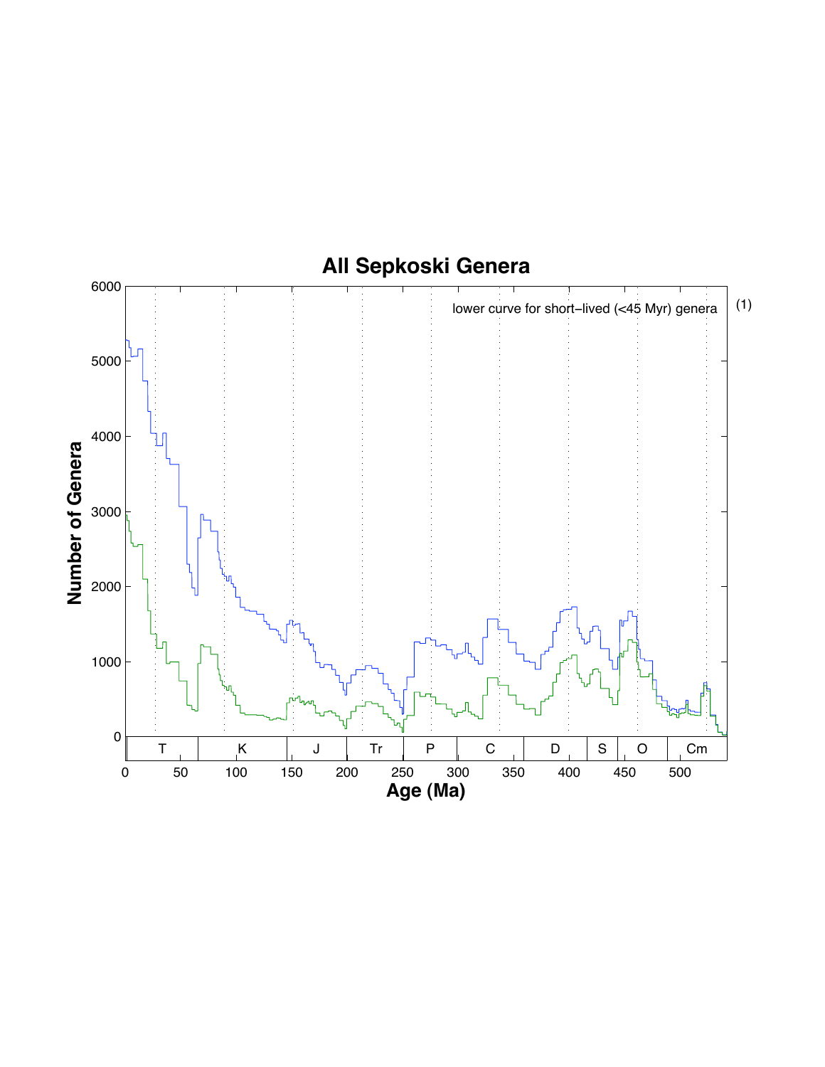# All Sepkoski Genera

lower curve for short-lived (<45 Myr) genera

(1)

Number of Genera

Age (Ma)

| T | K | J | Tr | P | C | D | S | O | Cm |
|---|---|---|---|---|---|---|---|---|---|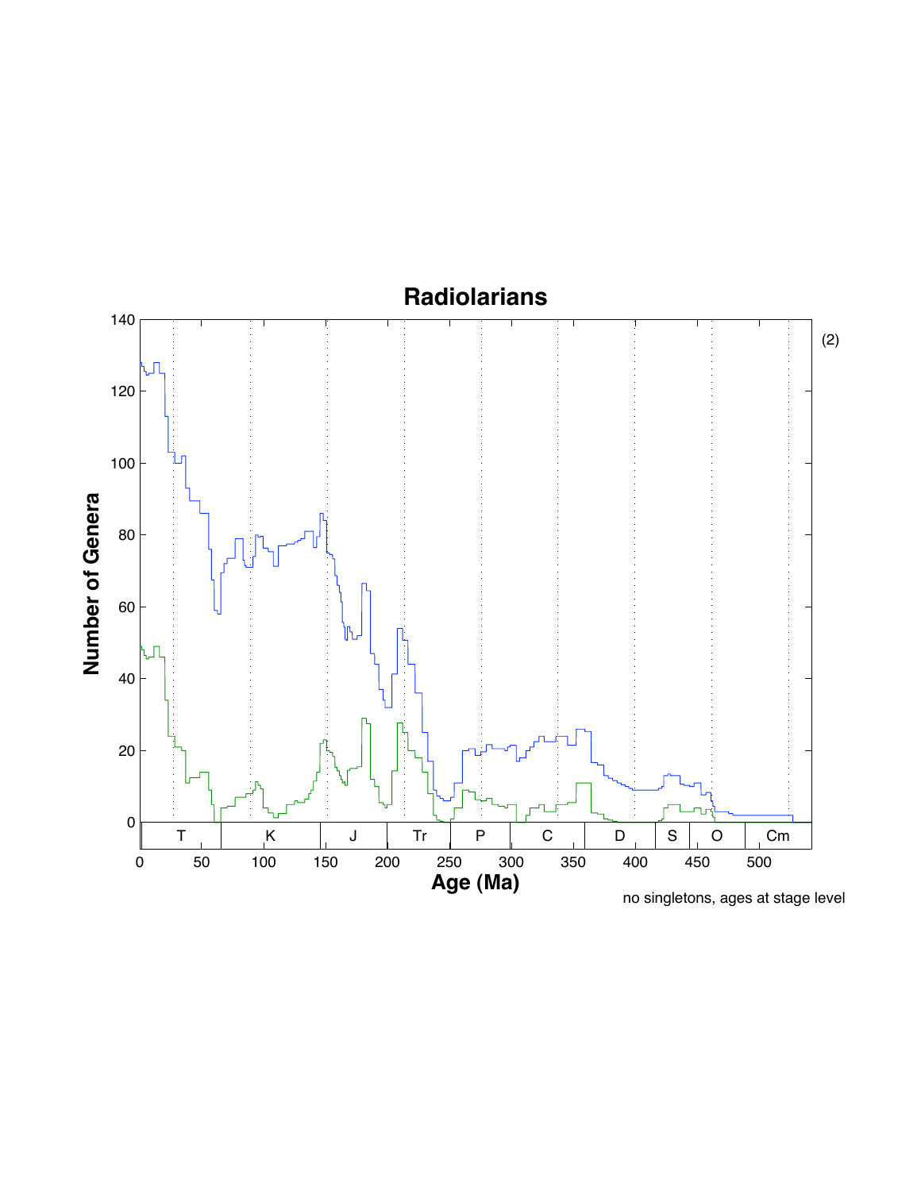# Radiolarians

(2)

no singletons, ages at stage level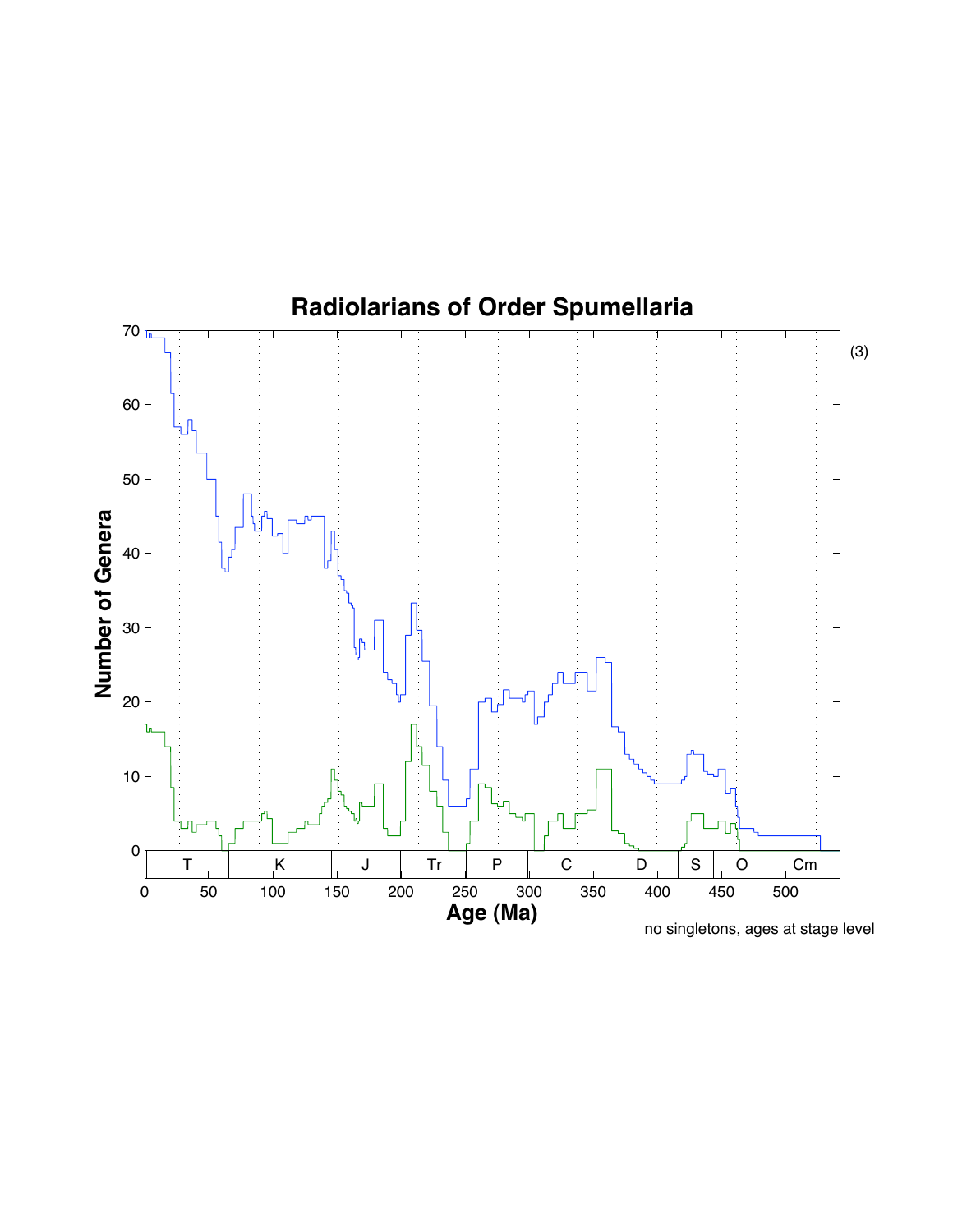# Radiolarians of Order Spumellaria

(3)

no singletons, ages at stage level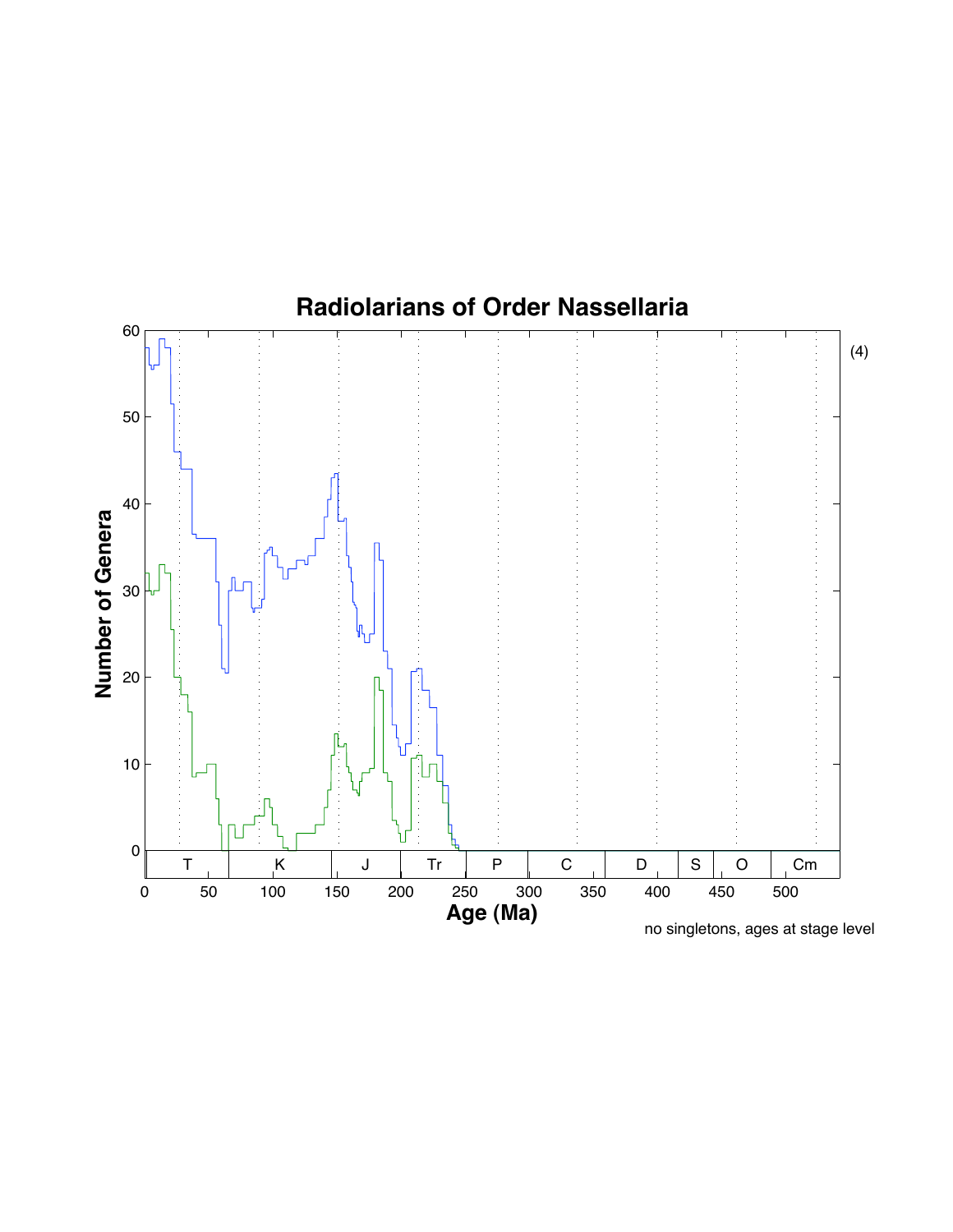# Radiolarians of Order Nassellaria

(4)

no singletons, ages at stage level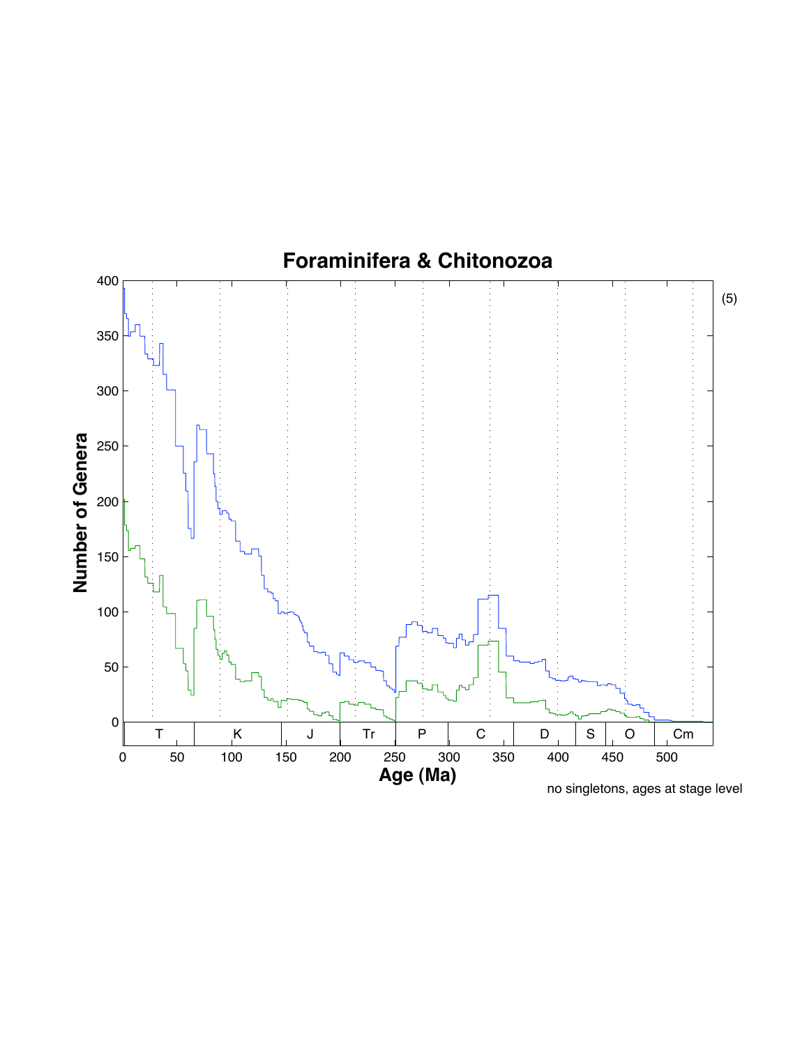# Foraminifera & Chitonozoa

(5)

| Axis | Labels |
|---|---|
| Number of Genera | 0, 50, 100, 150, 200, 250, 300, 350, 400 |
| Age (Ma) | 0, 50, 100, 150, 200, 250, 300, 350, 400, 450, 500 |
| Periods | T, K, J, Tr, P, C, D, S, O, Cm |

no singletons, ages at stage level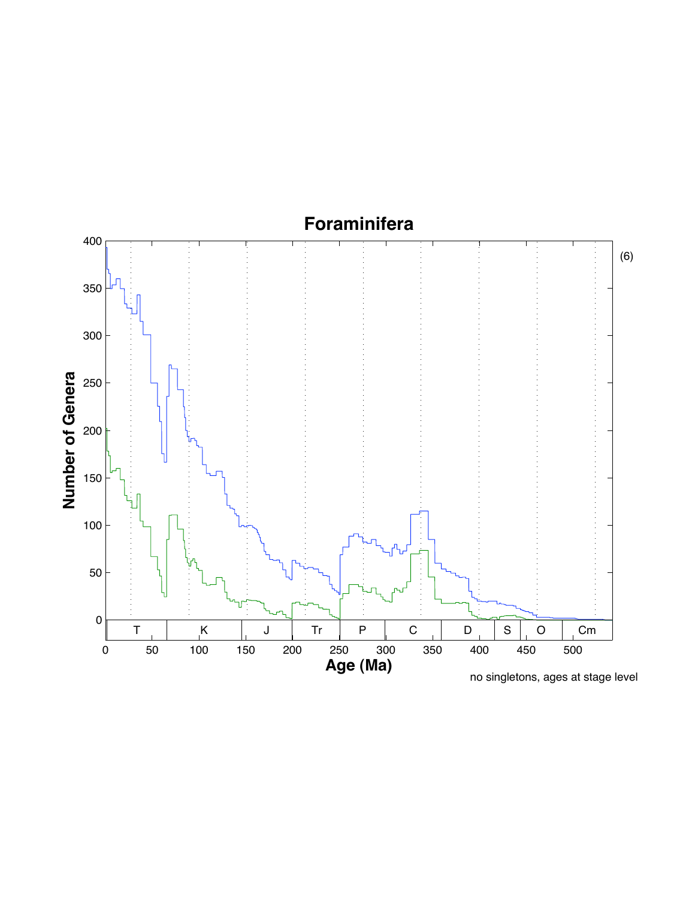# Foraminifera

(6)

no singletons, ages at stage level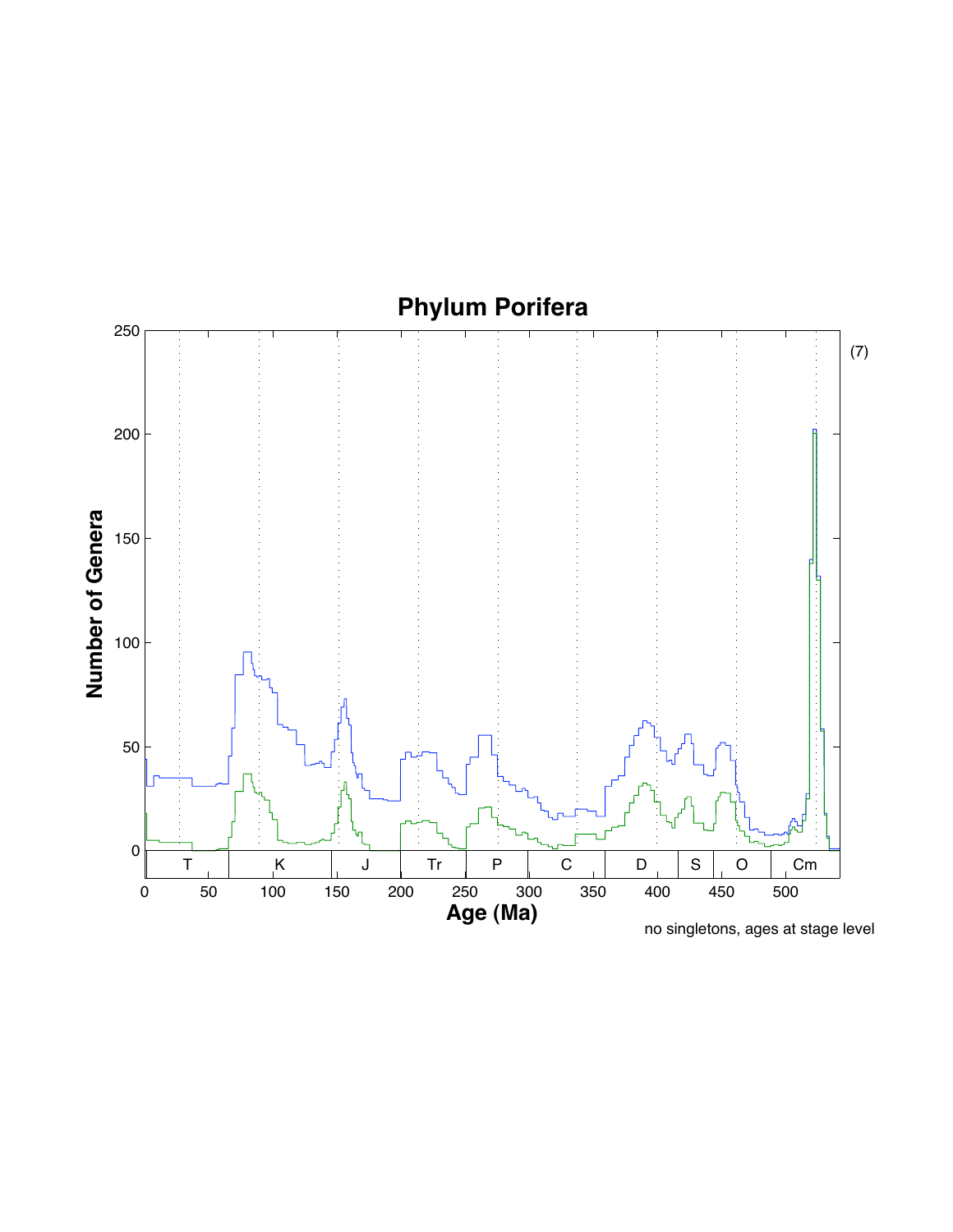# Phylum Porifera

(7)

no singletons, ages at stage level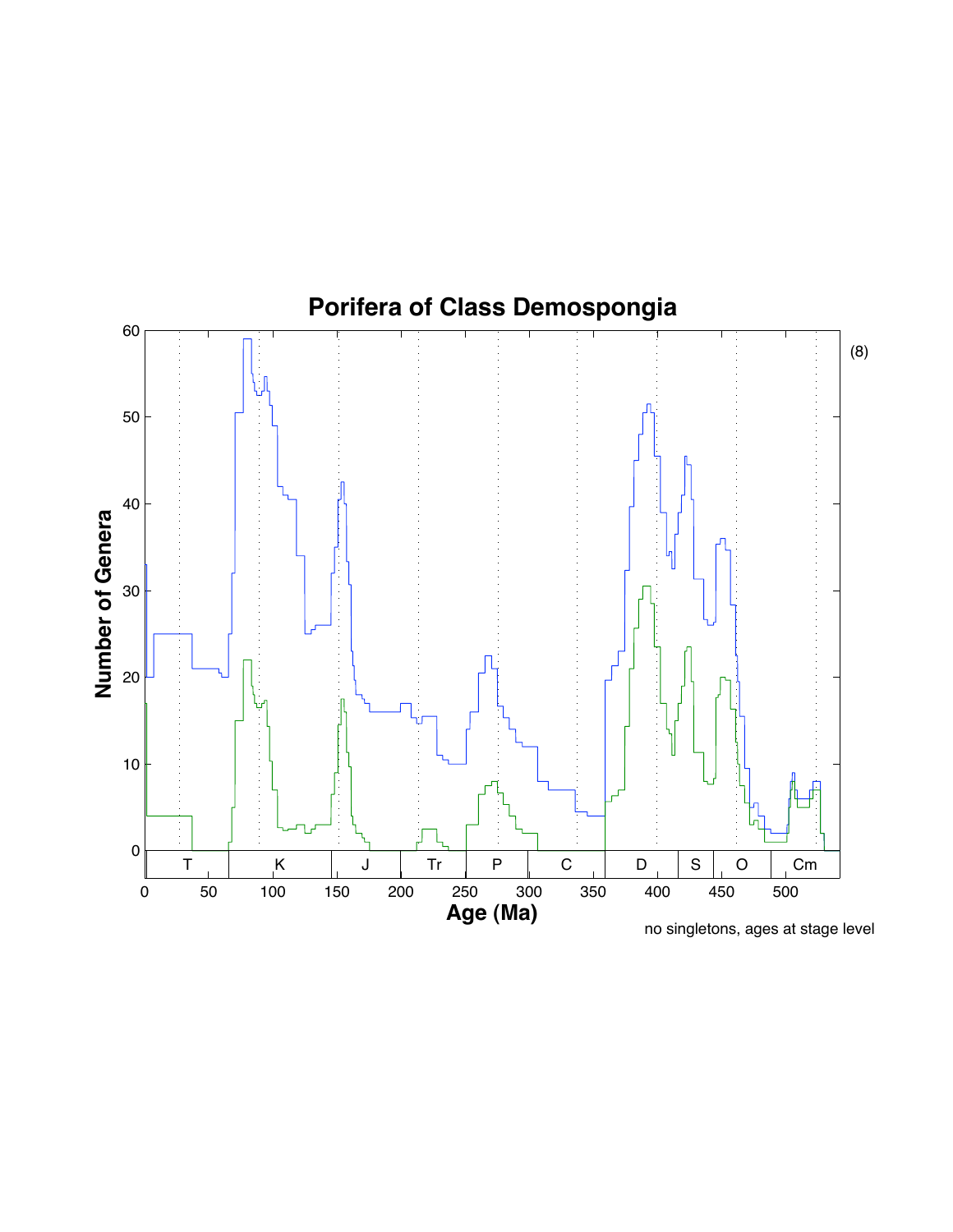# Porifera of Class Demospongia

(8)

no singletons, ages at stage level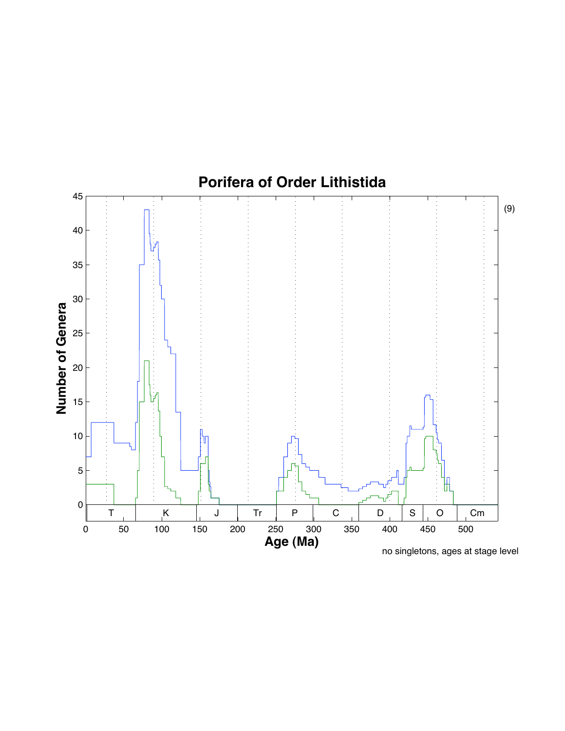# Porifera of Order Lithistida

(9)

no singletons, ages at stage level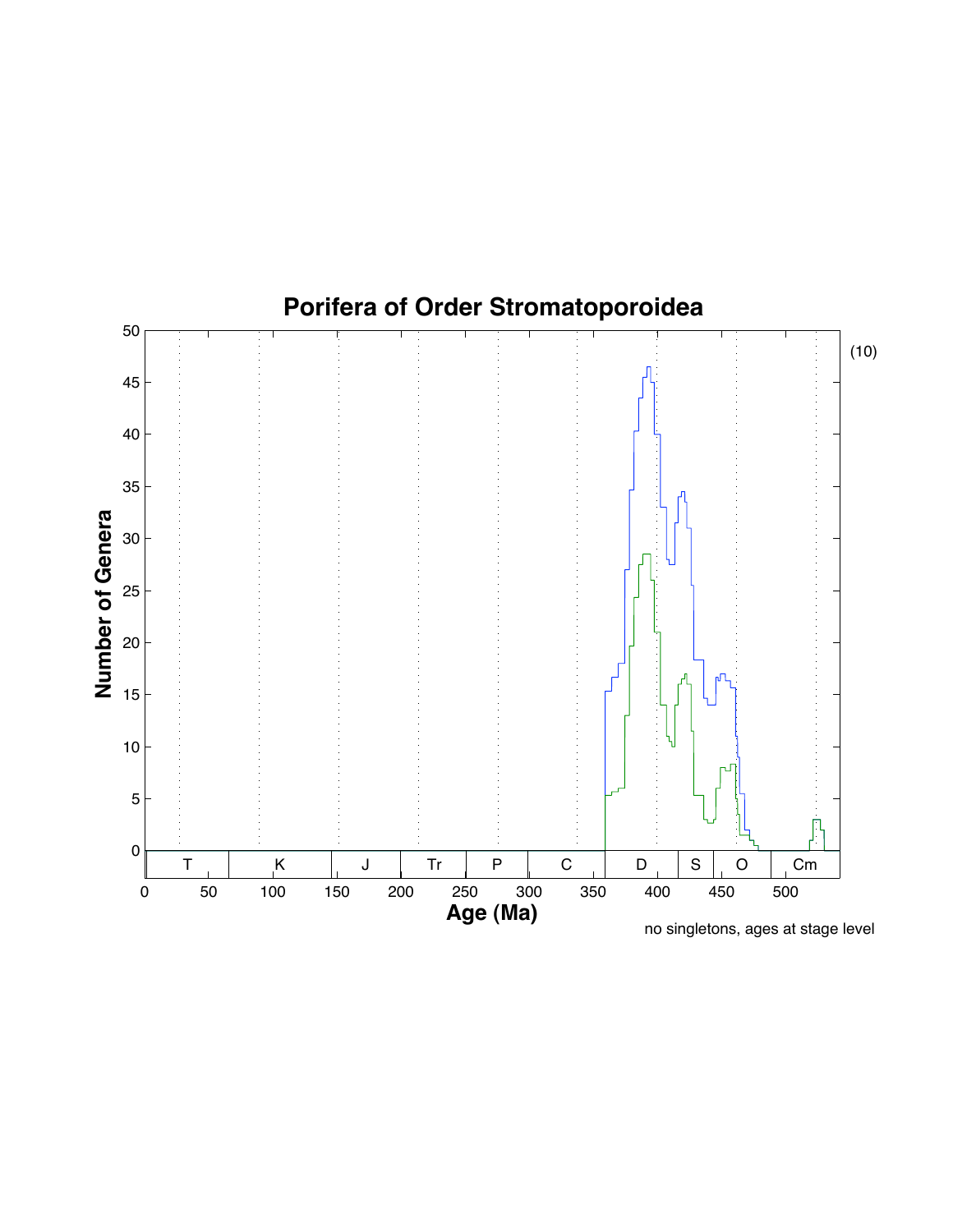# Porifera of Order Stromatoporoidea

(10)

Number of Genera

Age (Ma)

no singletons, ages at stage level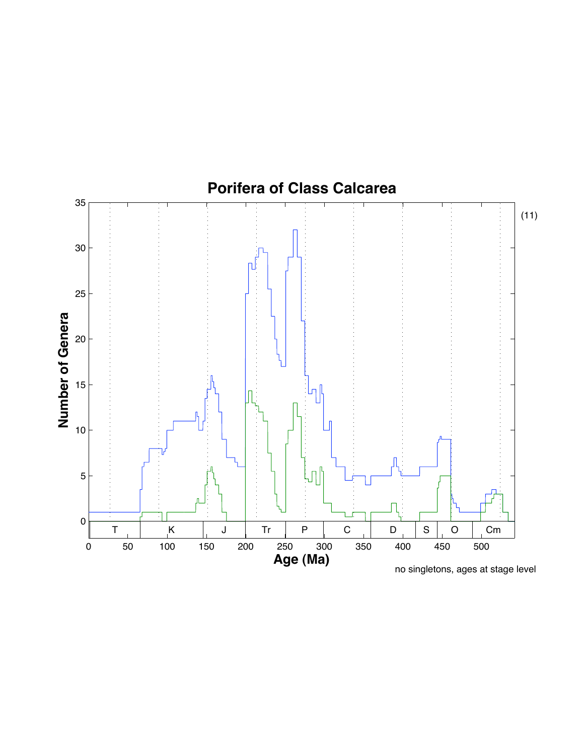# Porifera of Class Calcarea

(11)

no singletons, ages at stage level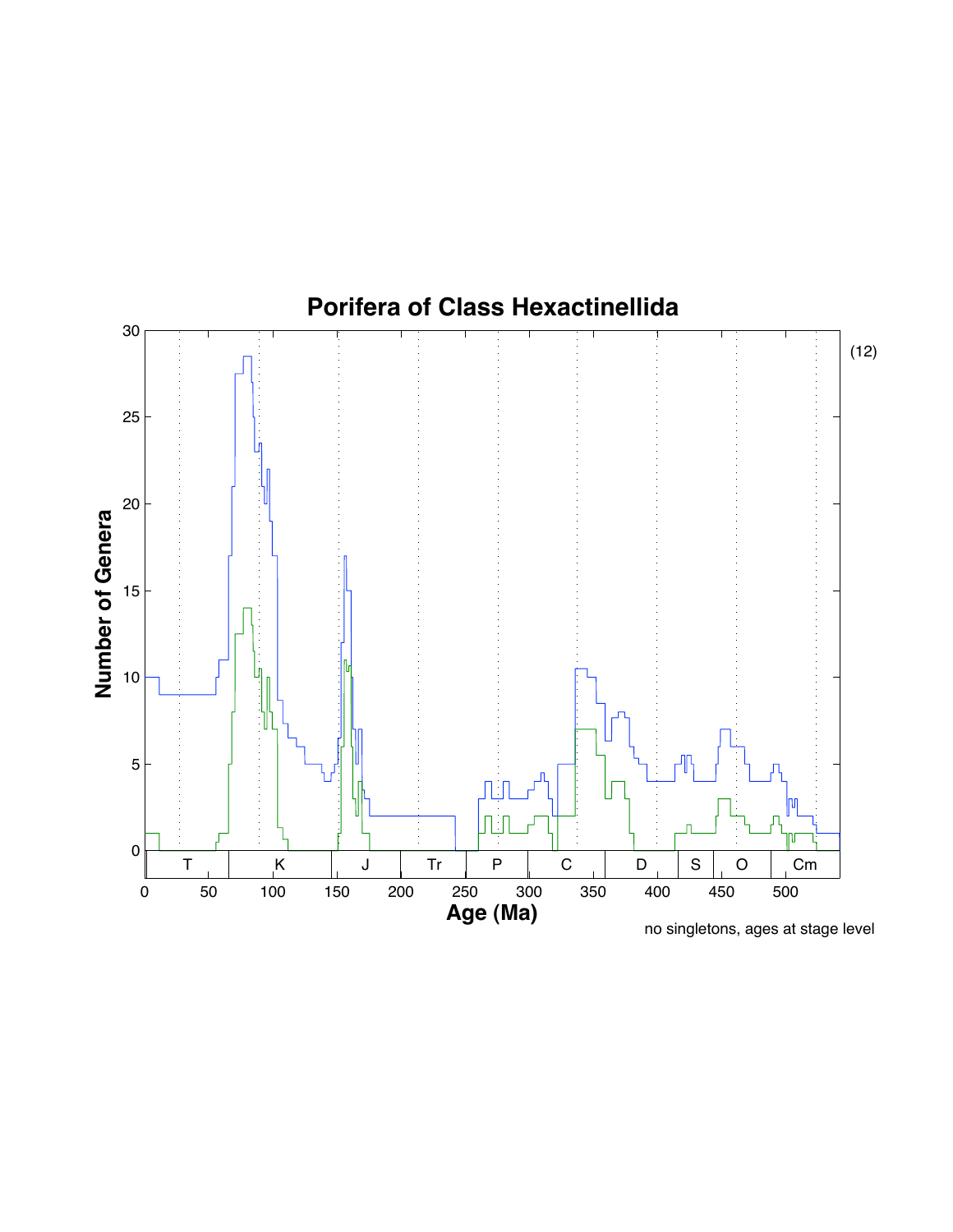# Porifera of Class Hexactinellida

(12)

no singletons, ages at stage level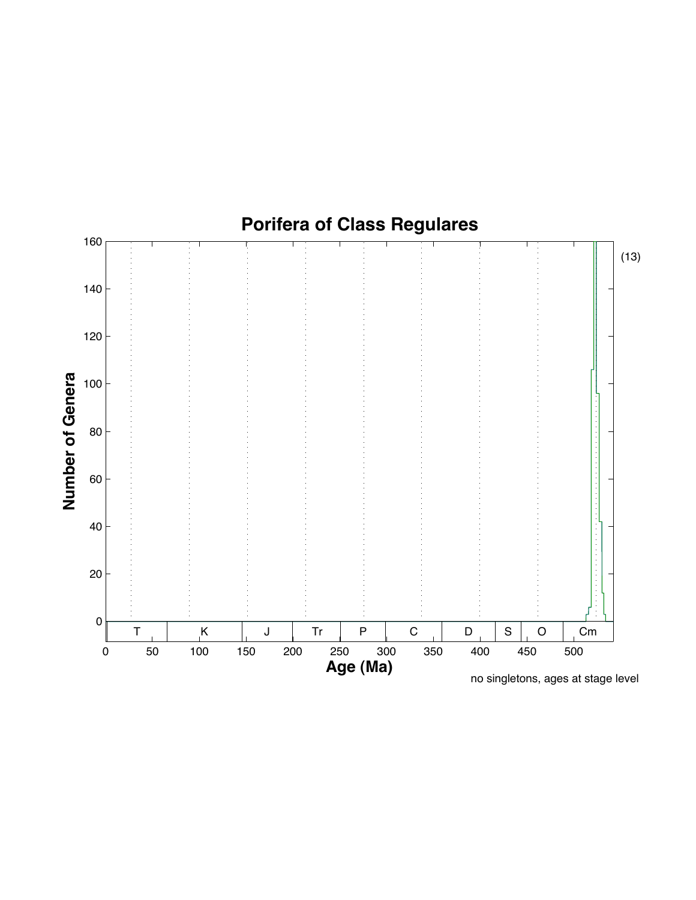# Porifera of Class Regulares

(13)

| Axis | Values |
|---|---|
| Number of Genera | 0, 20, 40, 60, 80, 100, 120, 140, 160 |
| Age (Ma) | 0, 50, 100, 150, 200, 250, 300, 350, 400, 450, 500 |
| Periods | T, K, J, Tr, P, C, D, S, O, Cm |

no singletons, ages at stage level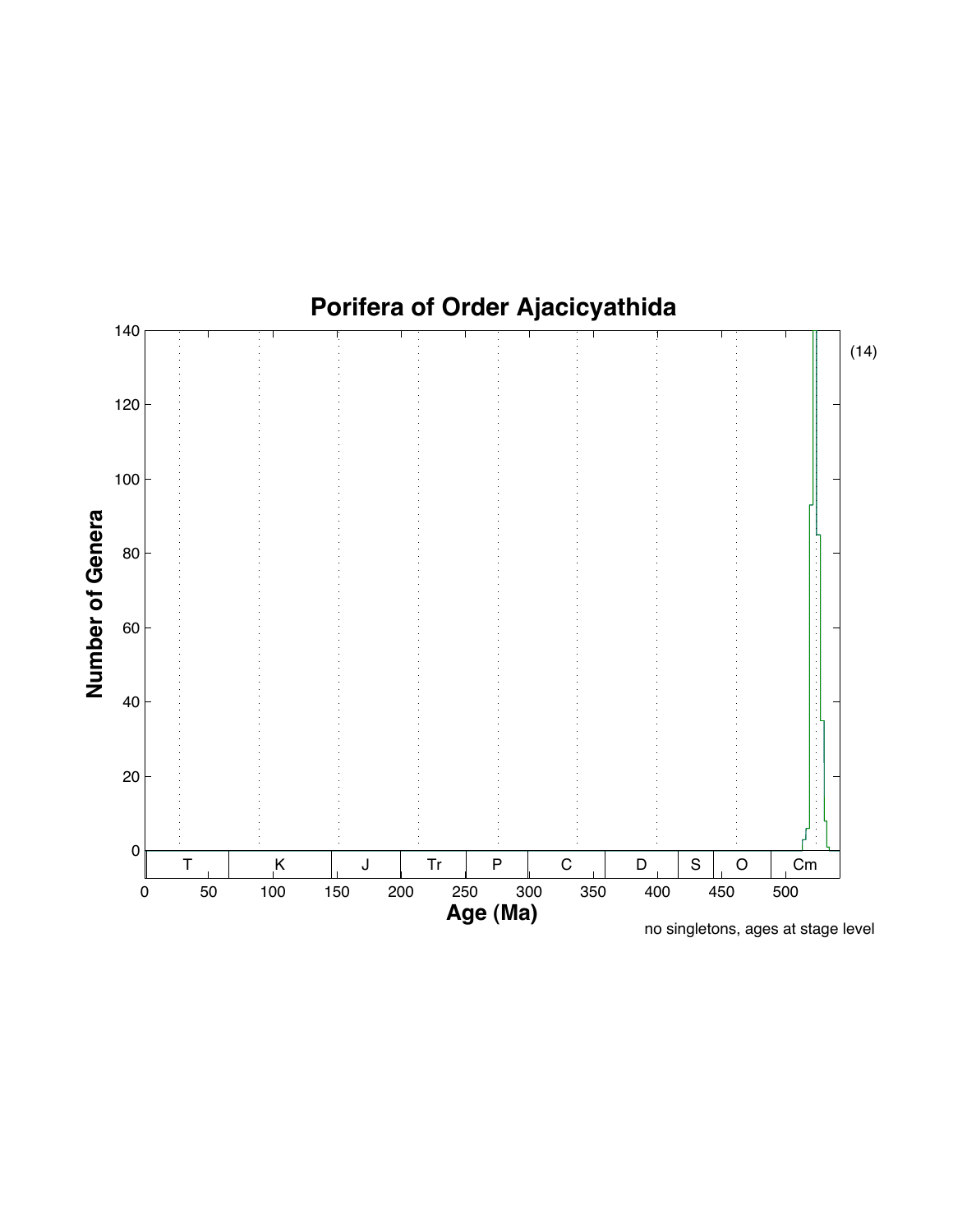# Porifera of Order Ajacicyathida

(14)

no singletons, ages at stage level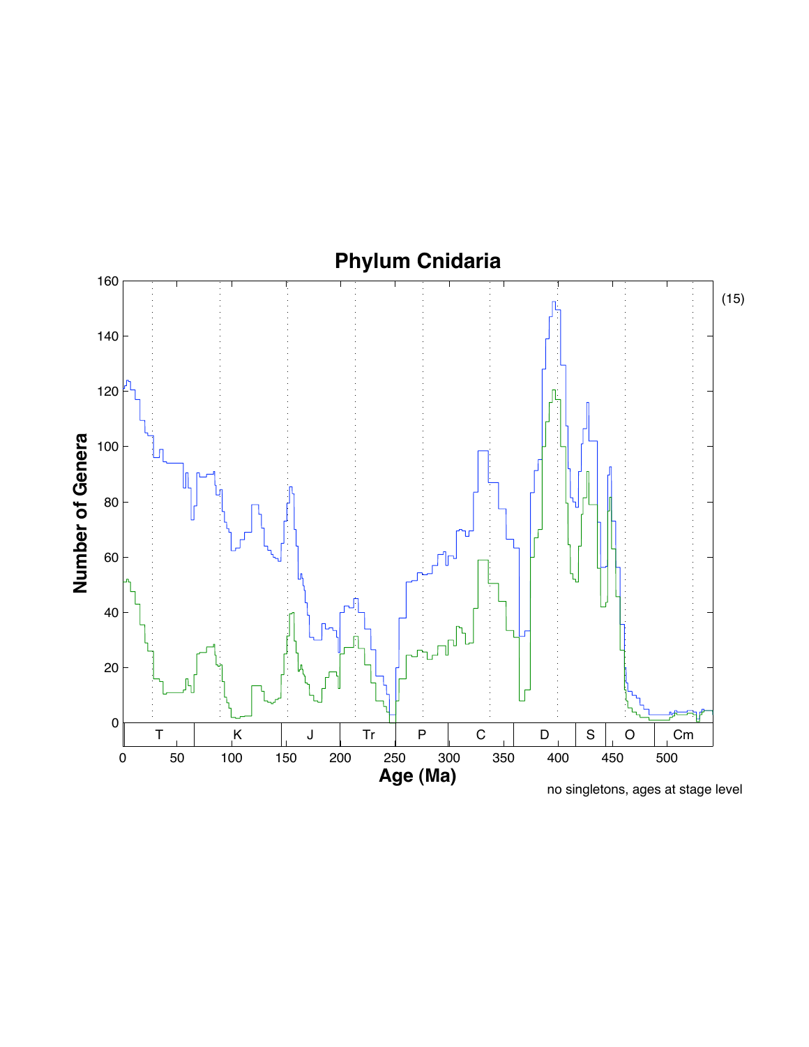# Phylum Cnidaria

(15)

Number of Genera

Age (Ma)

T K J Tr P C D S O Cm

no singletons, ages at stage level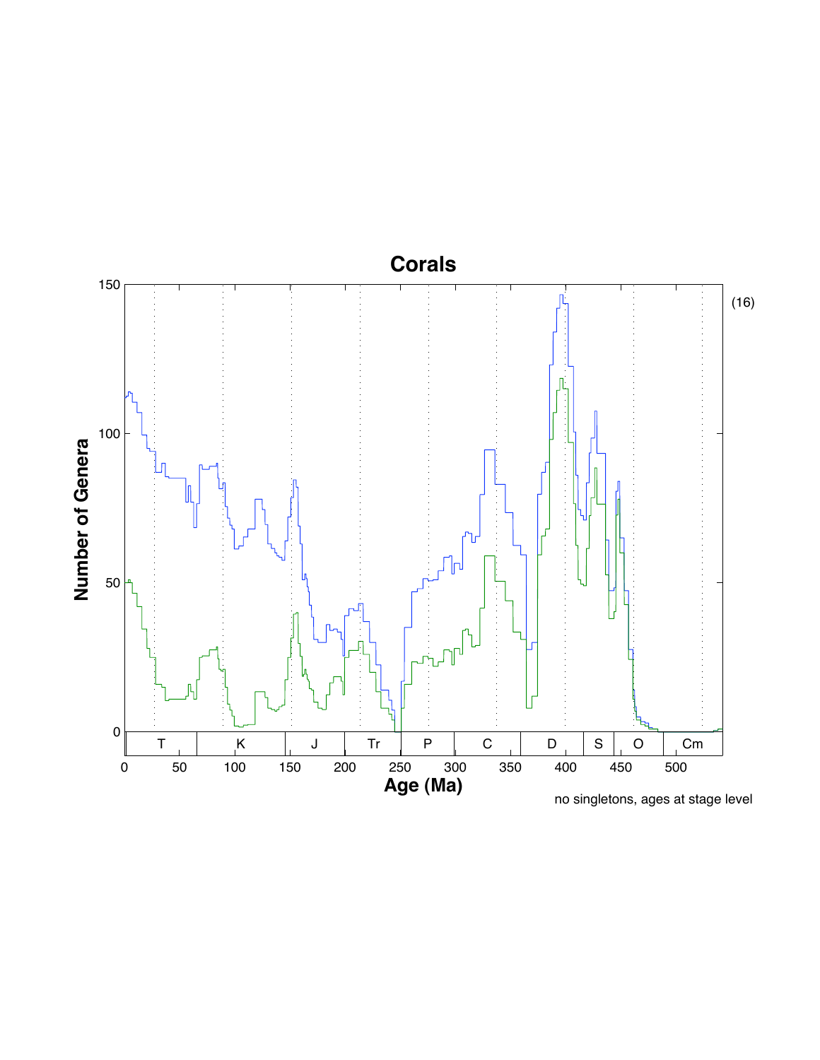## Corals

(16)

no singletons, ages at stage level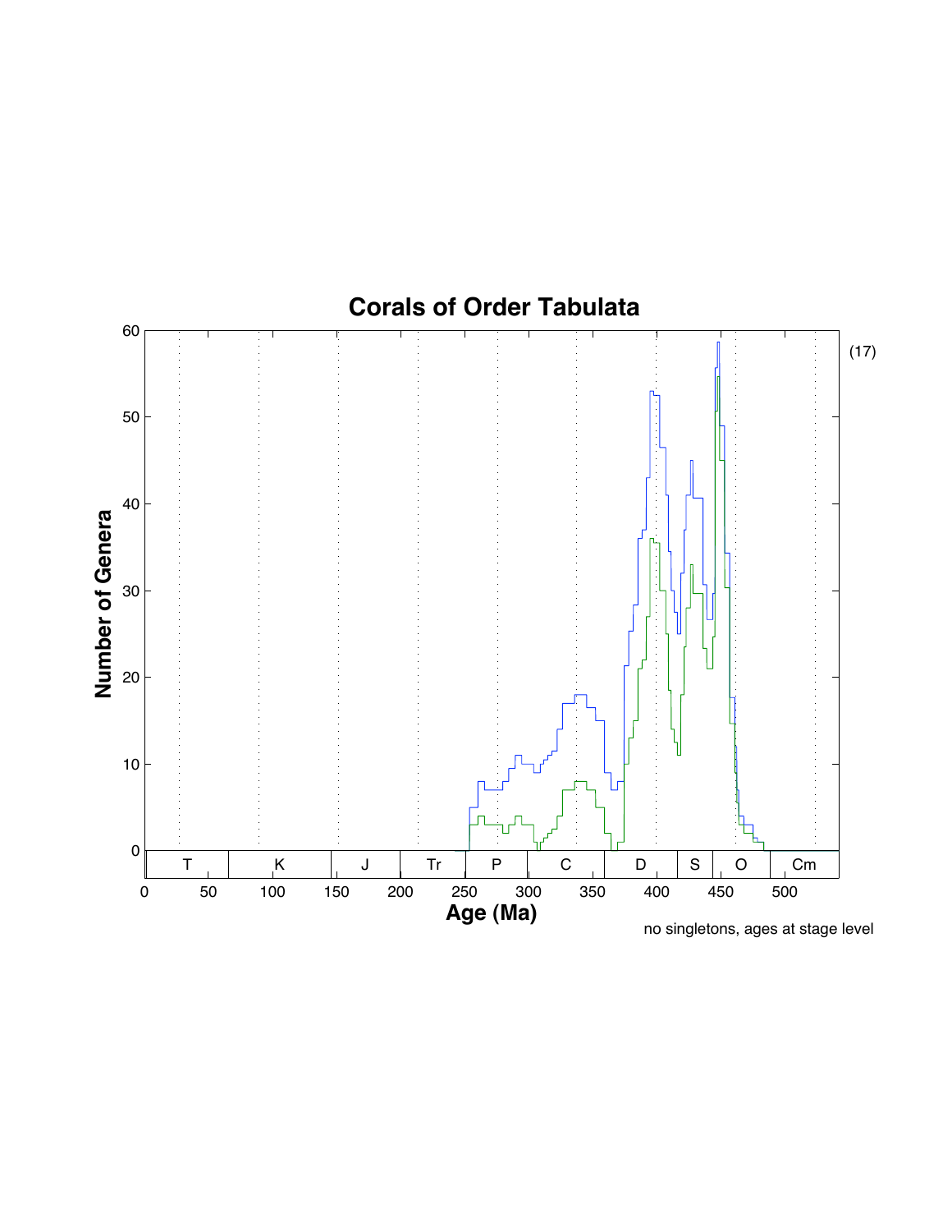# Corals of Order Tabulata

(17)

no singletons, ages at stage level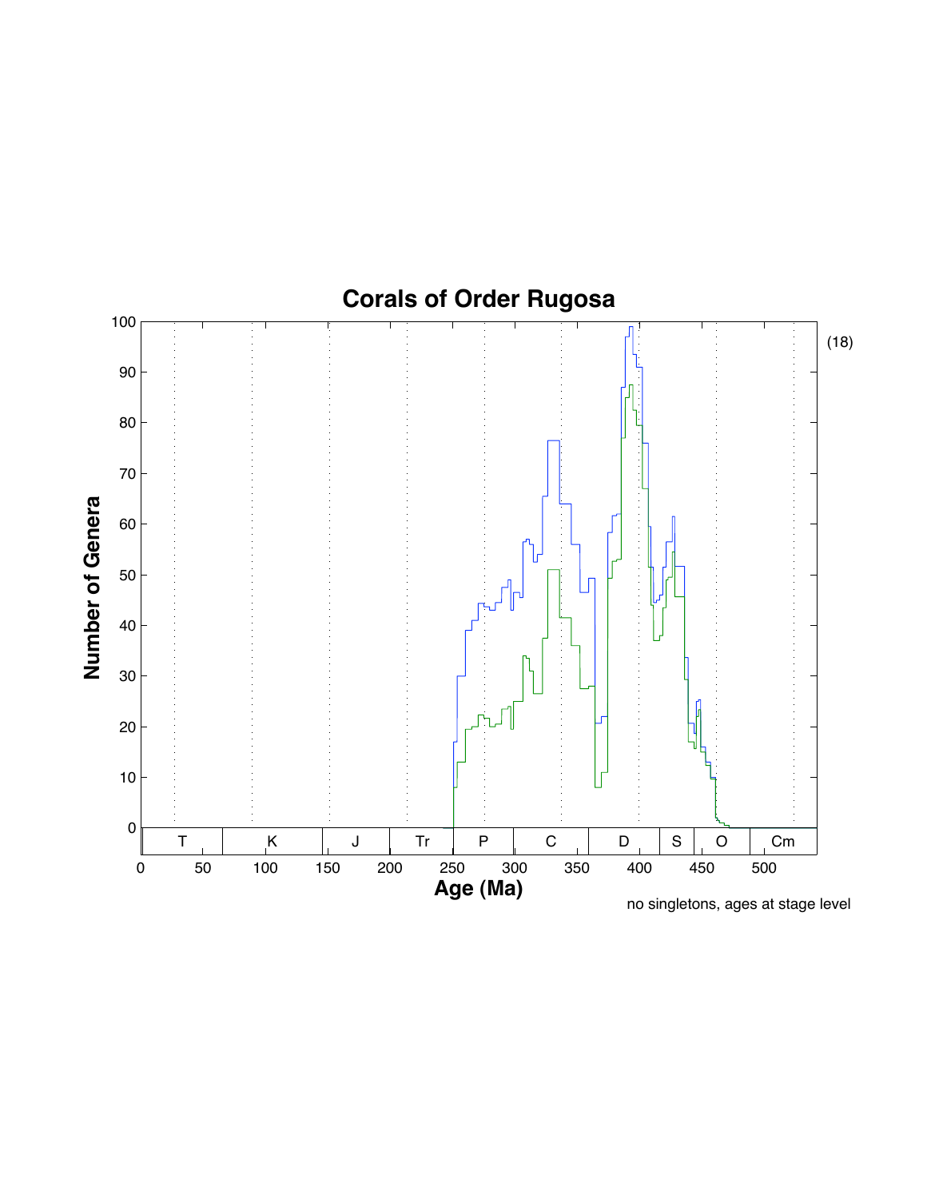# Corals of Order Rugosa

Number of Genera

Age (Ma)

T | K | J | Tr | P | C | D | S | O | Cm

no singletons, ages at stage level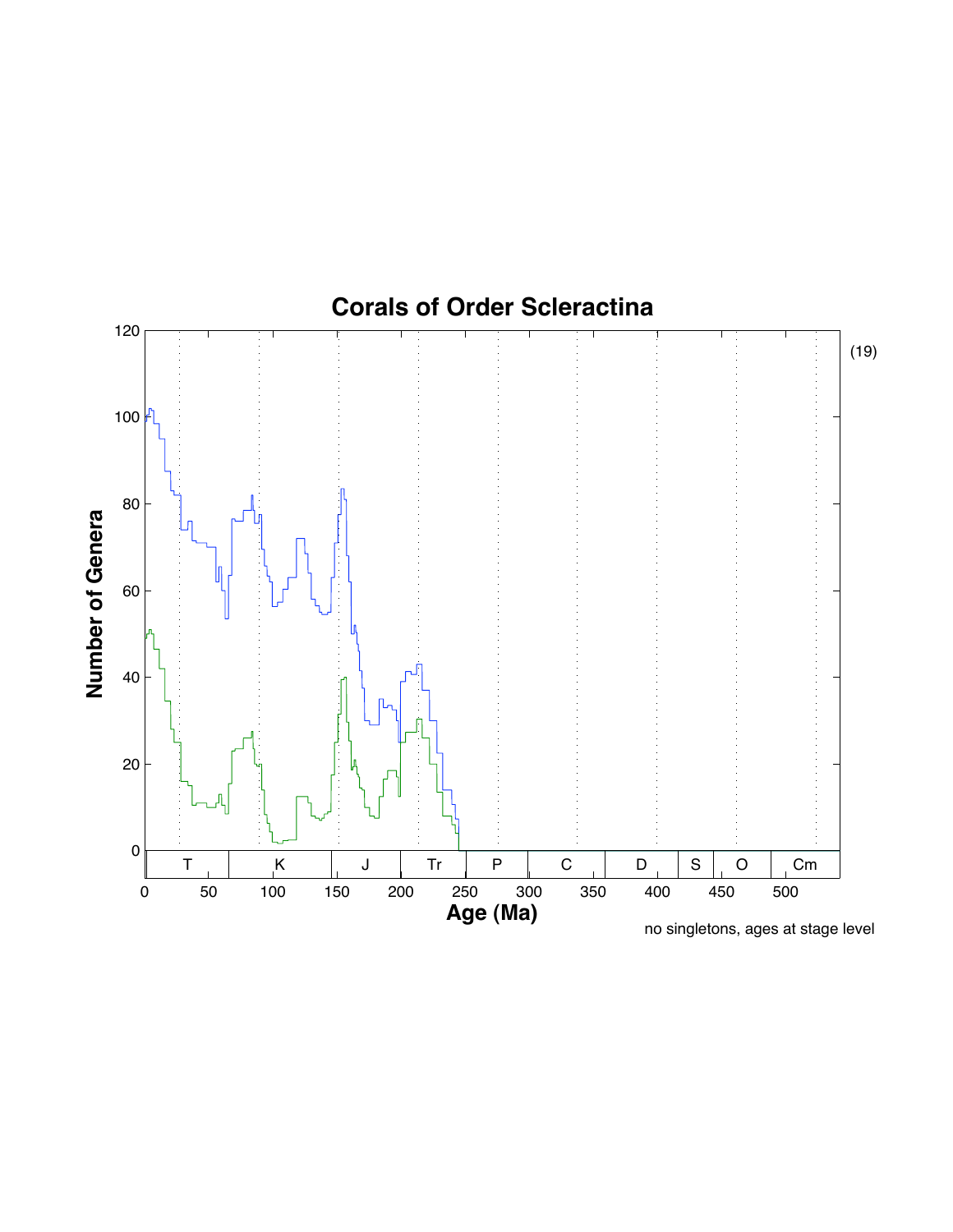# Corals of Order Scleractina

(19)

no singletons, ages at stage level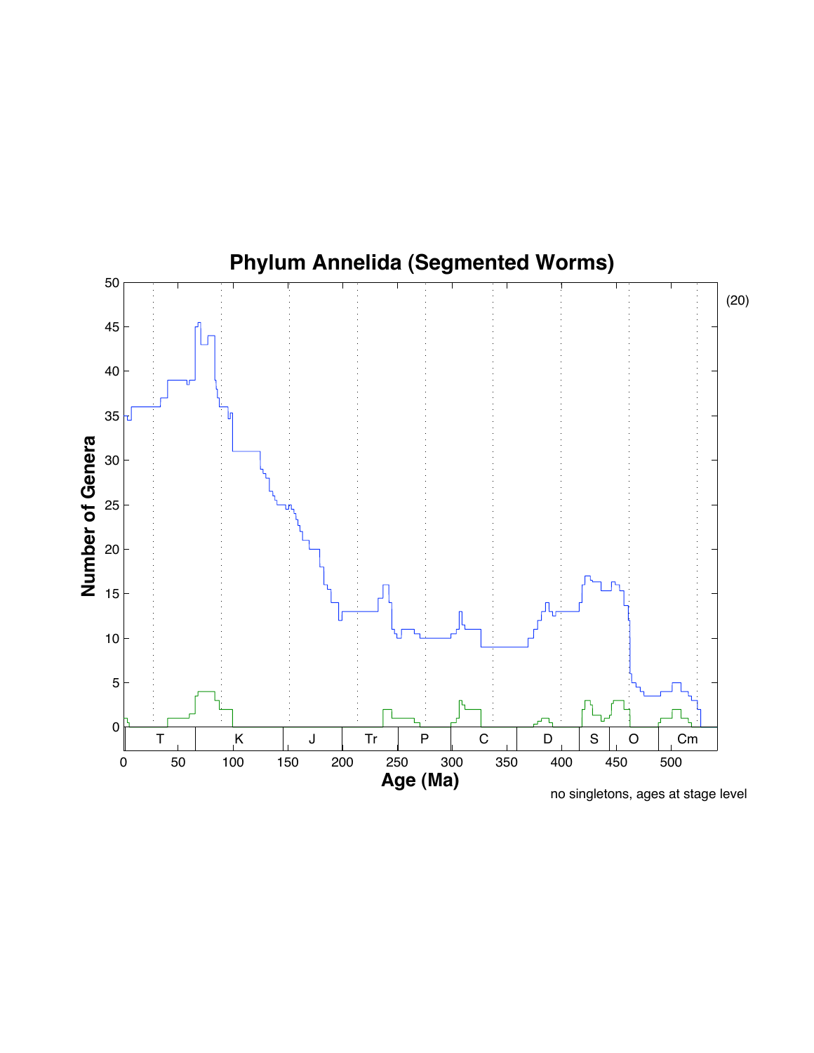# Phylum Annelida (Segmented Worms)

(20)

Number of Genera

Age (Ma)

T | K | J | Tr | P | C | D | S | O | Cm

no singletons, ages at stage level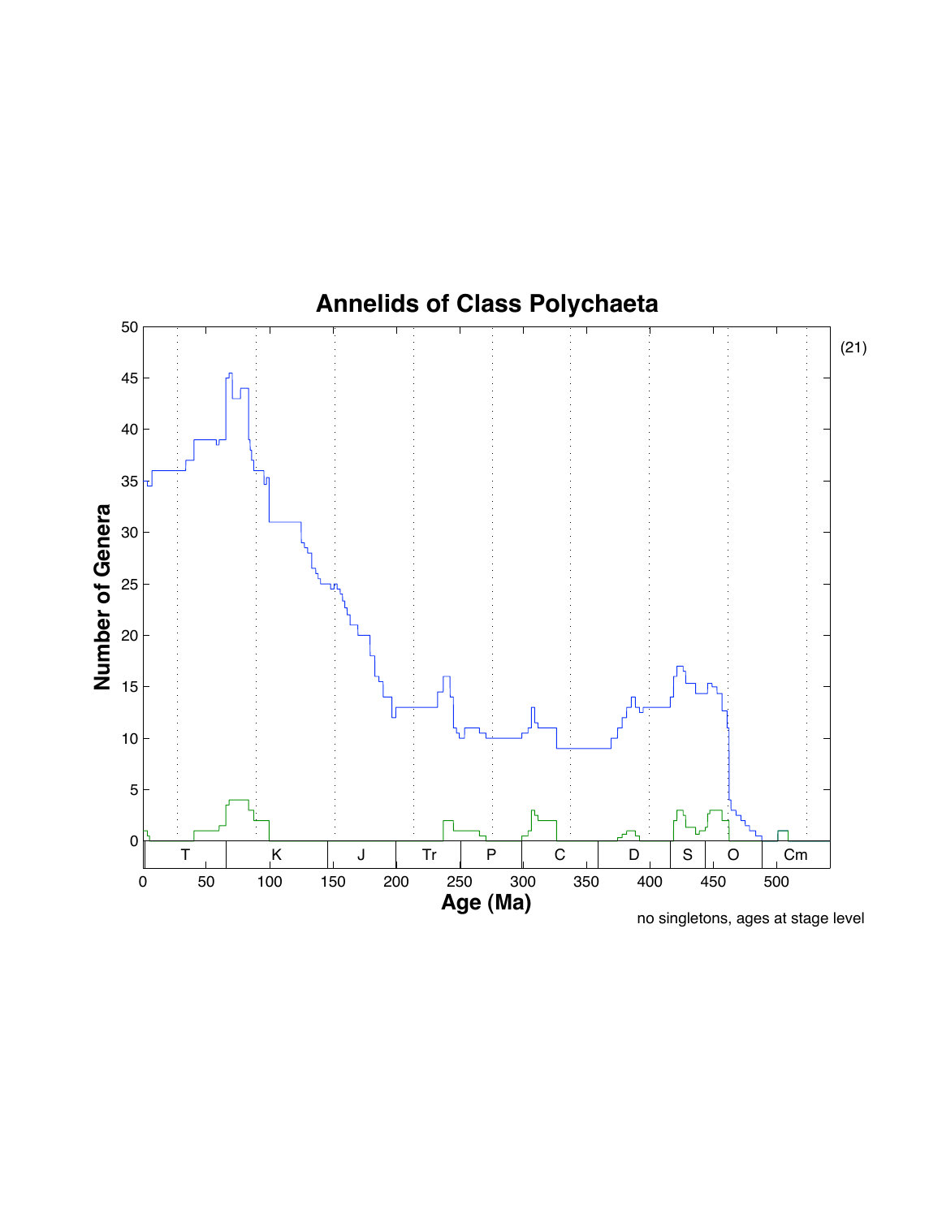# Annelids of Class Polychaeta

(21)

no singletons, ages at stage level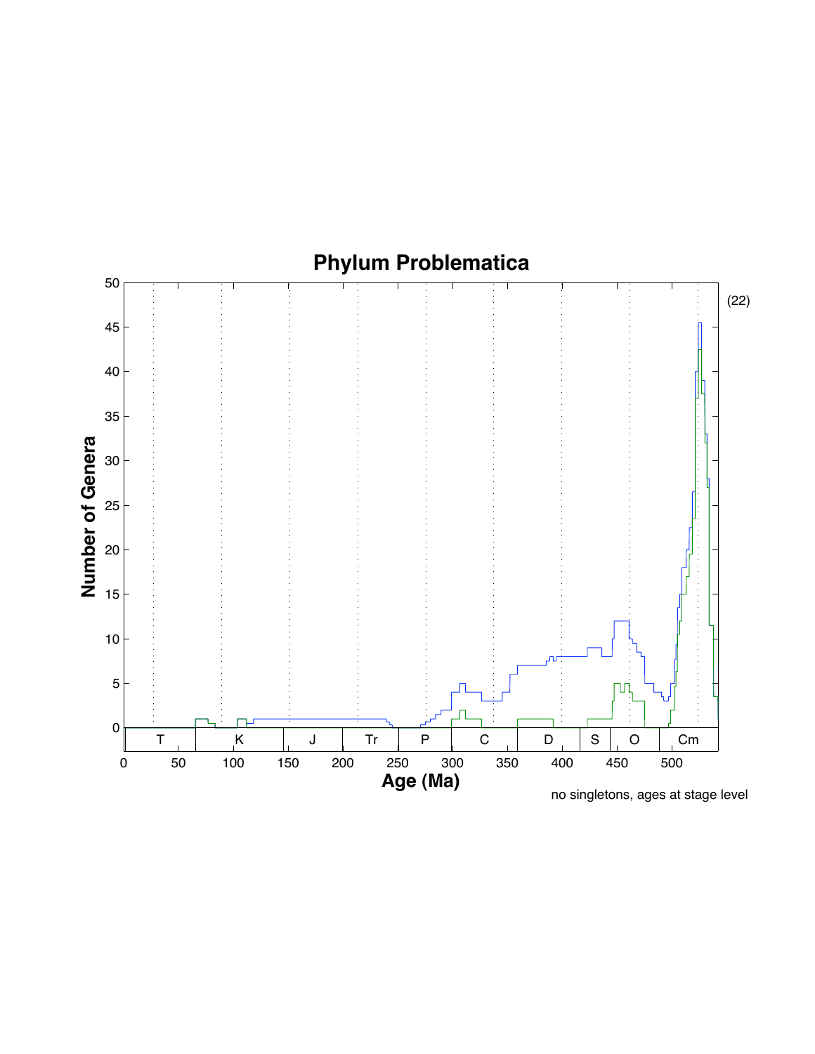# Phylum Problematica

(22)

Number of Genera

Age (Ma)

no singletons, ages at stage level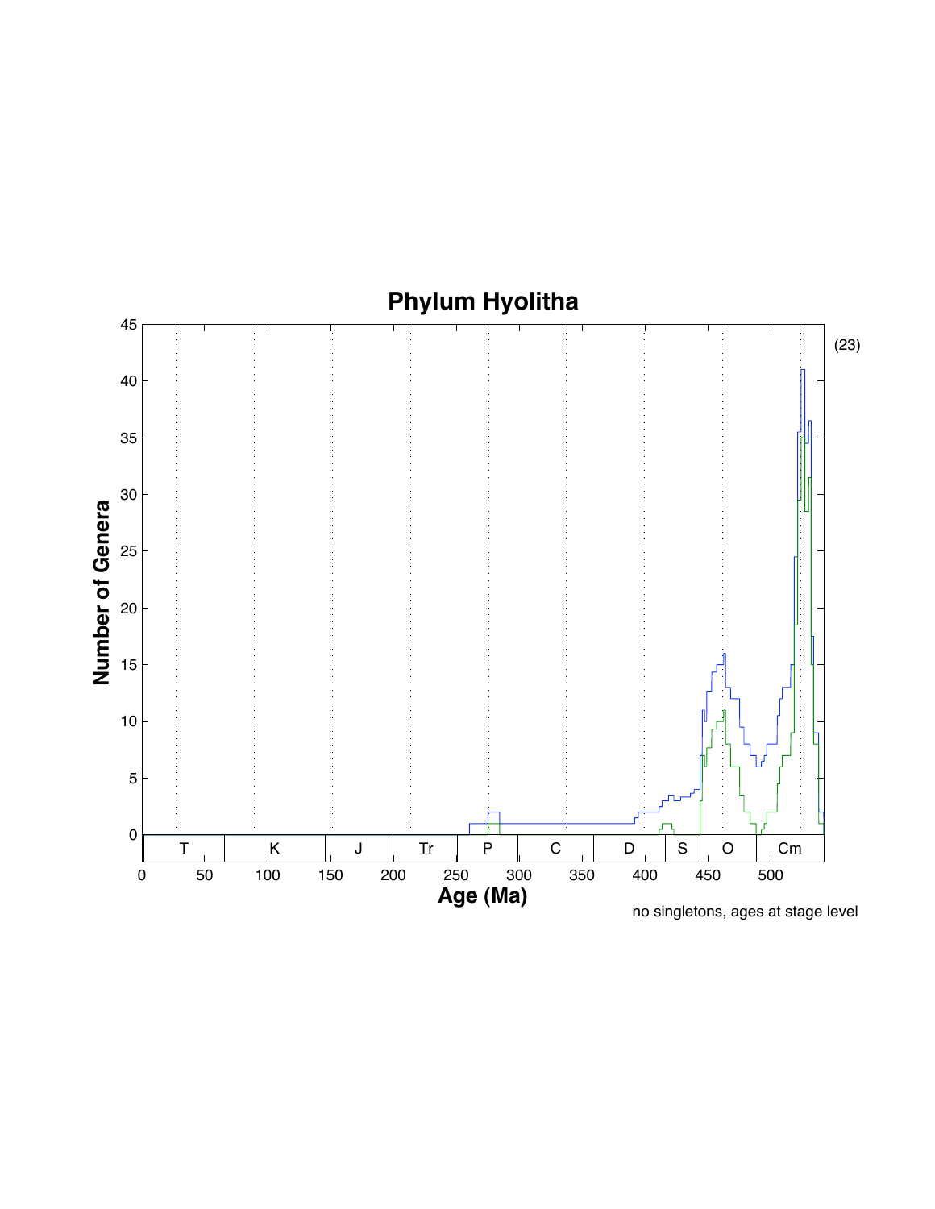# Phylum Hyolitha

(23)

no singletons, ages at stage level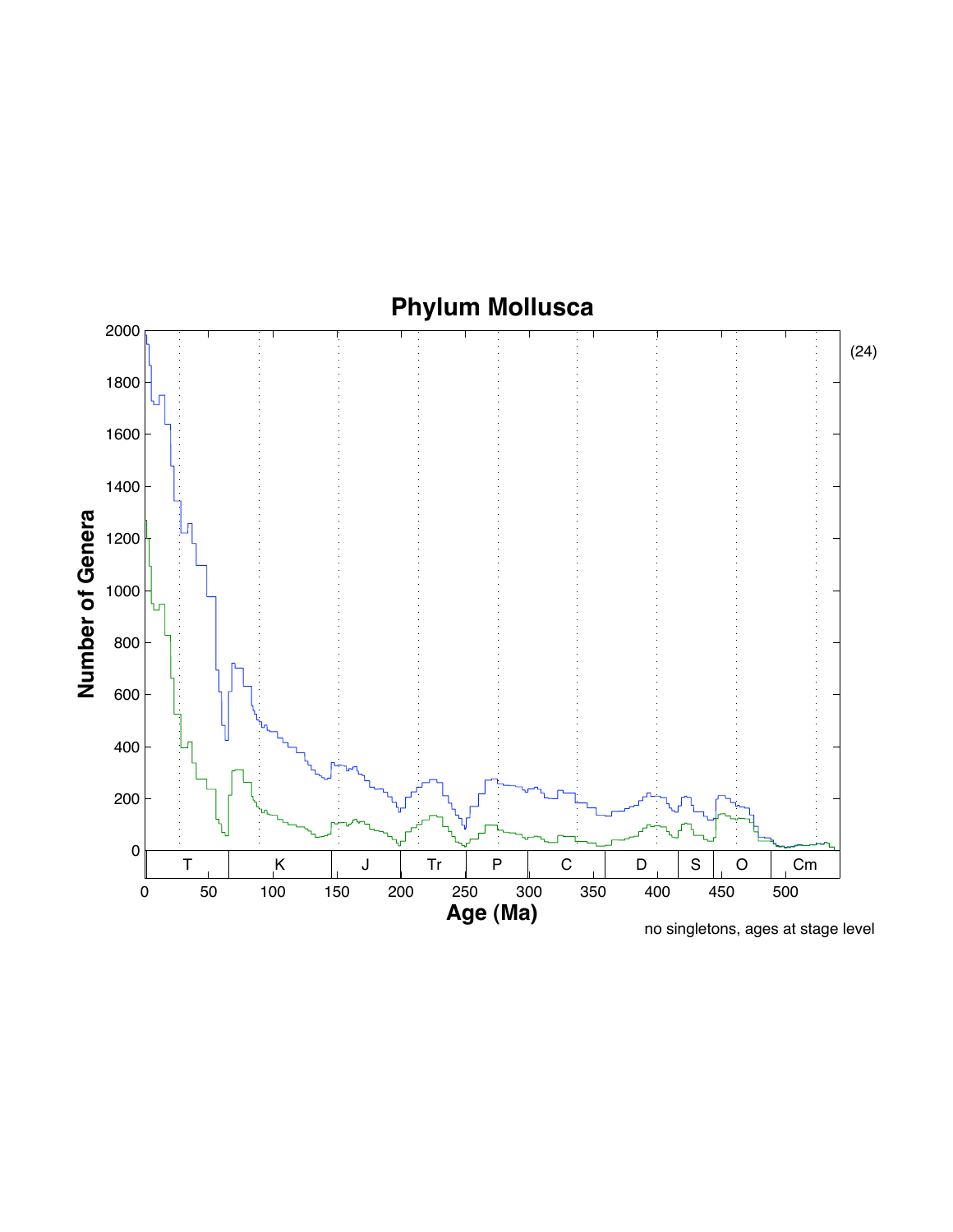## Phylum Mollusca

(24)

no singletons, ages at stage level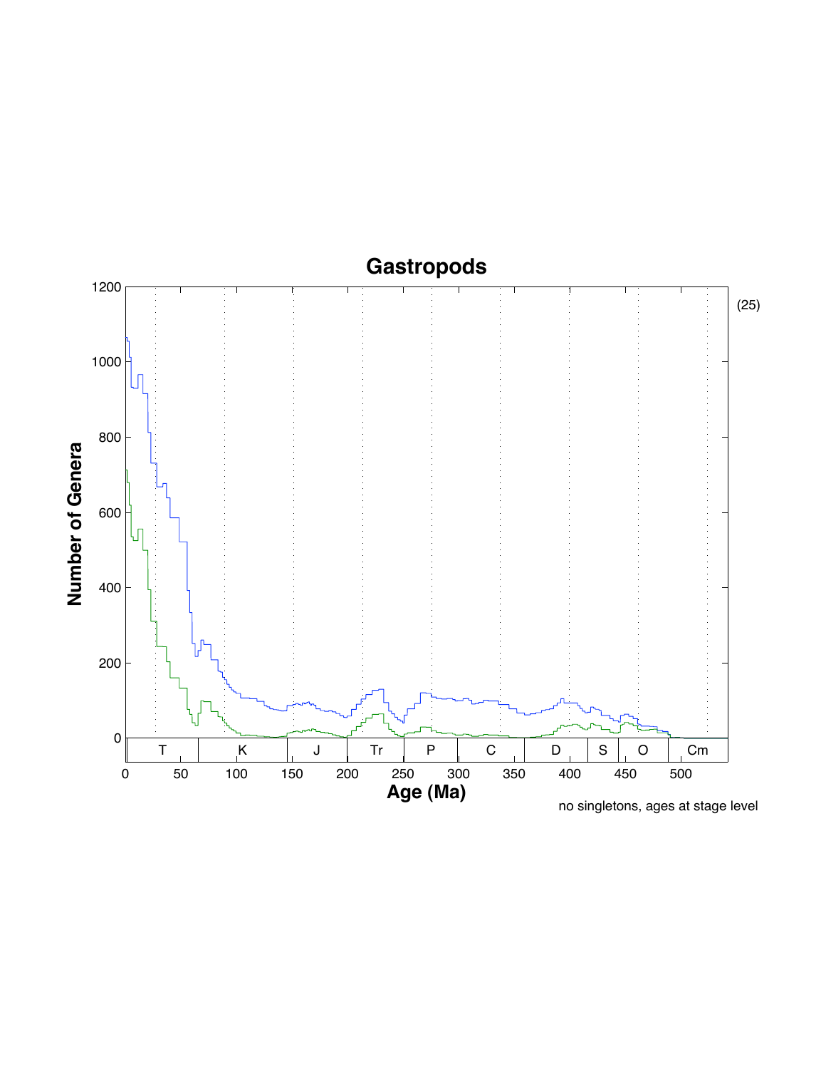# Gastropods

(25)

no singletons, ages at stage level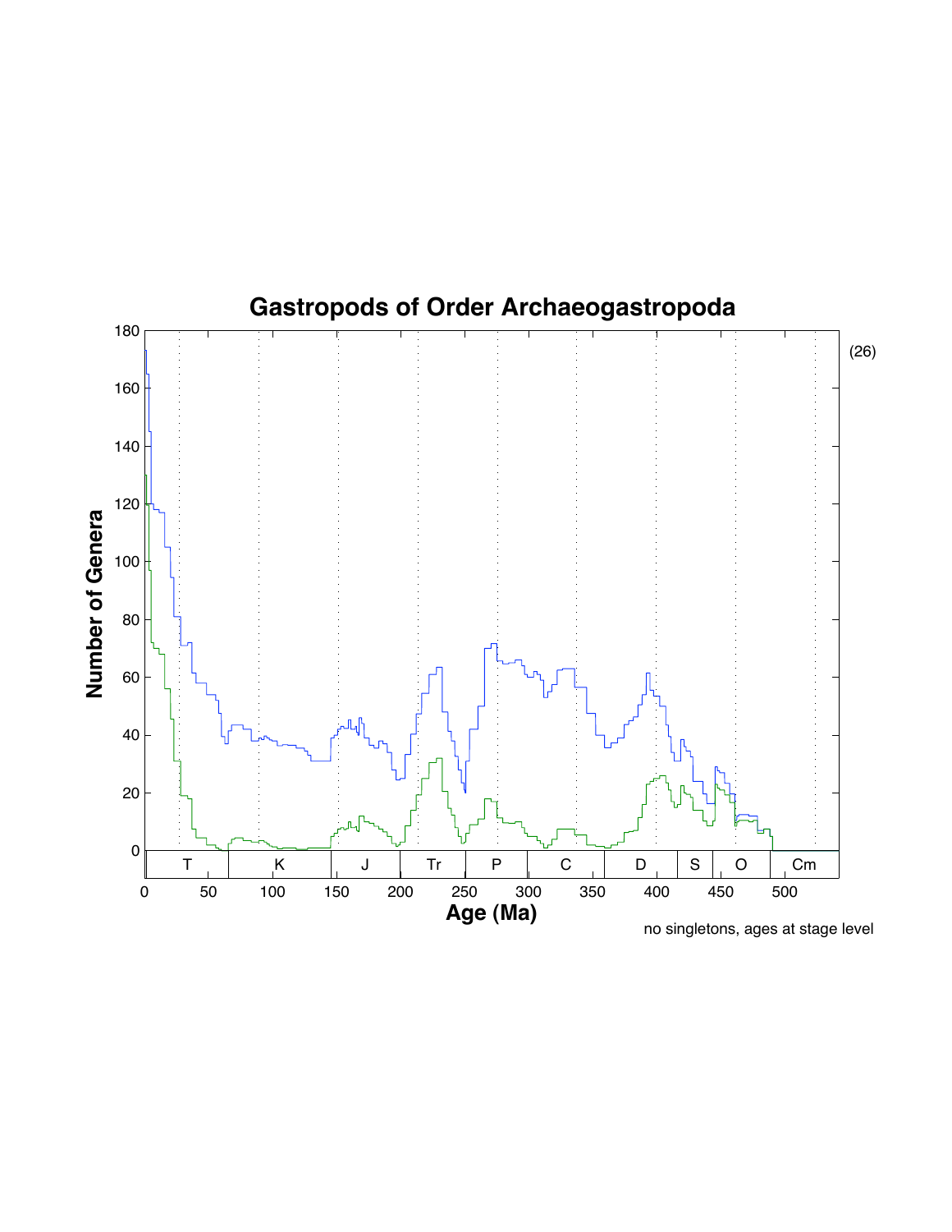# Gastropods of Order Archaeogastropoda

(26)

no singletons, ages at stage level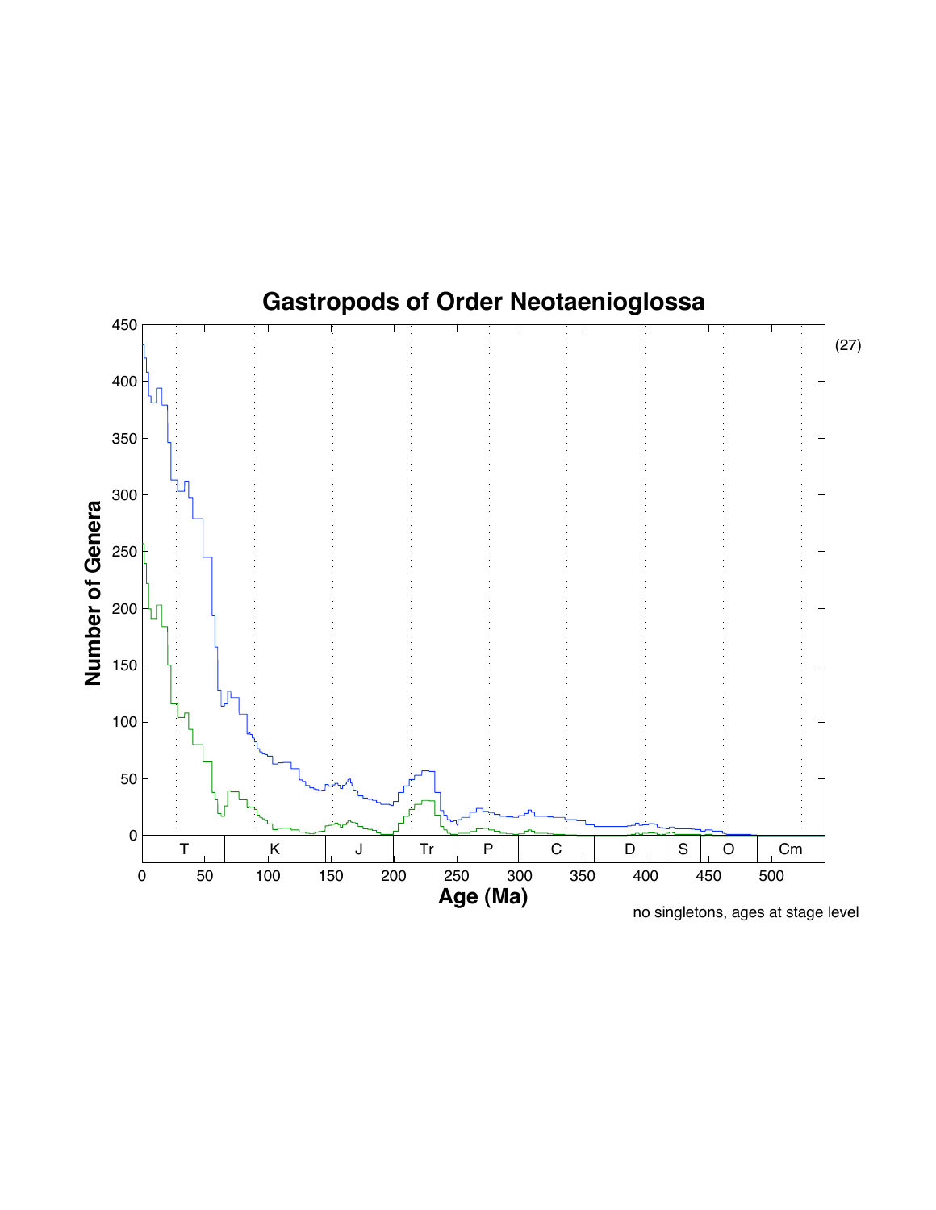# Gastropods of Order Neotaenioglossa

Number of Genera

Age (Ma)

no singletons, ages at stage level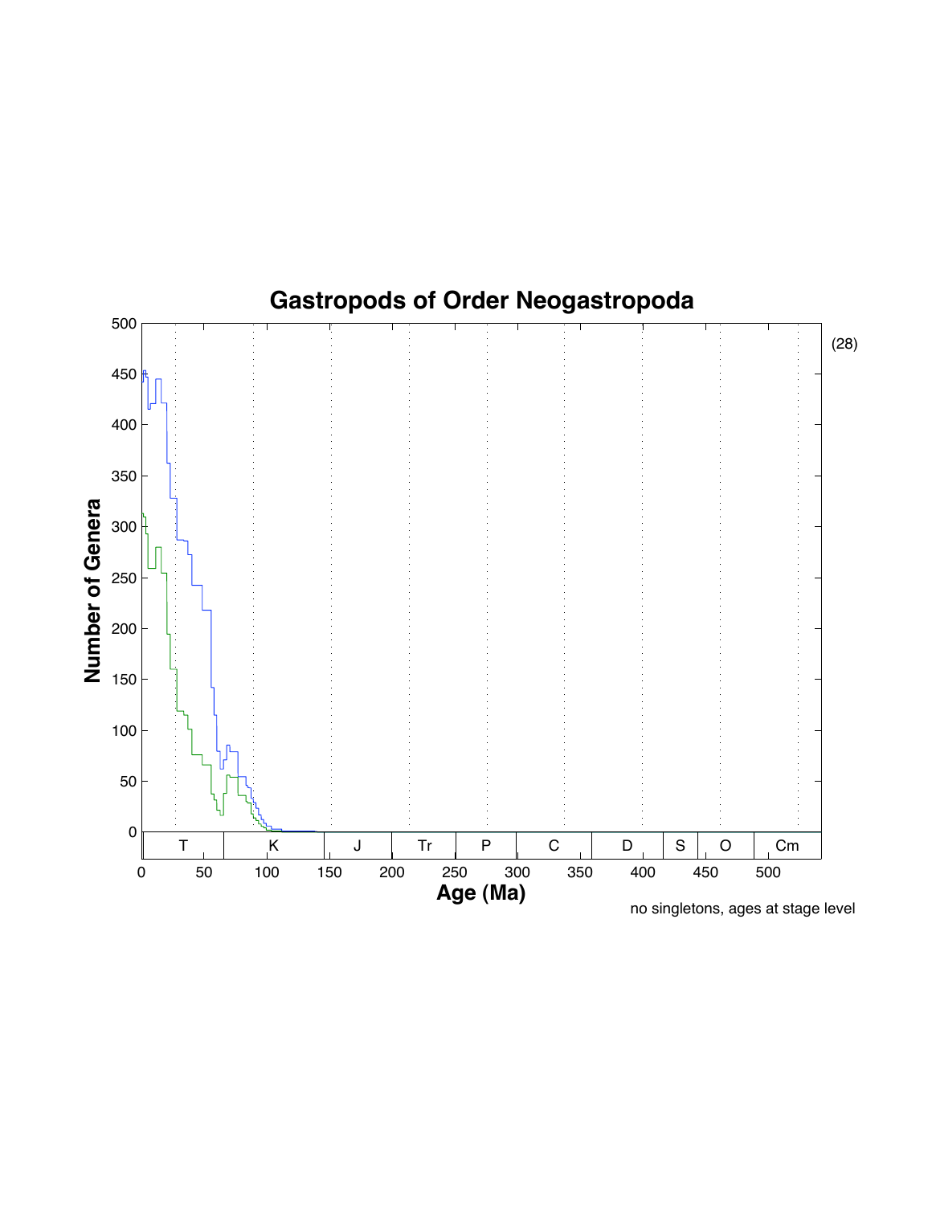# Gastropods of Order Neogastropoda

(28)

no singletons, ages at stage level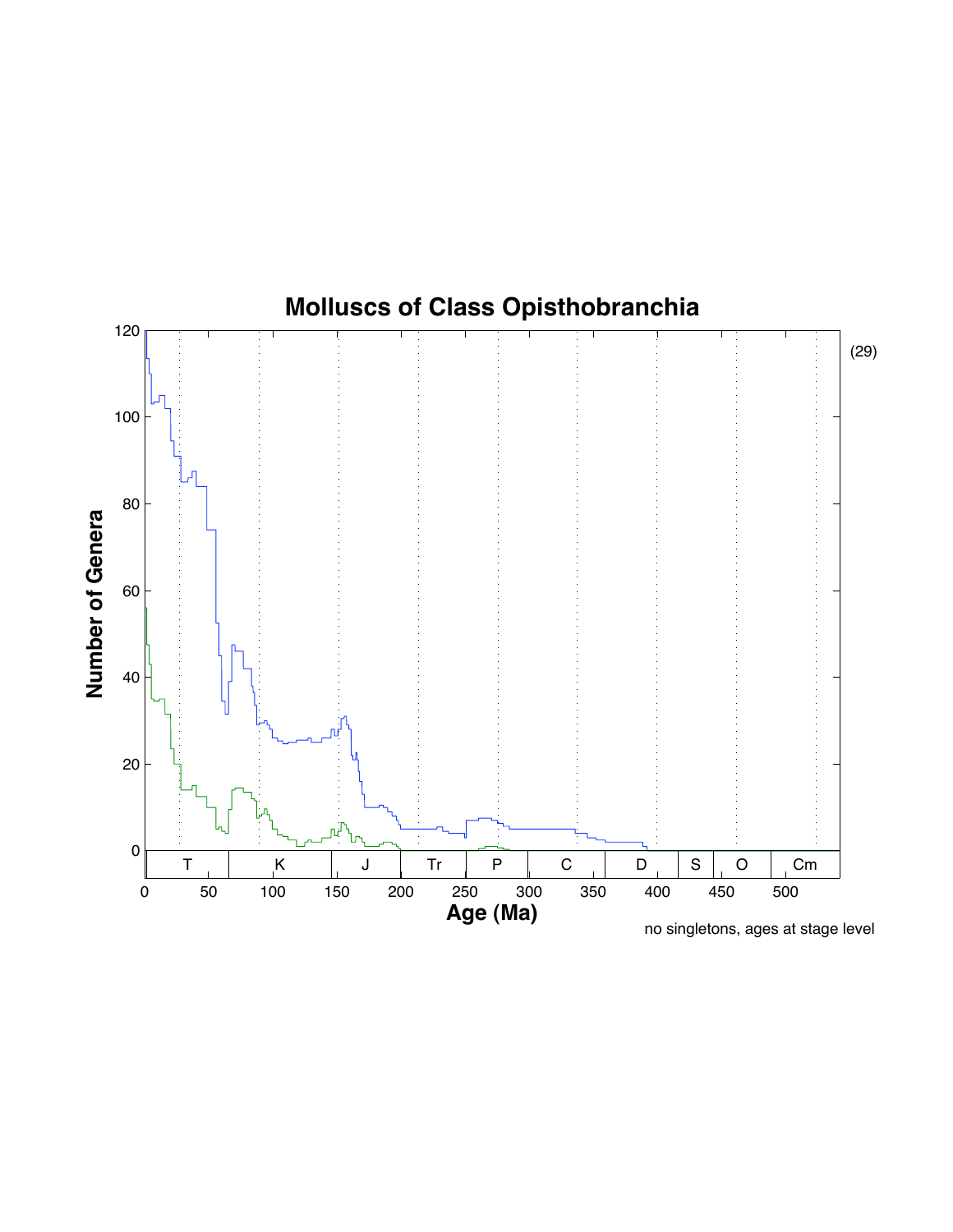# Molluscs of Class Opisthobranchia

(29)

| | T | K | J | Tr | P | C | D | S | O | Cm |
|---|---|---|---|---|---|---|---|---|---|---|

Number of Genera

Age (Ma)

no singletons, ages at stage level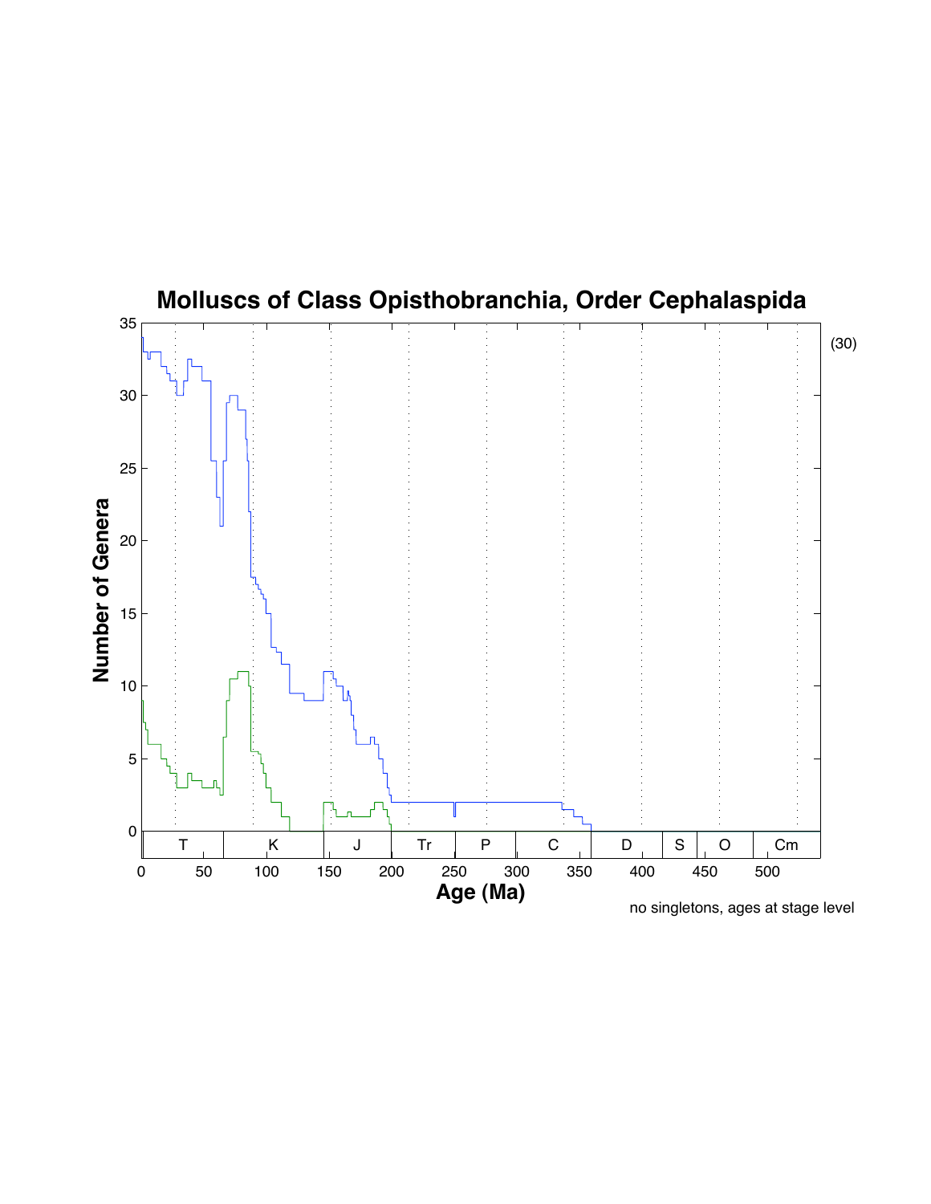# Molluscs of Class Opisthobranchia, Order Cephalaspida

(30)

Number of Genera

Age (Ma)

| T | K | J | Tr | P | C | D | S | O | Cm |
|---|---|---|---|---|---|---|---|---|---|

no singletons, ages at stage level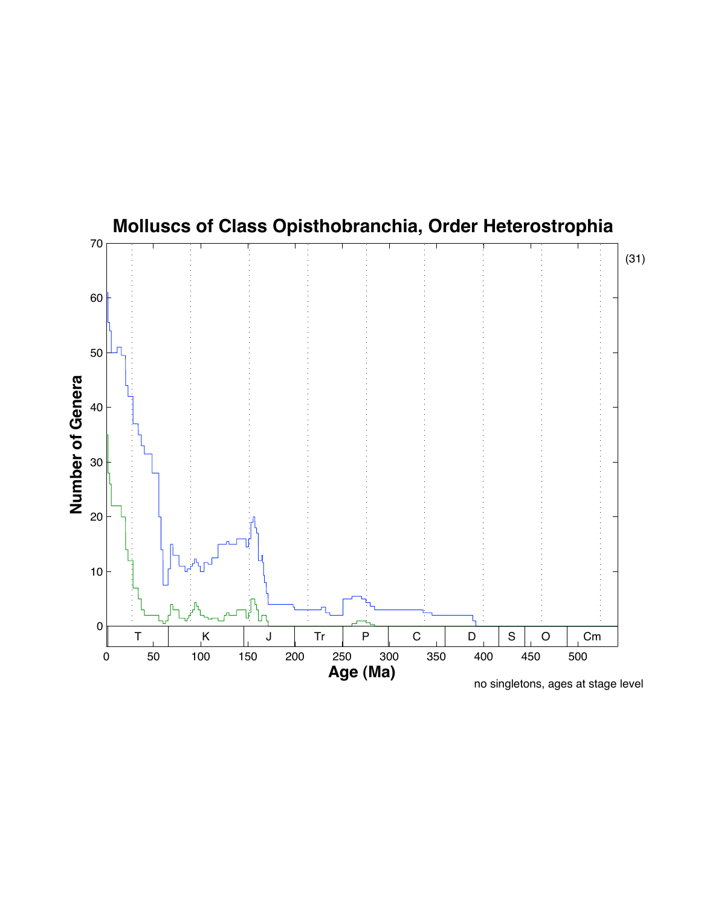# Molluscs of Class Opisthobranchia, Order Heterostrophia

Number of Genera

Age (Ma)

no singletons, ages at stage level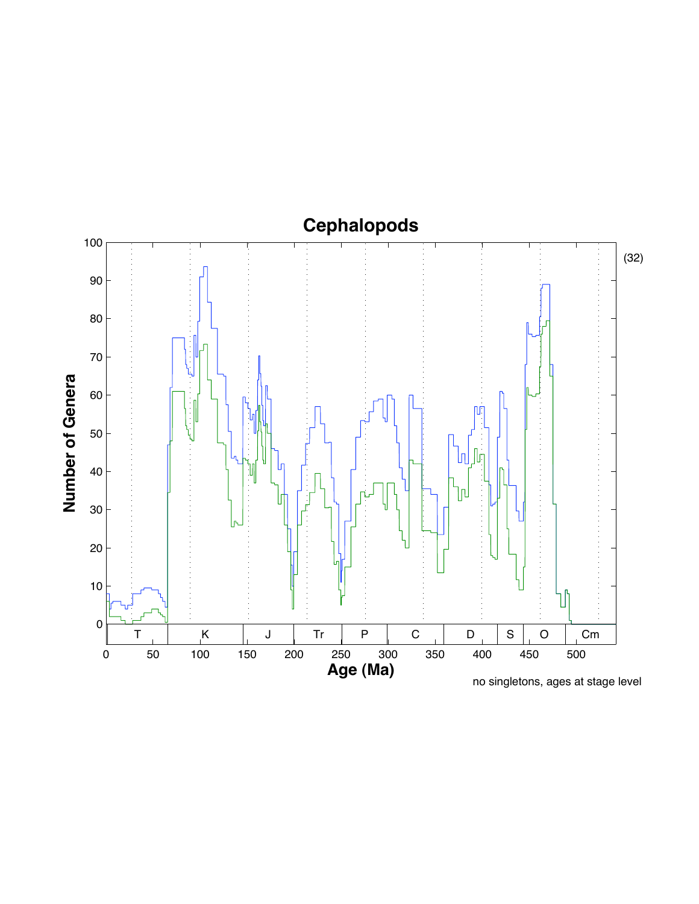# Cephalopods

(32)

no singletons, ages at stage level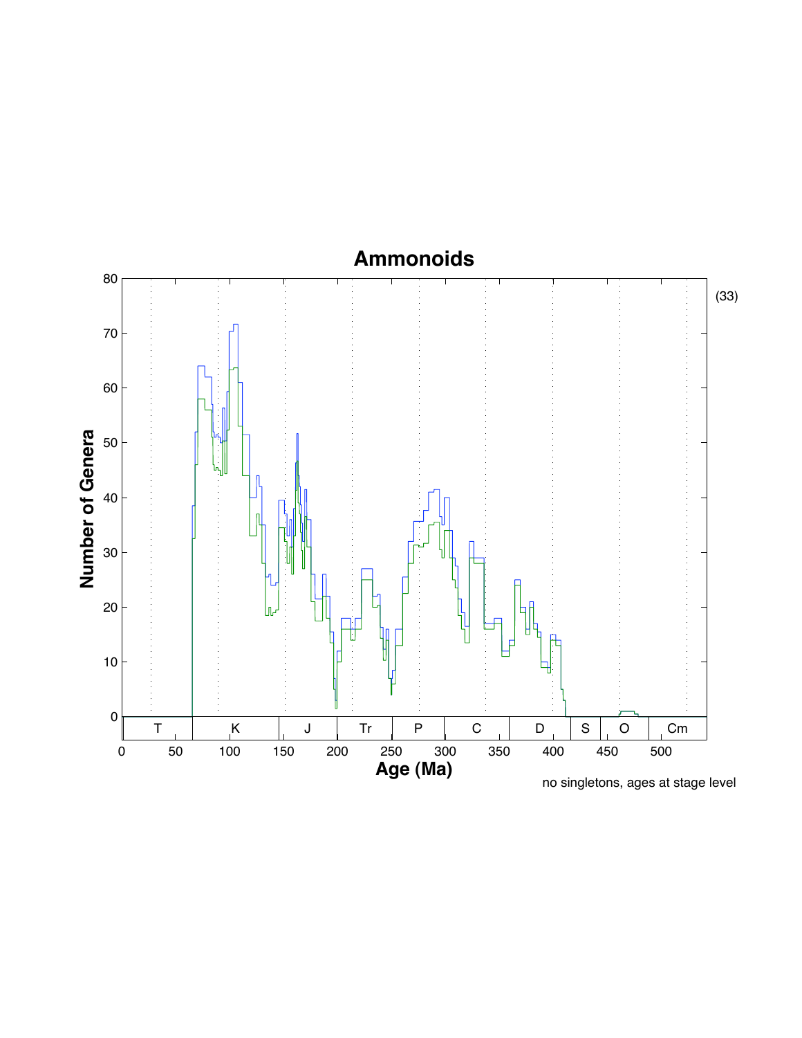# Ammonoids

(33)

no singletons, ages at stage level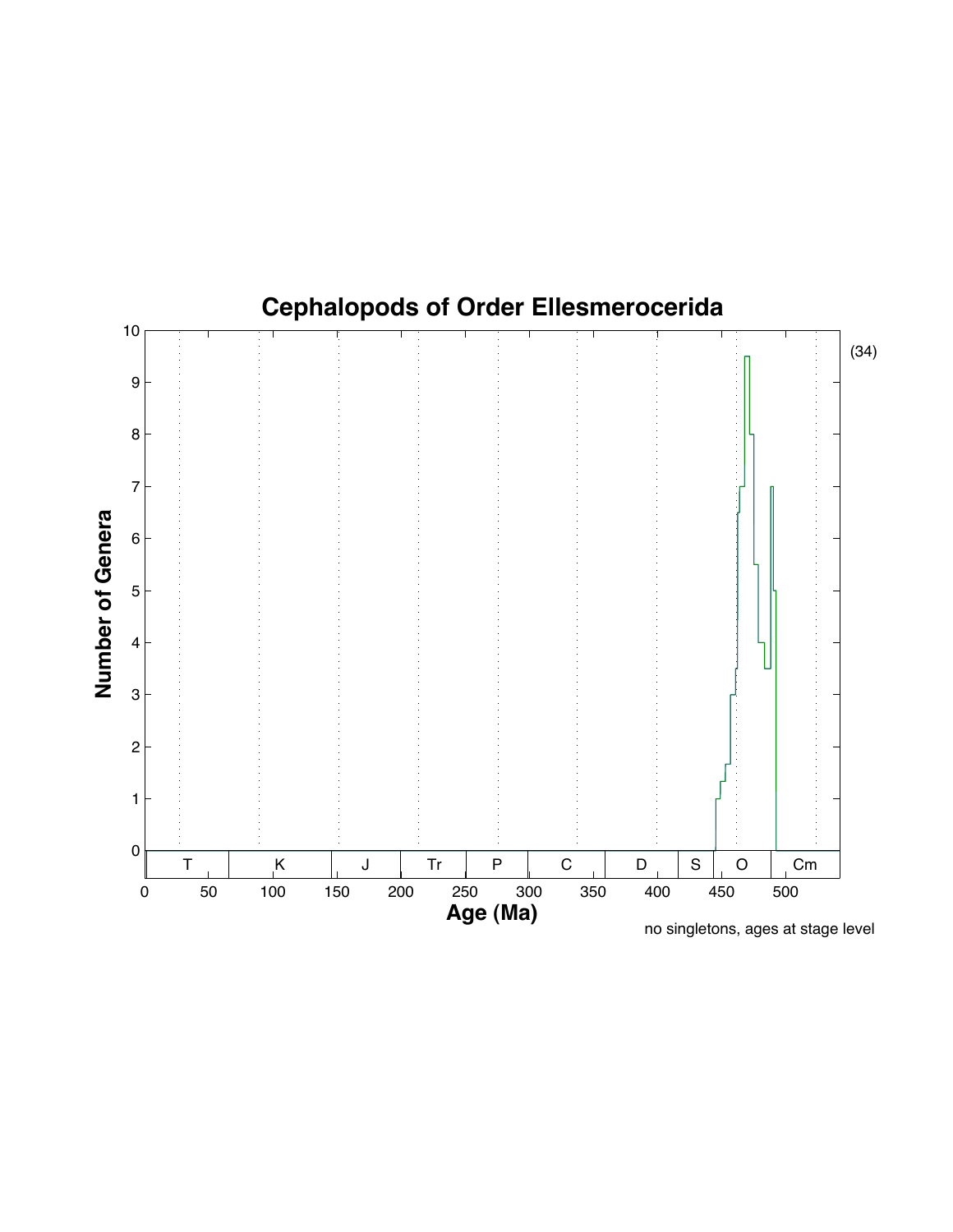# Cephalopods of Order Ellesmerocerida

(34)

Number of Genera

Age (Ma)

T | K | J | Tr | P | C | D | S | O | Cm

no singletons, ages at stage level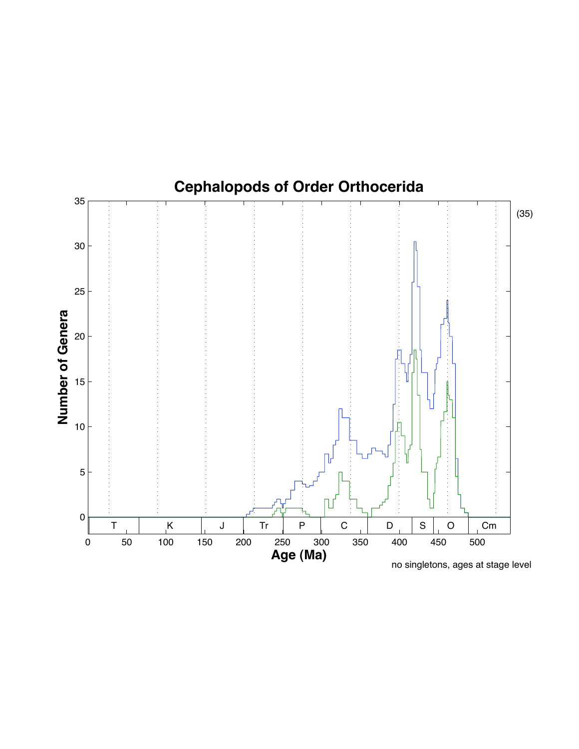# Cephalopods of Order Orthocerida

(35)

no singletons, ages at stage level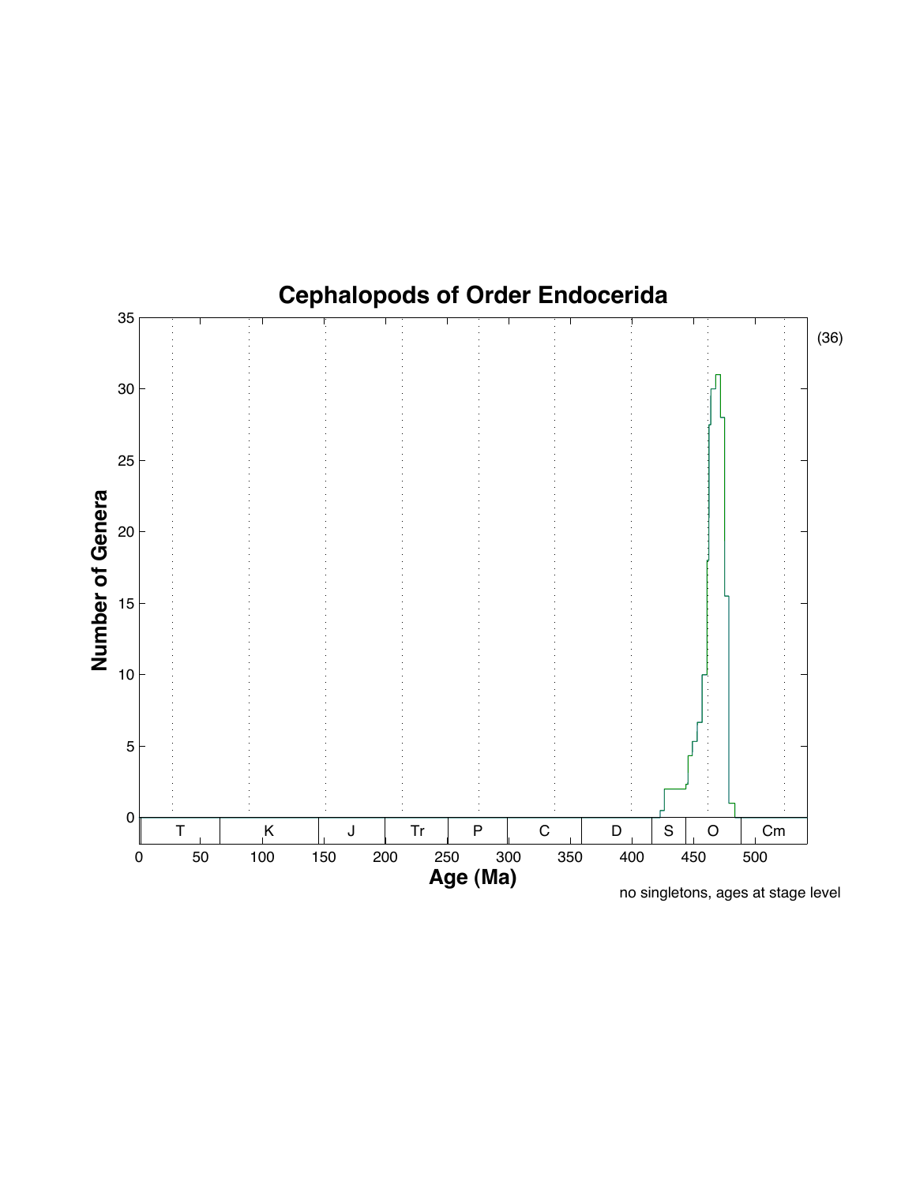# Cephalopods of Order Endocerida

(36)

Number of Genera

Age (Ma)

T | K | J | Tr | P | C | D | S | O | Cm

no singletons, ages at stage level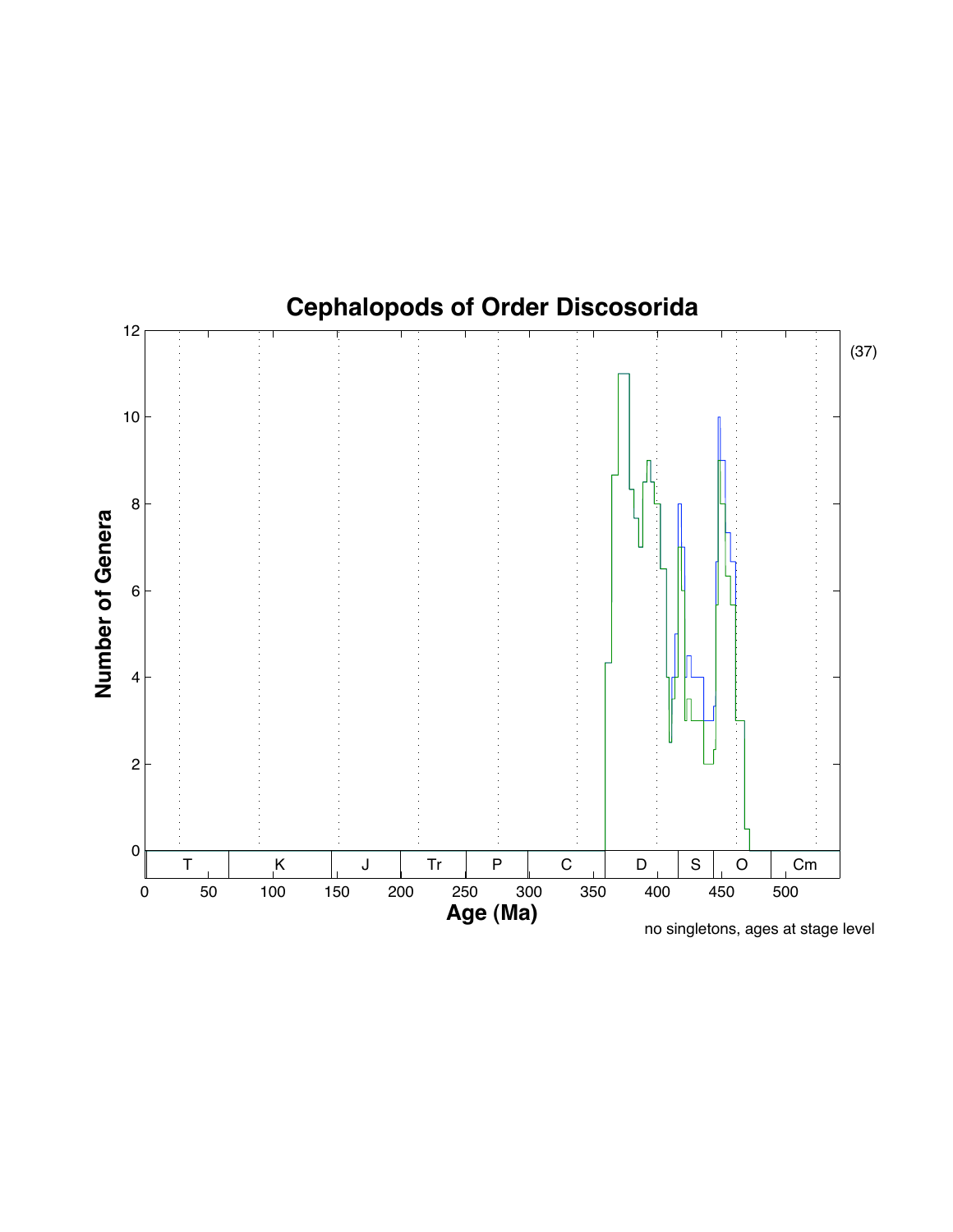# Cephalopods of Order Discosorida

(37)

Number of Genera

Age (Ma)

| T | K | J | Tr | P | C | D | S | O | Cm |
|---|---|---|---|---|---|---|---|---|---|

no singletons, ages at stage level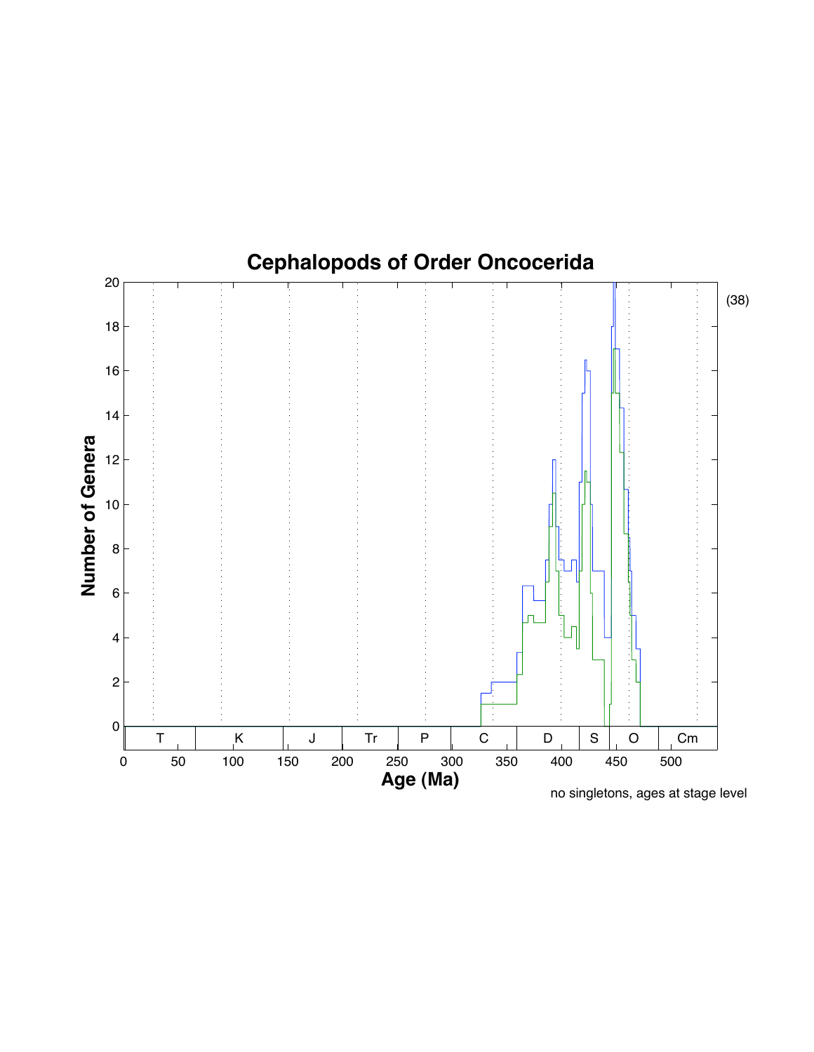# Cephalopods of Order Oncocerida

(38)

no singletons, ages at stage level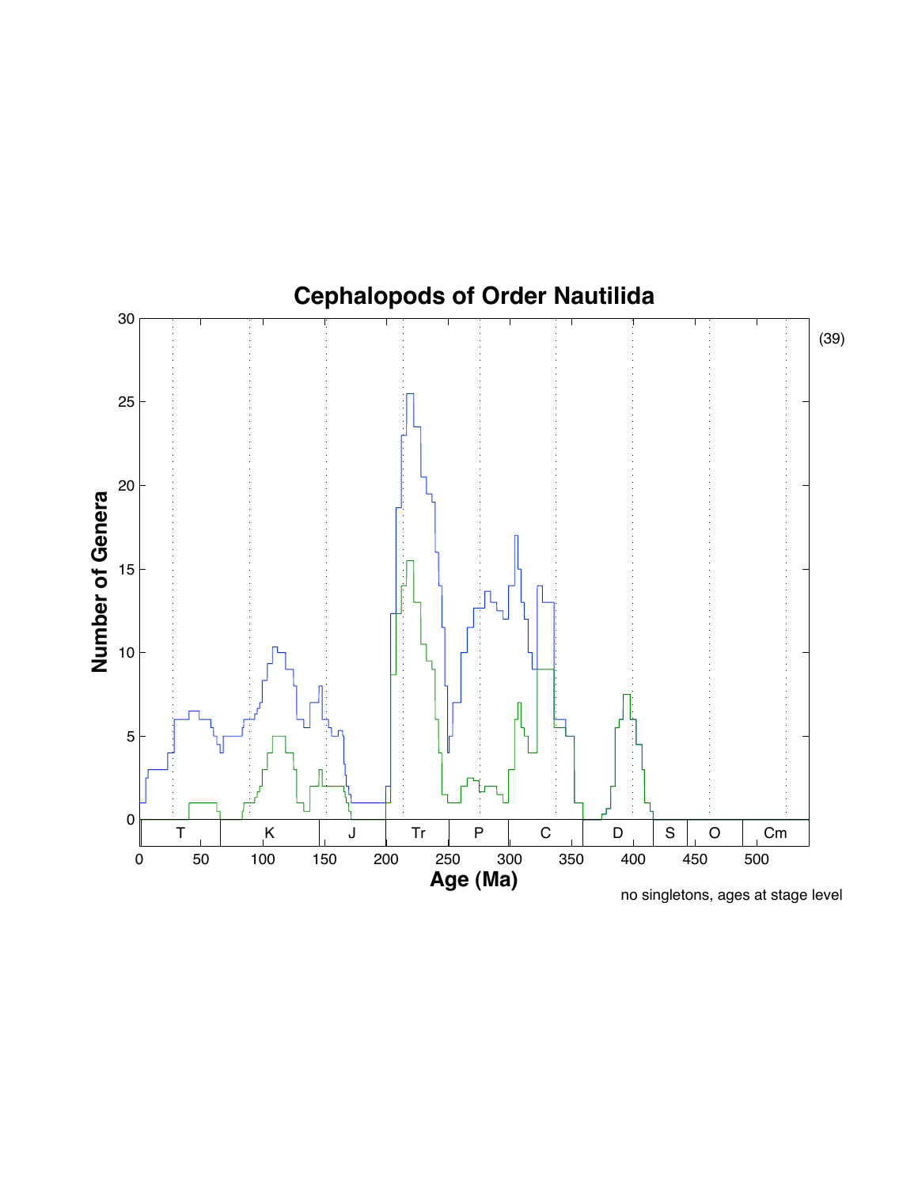# Cephalopods of Order Nautilida

Number of Genera

Age (Ma)

| T | K | J | Tr | P | C | D | S | O | Cm |
|---|---|---|---|---|---|---|---|---|---|

no singletons, ages at stage level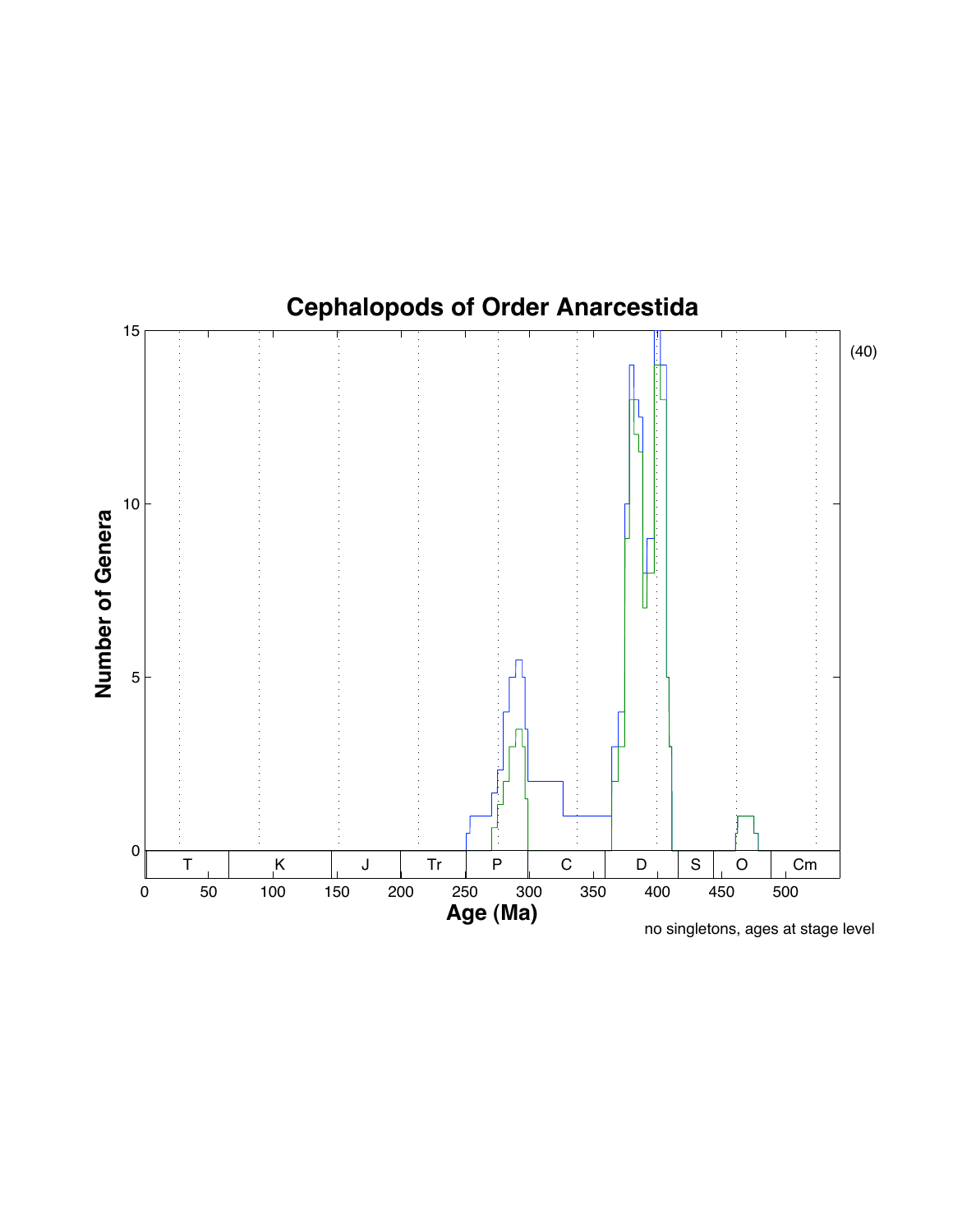# Cephalopods of Order Anarcestida

(40)

no singletons, ages at stage level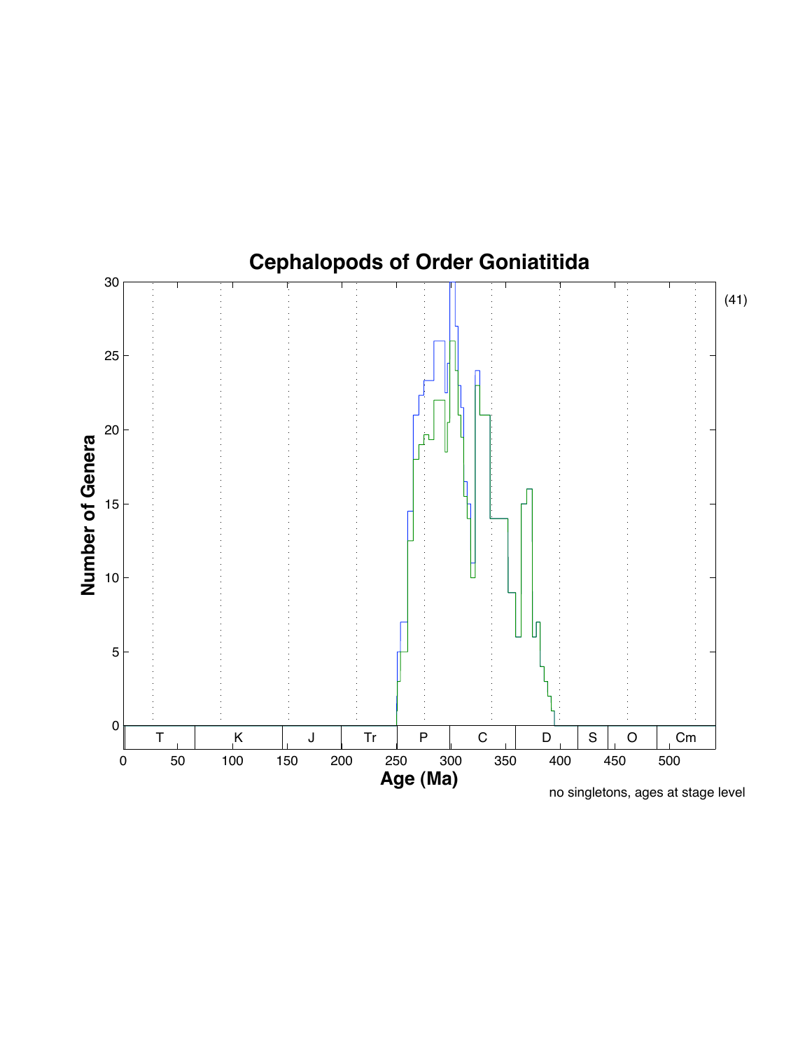# Cephalopods of Order Goniatitida

(41)

Number of Genera

Age (Ma)

no singletons, ages at stage level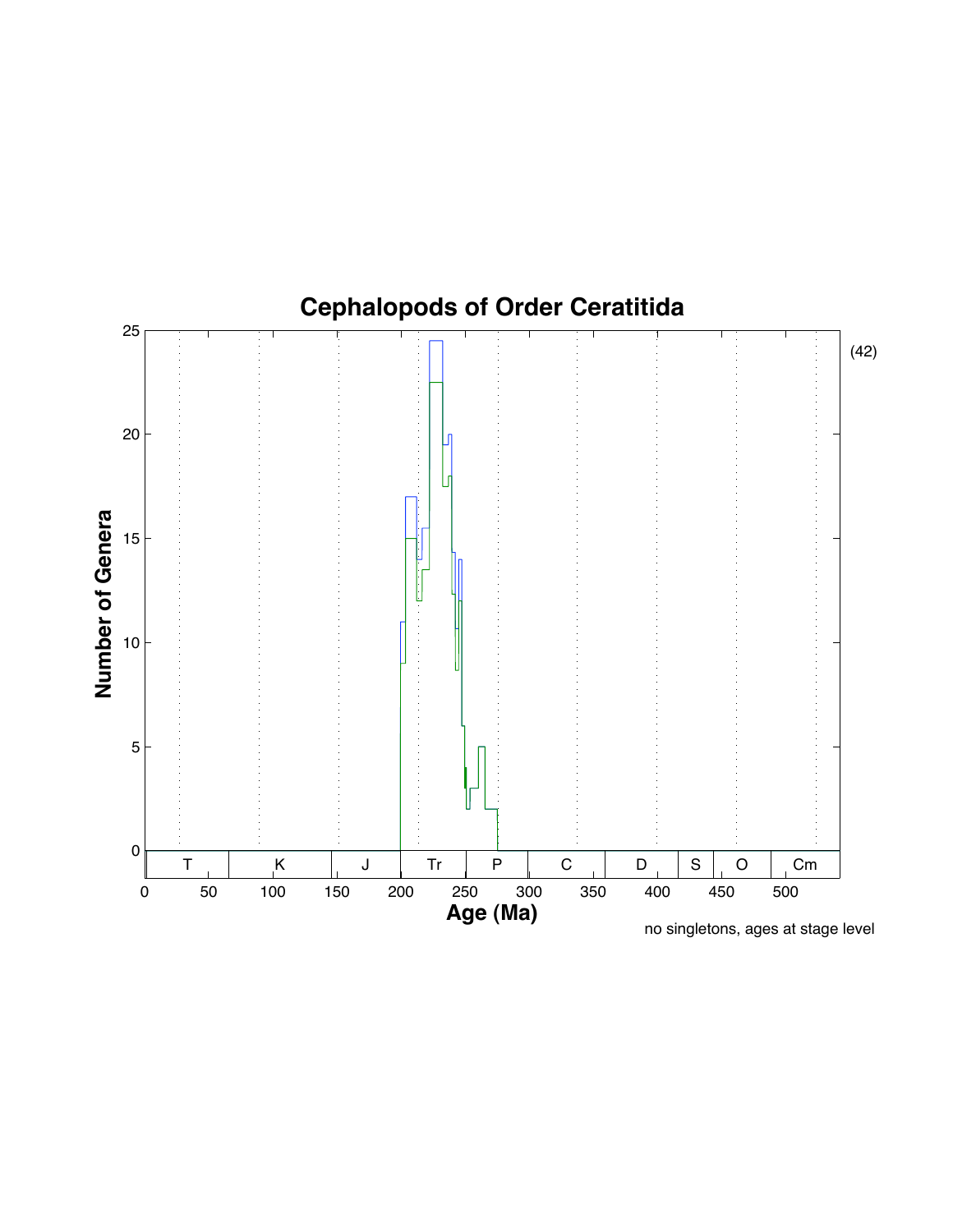# Cephalopods of Order Ceratitida

Number of Genera

Age (Ma)

(42)

T K J Tr P C D S O Cm

0 50 100 150 200 250 300 350 400 450 500

0 5 10 15 20 25

no singletons, ages at stage level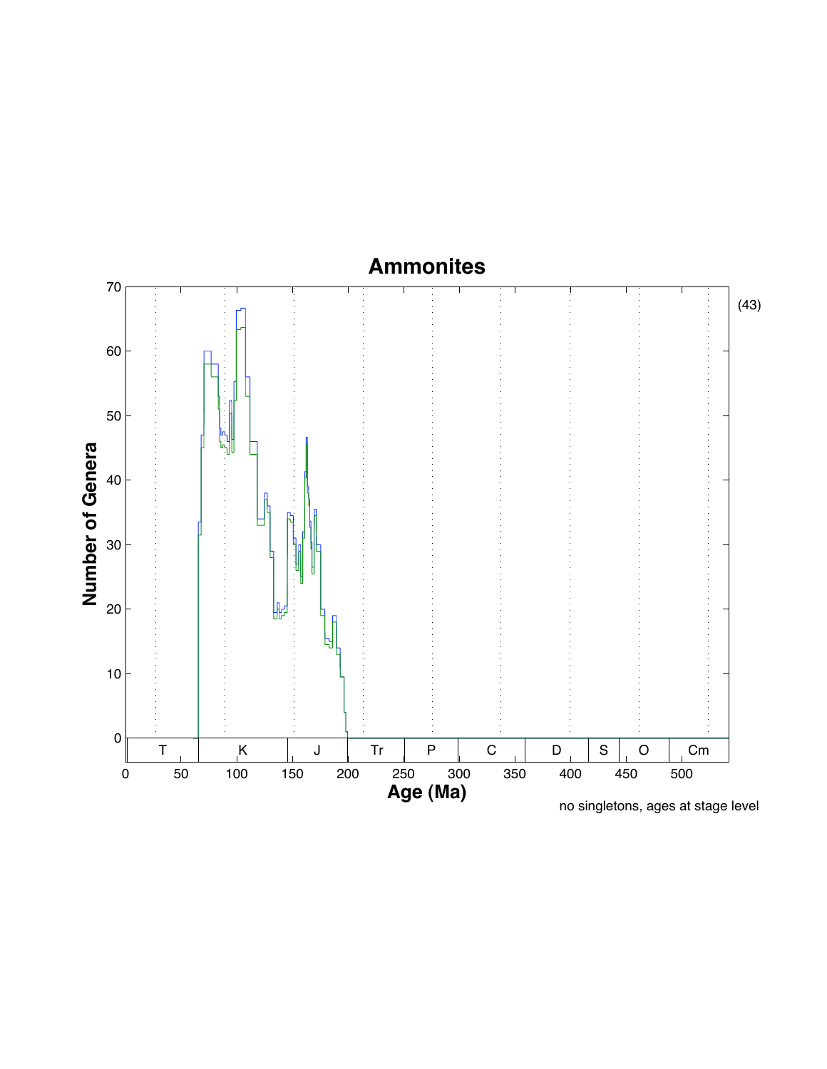# Ammonites

Number of Genera

Age (Ma)

no singletons, ages at stage level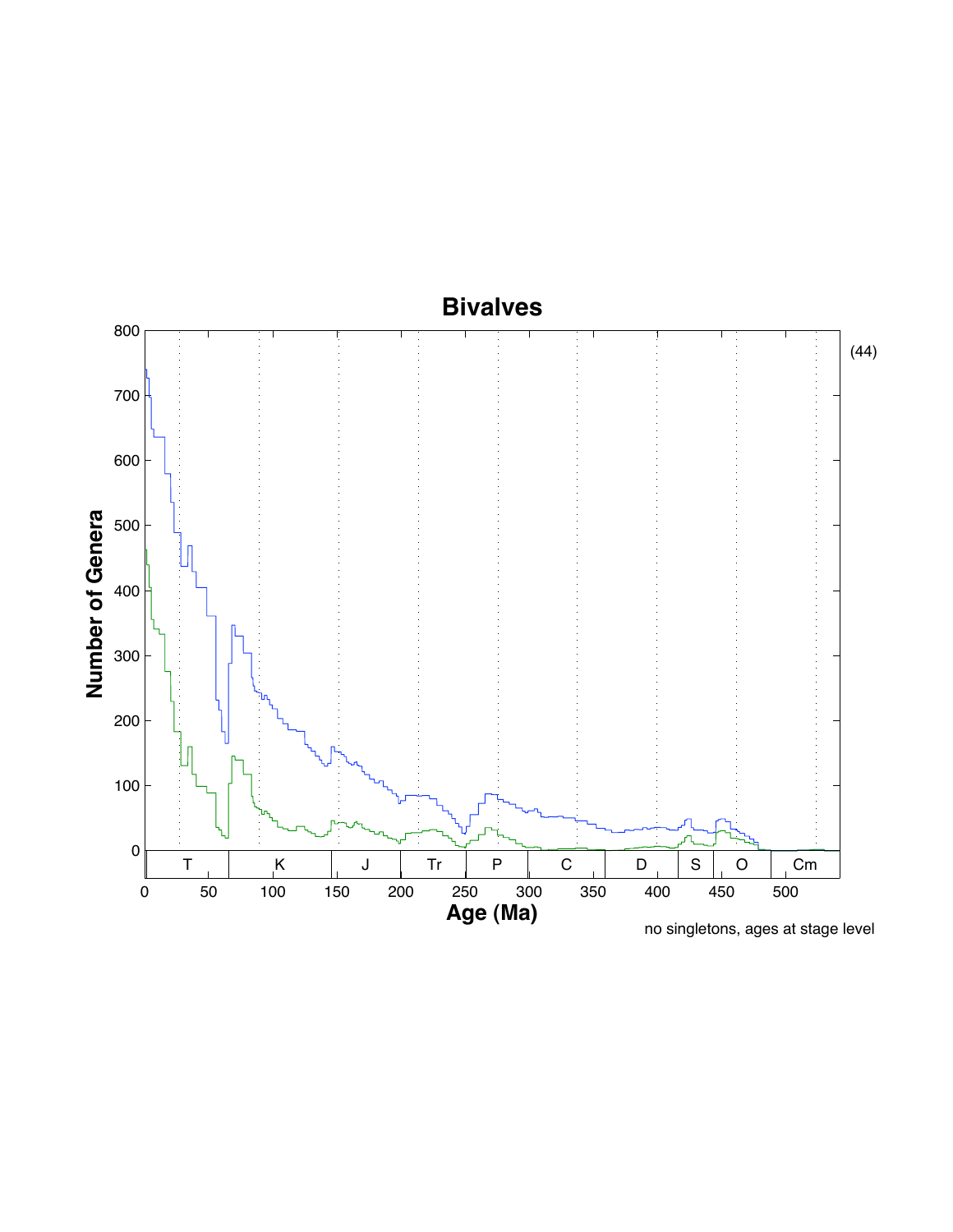# Bivalves

(44)

no singletons, ages at stage level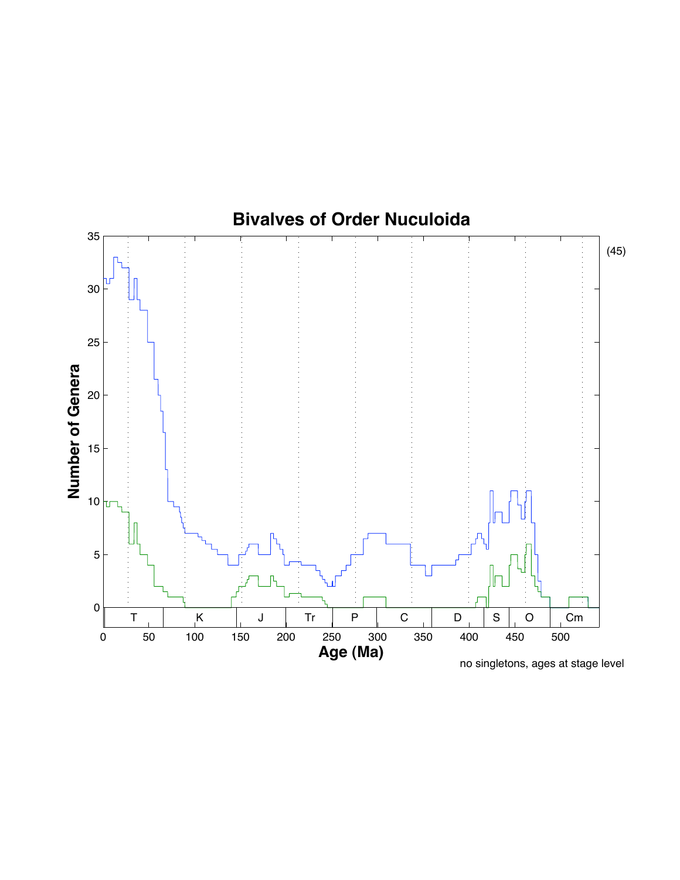# Bivalves of Order Nuculoida

(45)

no singletons, ages at stage level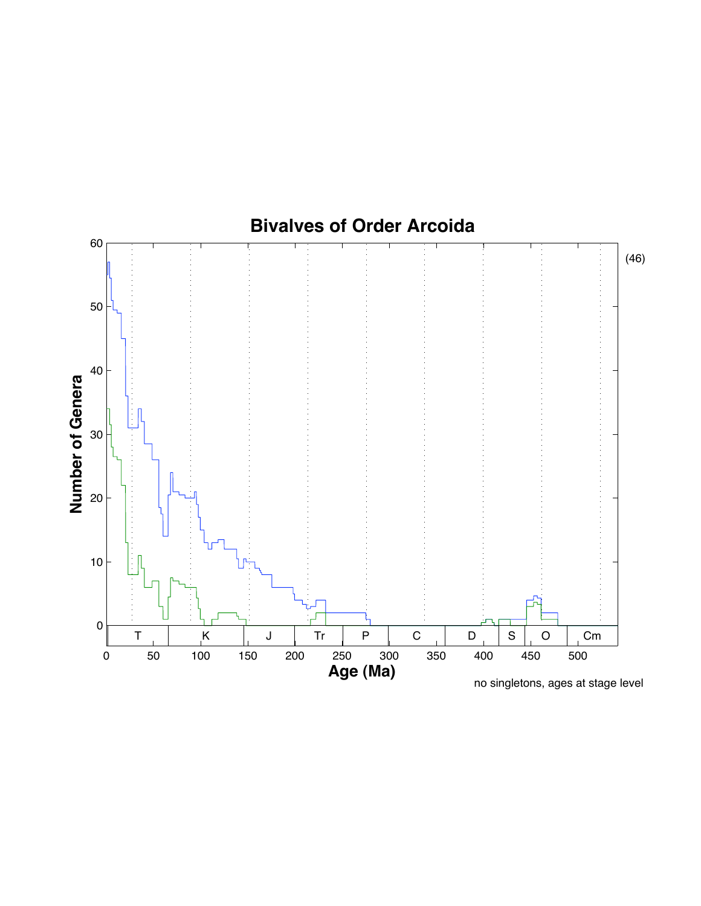# Bivalves of Order Arcoida

(46)

no singletons, ages at stage level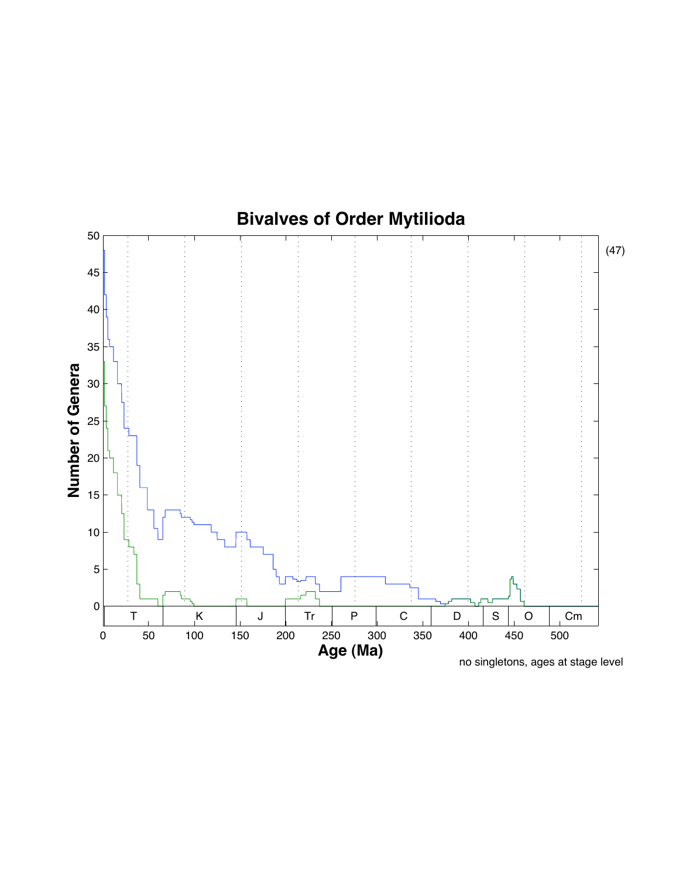# Bivalves of Order Mytilioda

(47)

no singletons, ages at stage level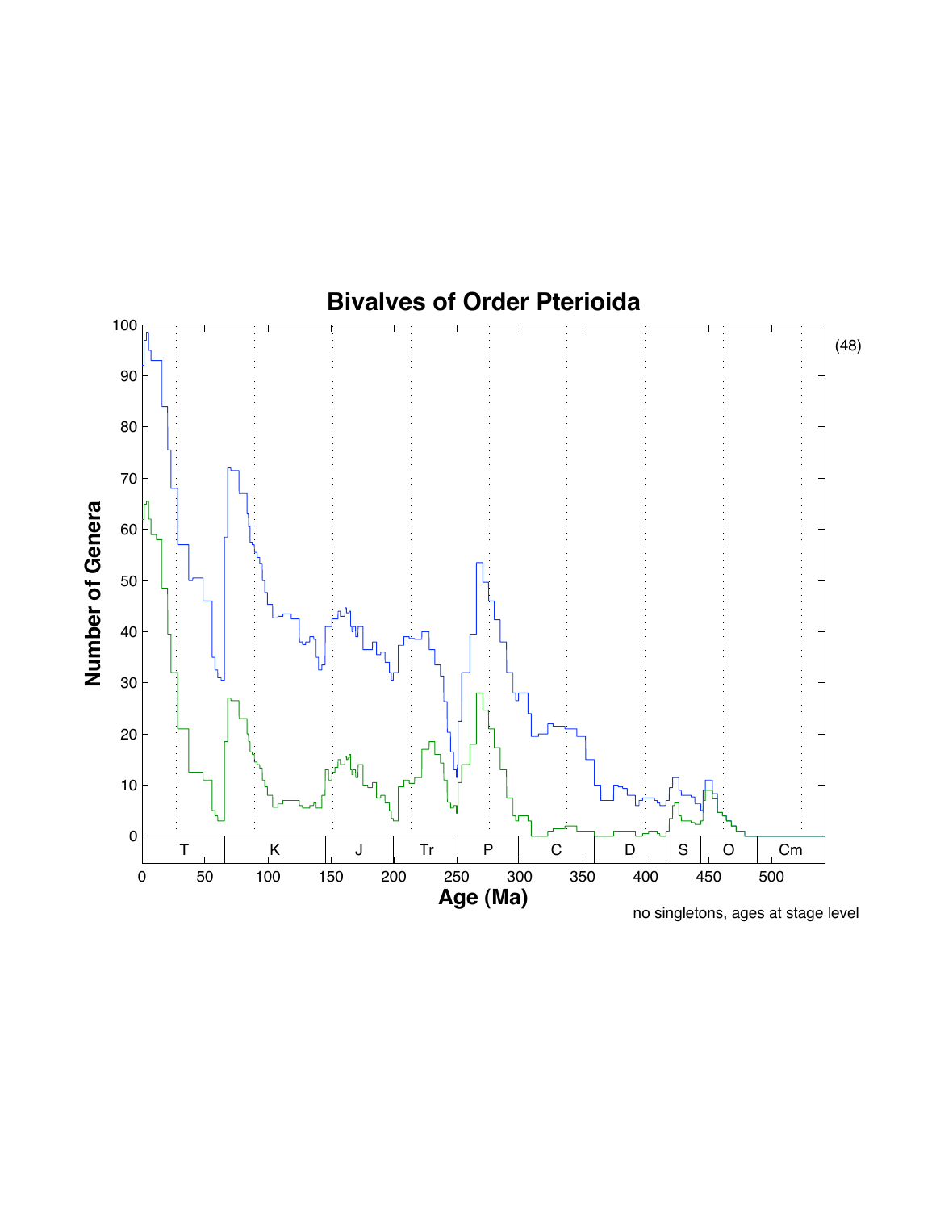## Bivalves of Order Pterioida

(48)

no singletons, ages at stage level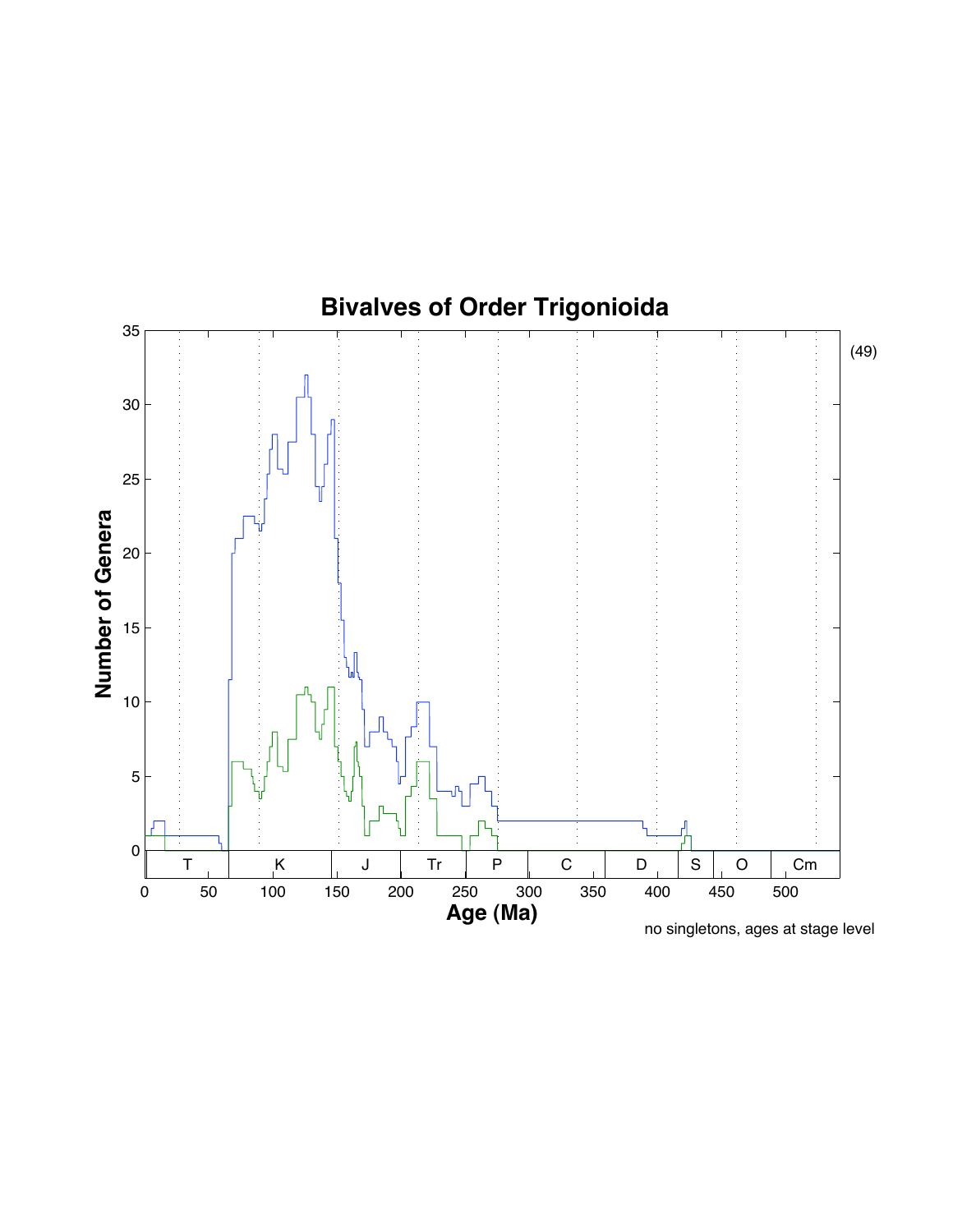# Bivalves of Order Trigonioida

(49)

Number of Genera

Age (Ma)

T | K | J | Tr | P | C | D | S | O | Cm

no singletons, ages at stage level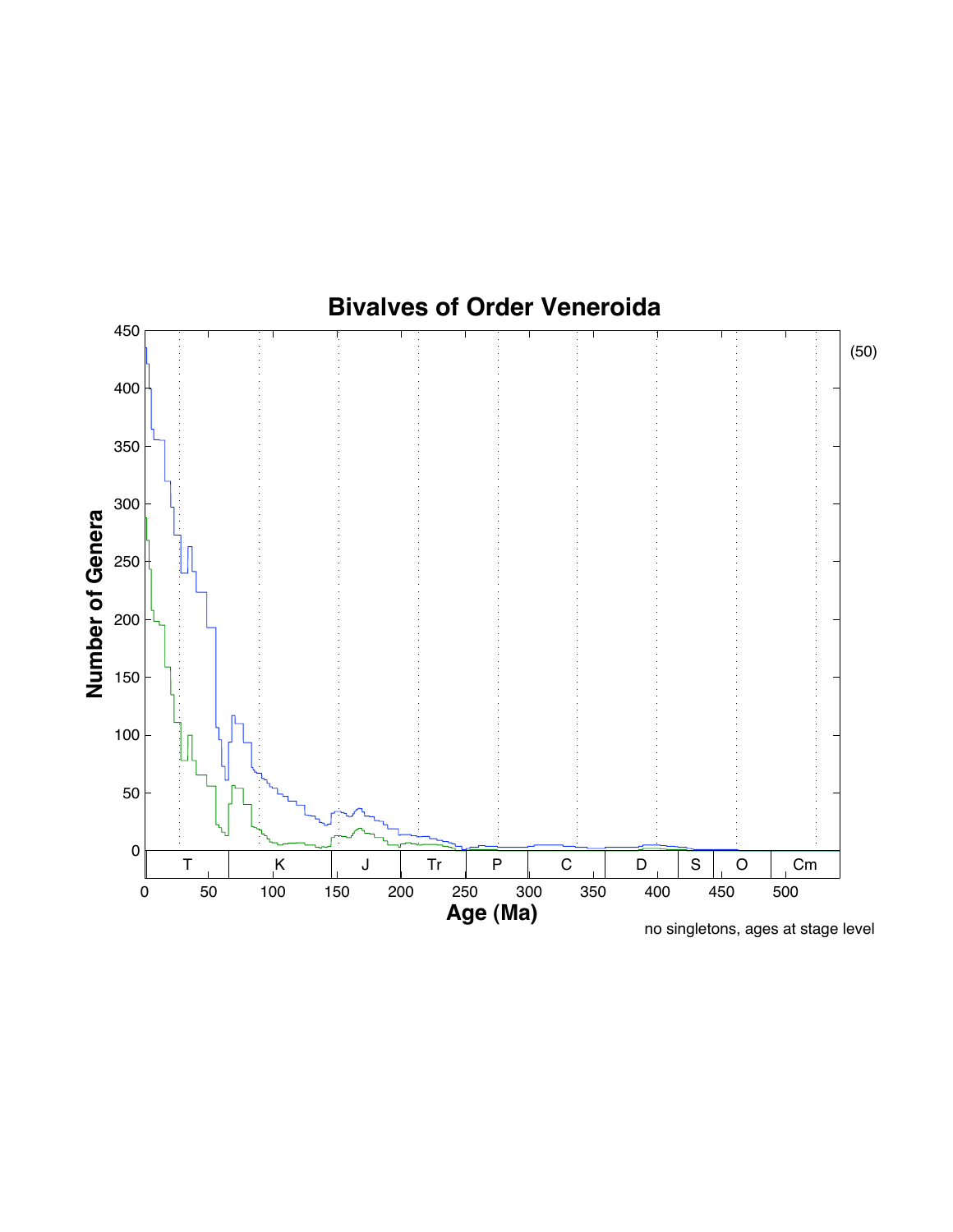# Bivalves of Order Veneroida

Number of Genera

Age (Ma)

T | K | J | Tr | P | C | D | S | O | Cm

no singletons, ages at stage level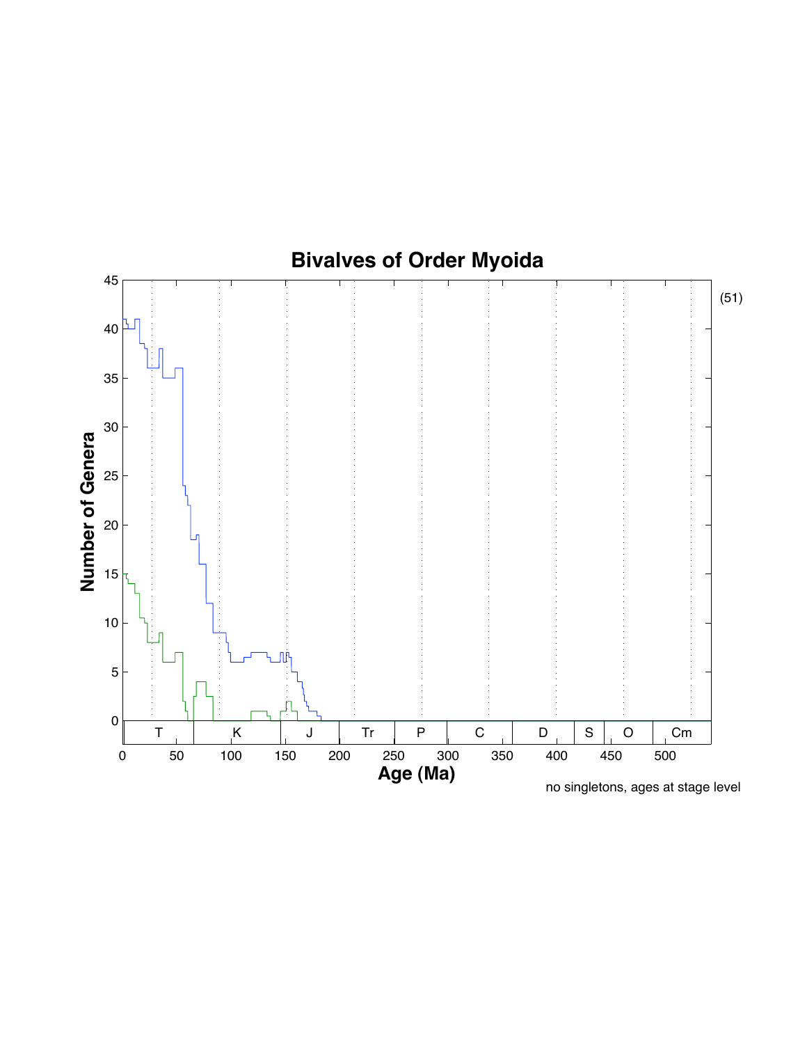# Bivalves of Order Myoida

(51)

no singletons, ages at stage level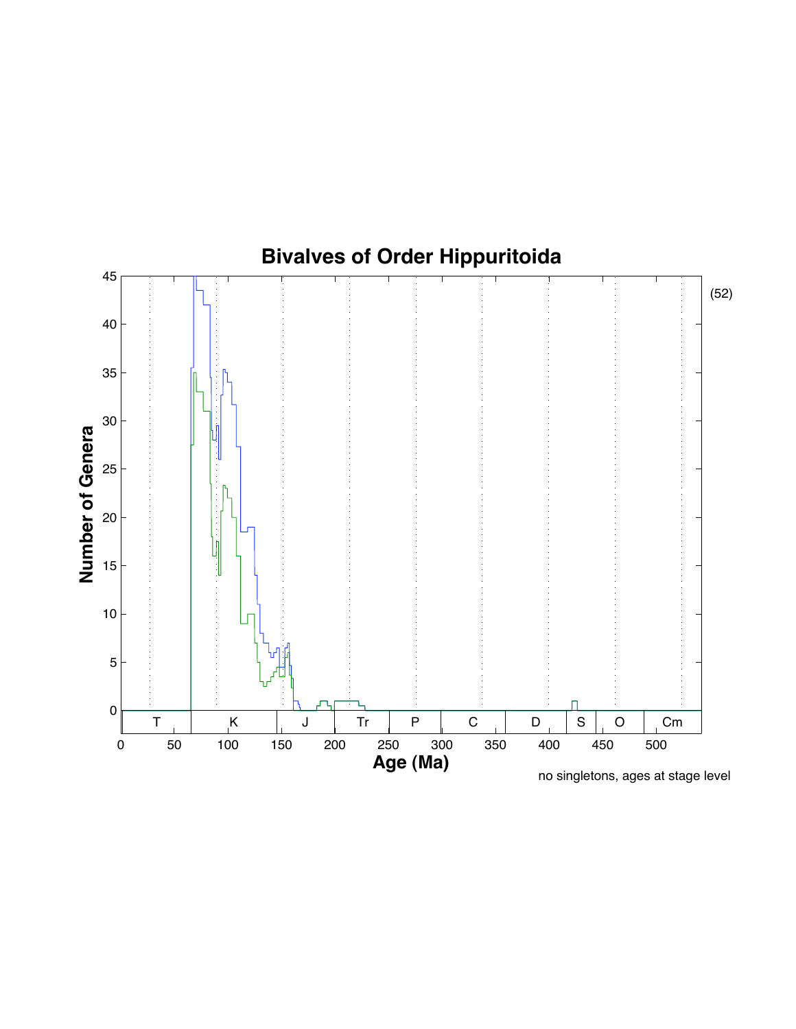# Bivalves of Order Hippuritoida

(52)

no singletons, ages at stage level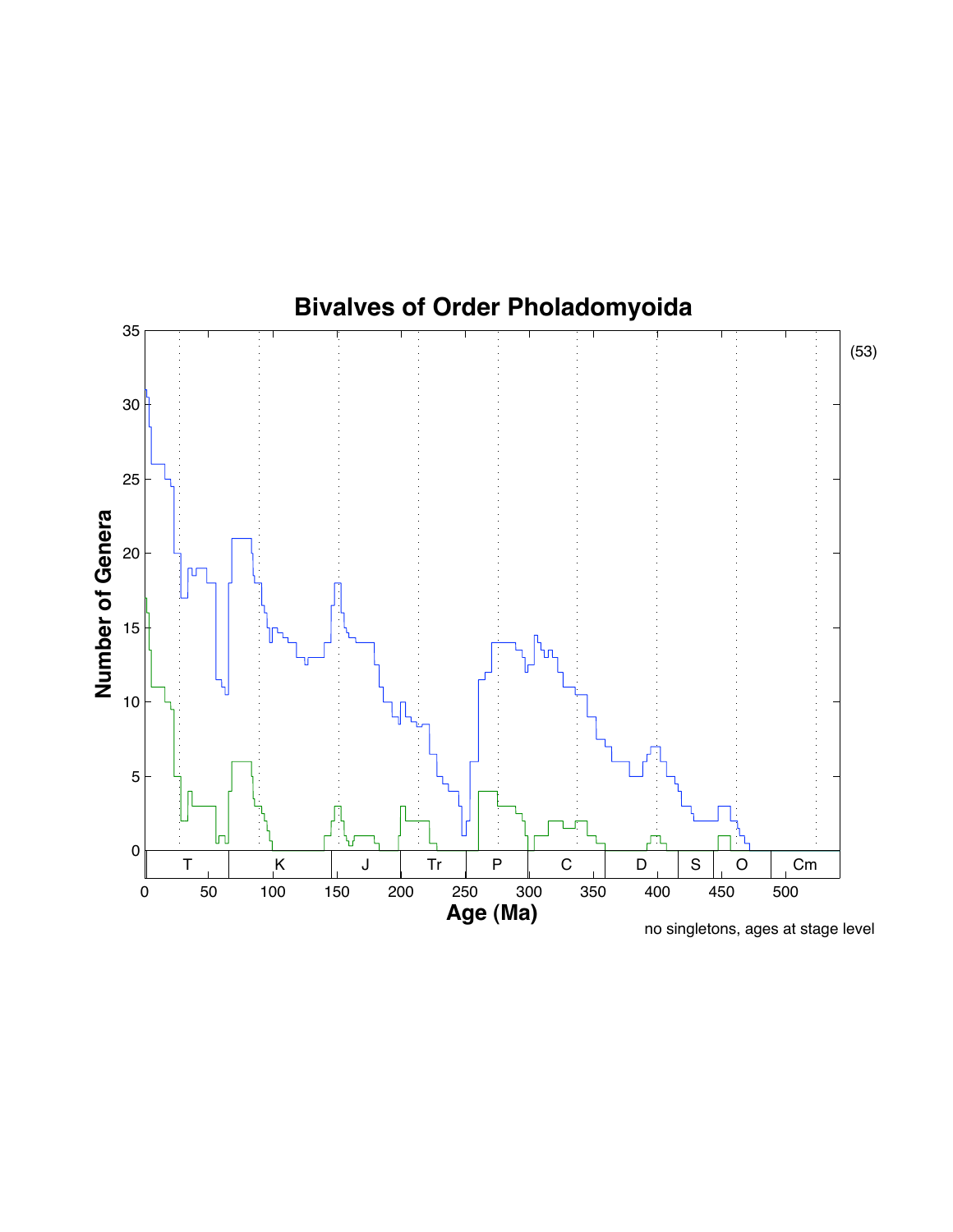# Bivalves of Order Pholadomyoida

(53)

Number of Genera

Age (Ma)

T K J Tr P C D S O Cm

no singletons, ages at stage level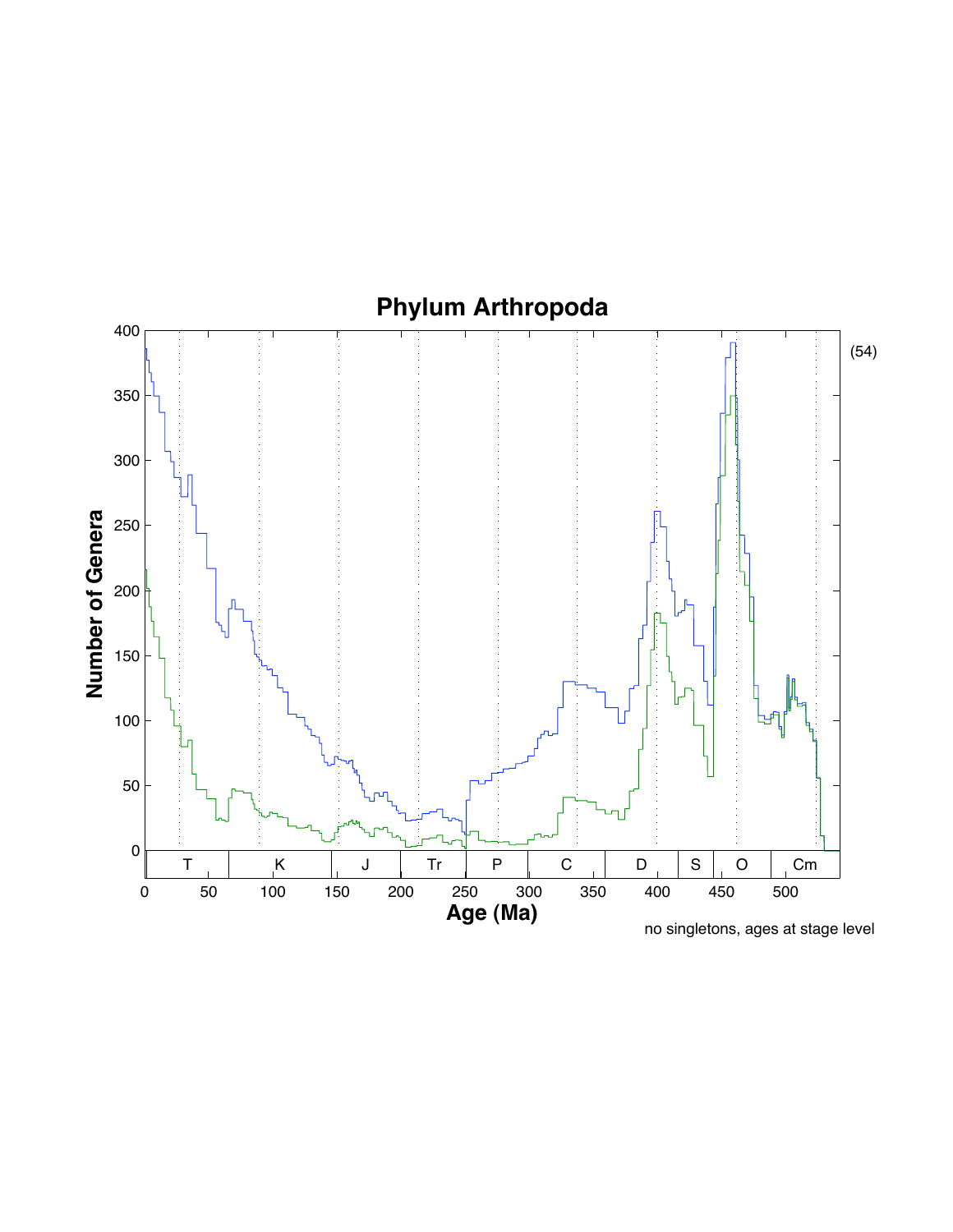# Phylum Arthropoda

(54)

no singletons, ages at stage level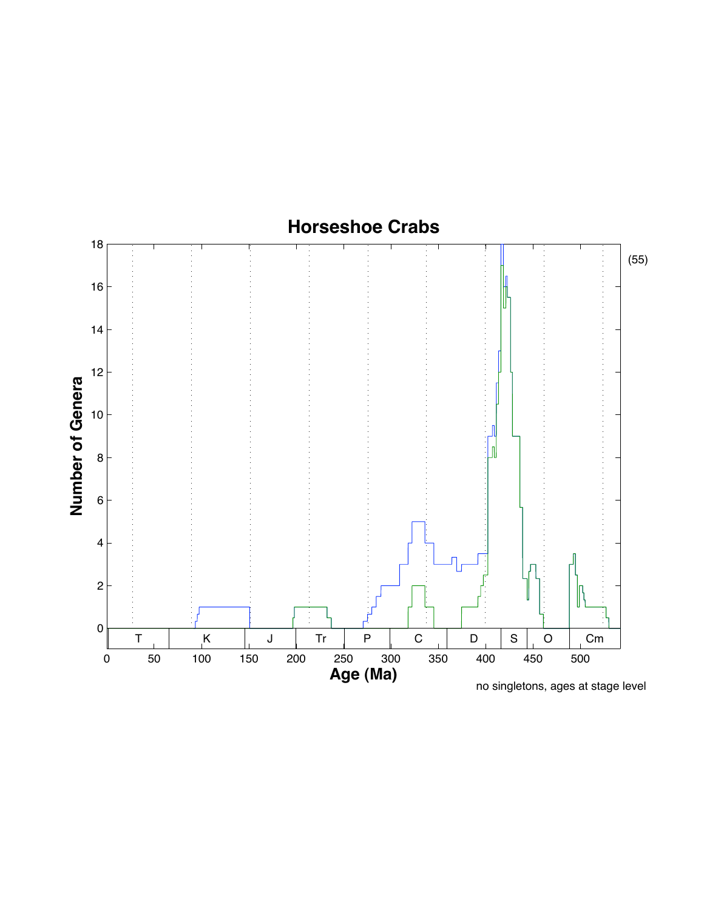## Horseshoe Crabs

no singletons, ages at stage level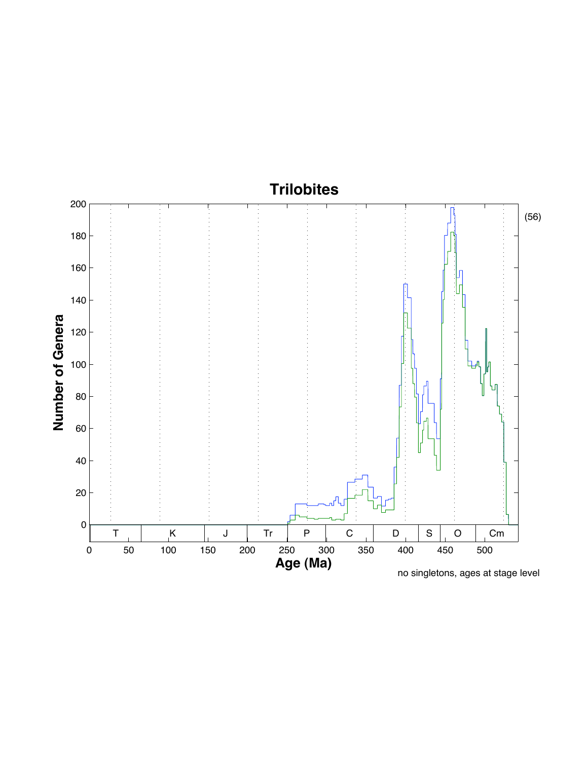# Trilobites

(56)

no singletons, ages at stage level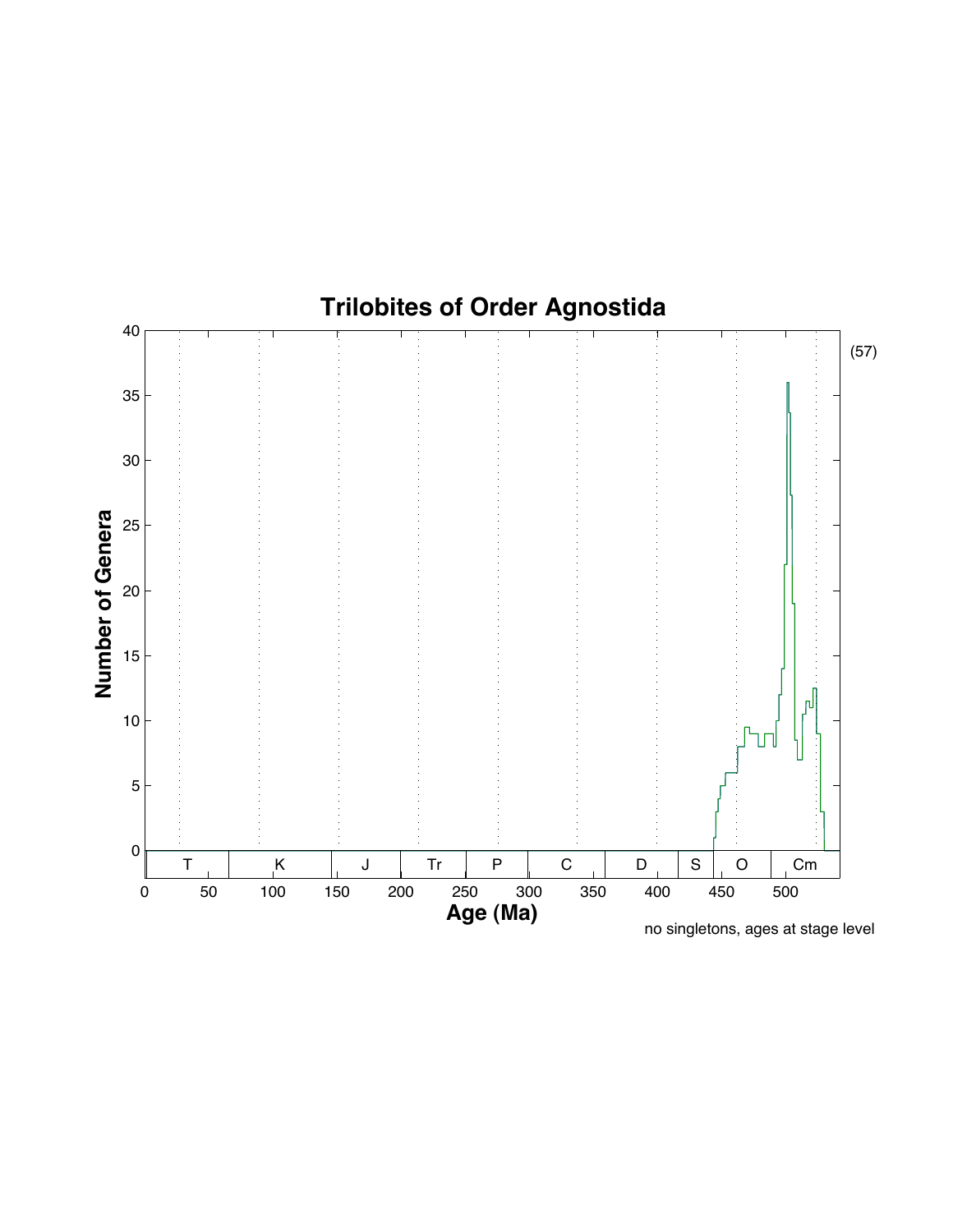# Trilobites of Order Agnostida

(57)

Number of Genera

Age (Ma)

T K J Tr P C D S O Cm

no singletons, ages at stage level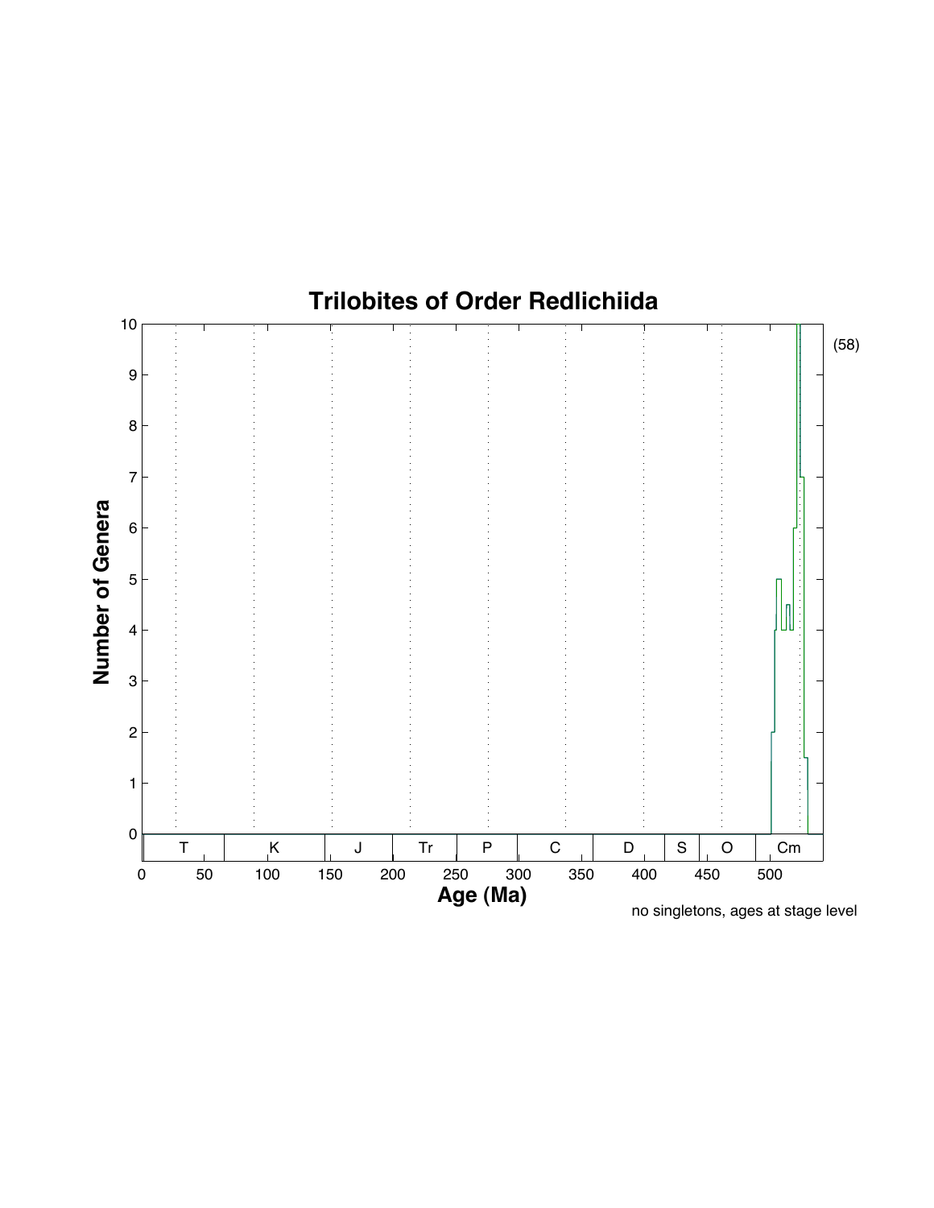# Trilobites of Order Redlichiida

(58)

Number of Genera

Age (Ma)

| T | K | J | Tr | P | C | D | S | O | Cm |
|---|---|---|---|---|---|---|---|---|---|

no singletons, ages at stage level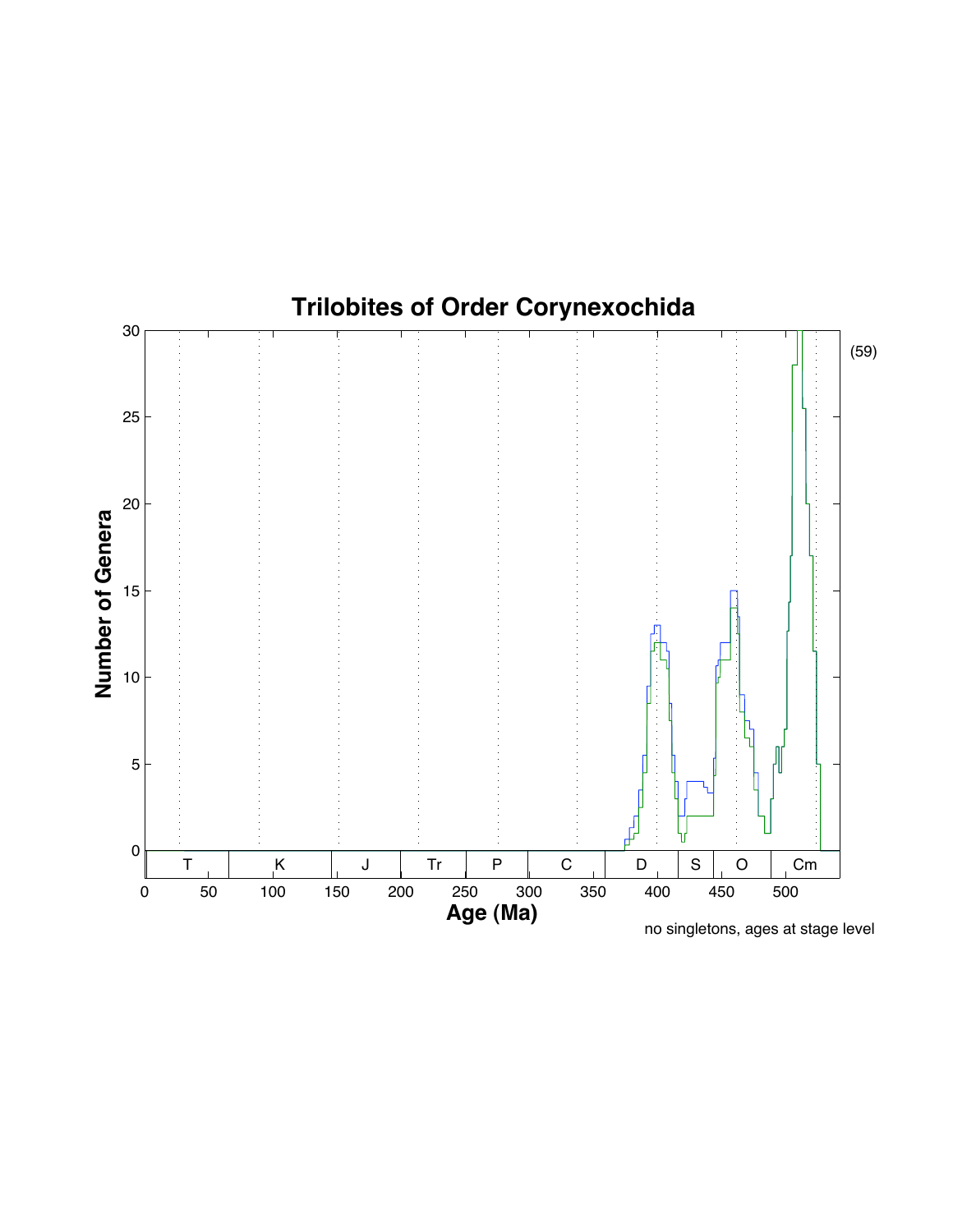# Trilobites of Order Corynexochida

(59)

no singletons, ages at stage level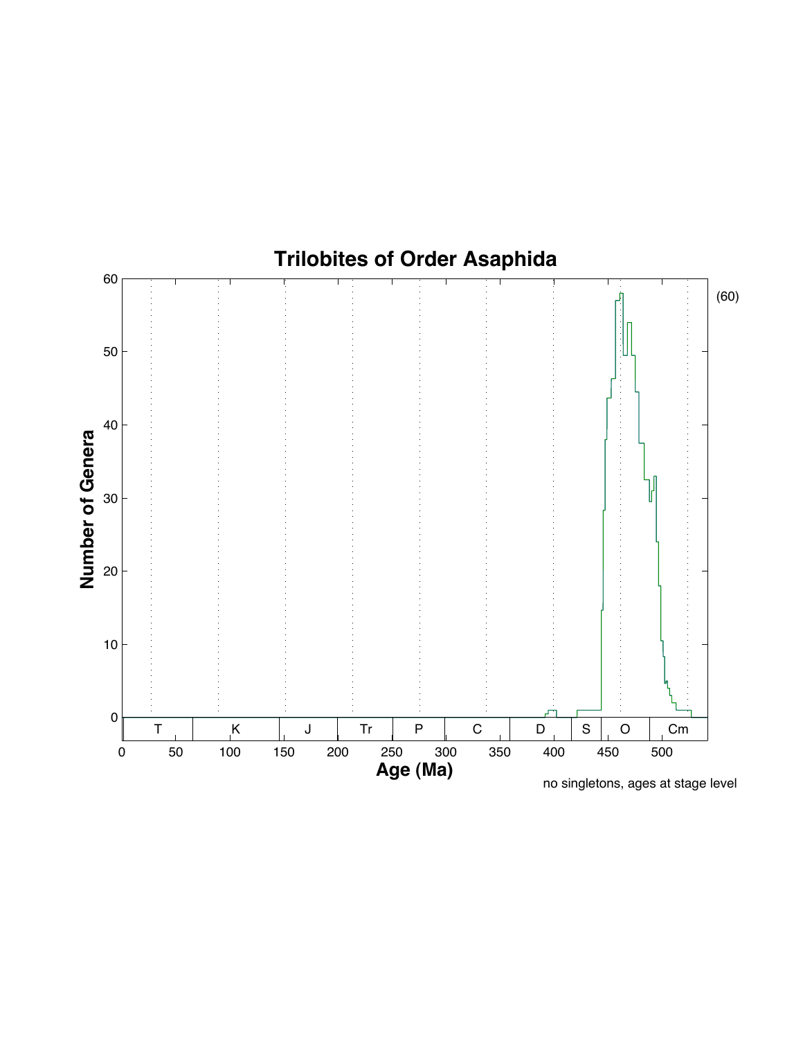# Trilobites of Order Asaphida

(60)

no singletons, ages at stage level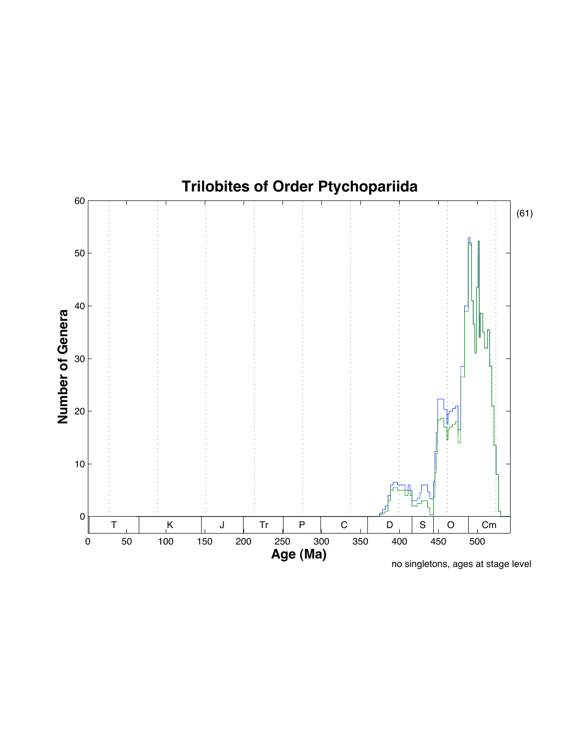# Trilobites of Order Ptychopariida

(61)

Number of Genera

Age (Ma)

T K J Tr P C D S O Cm

no singletons, ages at stage level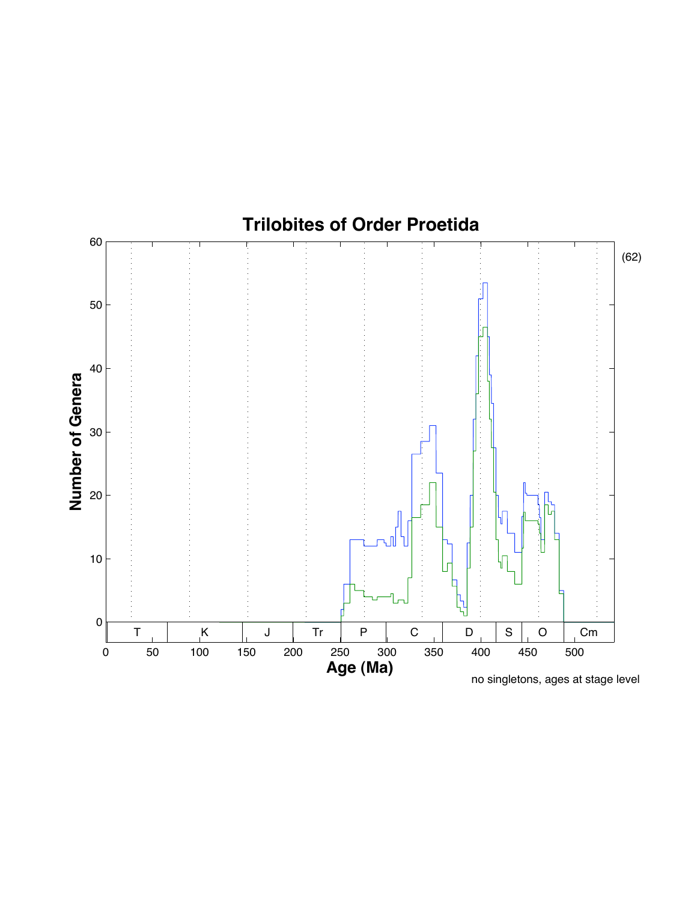# Trilobites of Order Proetida

(62)

Number of Genera

Age (Ma)

| T | K | J | Tr | P | C | D | S | O | Cm |
|---|---|---|---|---|---|---|---|---|---|

no singletons, ages at stage level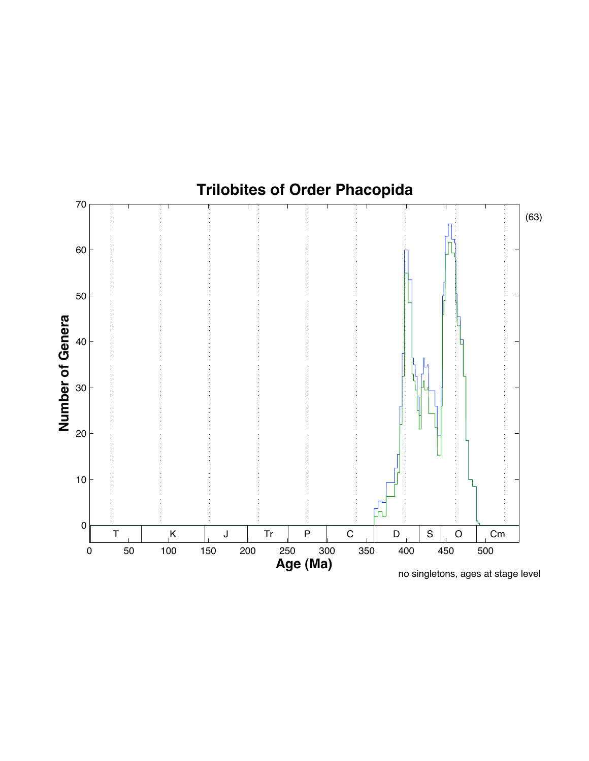# Trilobites of Order Phacopida

(63)

| T | K | J | Tr | P | C | D | S | O | Cm |
|---|---|---|---|---|---|---|---|---|---|

Number of Genera

Age (Ma)

no singletons, ages at stage level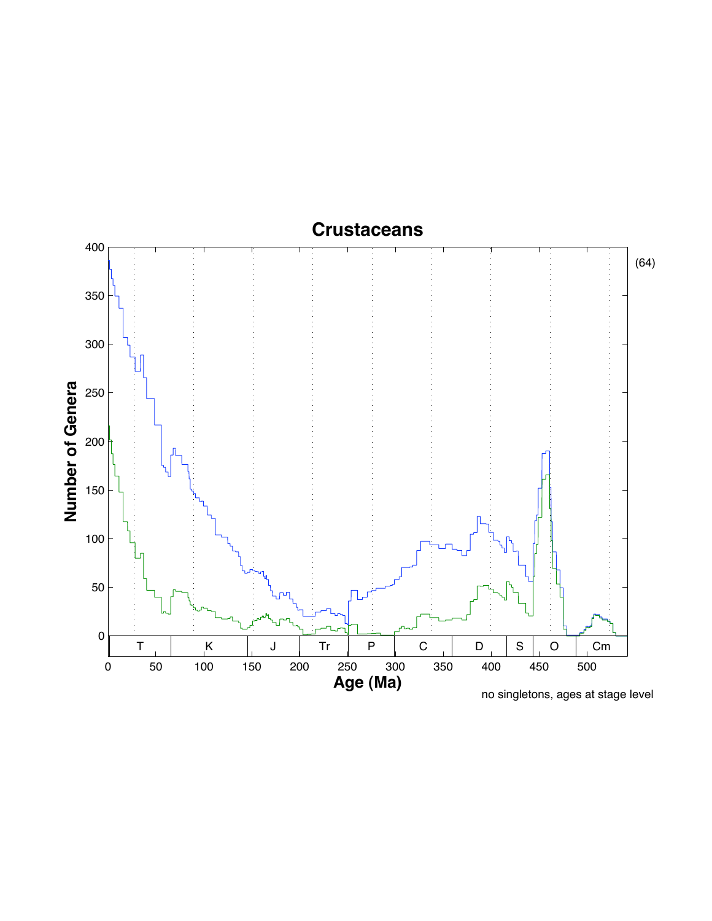# Crustaceans

(64)

no singletons, ages at stage level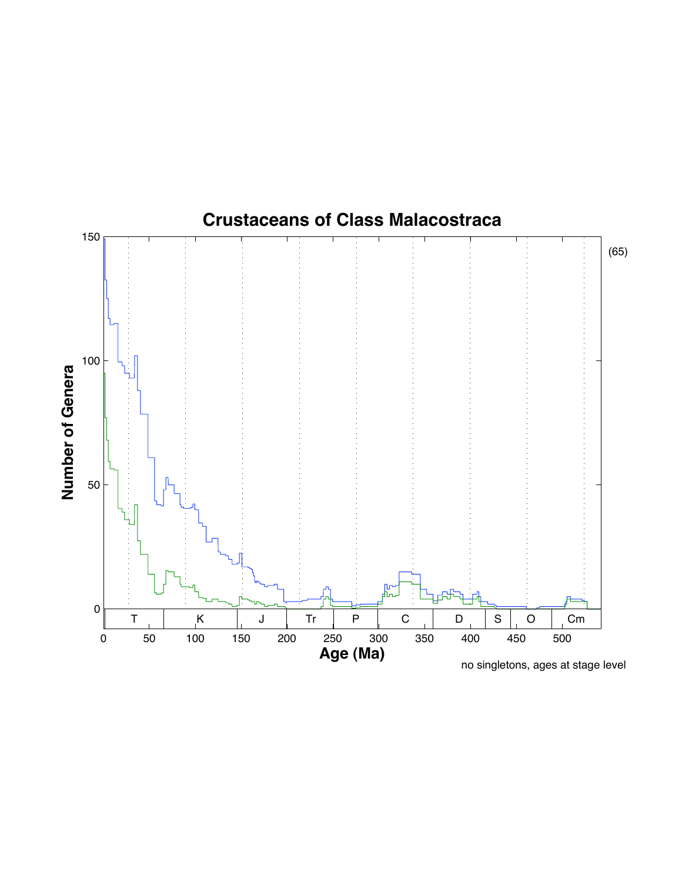# Crustaceans of Class Malacostraca

(65)

Number of Genera

Age (Ma)

no singletons, ages at stage level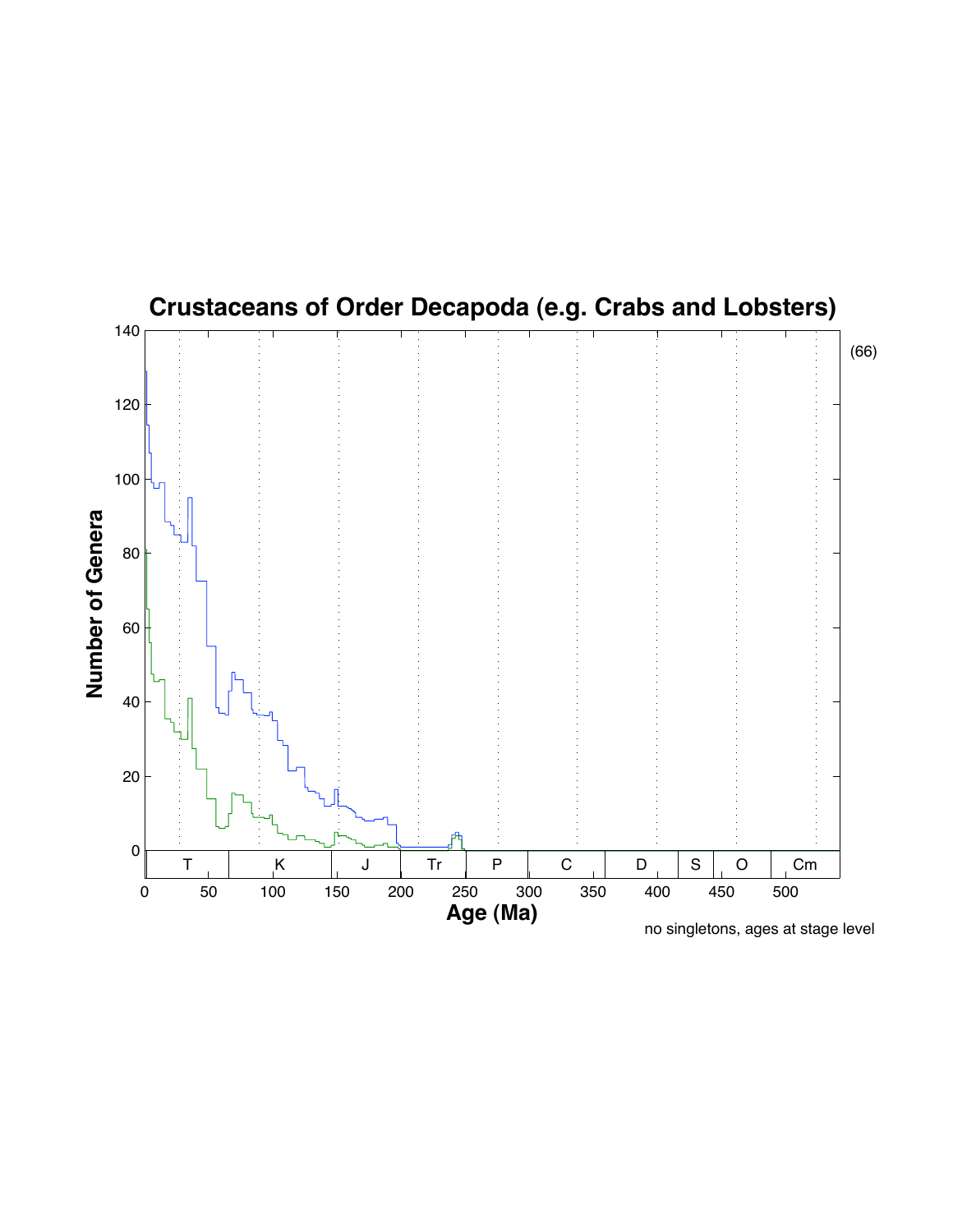# Crustaceans of Order Decapoda (e.g. Crabs and Lobsters)

(66)

no singletons, ages at stage level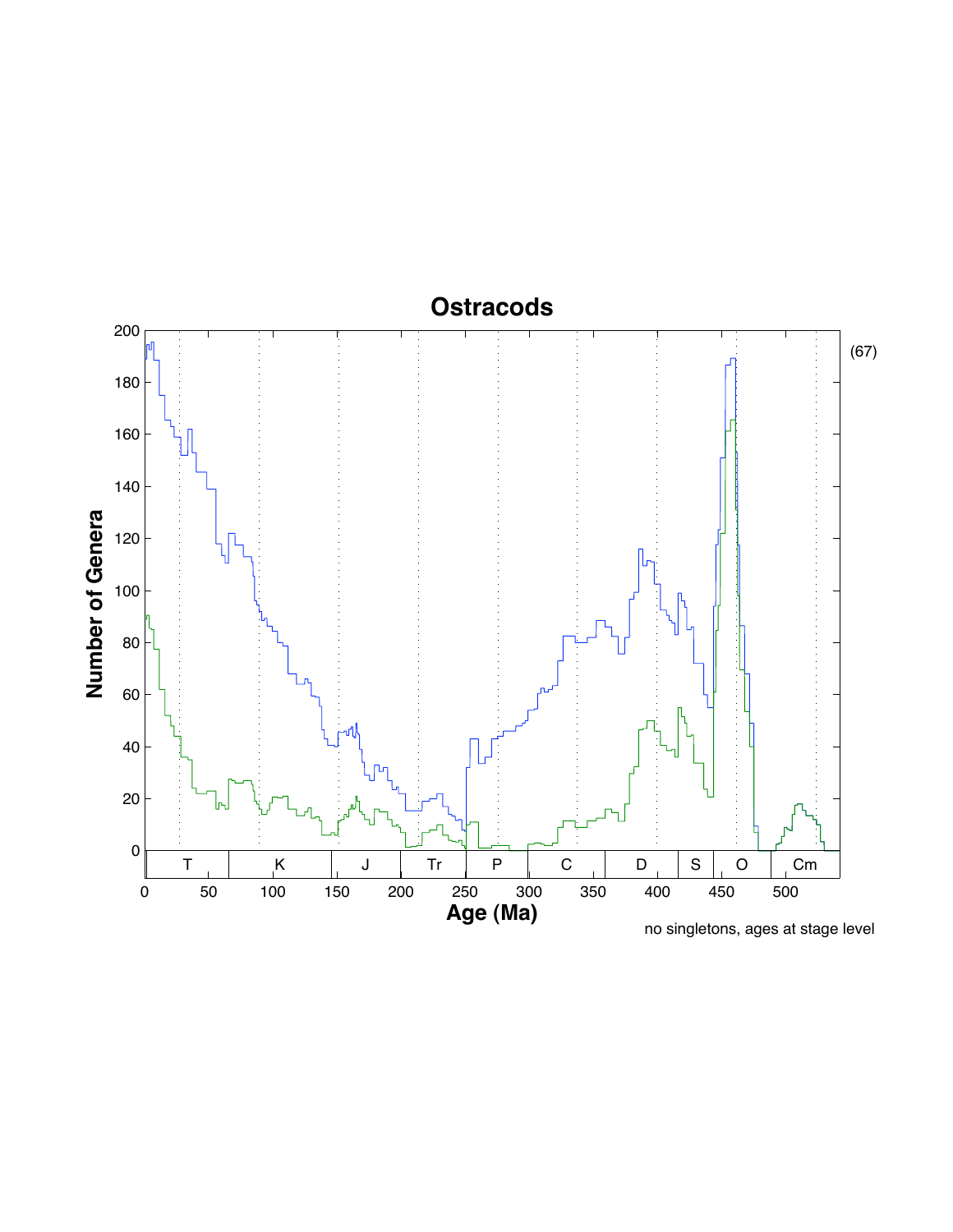# Ostracods

(67)

no singletons, ages at stage level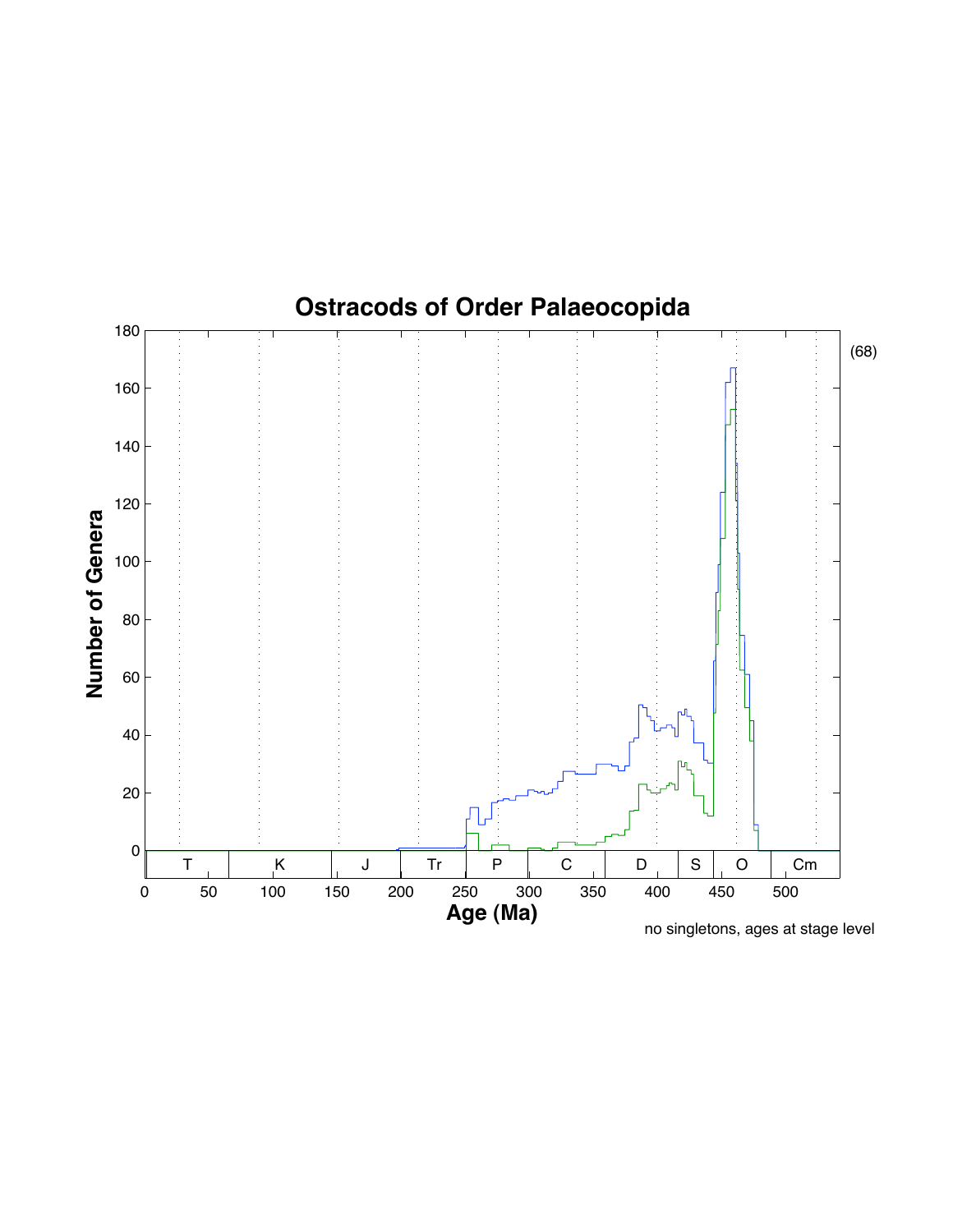# Ostracods of Order Palaeocopida

(68)

Number of Genera

Age (Ma)

T | K | J | Tr | P | C | D | S | O | Cm

no singletons, ages at stage level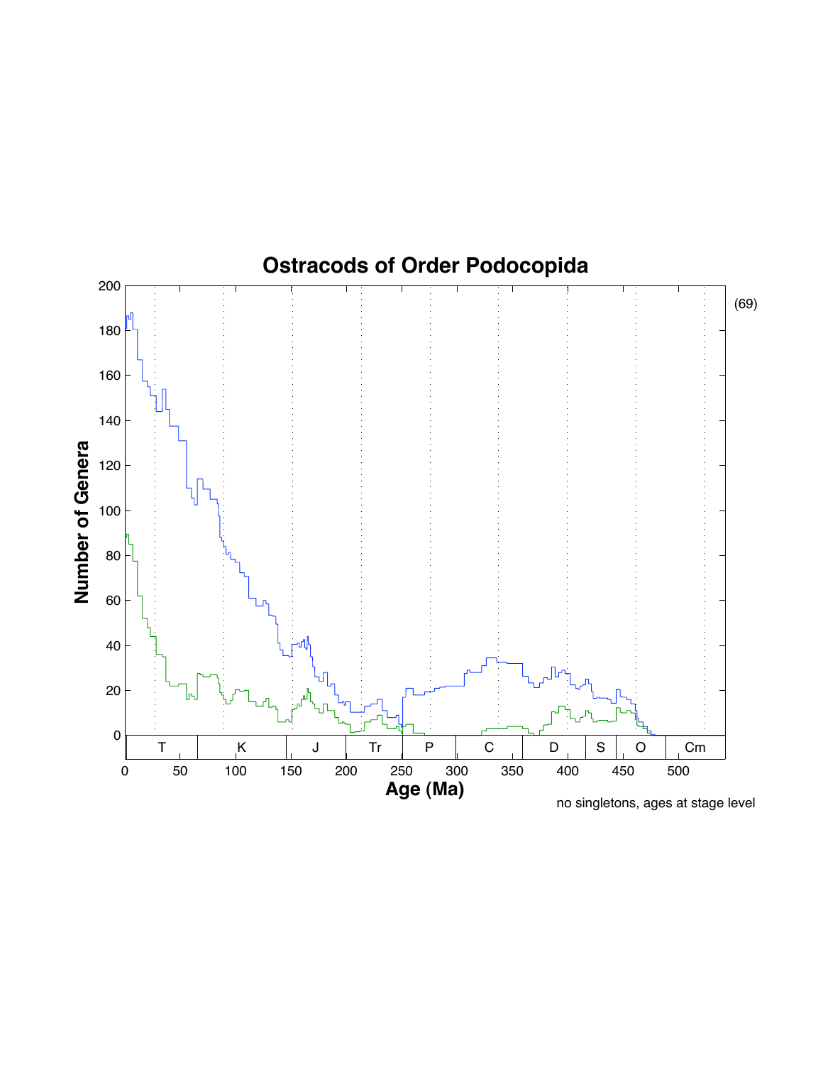# Ostracods of Order Podocopida

(69)

no singletons, ages at stage level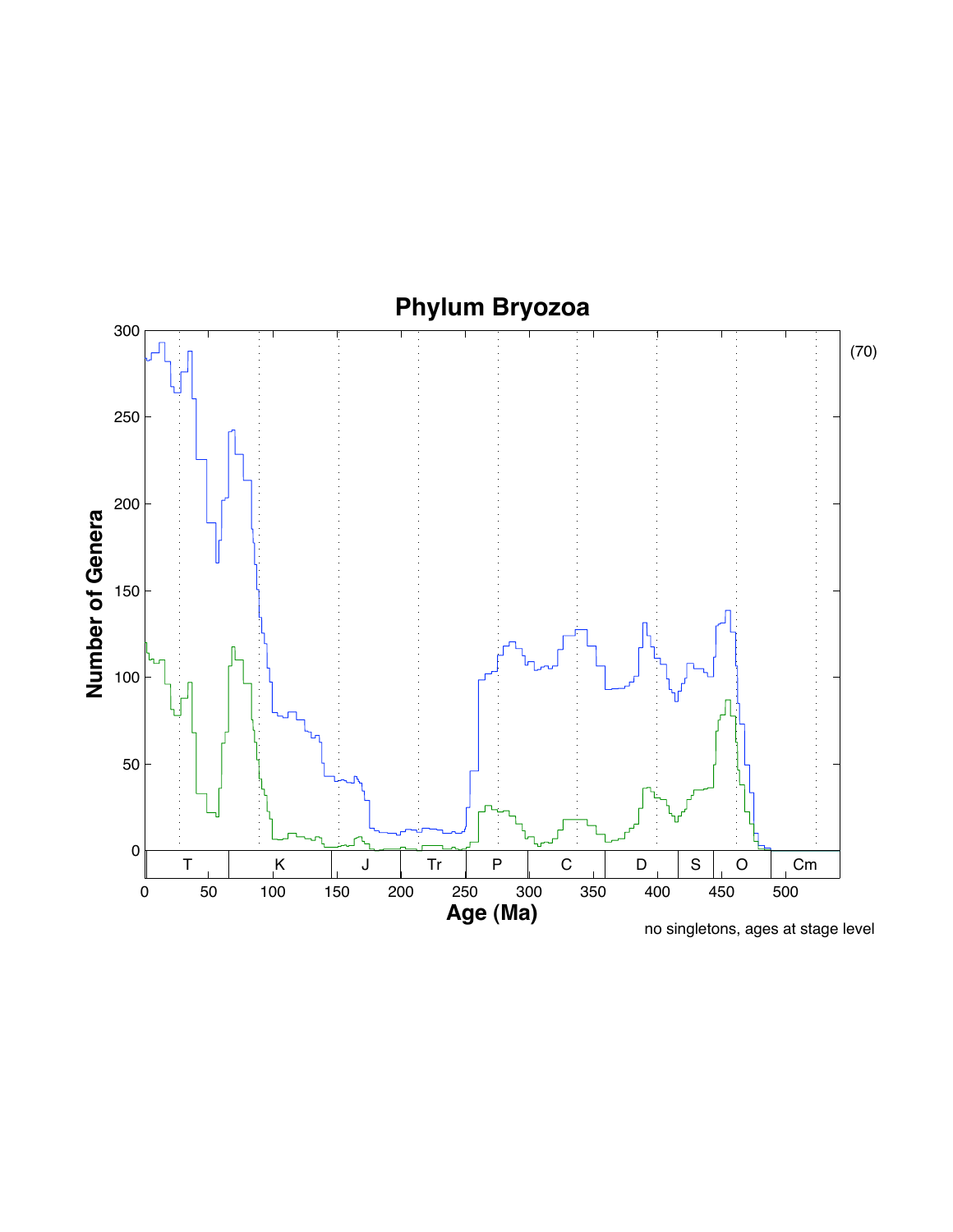# Phylum Bryozoa

(70)

no singletons, ages at stage level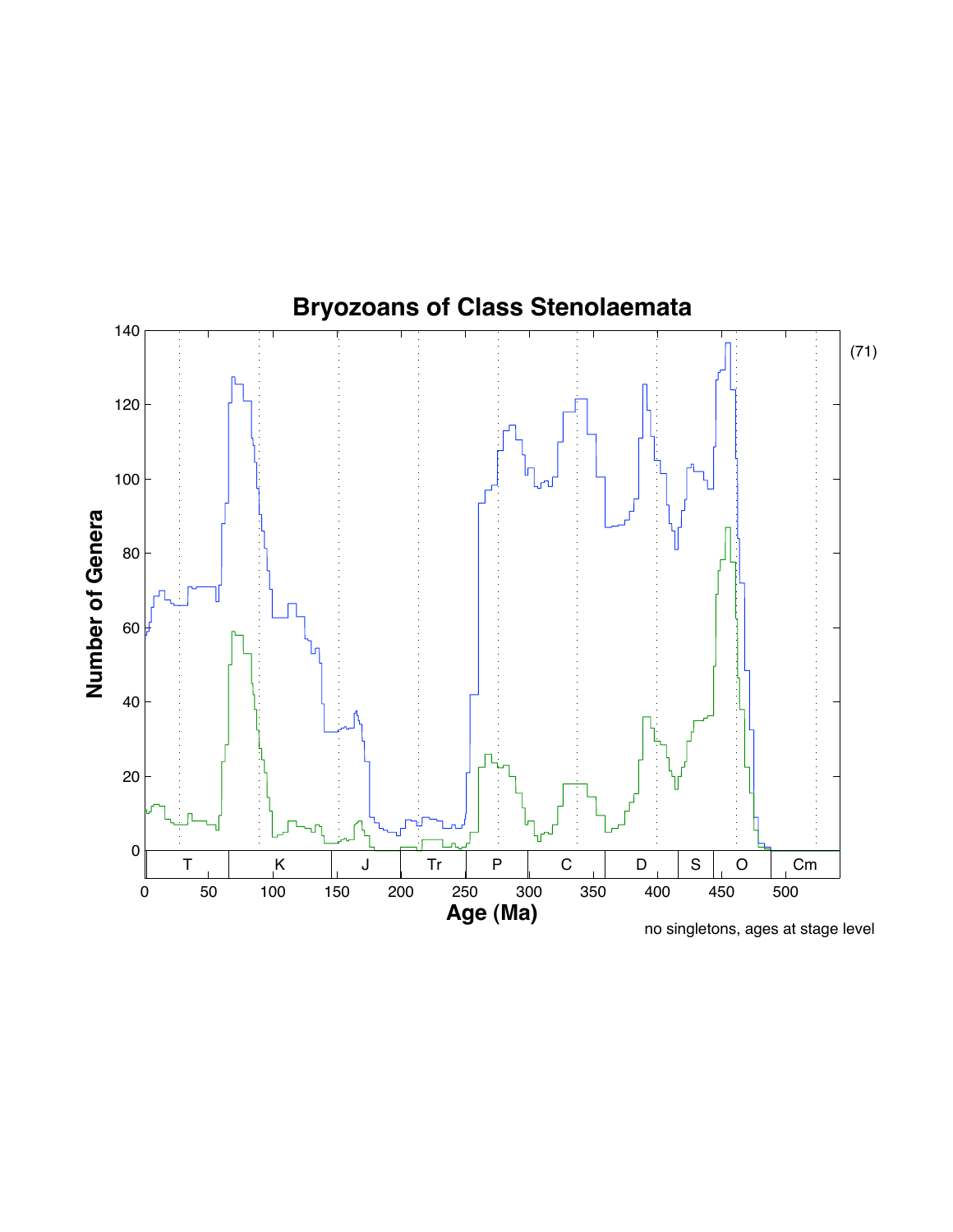# Bryozoans of Class Stenolaemata

(71)

no singletons, ages at stage level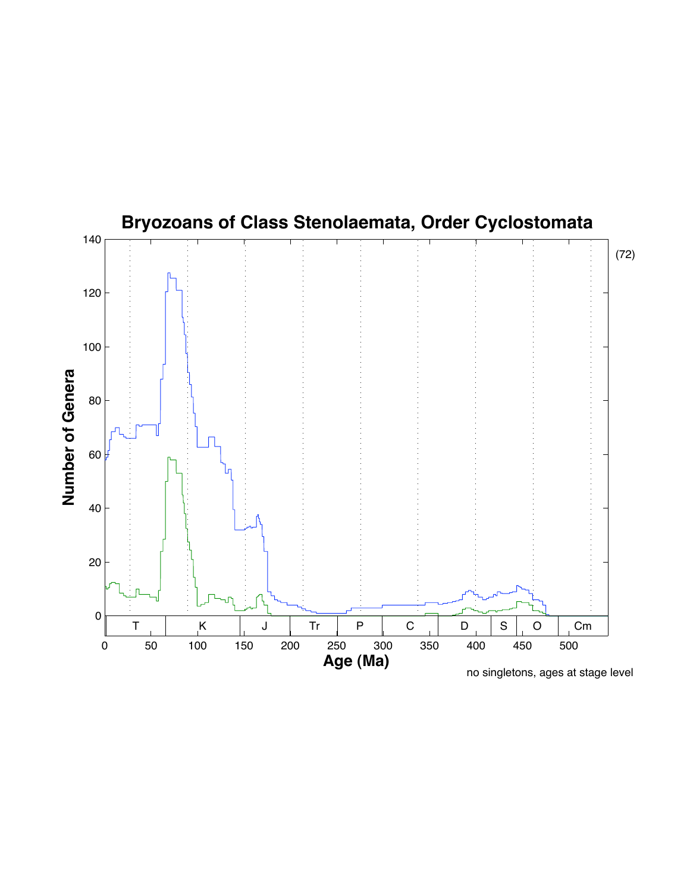# Bryozoans of Class Stenolaemata, Order Cyclostomata

Number of Genera

Age (Ma)

T K J Tr P C D S O Cm

no singletons, ages at stage level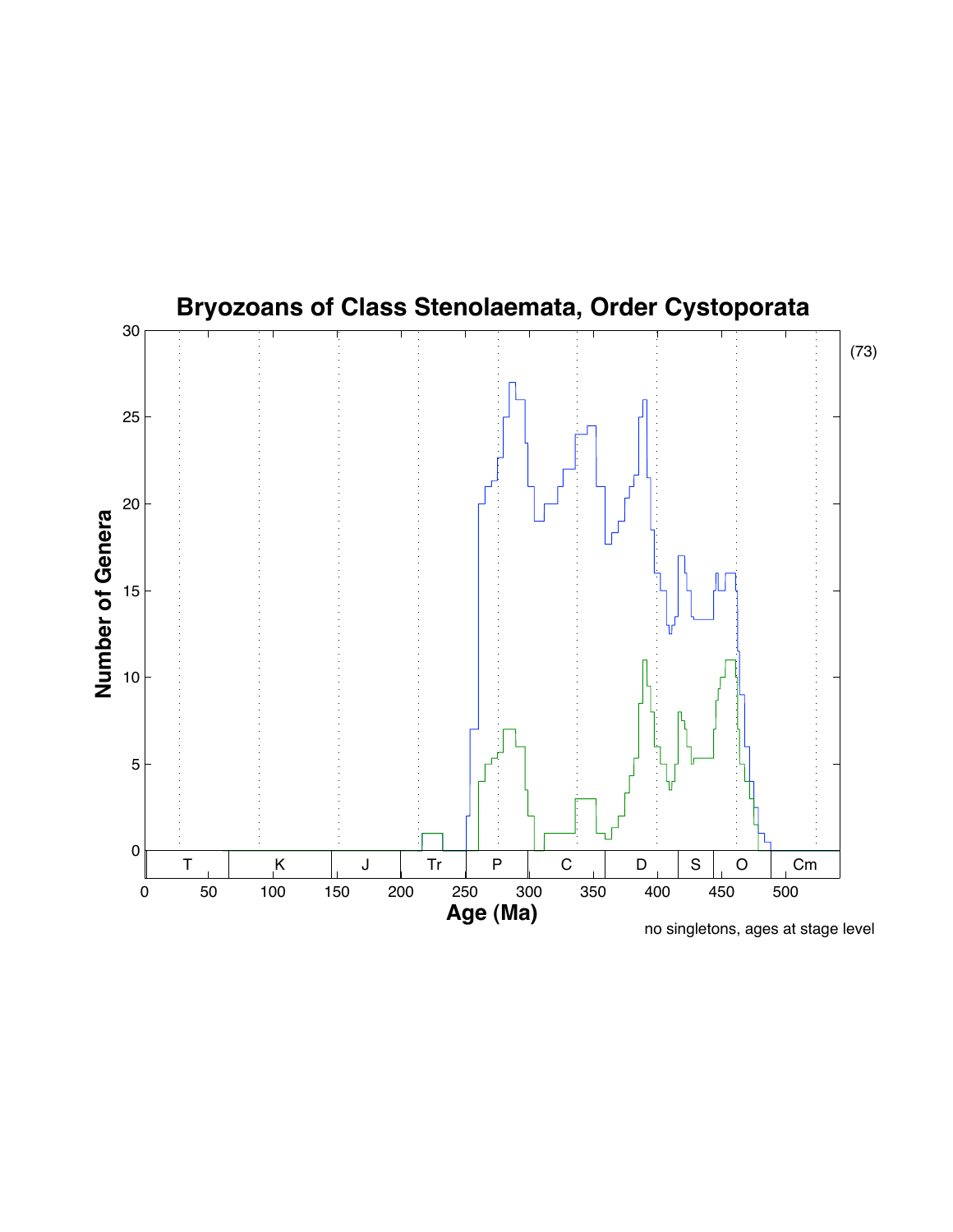# Bryozoans of Class Stenolaemata, Order Cystoporata

(73)

no singletons, ages at stage level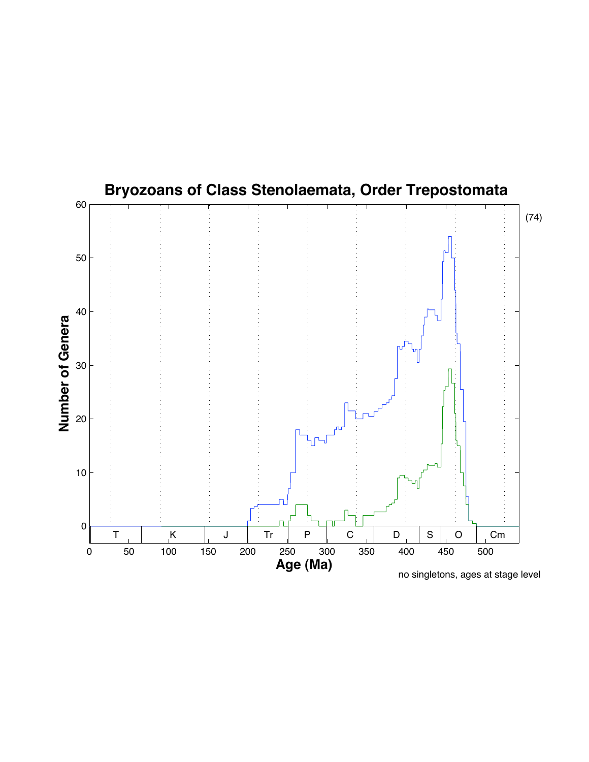# Bryozoans of Class Stenolaemata, Order Trepostomata

(74)

no singletons, ages at stage level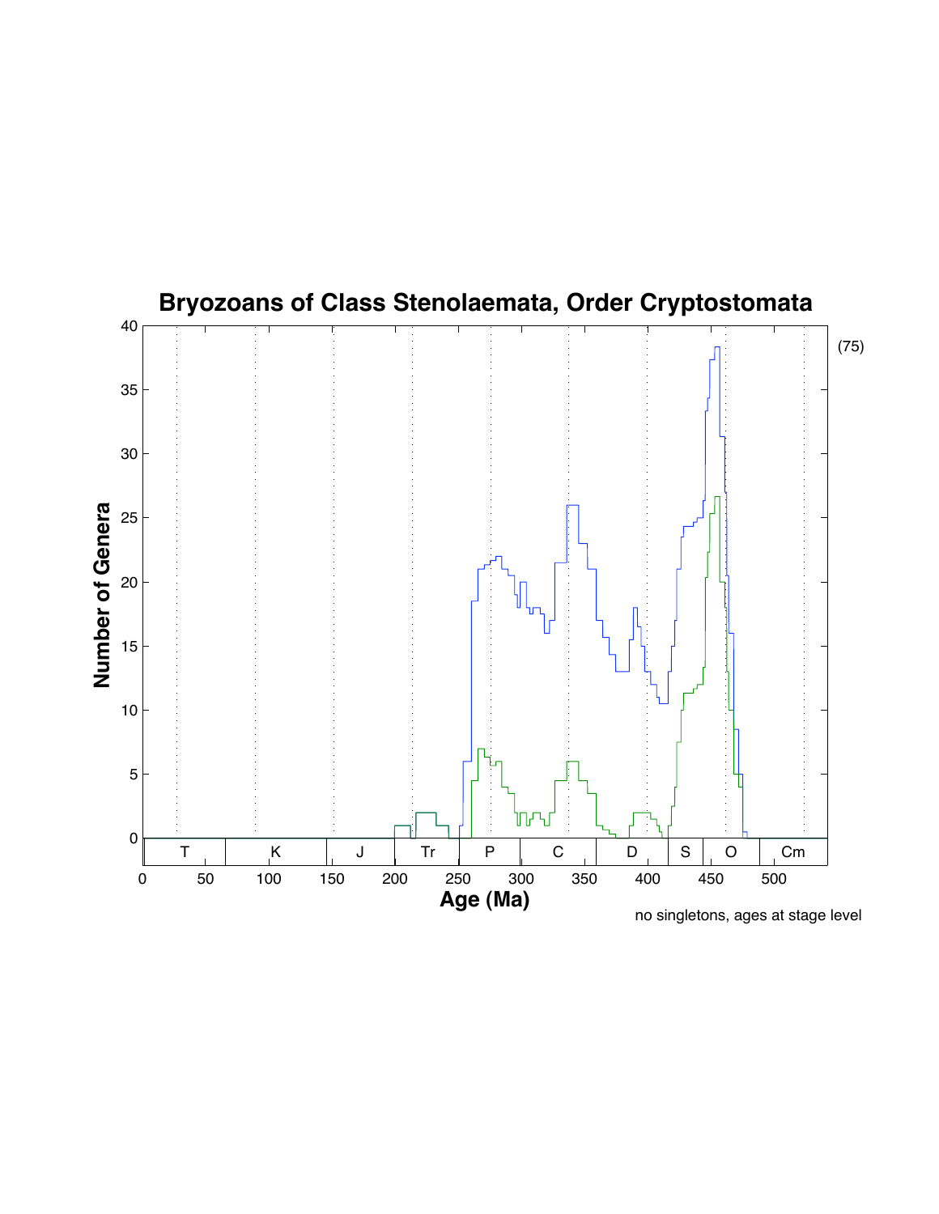# Bryozoans of Class Stenolaemata, Order Cryptostomata

(75)

Number of Genera

Age (Ma)

T | K | J | Tr | P | C | D | S | O | Cm

no singletons, ages at stage level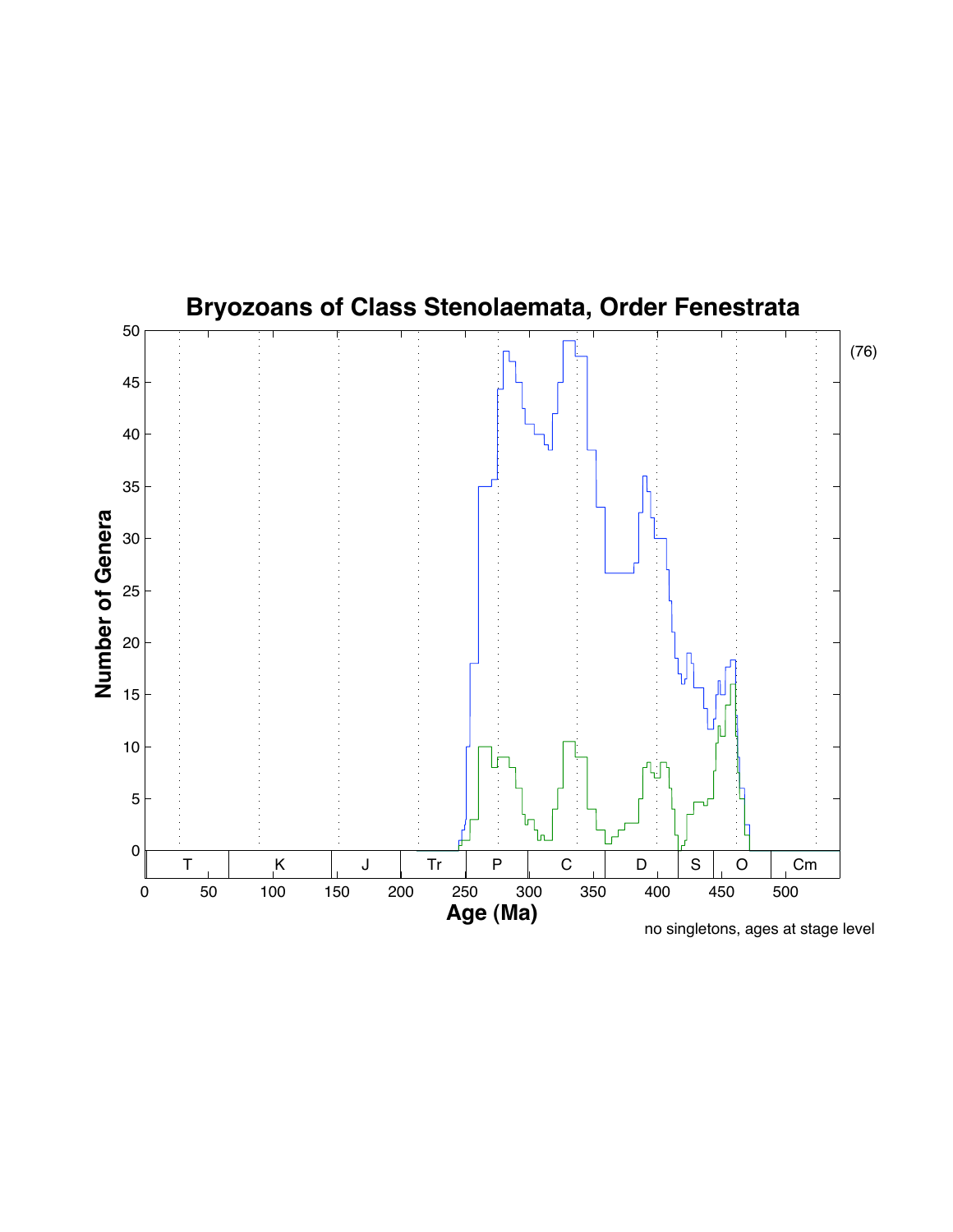# Bryozoans of Class Stenolaemata, Order Fenestrata

(76)

no singletons, ages at stage level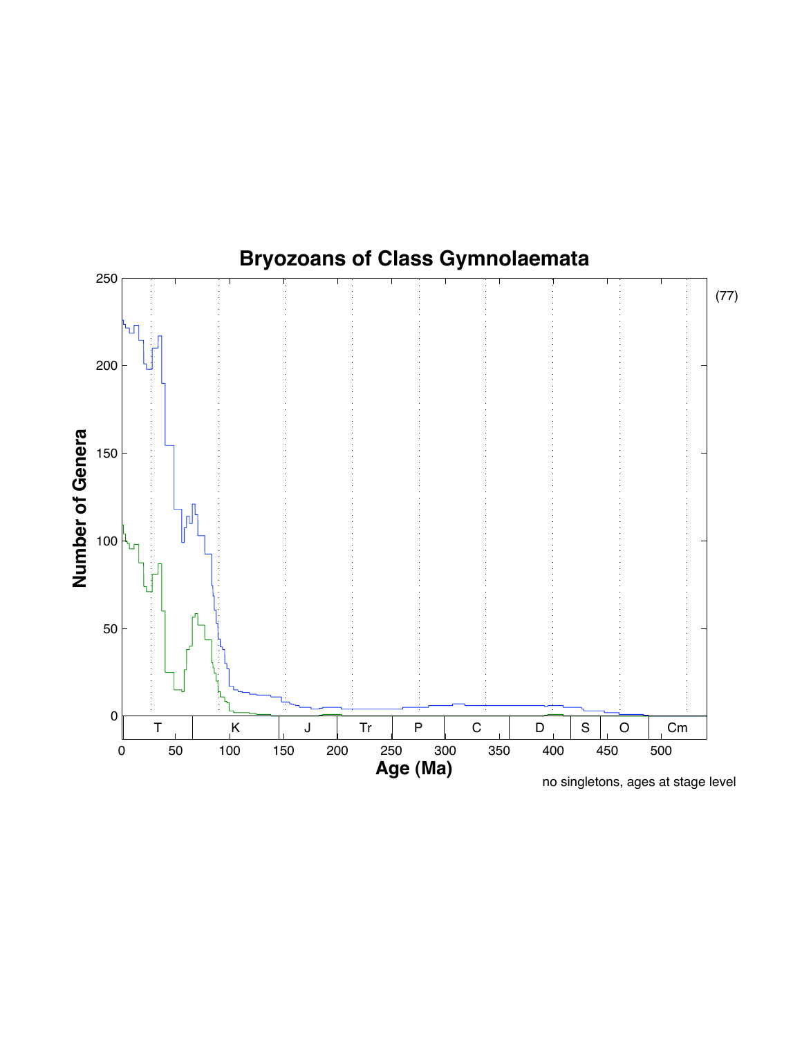# Bryozoans of Class Gymnolaemata

no singletons, ages at stage level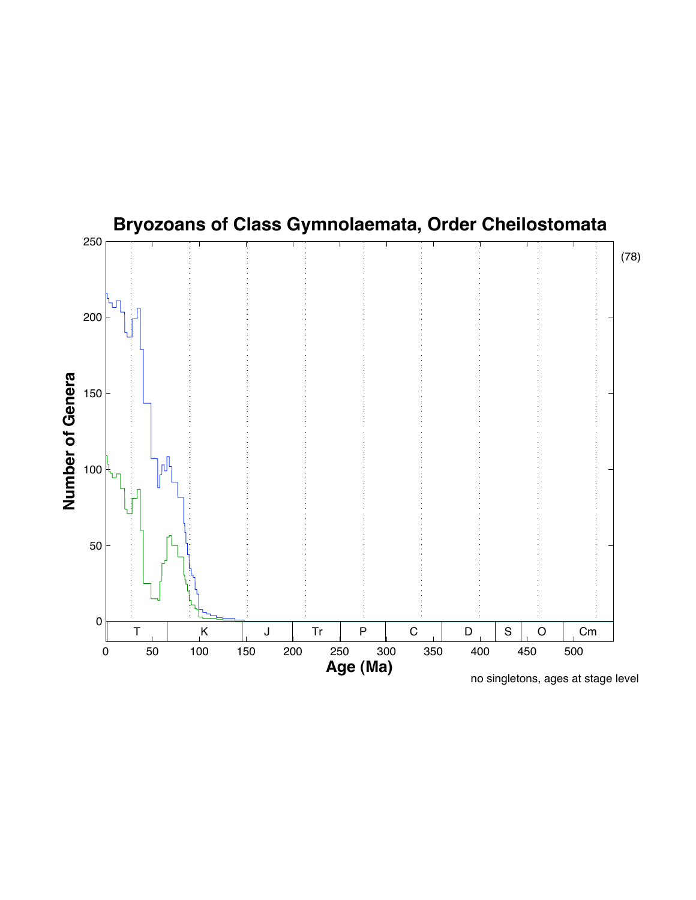# Bryozoans of Class Gymnolaemata, Order Cheilostomata

(78)

Number of Genera

Age (Ma)

| T | K | J | Tr | P | C | D | S | O | Cm |
| --- | --- | --- | --- | --- | --- | --- | --- | --- | --- |

no singletons, ages at stage level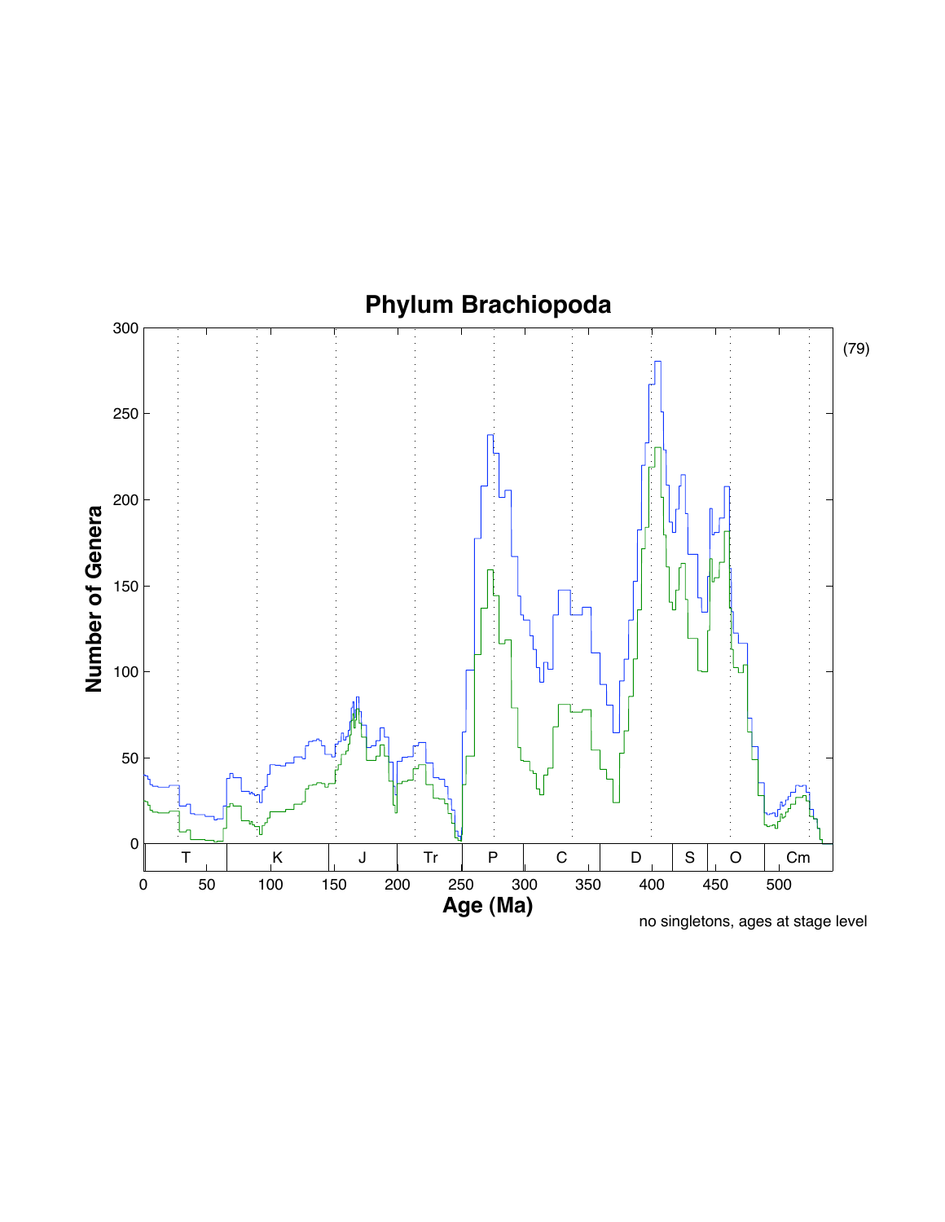# Phylum Brachiopoda

Number of Genera

Age (Ma)

| T | K | J | Tr | P | C | D | S | O | Cm |
|---|---|---|---|---|---|---|---|---|---|

no singletons, ages at stage level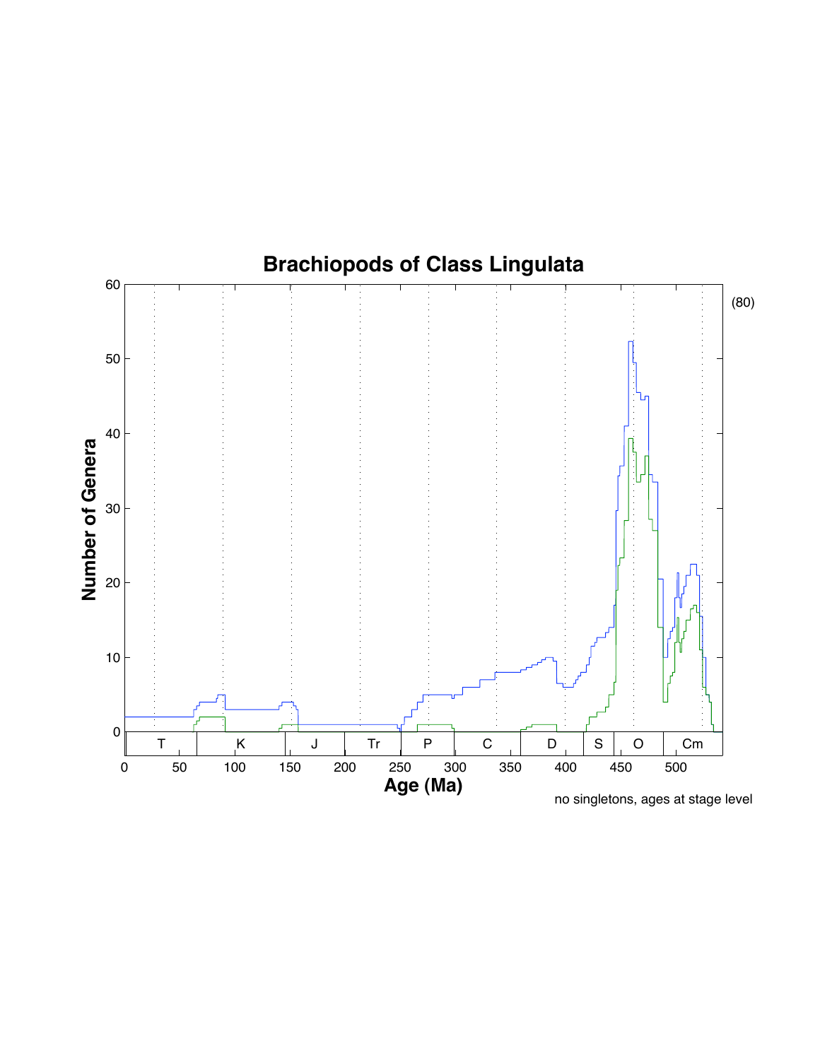# Brachiopods of Class Lingulata

(80)

no singletons, ages at stage level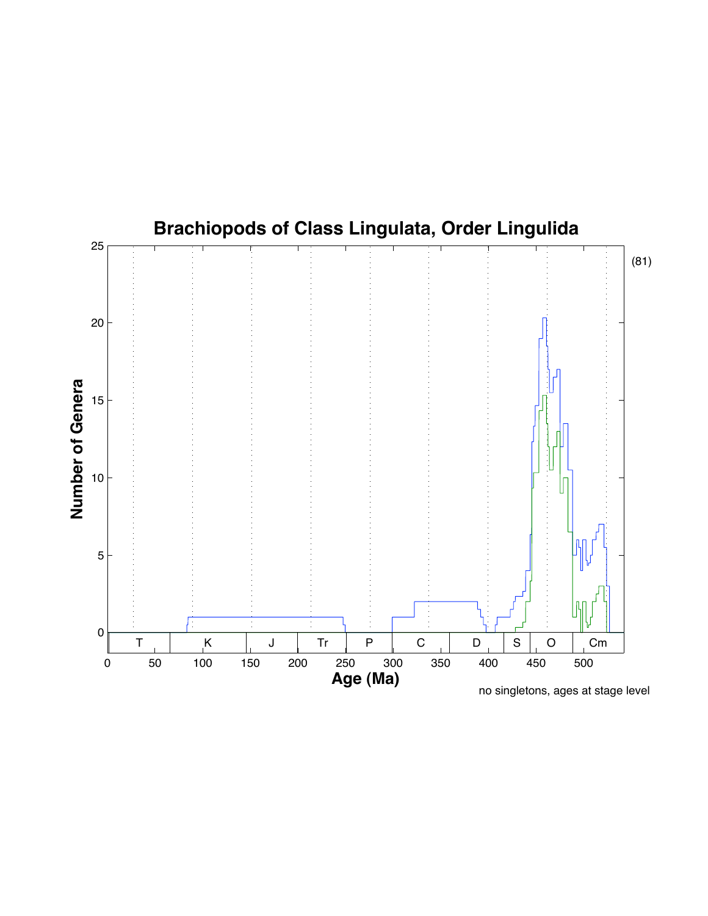# Brachiopods of Class Lingulata, Order Lingulida

(81)

Number of Genera

Age (Ma)

T | K | J | Tr | P | C | D | S | O | Cm

no singletons, ages at stage level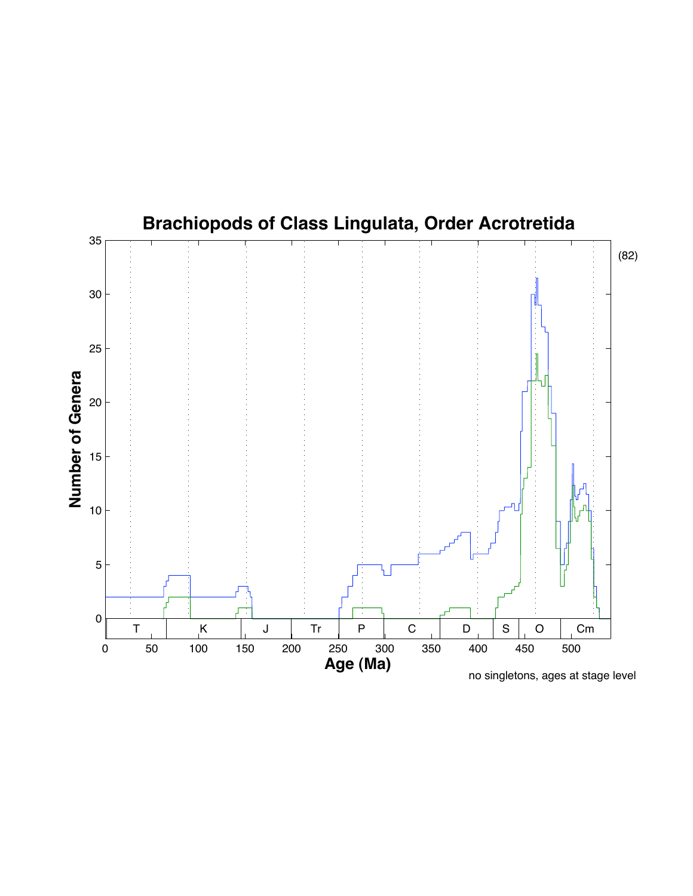# Brachiopods of Class Lingulata, Order Acrotretida

(82)

Number of Genera

Age (Ma)

T | K | J | Tr | P | C | D | S | O | Cm

no singletons, ages at stage level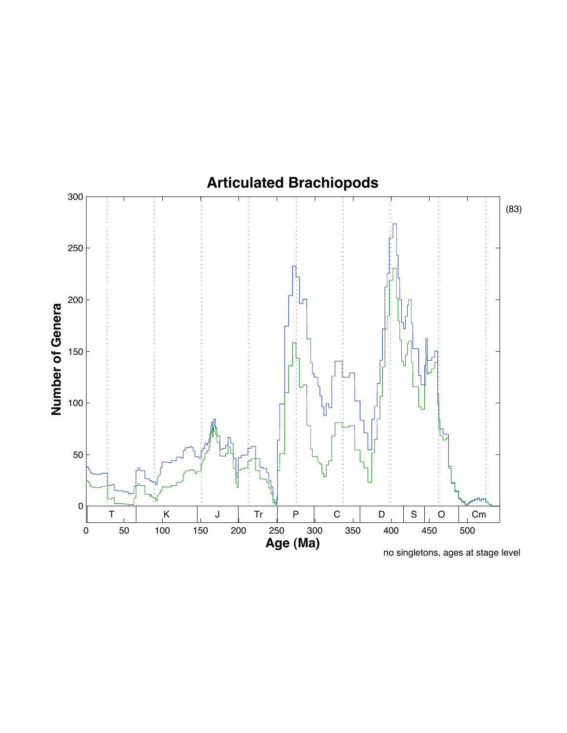# Articulated Brachiopods

(83)

Number of Genera

Age (Ma)

no singletons, ages at stage level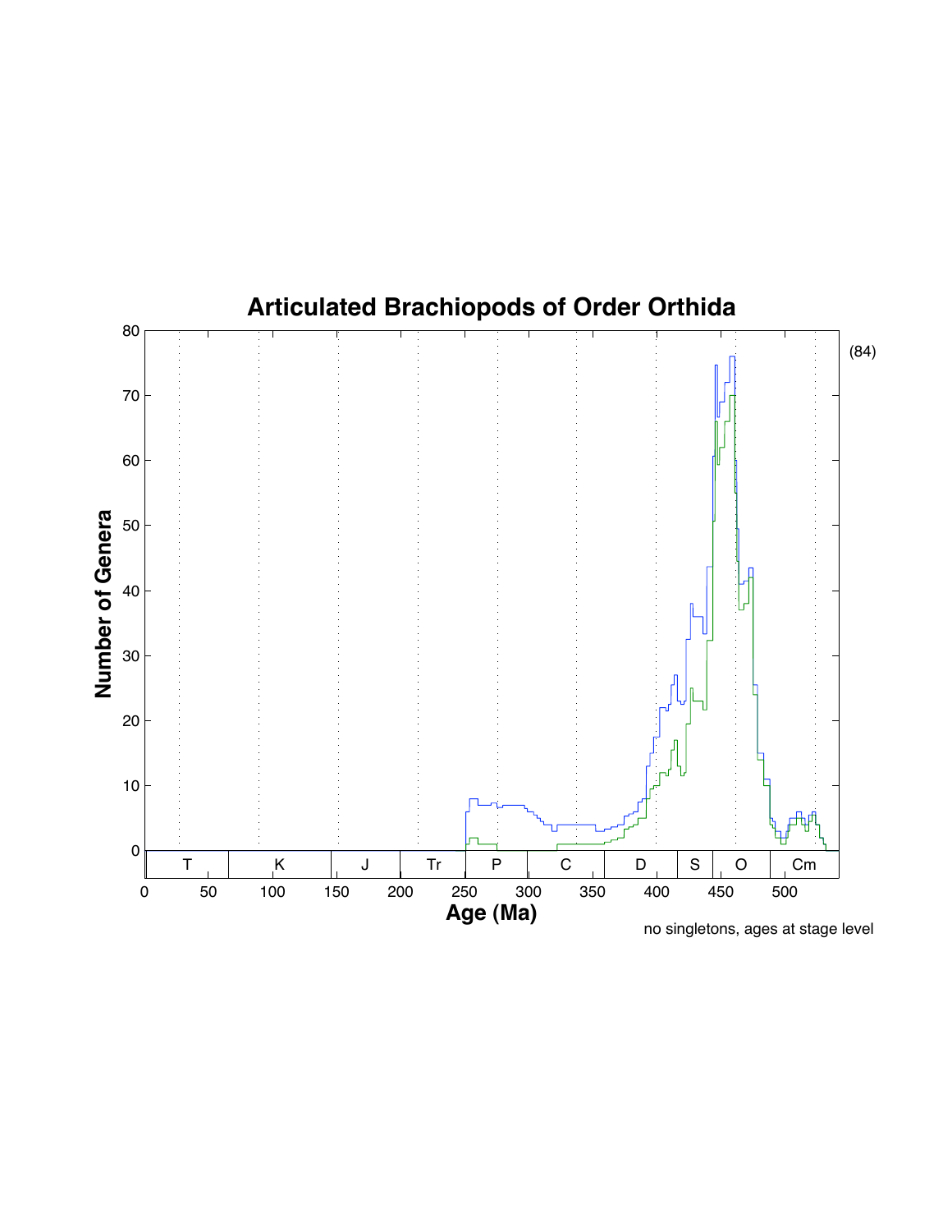# Articulated Brachiopods of Order Orthida

(84)

no singletons, ages at stage level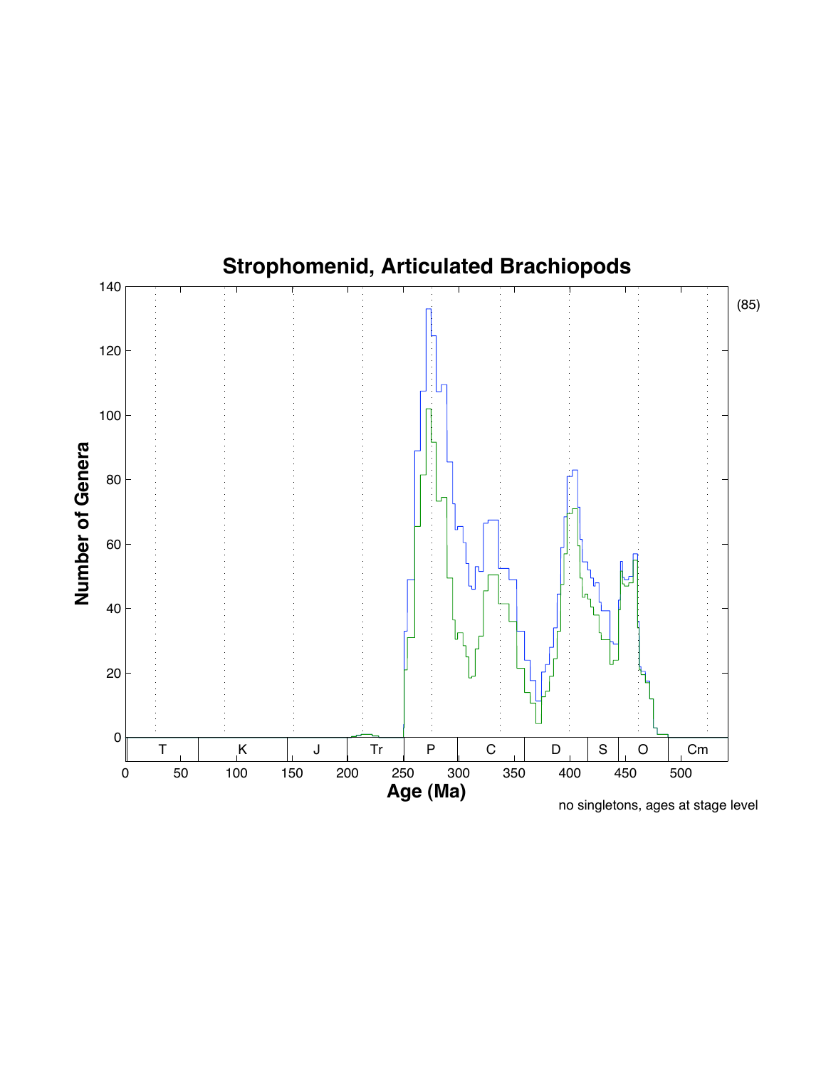# Strophomenid, Articulated Brachiopods

(85)

no singletons, ages at stage level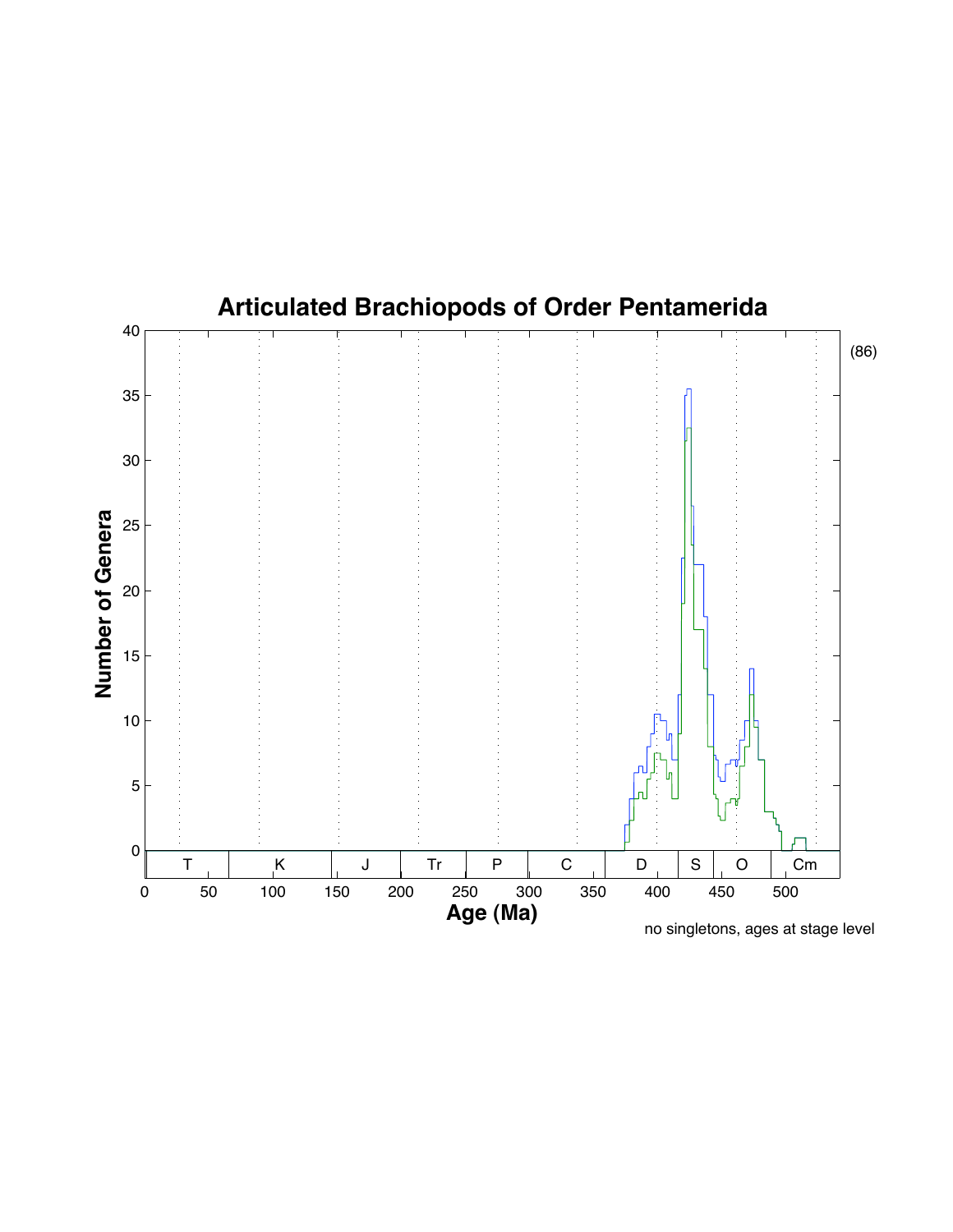# Articulated Brachiopods of Order Pentamerida

(86)

Number of Genera

Age (Ma)

T | K | J | Tr | P | C | D | S | O | Cm

no singletons, ages at stage level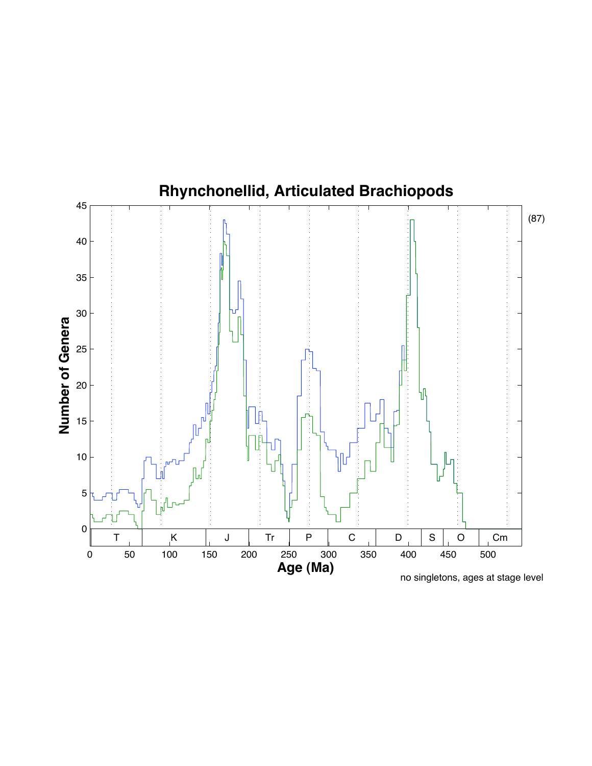# Rhynchonellid, Articulated Brachiopods

(87)

no singletons, ages at stage level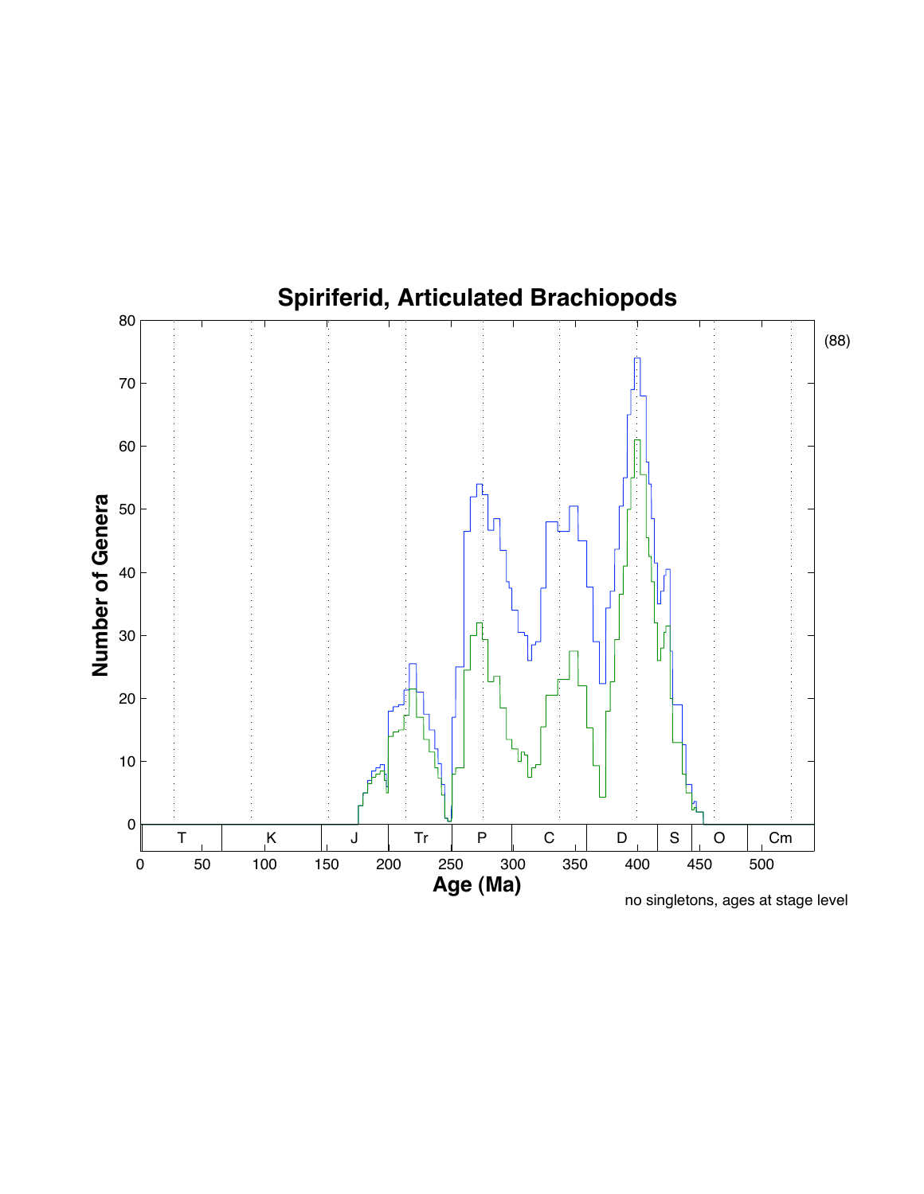## Spiriferid, Articulated Brachiopods

(88)

Number of Genera

Age (Ma)

| T | K | J | Tr | P | C | D | S | O | Cm |
|---|---|---|---|---|---|---|---|---|---|

no singletons, ages at stage level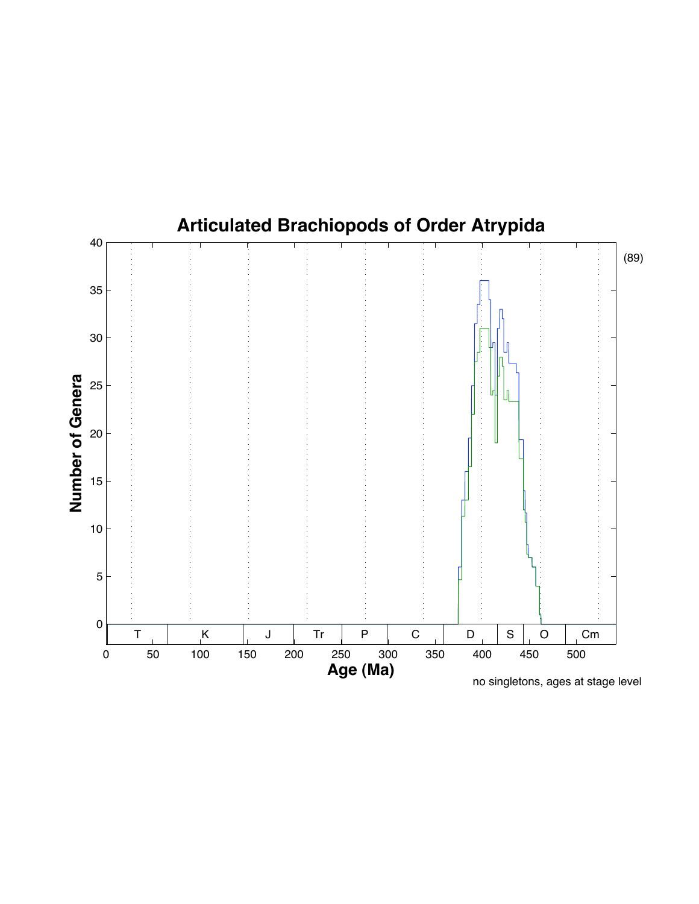# Articulated Brachiopods of Order Atrypida

(89)

| | |
|---|---|
| Number of Genera | 0, 5, 10, 15, 20, 25, 30, 35, 40 |
| Age (Ma) | 0, 50, 100, 150, 200, 250, 300, 350, 400, 450, 500 |
| Periods | T, K, J, Tr, P, C, D, S, O, Cm |

no singletons, ages at stage level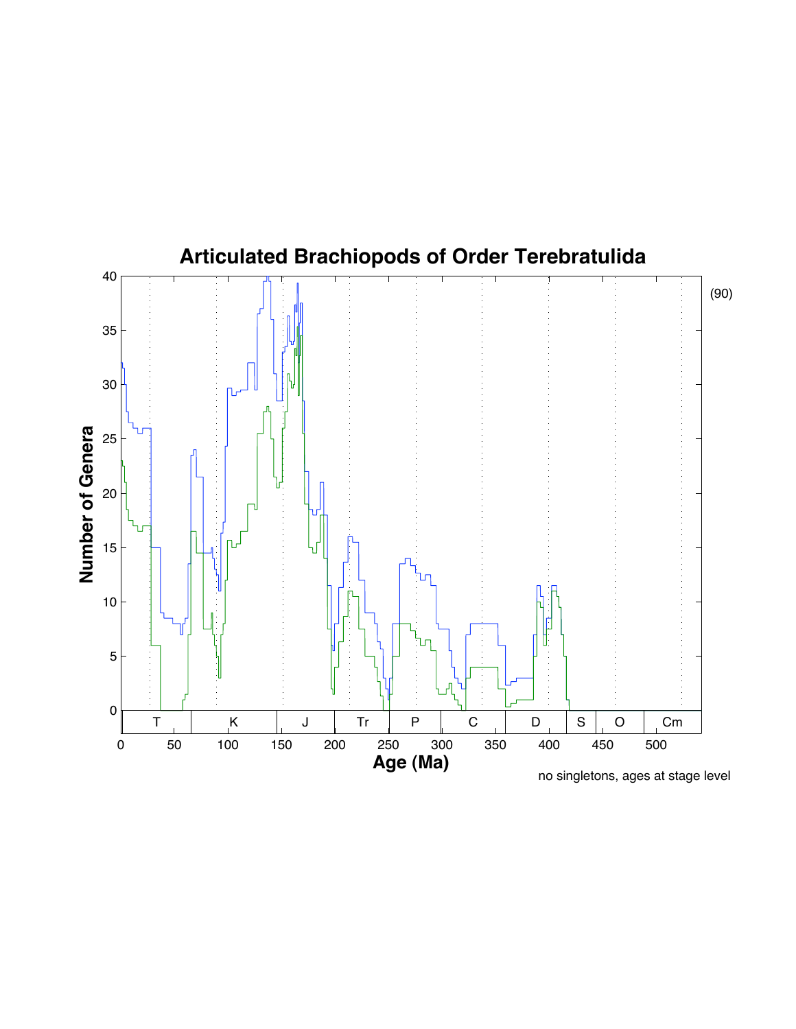# Articulated Brachiopods of Order Terebratulida

(90)

Number of Genera

Age (Ma)

T K J Tr P C D S O Cm

no singletons, ages at stage level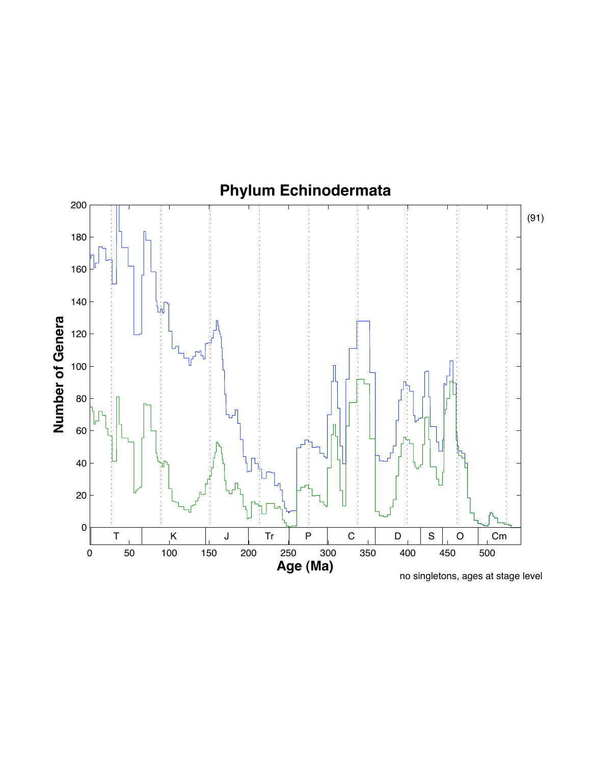# Phylum Echinodermata

| Age (Ma) | T | K | J | Tr | P | C | D | S | O | Cm |
|---|---|---|---|---|---|---|---|---|---|---|

Number of Genera

Age (Ma)

(91)

no singletons, ages at stage level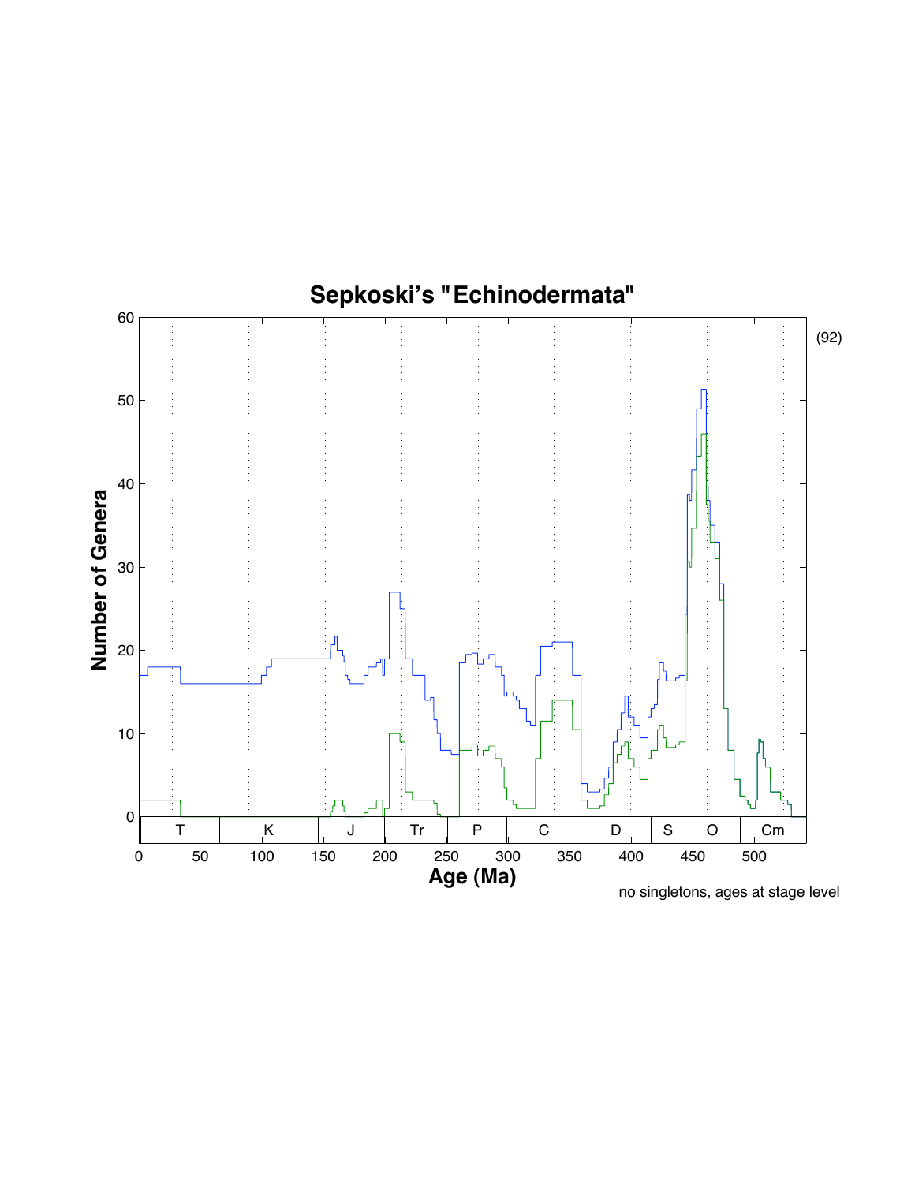# Sepkoski's "Echinodermata"

Number of Genera

Age (Ma)

T | K | J | Tr | P | C | D | S | O | Cm

no singletons, ages at stage level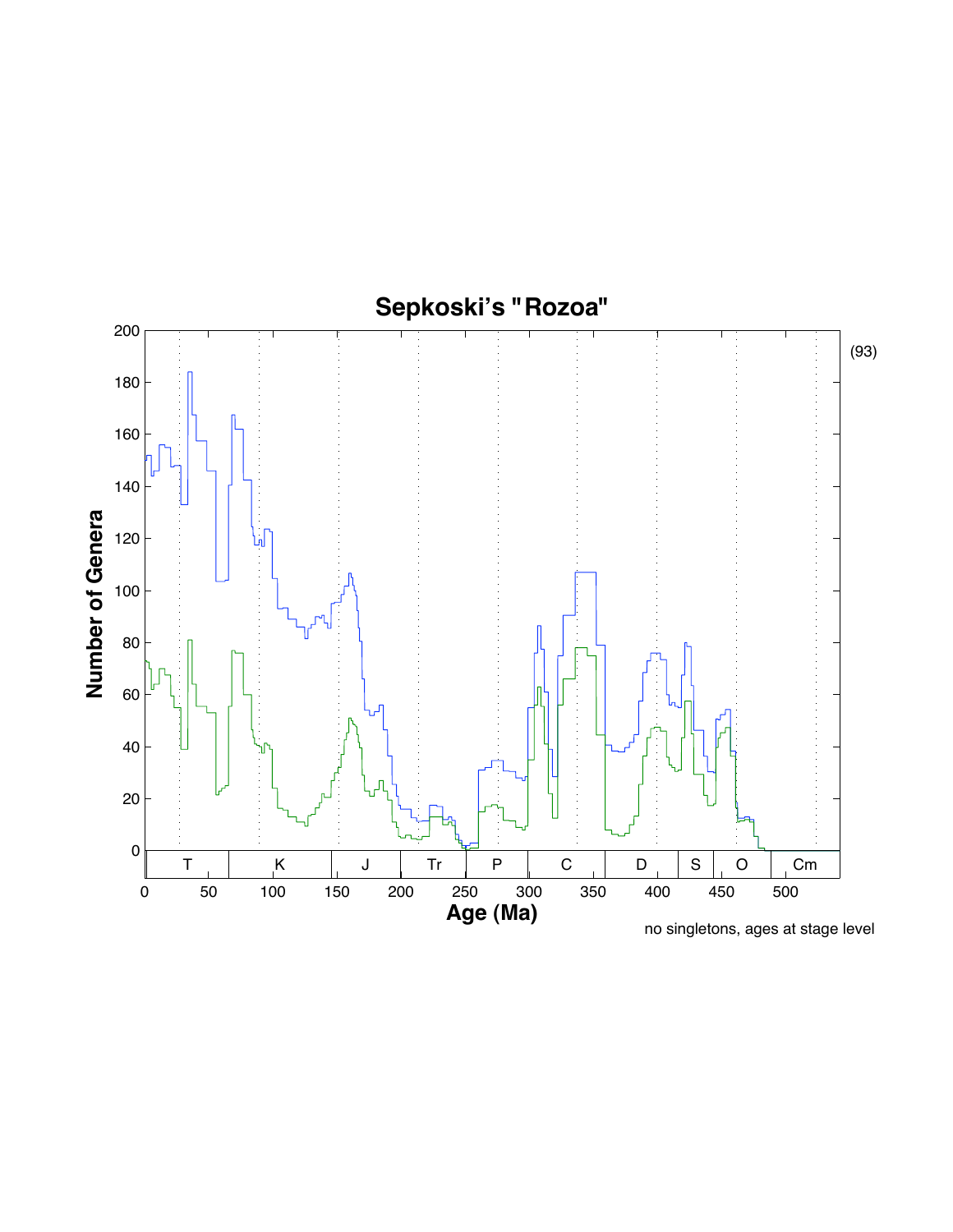# Sepkoski's "Rozoa"

Number of Genera

Age (Ma)

no singletons, ages at stage level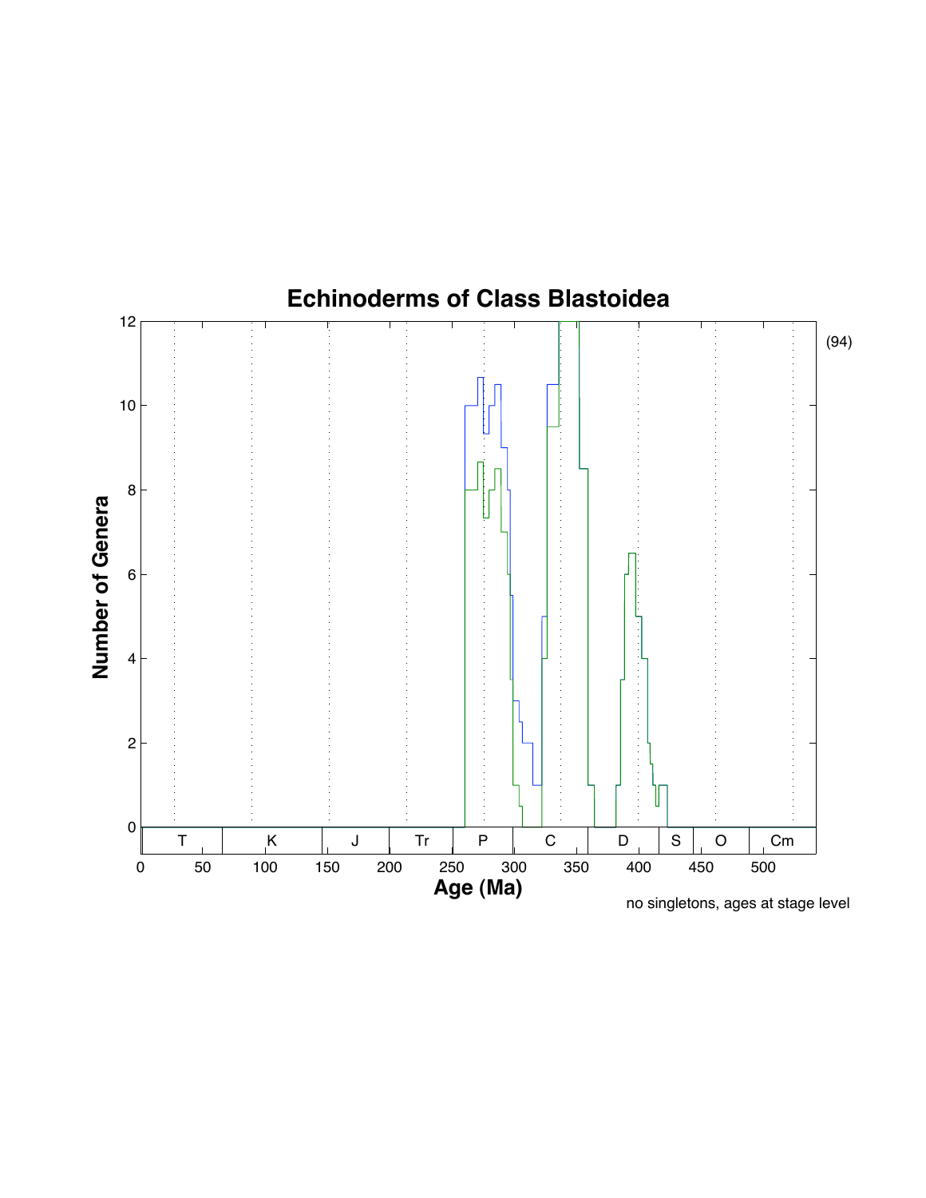# Echinoderms of Class Blastoidea

(94)

Number of Genera

Age (Ma)

no singletons, ages at stage level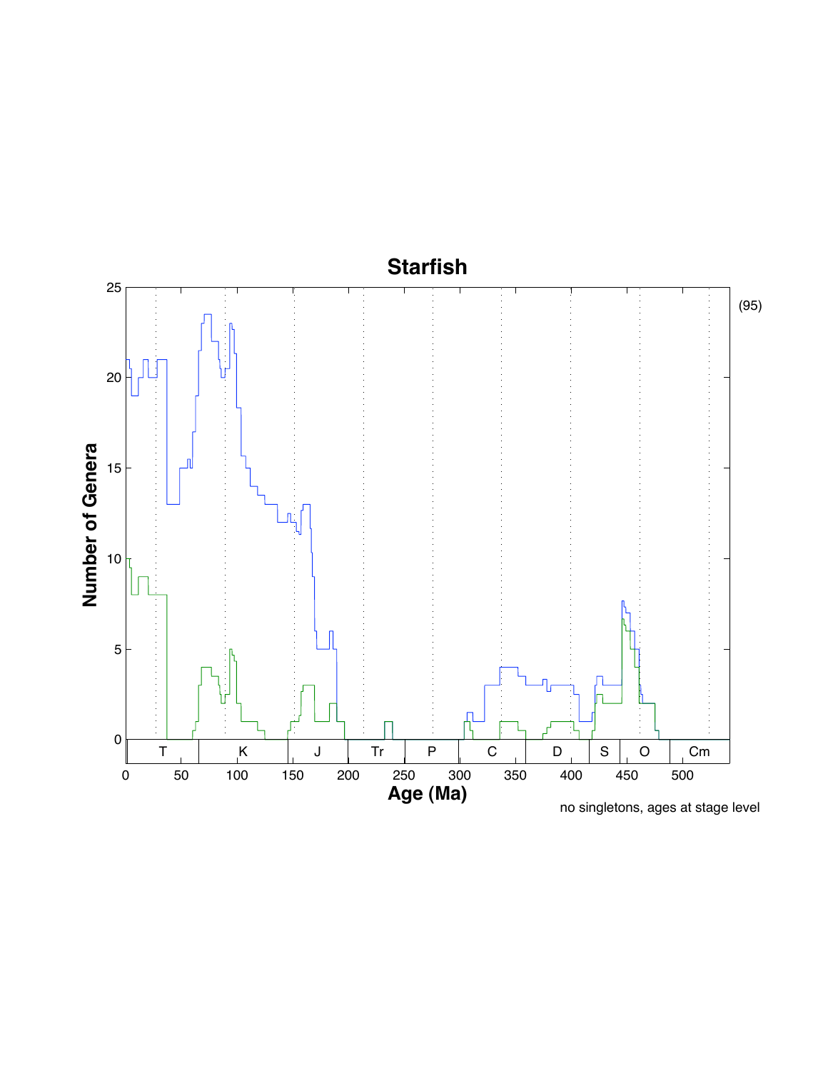# Starfish

(95)

no singletons, ages at stage level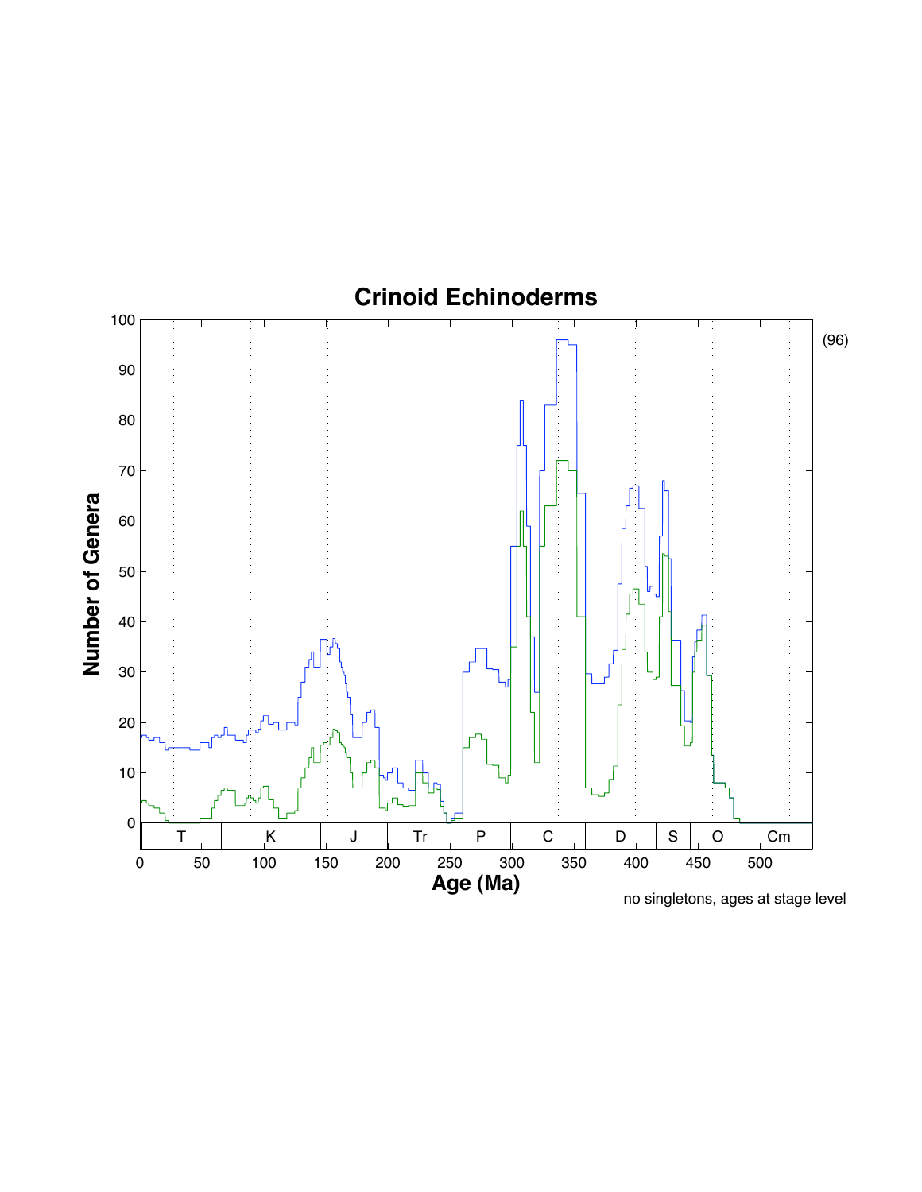# Crinoid Echinoderms

(96)

no singletons, ages at stage level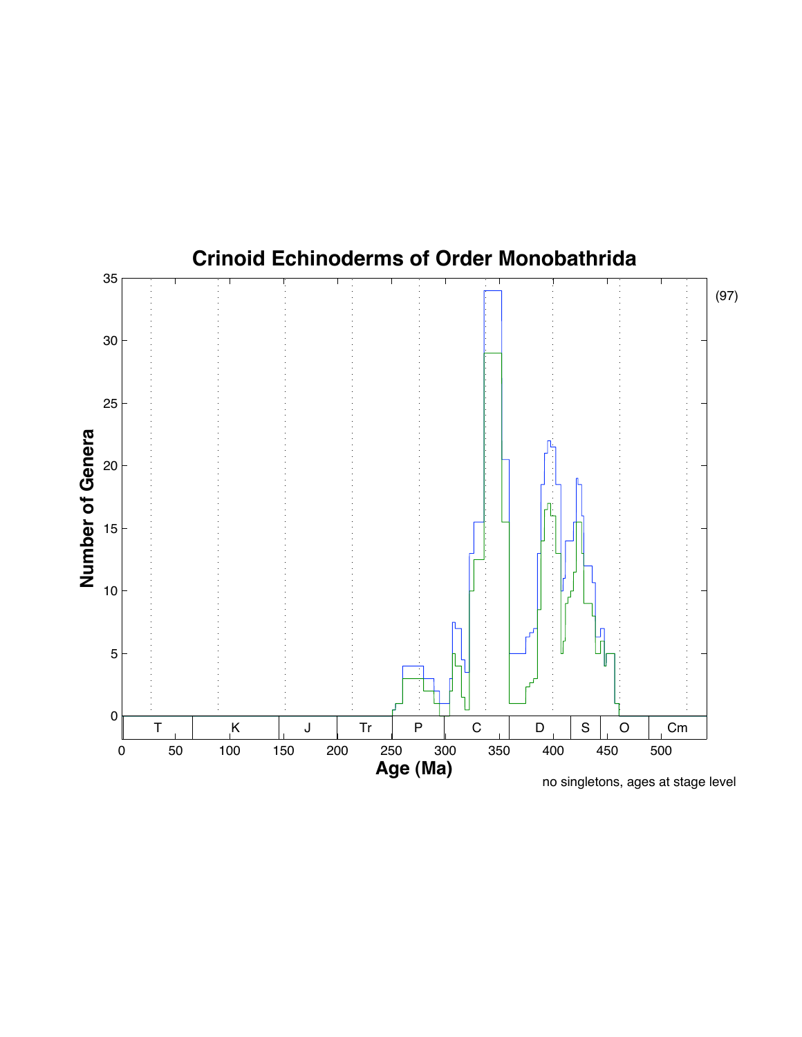# Crinoid Echinoderms of Order Monobathrida

(97)

Number of Genera

Age (Ma)

no singletons, ages at stage level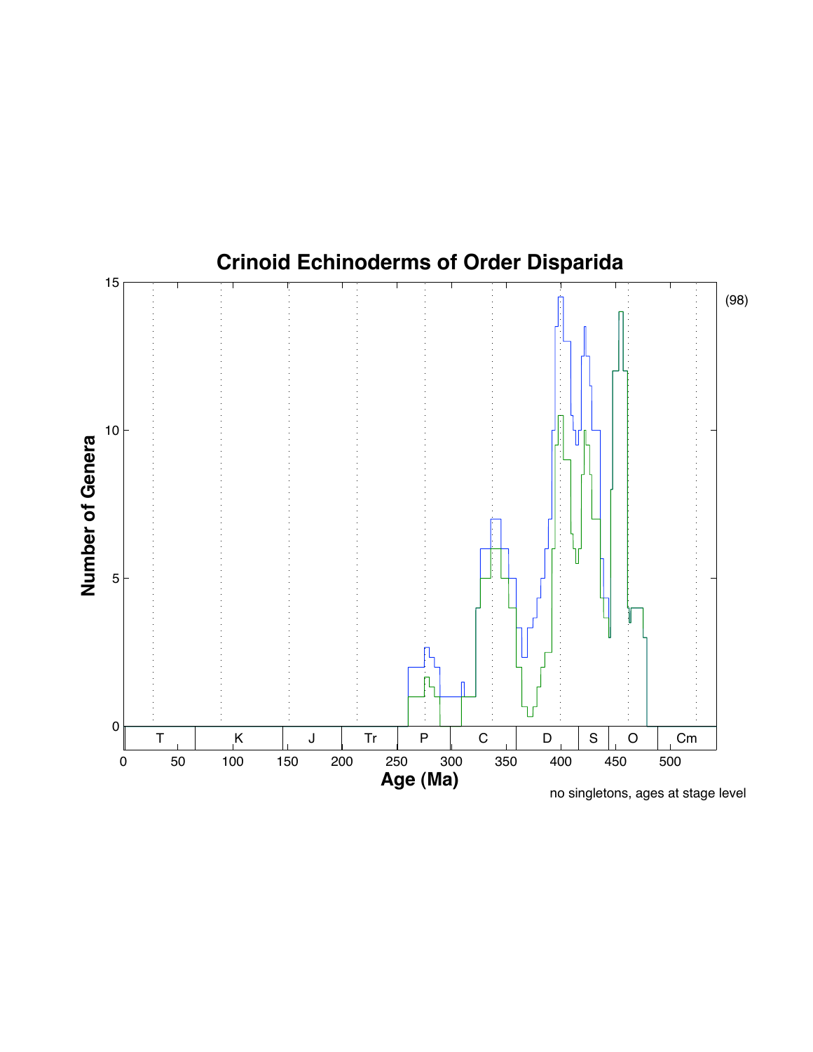# Crinoid Echinoderms of Order Disparida

(98)

Number of Genera

Age (Ma)

T K J Tr P C D S O Cm

no singletons, ages at stage level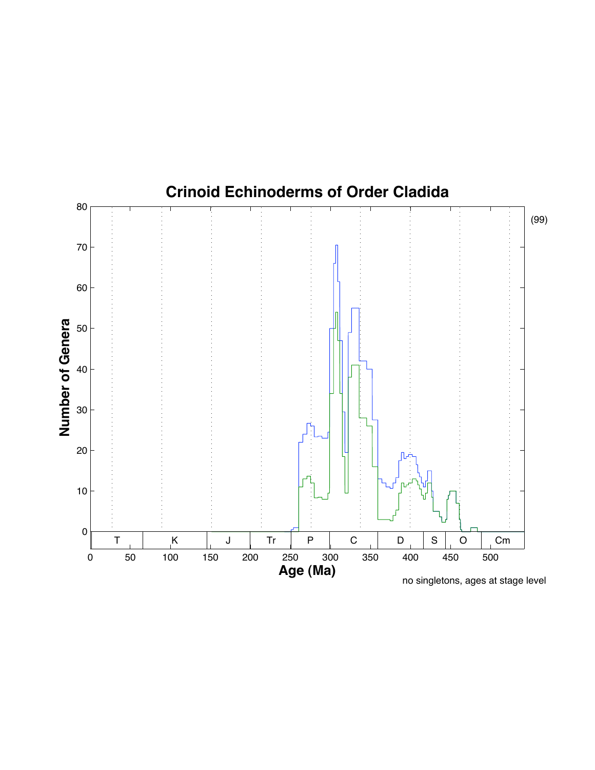# Crinoid Echinoderms of Order Cladida

(99)

no singletons, ages at stage level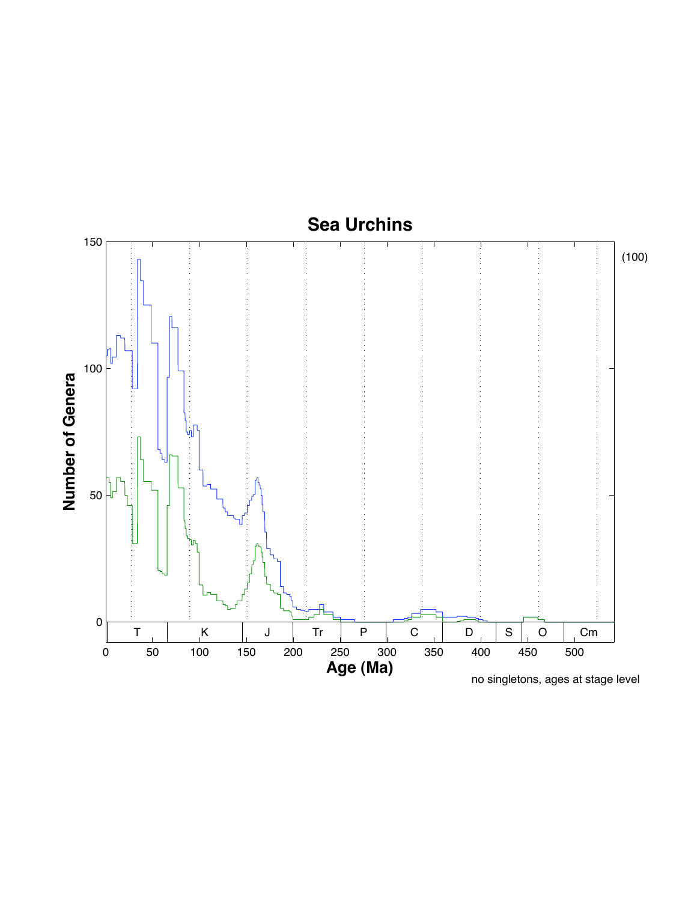# Sea Urchins

(100)

Number of Genera

Age (Ma)

T | K | J | Tr | P | C | D | S | O | Cm

no singletons, ages at stage level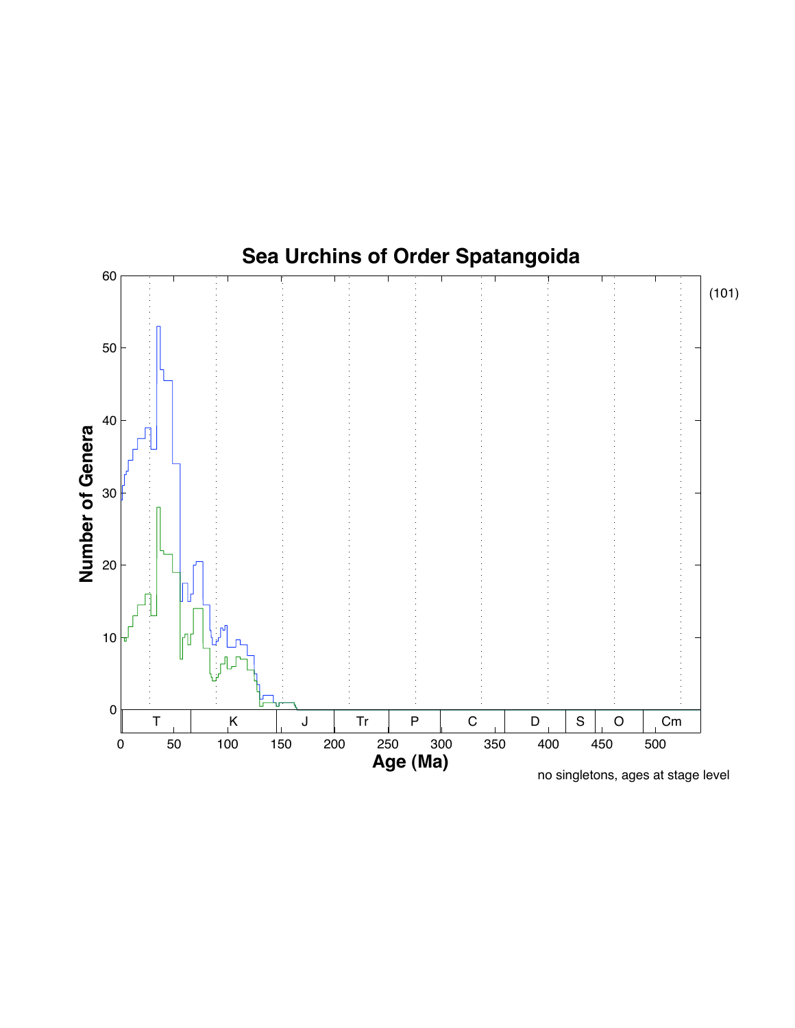# Sea Urchins of Order Spatangoida

(101)

Number of Genera

Age (Ma)

T | K | J | Tr | P | C | D | S | O | Cm

no singletons, ages at stage level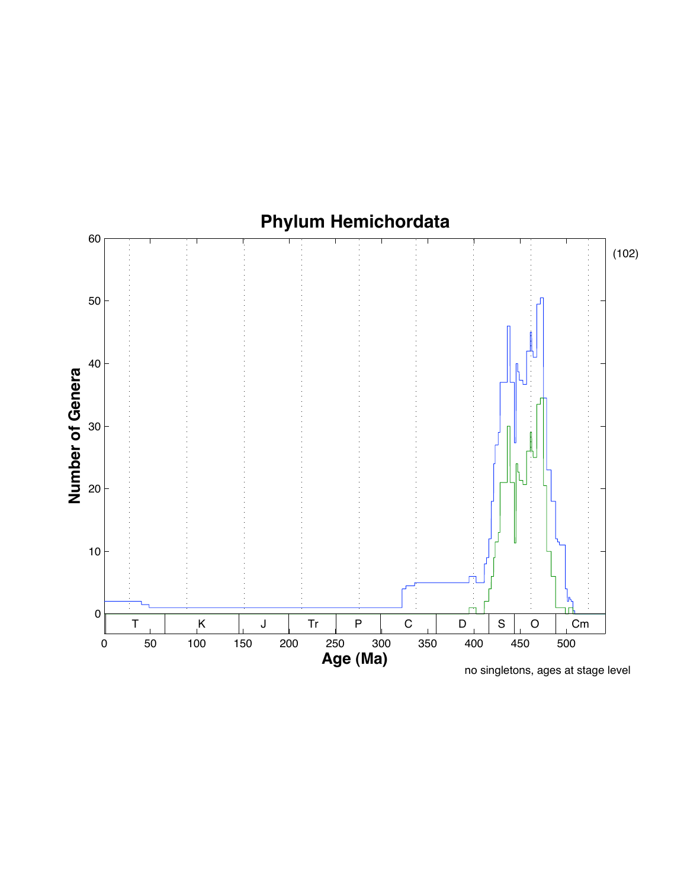# Phylum Hemichordata

(102)

| Axis | Values |
|---|---|
| Number of Genera | 0, 10, 20, 30, 40, 50, 60 |
| Age (Ma) | 0, 50, 100, 150, 200, 250, 300, 350, 400, 450, 500 |
| Periods | T, K, J, Tr, P, C, D, S, O, Cm |

no singletons, ages at stage level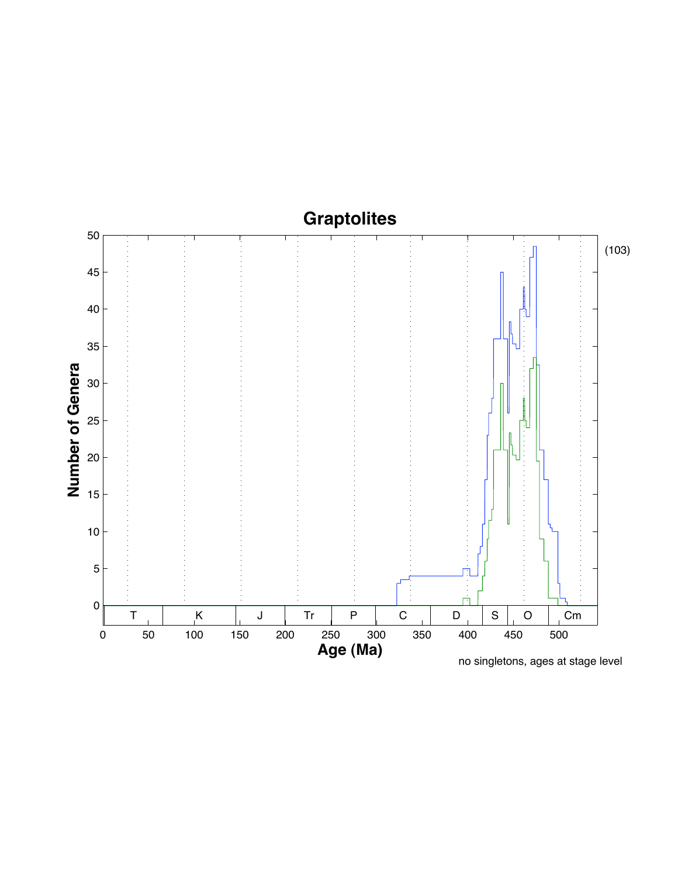# Graptolites

(103)

Number of Genera

Age (Ma)

no singletons, ages at stage level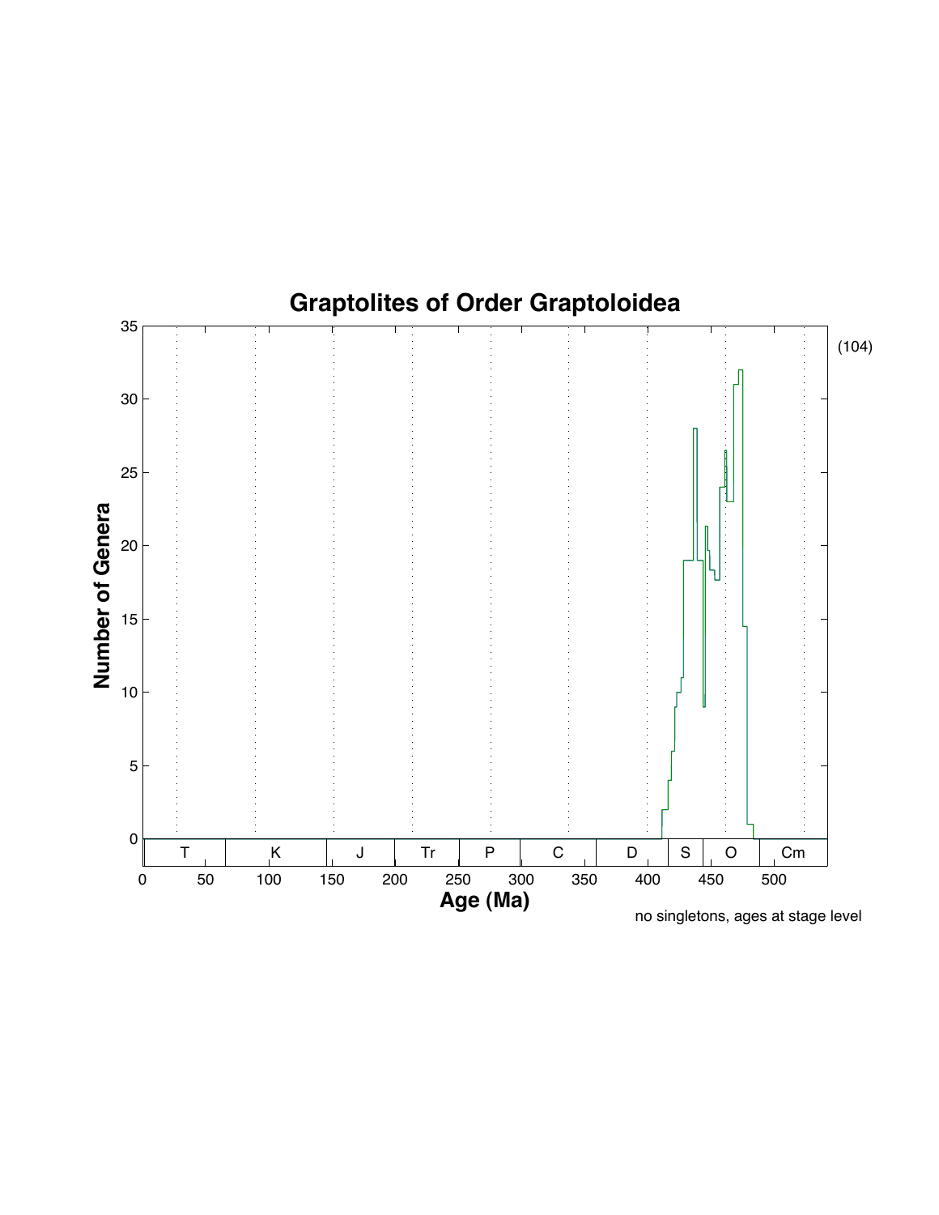# Graptolites of Order Graptoloidea

Number of Genera

Age (Ma)

(104)

T K J Tr P C D S O Cm

no singletons, ages at stage level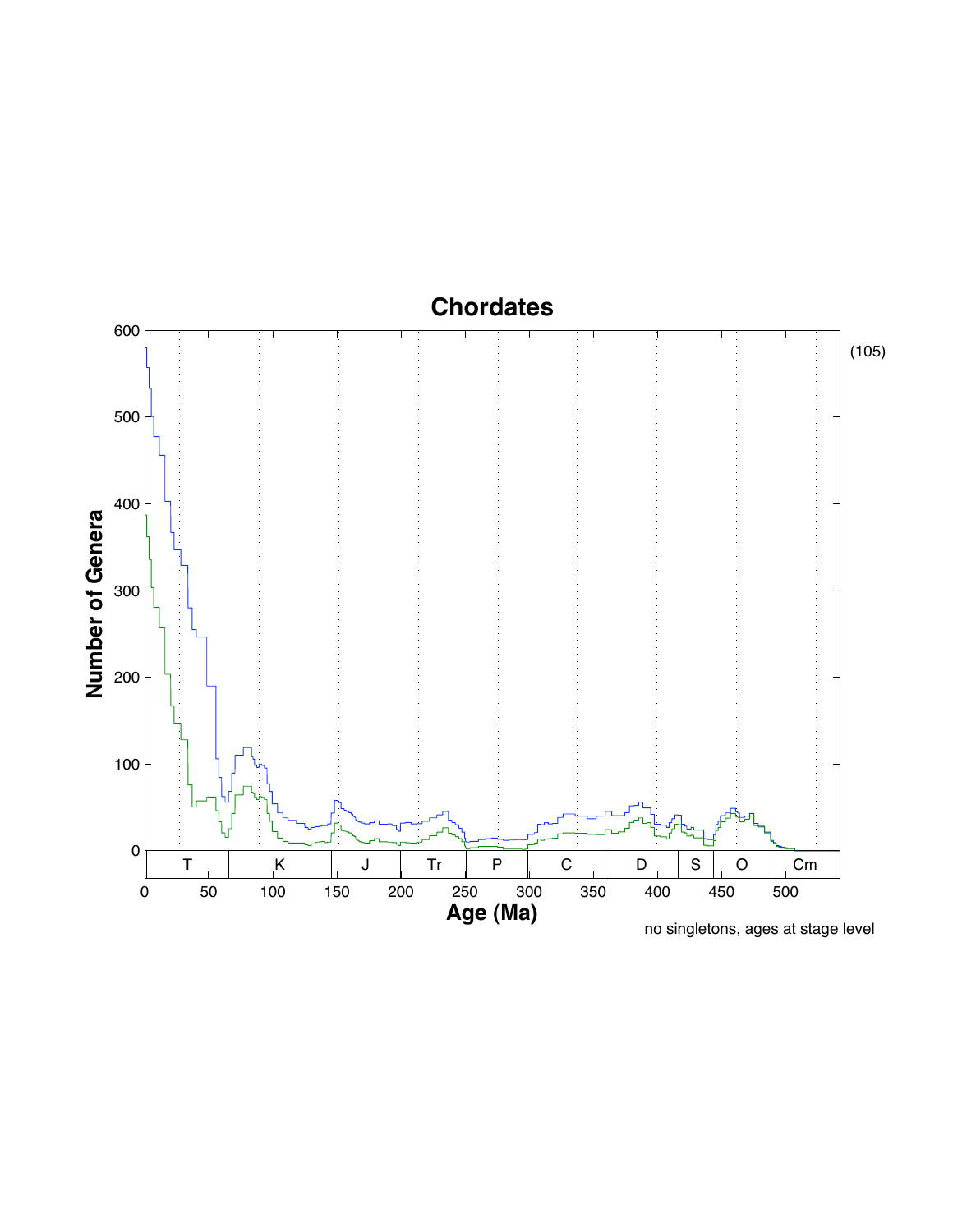# Chordates

no singletons, ages at stage level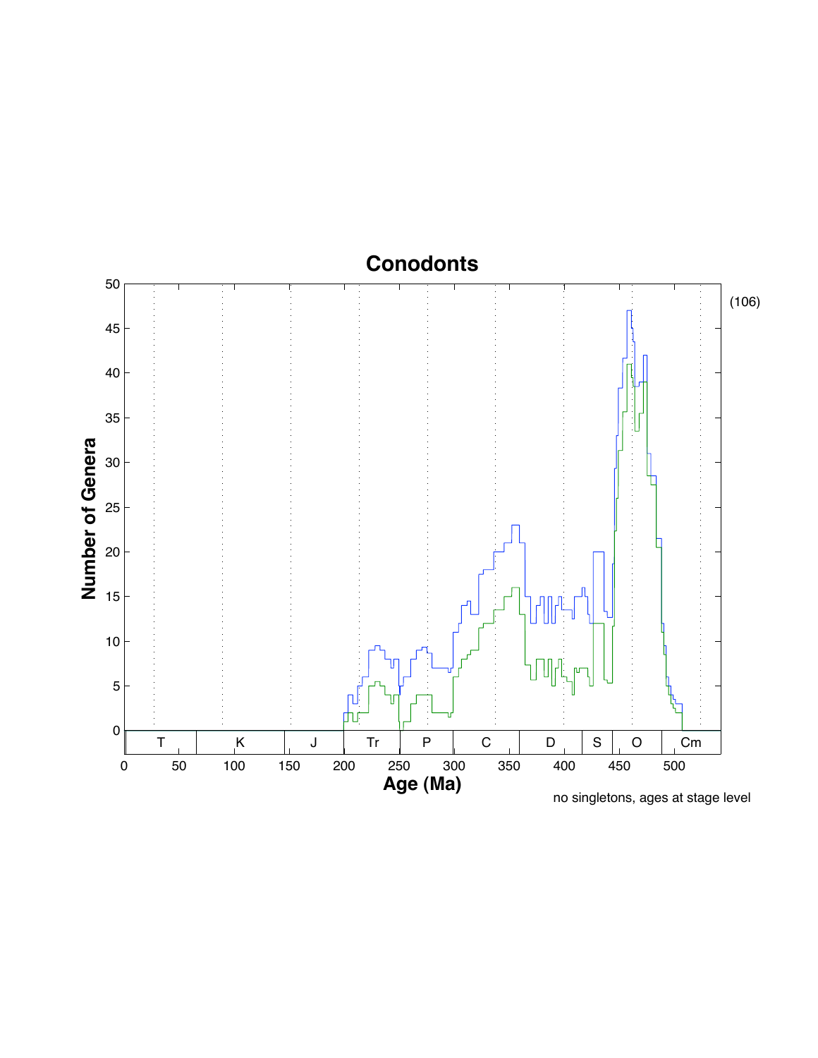# Conodonts

(106)

Number of Genera

Age (Ma)

T K J Tr P C D S O Cm

no singletons, ages at stage level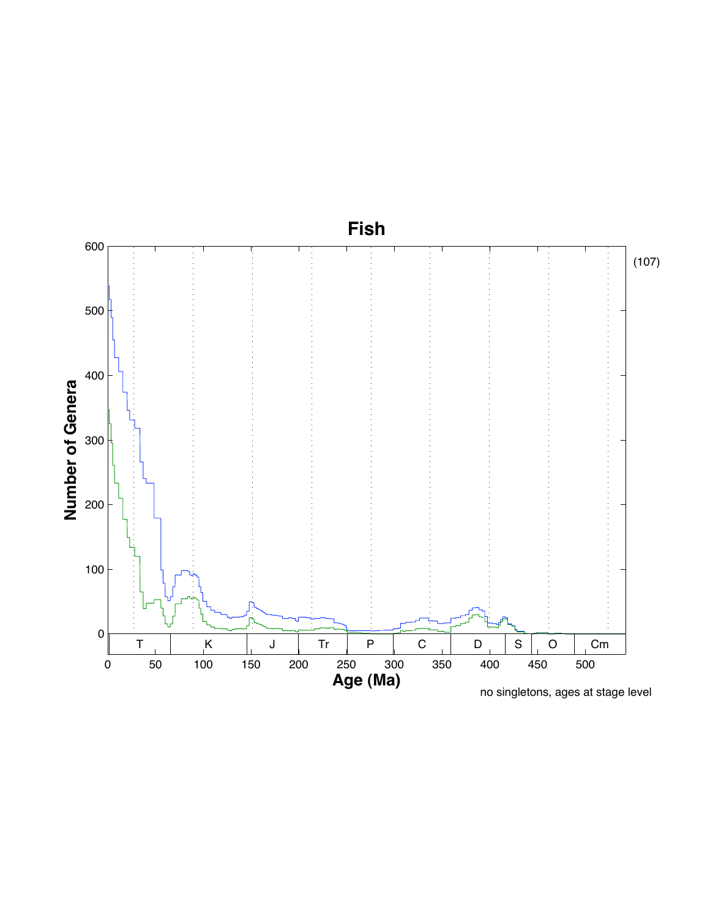# Fish

(107)

no singletons, ages at stage level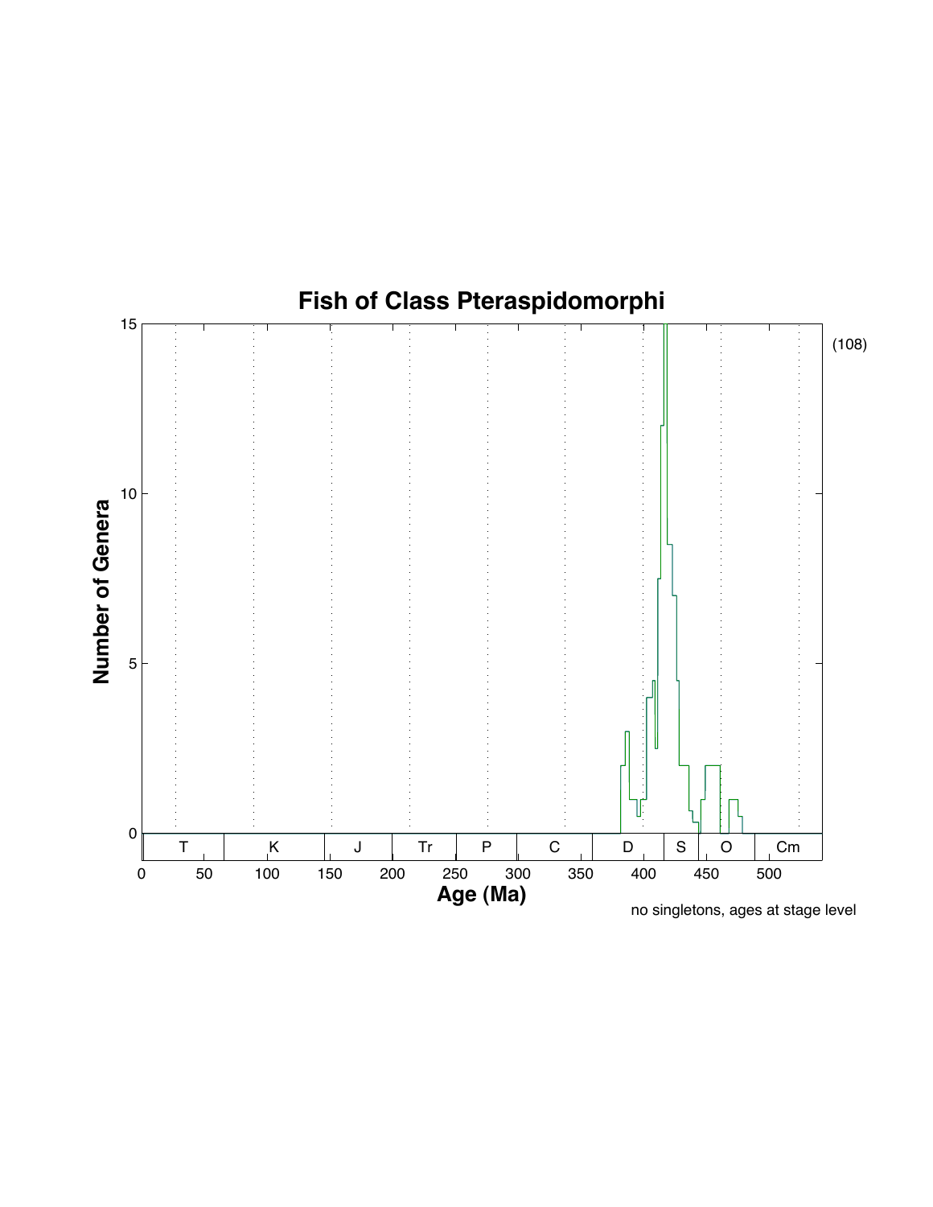# Fish of Class Pteraspidomorphi

(108)

| Period | T | K | J | Tr | P | C | D | S | O | Cm |
|---|---|---|---|---|---|---|---|---|---|---|

Number of Genera

Age (Ma)

no singletons, ages at stage level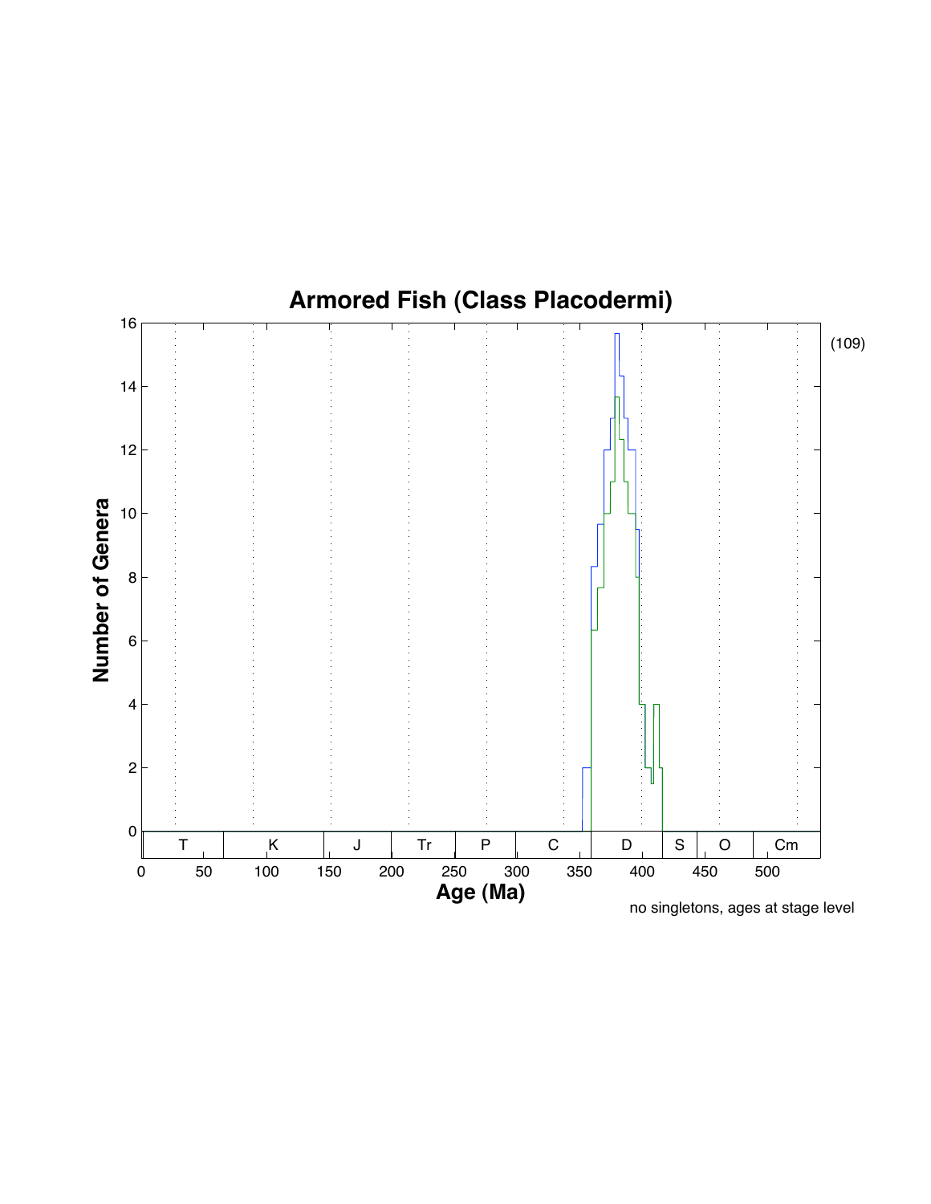## Armored Fish (Class Placodermi)

| | T | K | J | Tr | P | C | D | S | O | Cm |
|---|---|---|---|---|---|---|---|---|---|---|

Number of Genera (0–16) vs. Age (Ma) (0–500)

(109)

no singletons, ages at stage level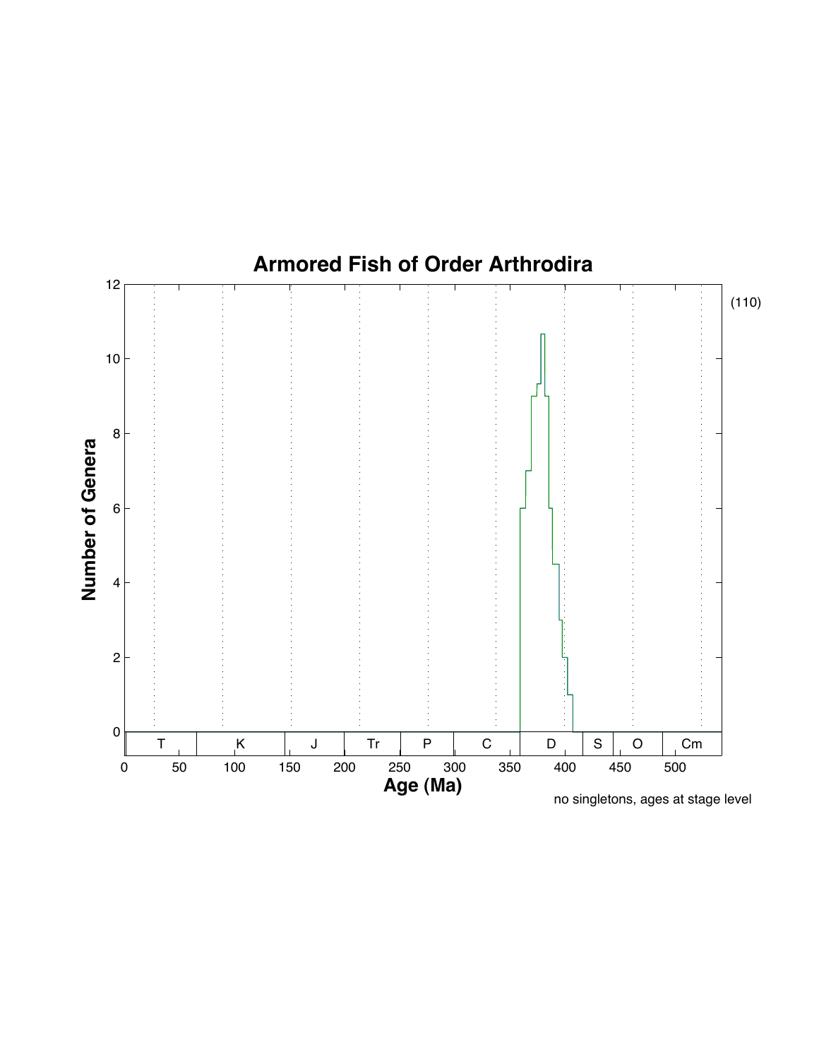# Armored Fish of Order Arthrodira

(110)

Number of Genera

Age (Ma)

no singletons, ages at stage level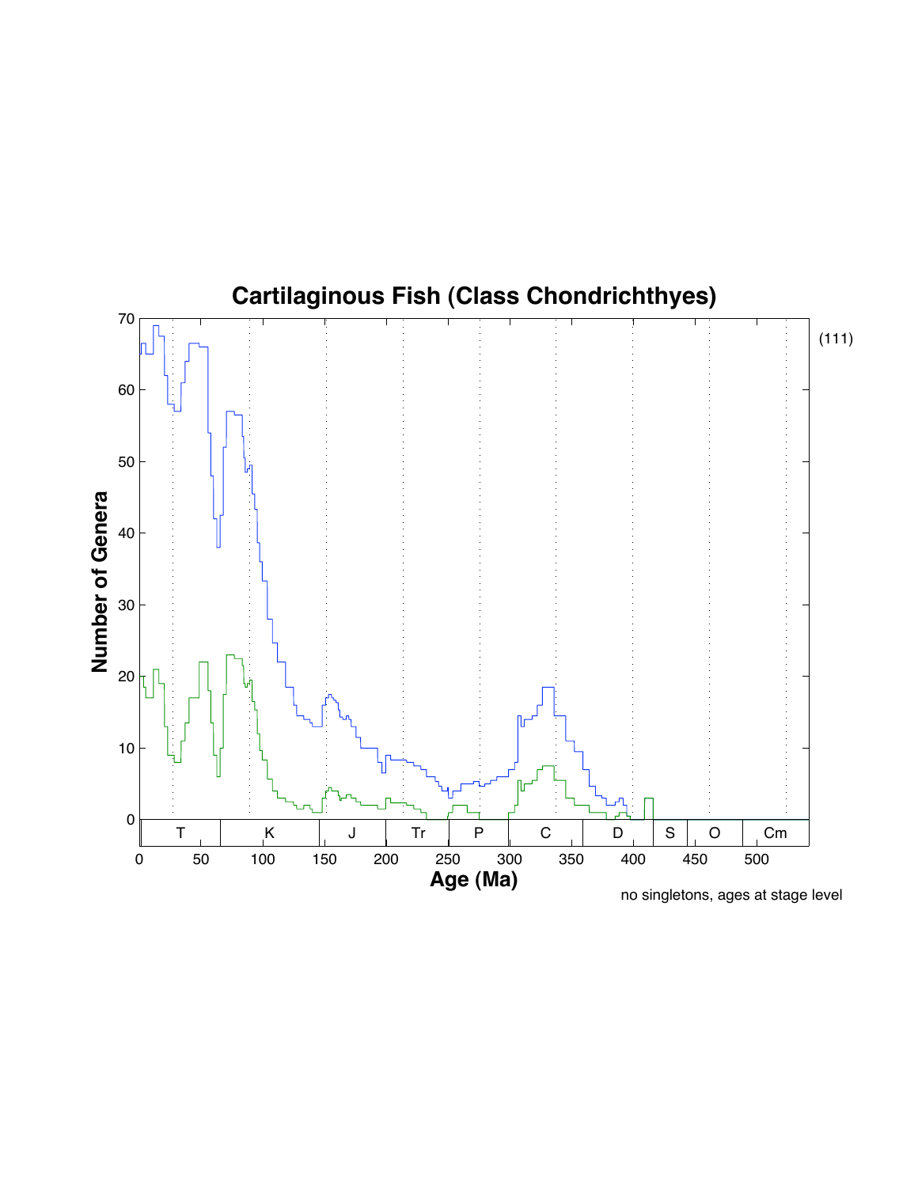# Cartilaginous Fish (Class Chondrichthyes)

(111)

no singletons, ages at stage level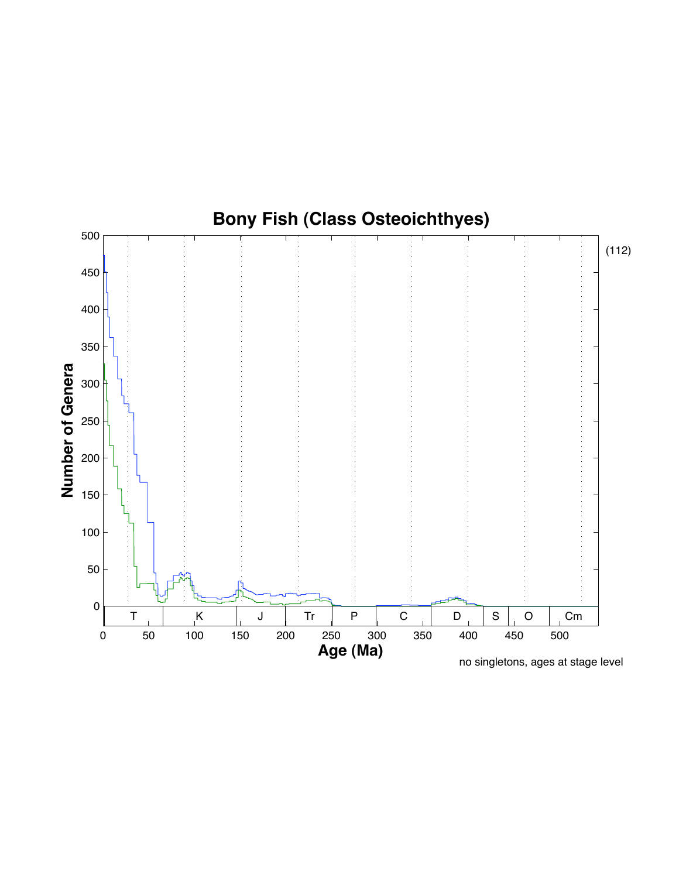# Bony Fish (Class Osteoichthyes)

no singletons, ages at stage level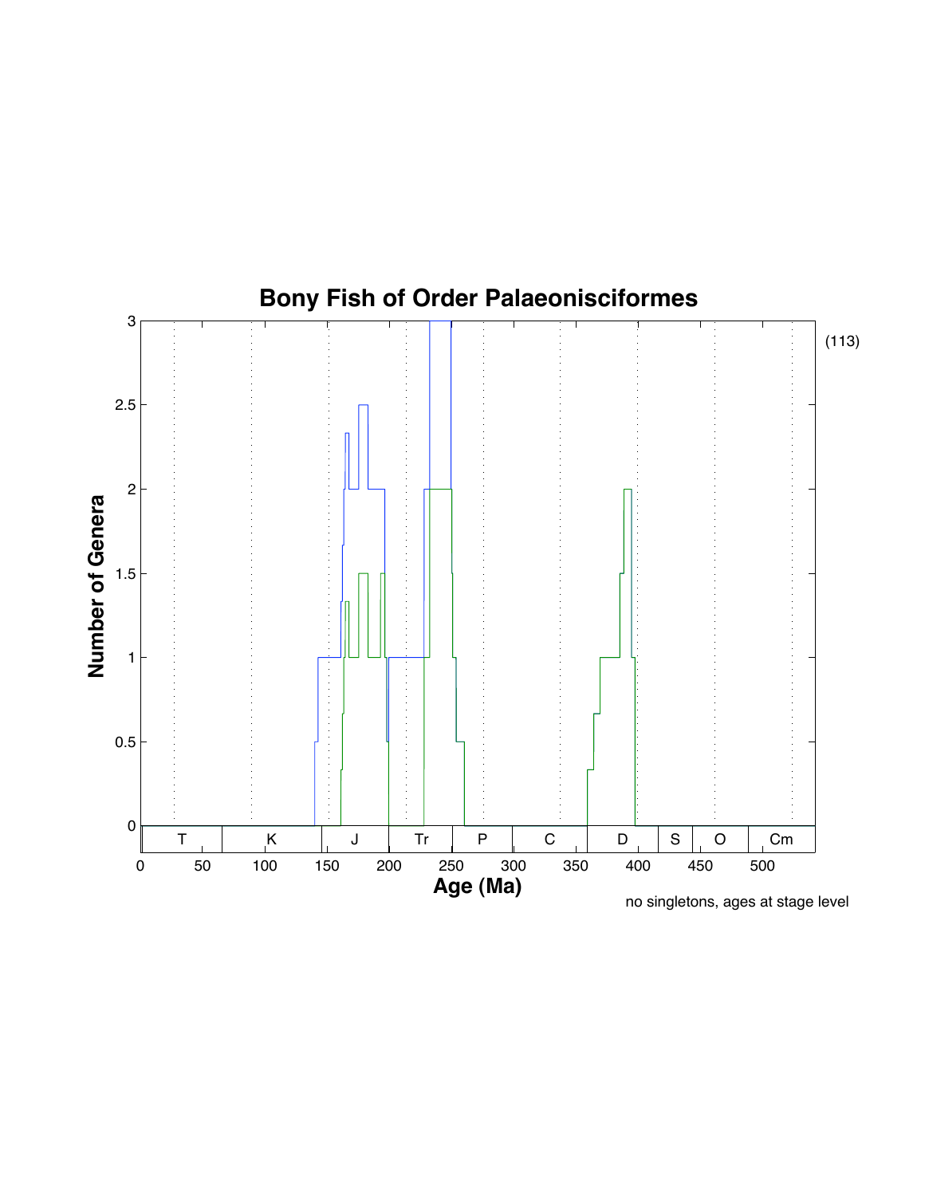# Bony Fish of Order Palaeonisciformes

Number of Genera

Age (Ma)

| T | K | J | Tr | P | C | D | S | O | Cm |
|---|---|---|---|---|---|---|---|---|---|

no singletons, ages at stage level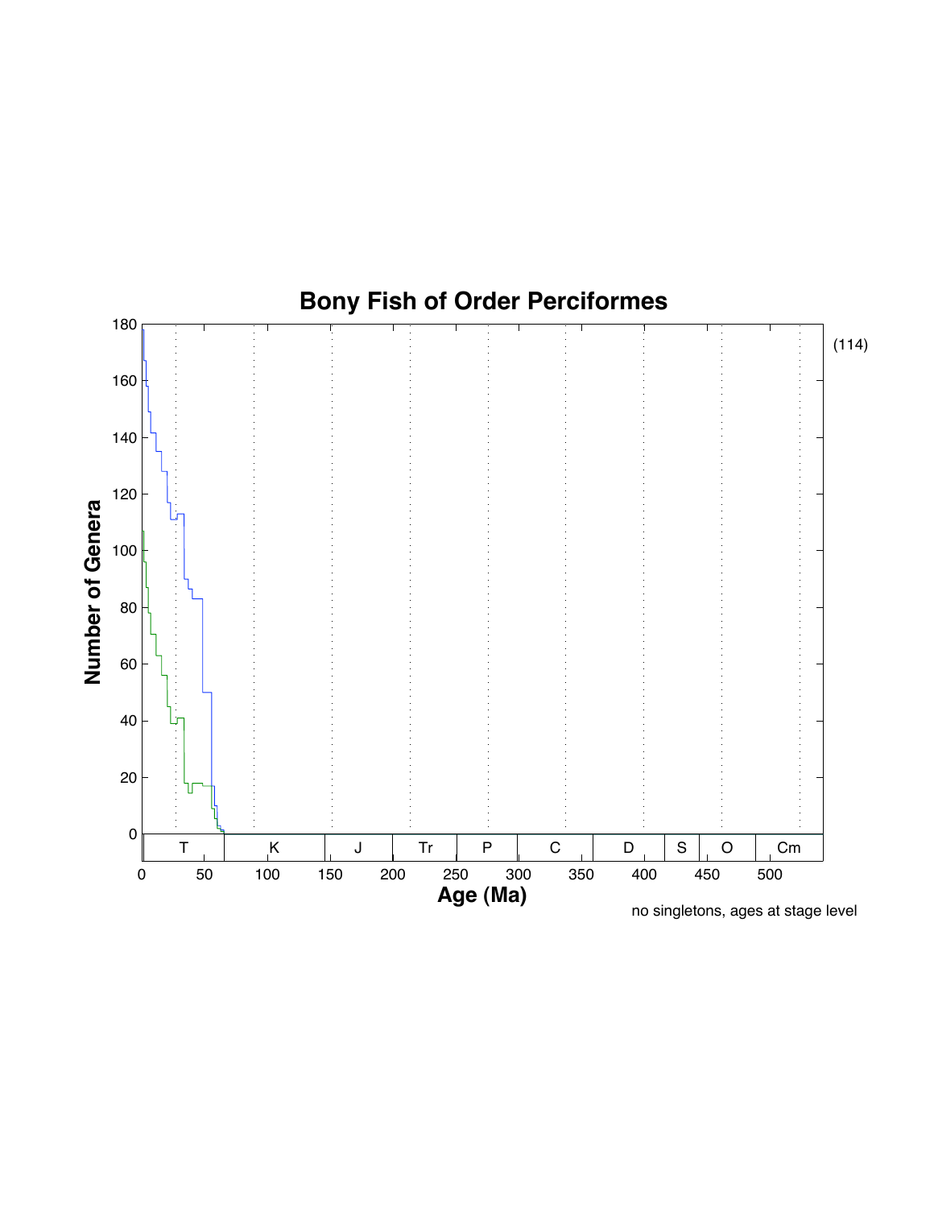# Bony Fish of Order Perciformes

(114)

no singletons, ages at stage level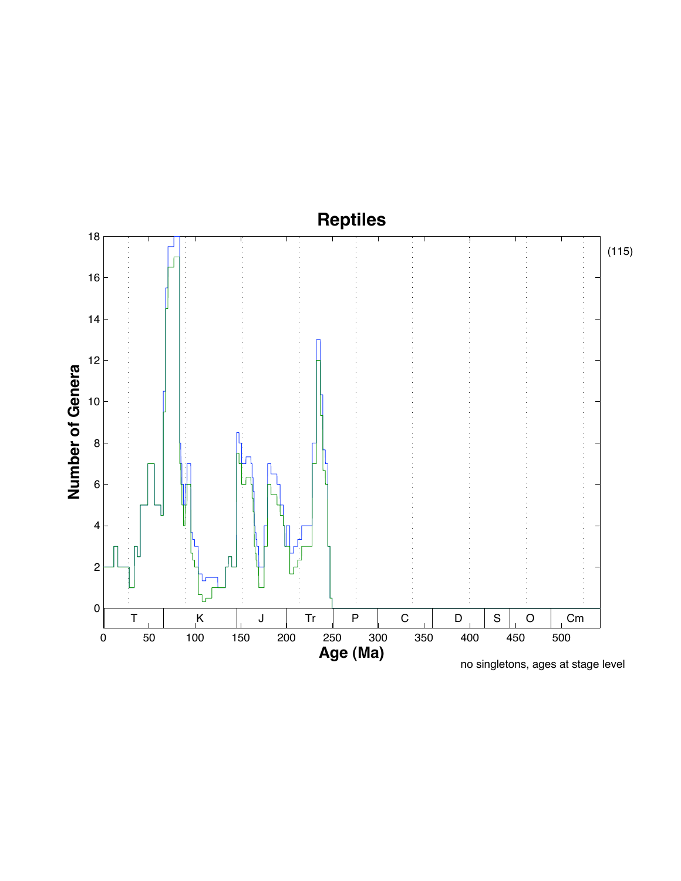# Reptiles

(115)

Number of Genera

Age (Ma)

no singletons, ages at stage level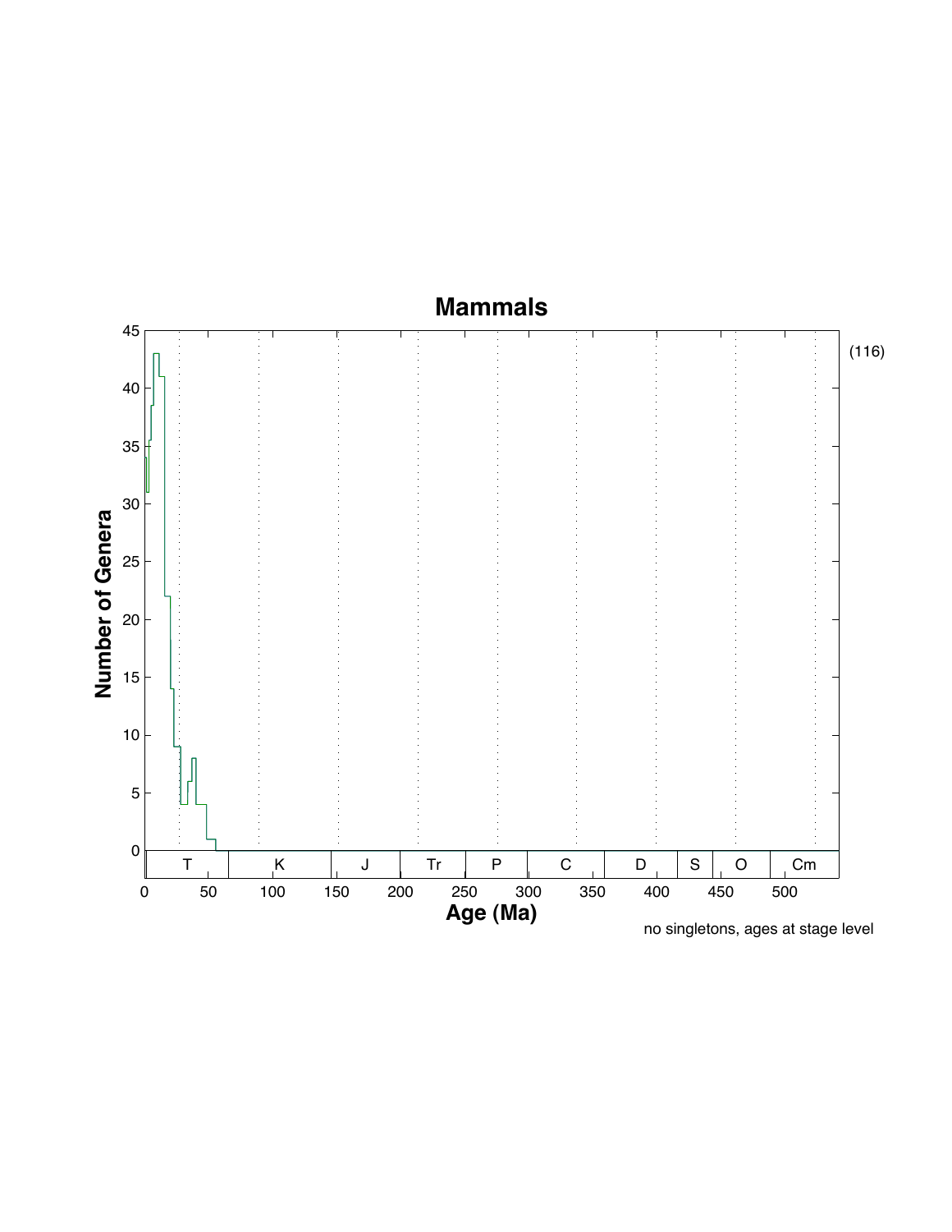# Mammals

(116)

Number of Genera

Age (Ma)

no singletons, ages at stage level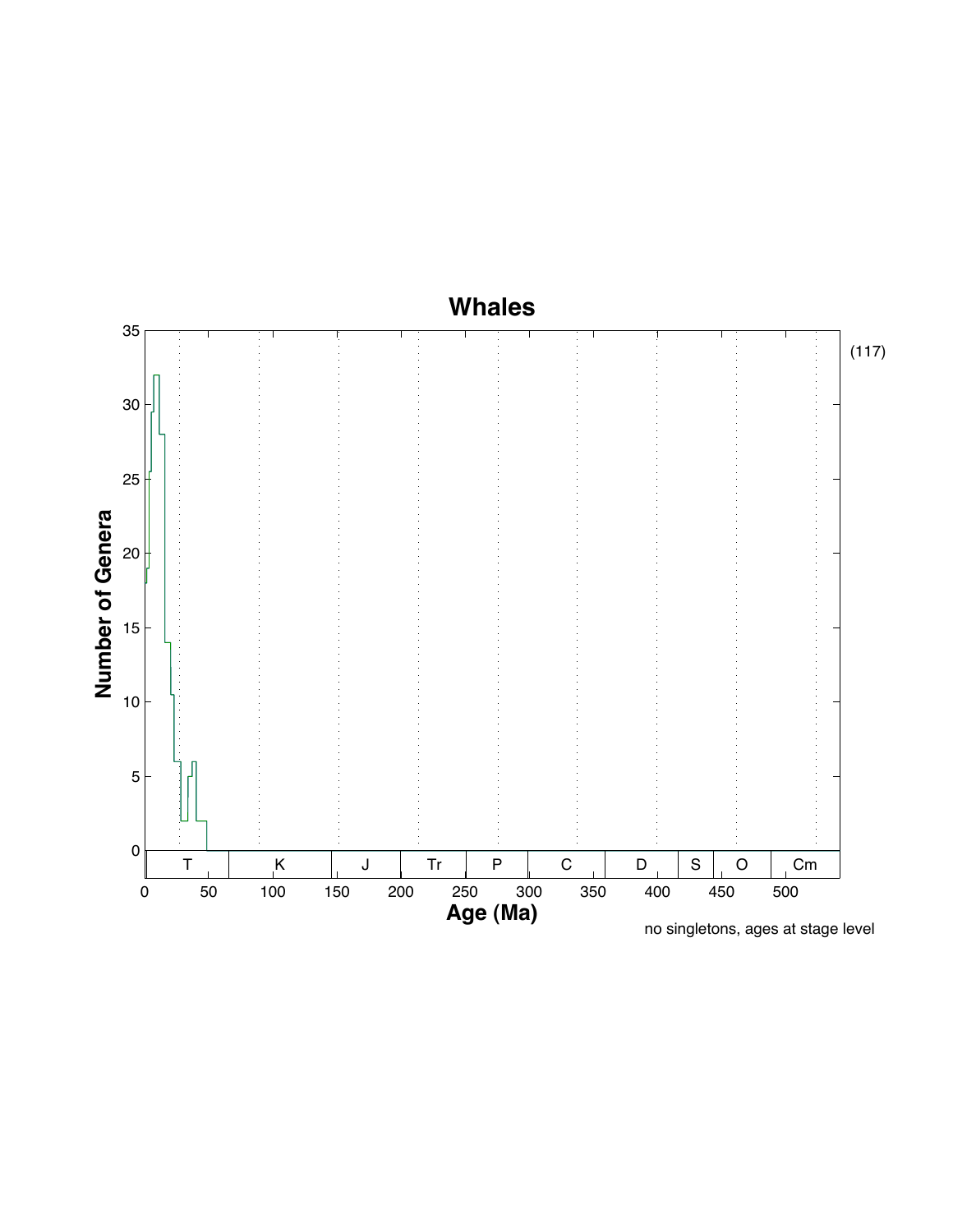# Whales

Number of Genera vs. Age (Ma)

(117)

T | K | J | Tr | P | C | D | S | O | Cm

no singletons, ages at stage level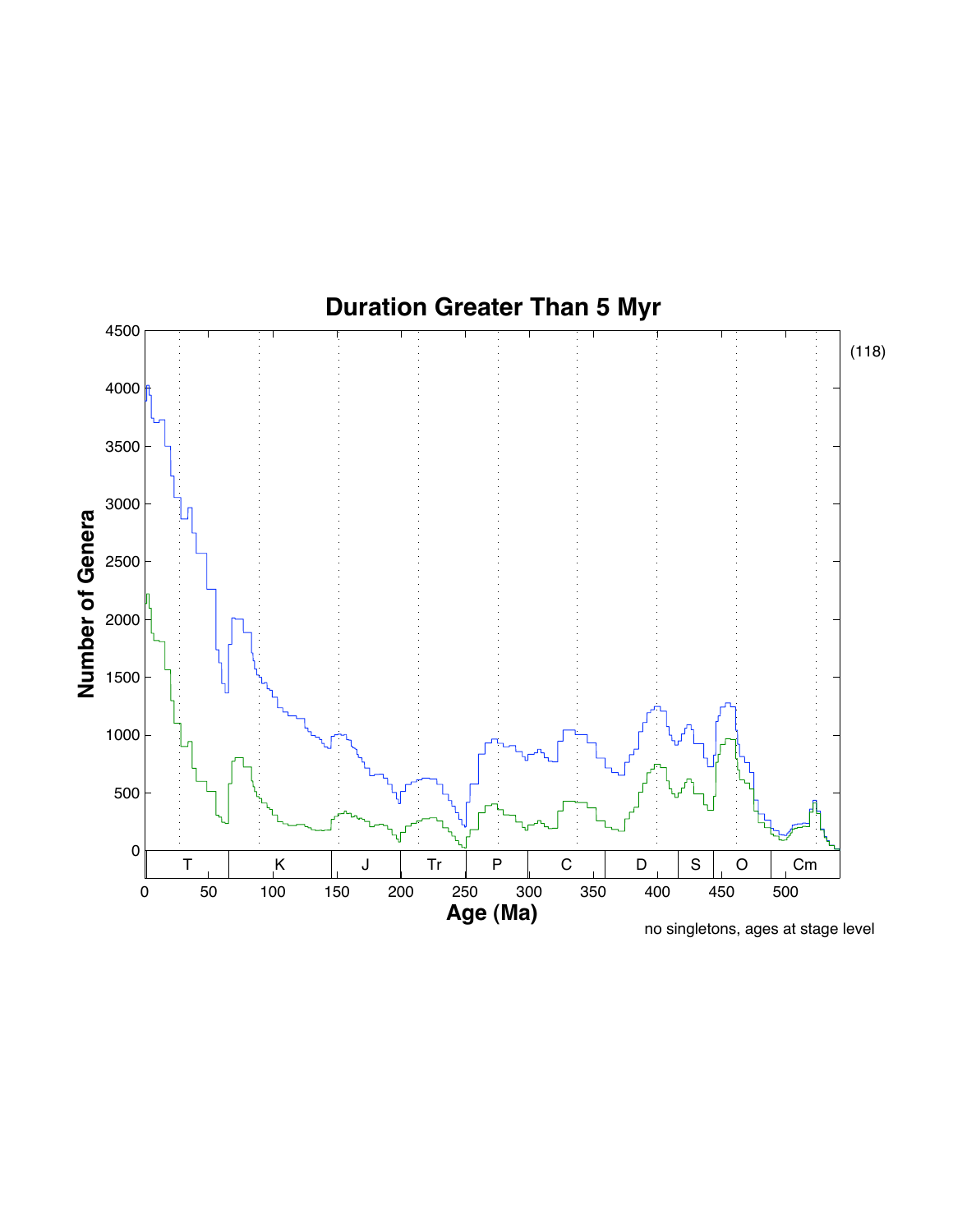# Duration Greater Than 5 Myr

(118)

no singletons, ages at stage level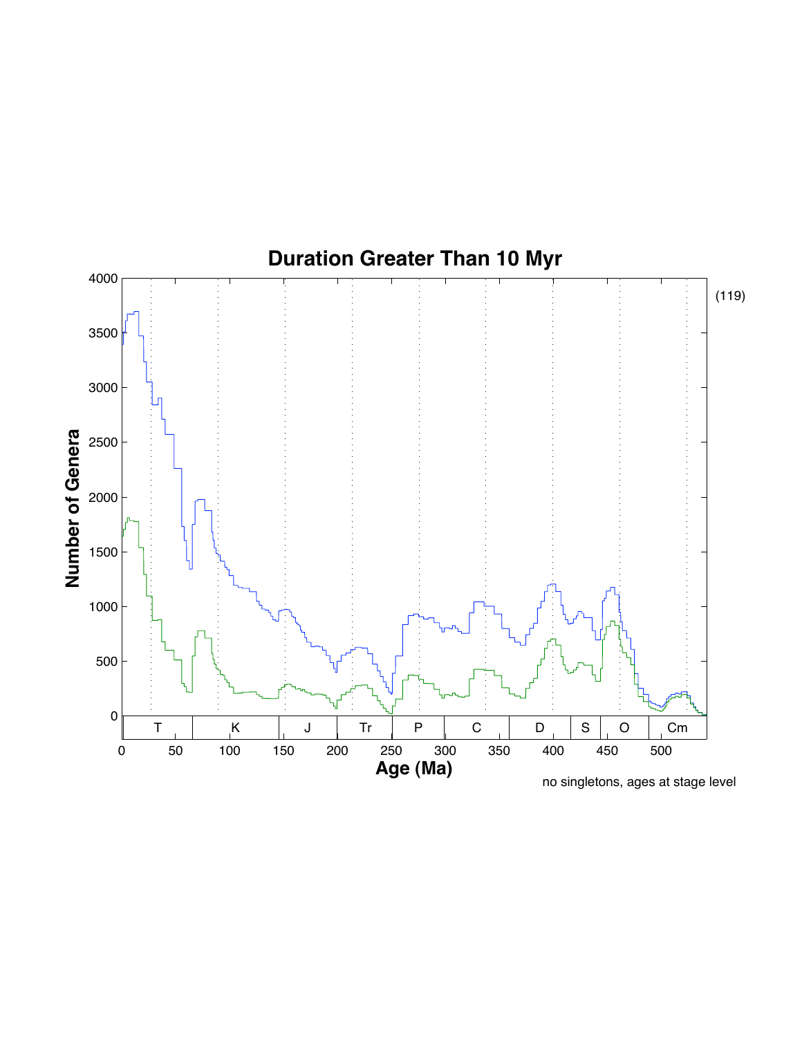# Duration Greater Than 10 Myr

(119)

no singletons, ages at stage level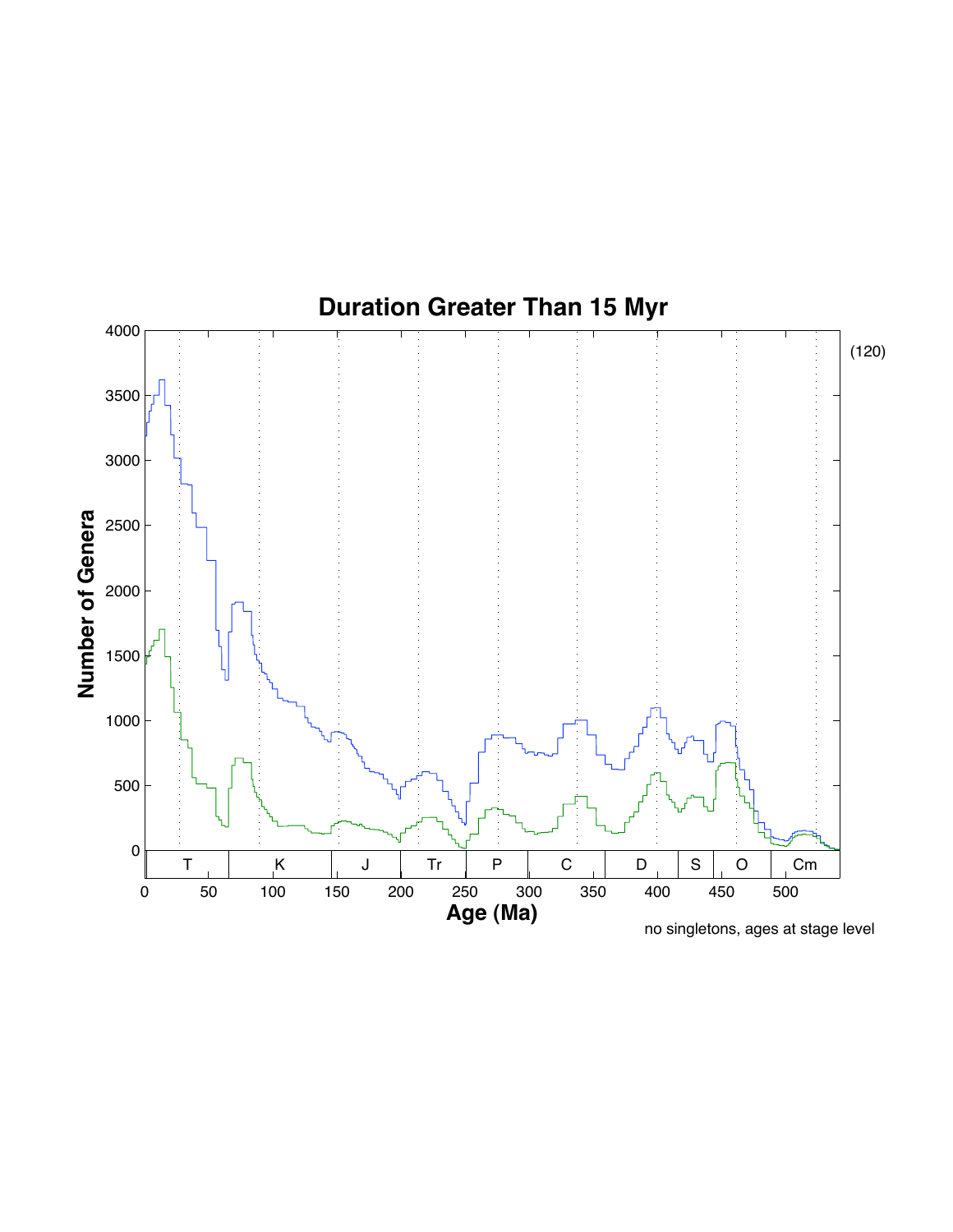# Duration Greater Than 15 Myr

(120)

Number of Genera

Age (Ma)

| T | K | J | Tr | P | C | D | S | O | Cm |
|---|---|---|---|---|---|---|---|---|---|

no singletons, ages at stage level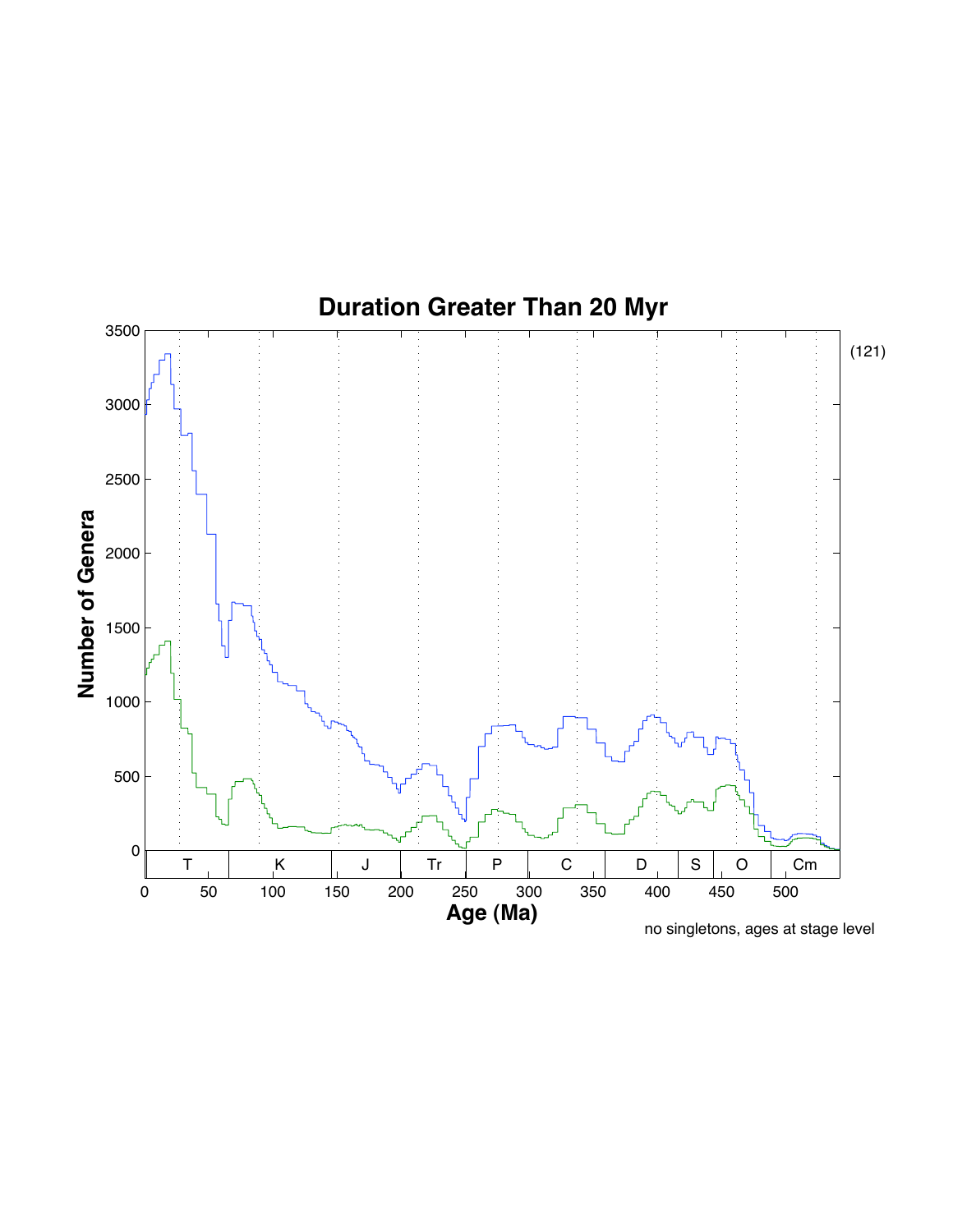# Duration Greater Than 20 Myr

no singletons, ages at stage level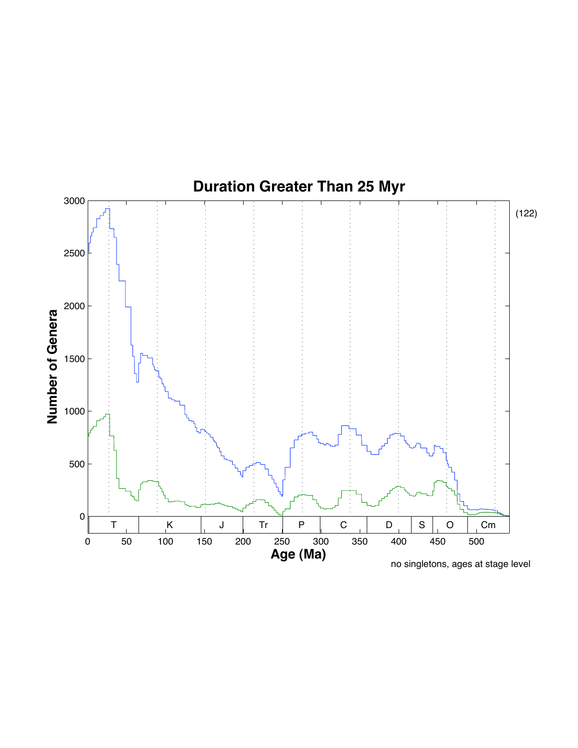# Duration Greater Than 25 Myr

(122)

no singletons, ages at stage level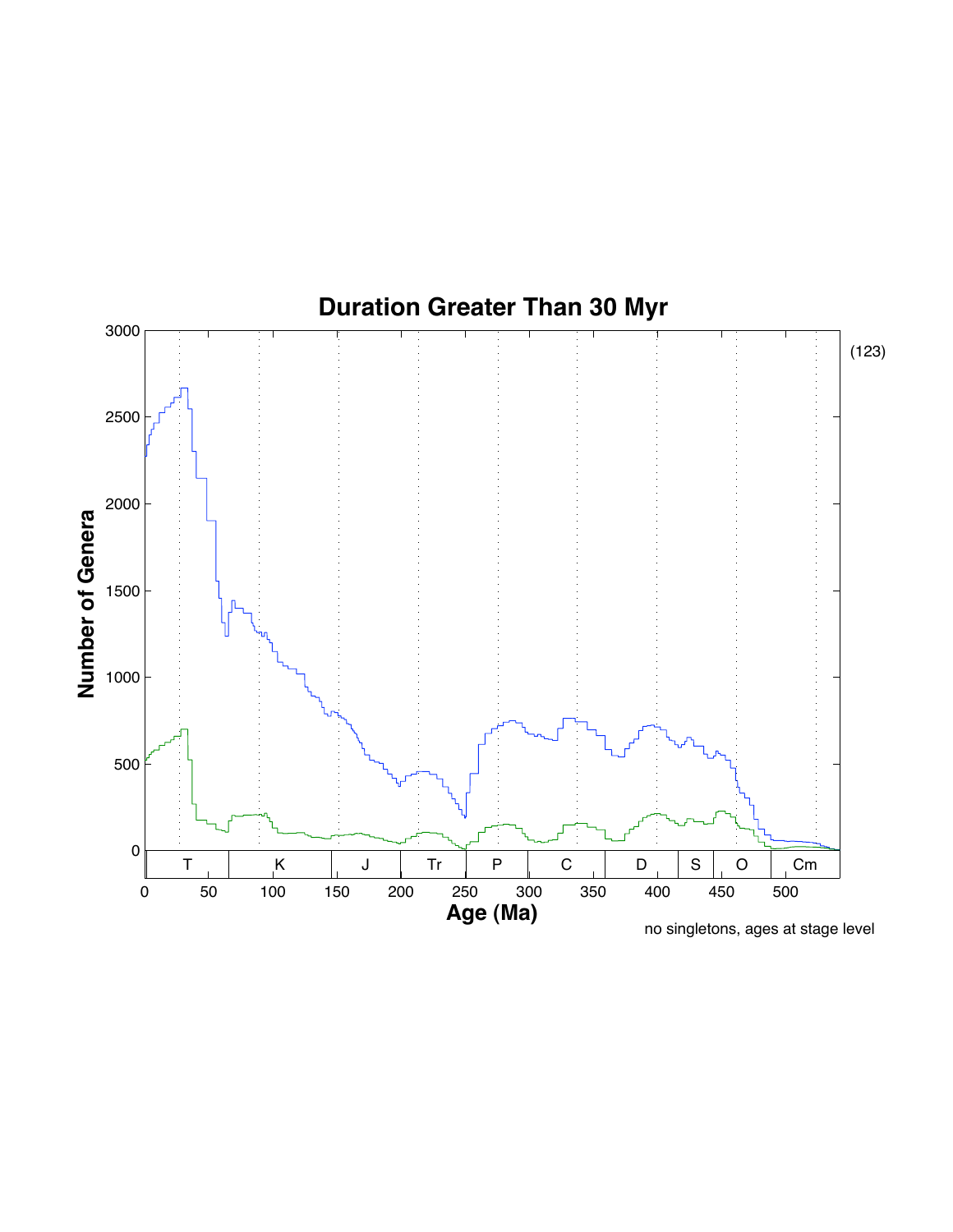## Duration Greater Than 30 Myr

(123)

Number of Genera

Age (Ma)

no singletons, ages at stage level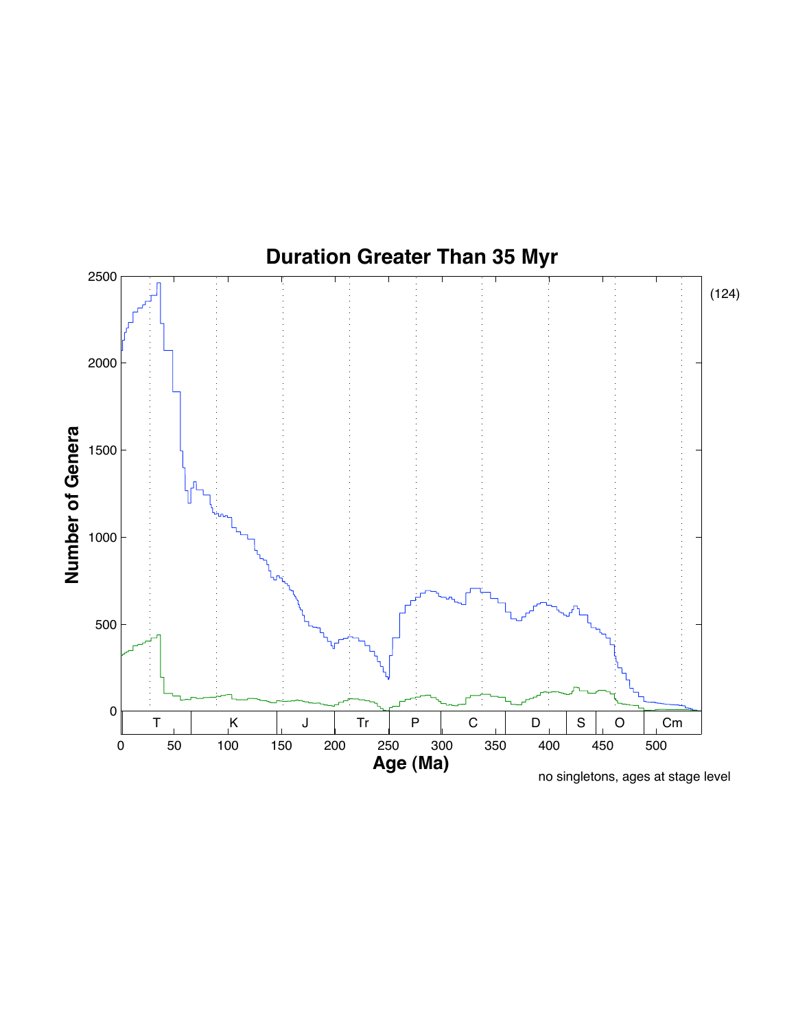# Duration Greater Than 35 Myr

no singletons, ages at stage level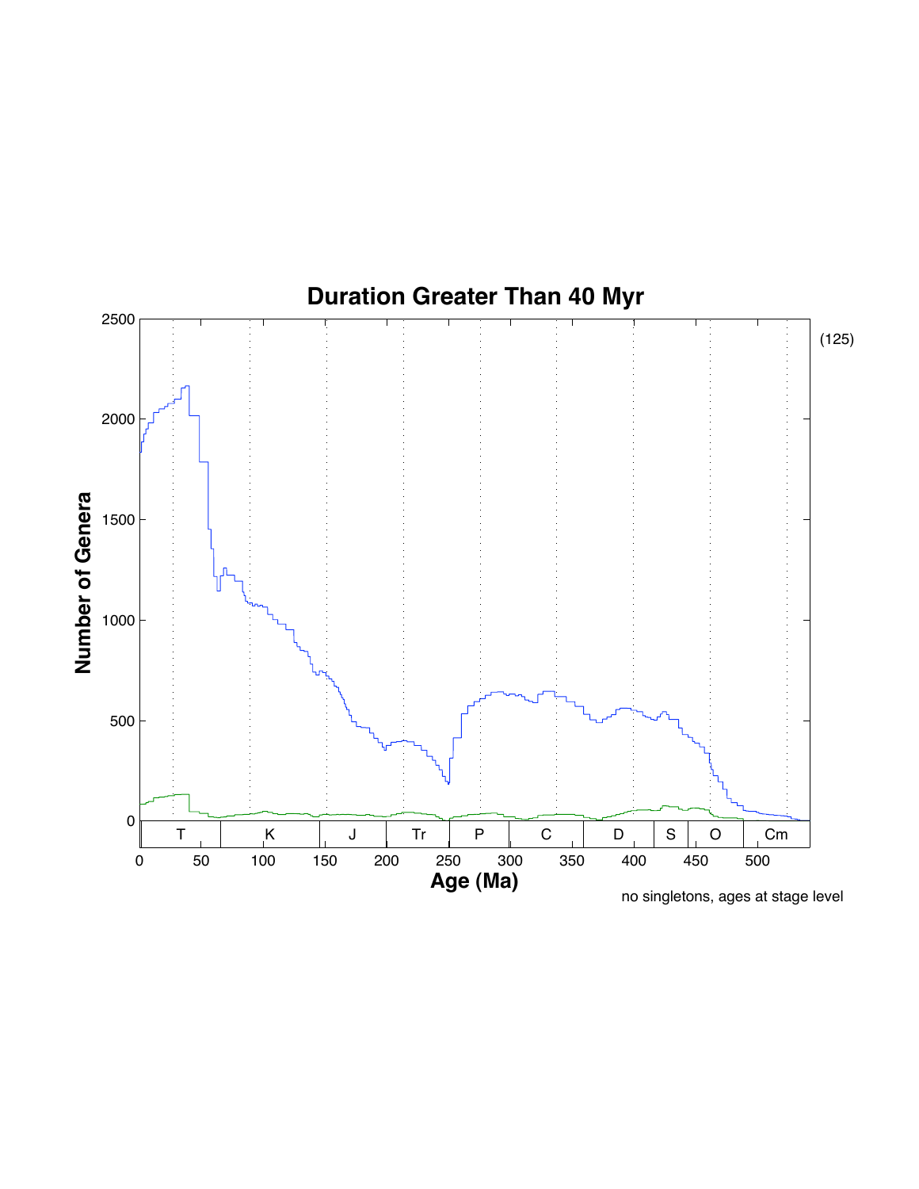# Duration Greater Than 40 Myr

(125)

Number of Genera

Age (Ma)

T | K | J | Tr | P | C | D | S | O | Cm

no singletons, ages at stage level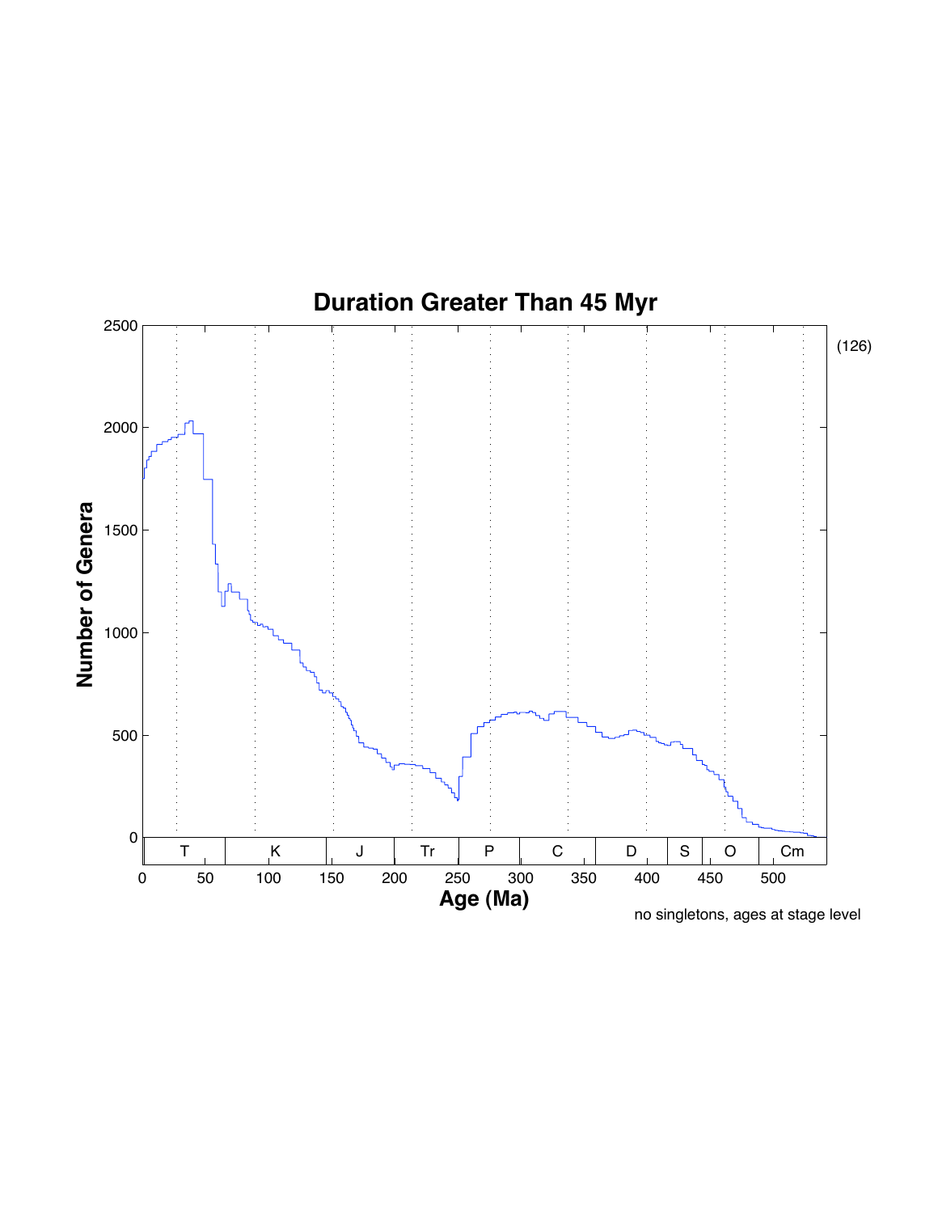# Duration Greater Than 45 Myr

(126)

no singletons, ages at stage level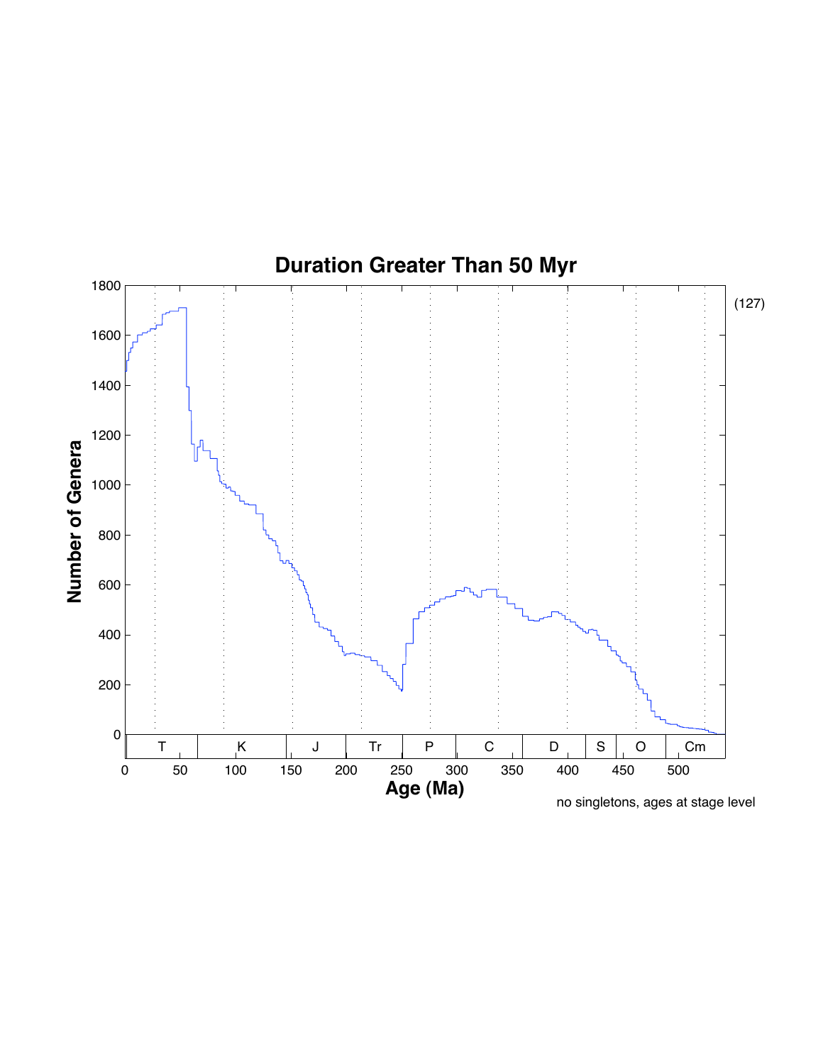# Duration Greater Than 50 Myr

(127)

no singletons, ages at stage level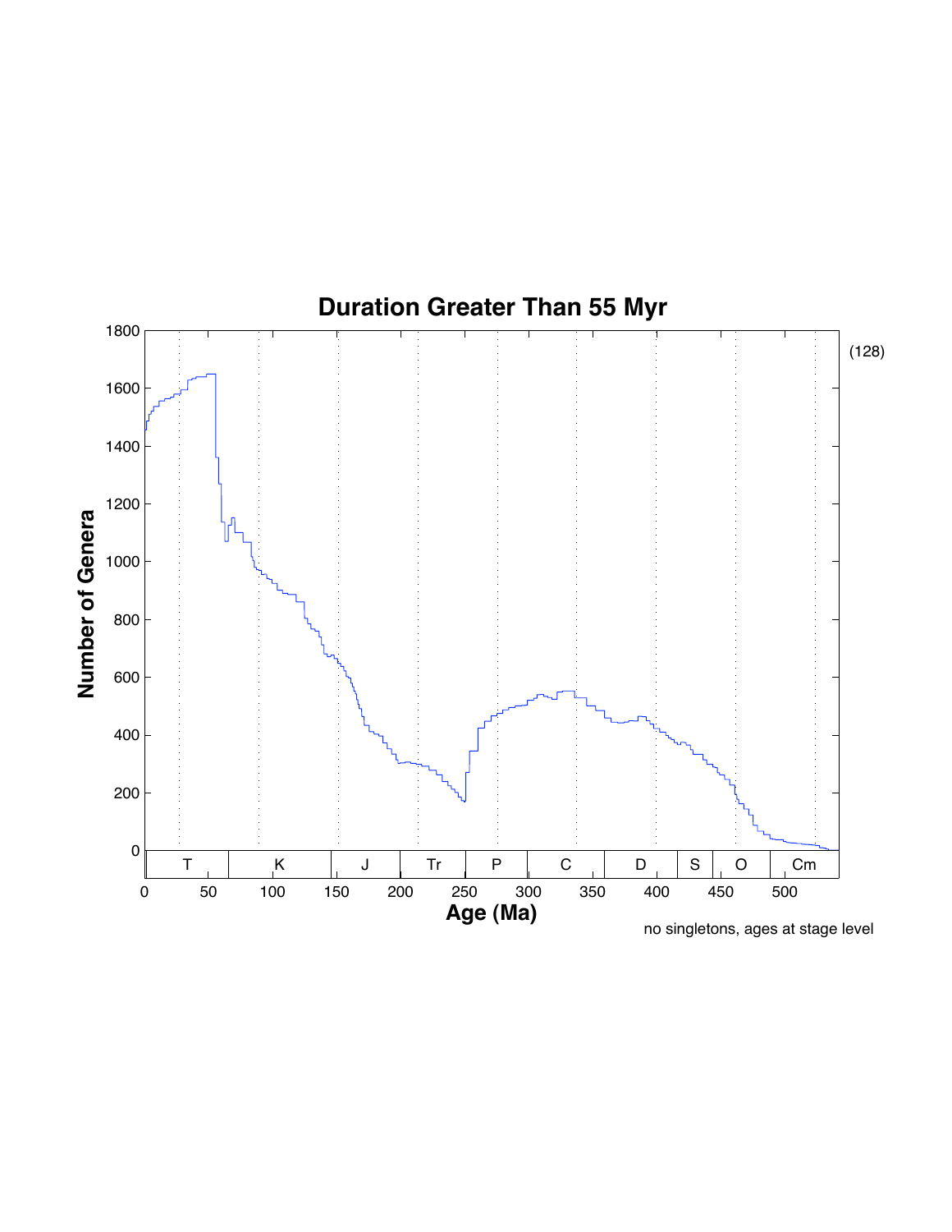# Duration Greater Than 55 Myr

(128)

no singletons, ages at stage level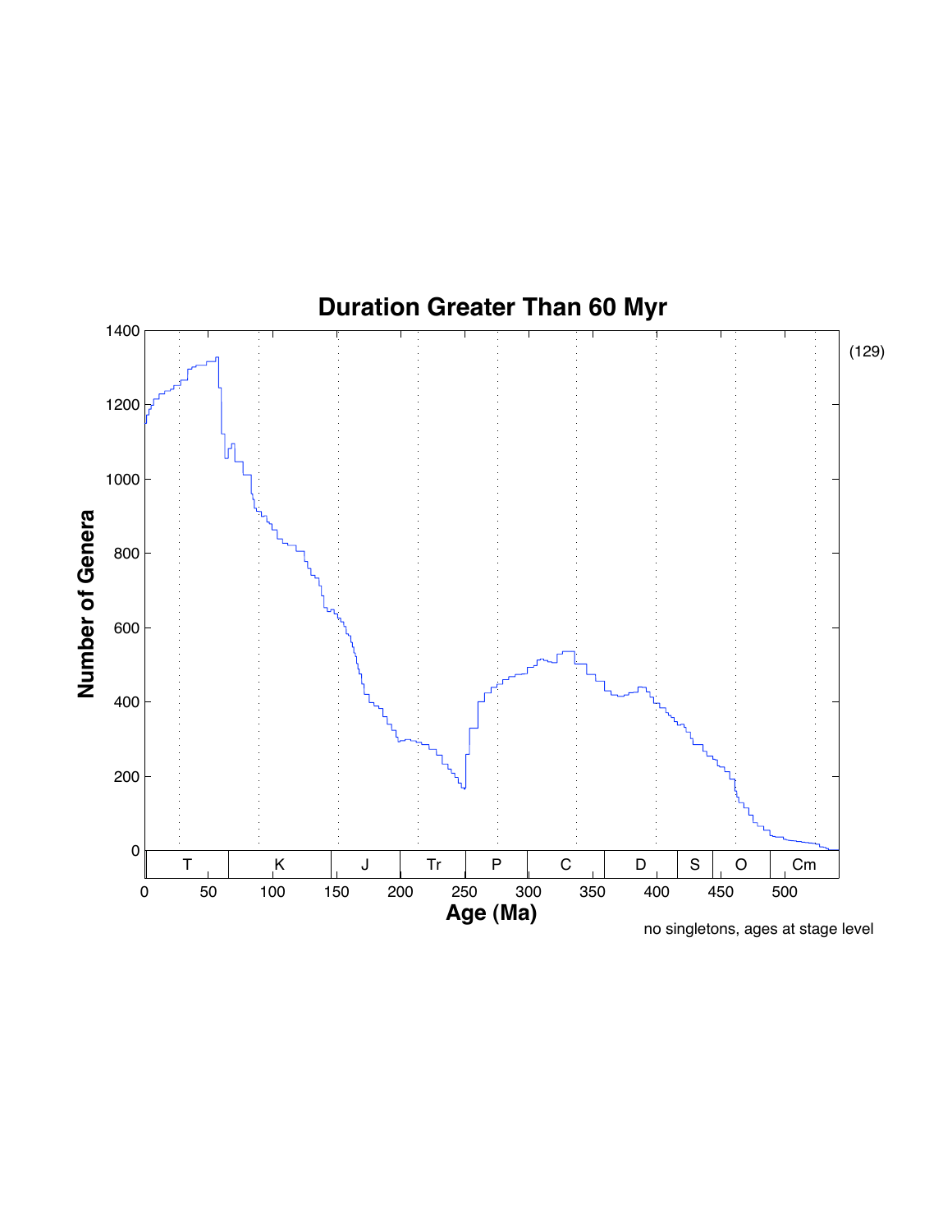## Duration Greater Than 60 Myr

(129)

no singletons, ages at stage level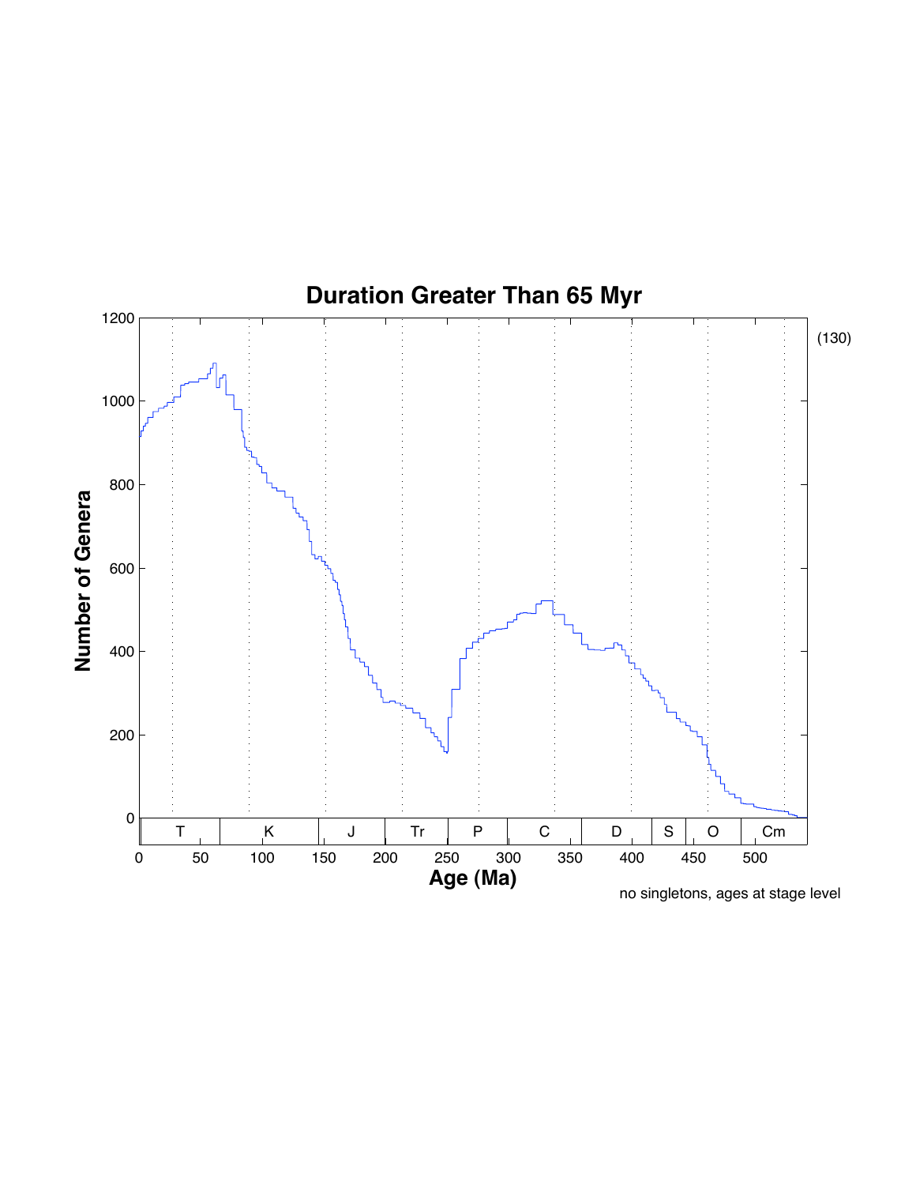# Duration Greater Than 65 Myr

(130)

no singletons, ages at stage level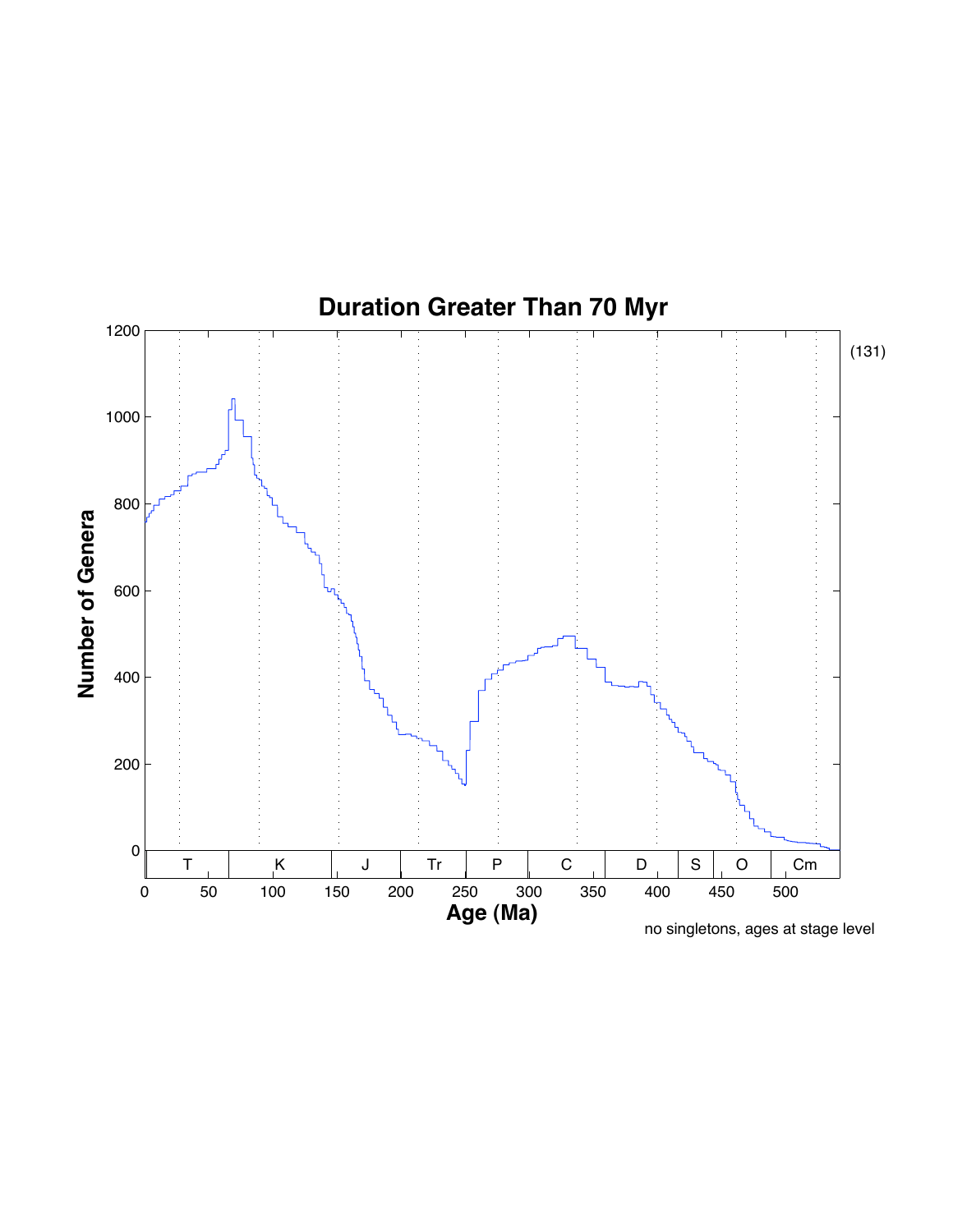# Duration Greater Than 70 Myr

(131)

Number of Genera

Age (Ma)

| T | K | J | Tr | P | C | D | S | O | Cm |
|---|---|---|---|---|---|---|---|---|---|

no singletons, ages at stage level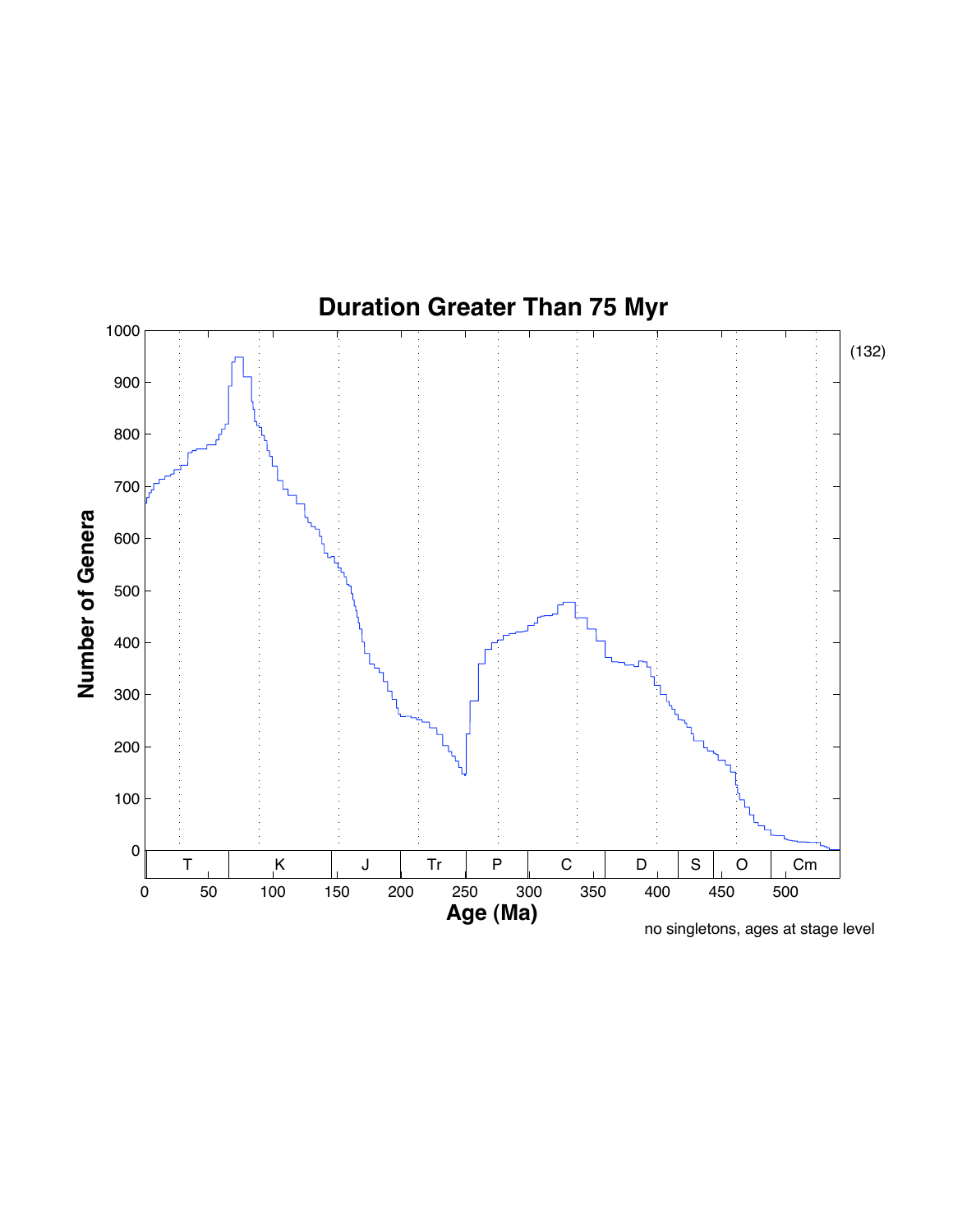# Duration Greater Than 75 Myr

no singletons, ages at stage level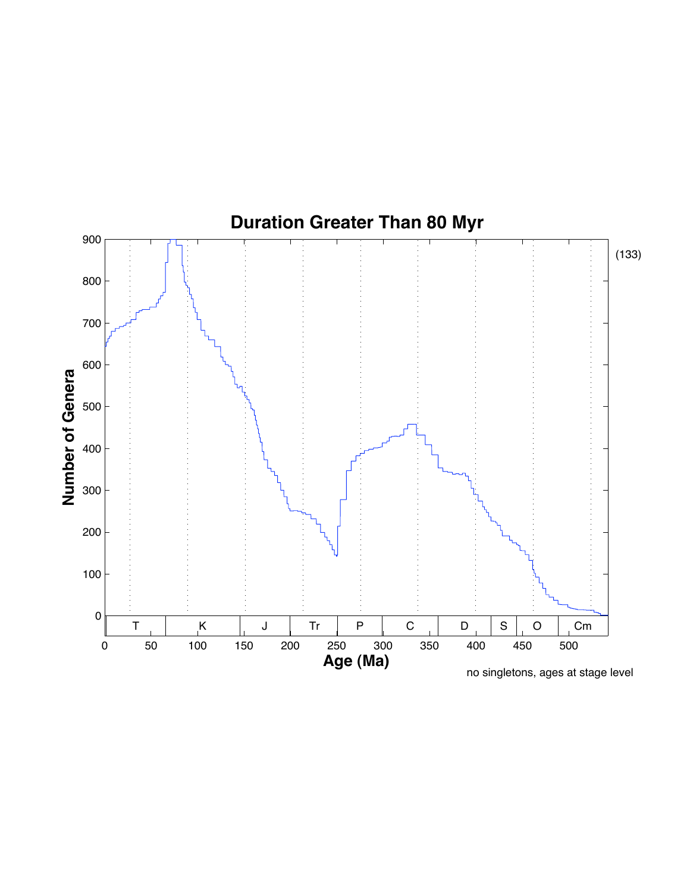# Duration Greater Than 80 Myr

no singletons, ages at stage level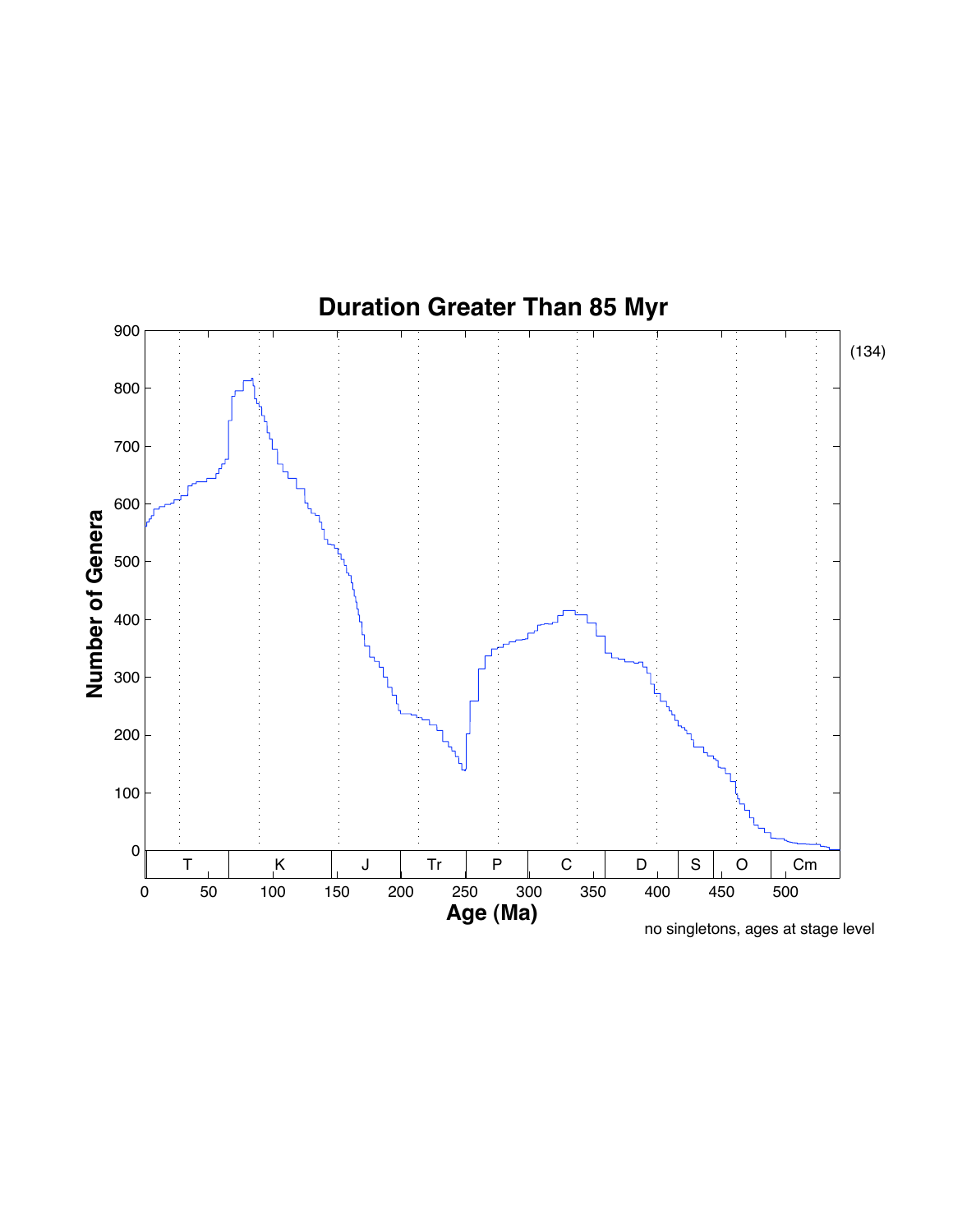## Duration Greater Than 85 Myr

(134)

Number of Genera

Age (Ma)

| T | K | J | Tr | P | C | D | S | O | Cm |
|---|---|---|---|---|---|---|---|---|---|

no singletons, ages at stage level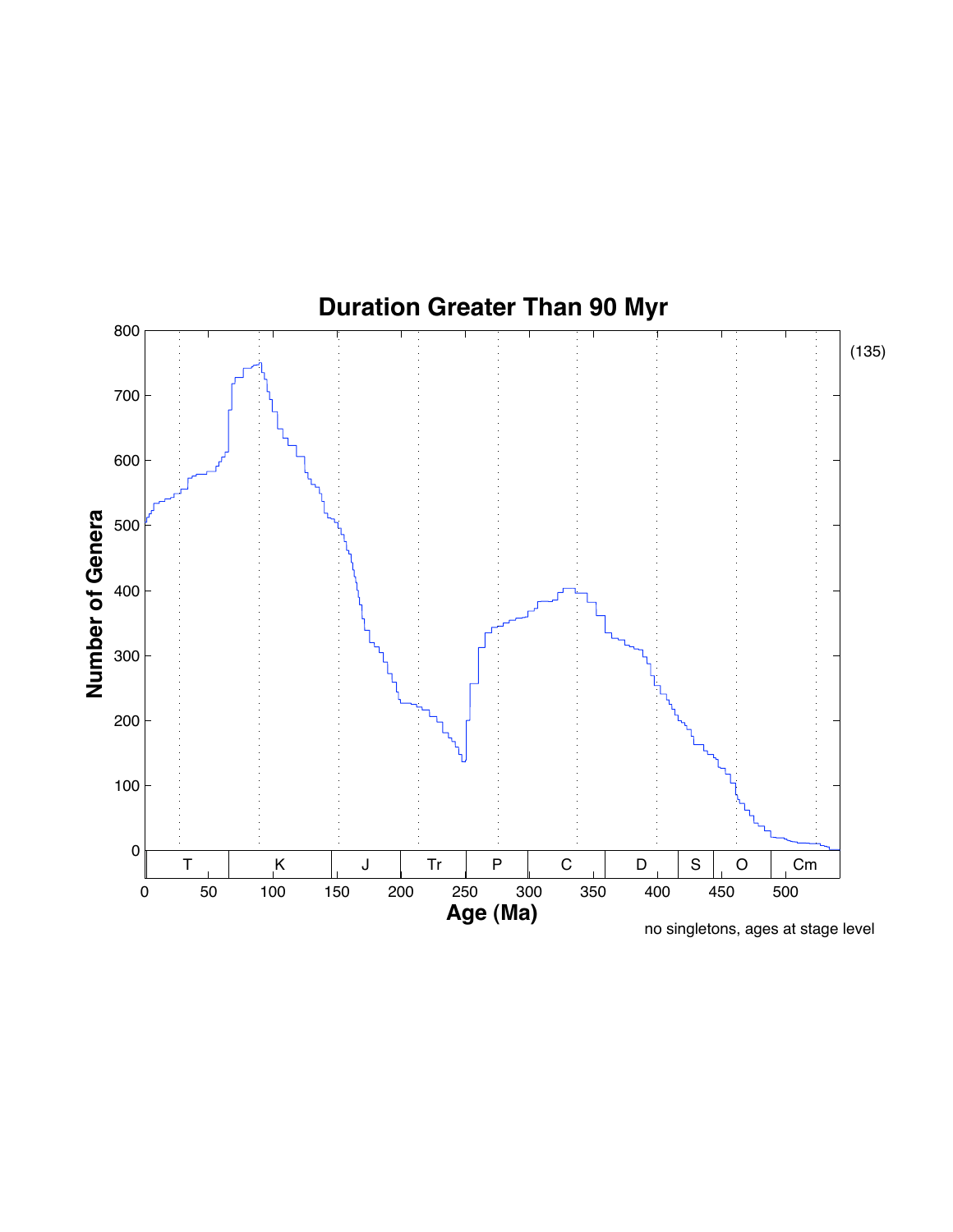## Duration Greater Than 90 Myr

(135)

Number of Genera

Age (Ma)

T | K | J | Tr | P | C | D | S | O | Cm

no singletons, ages at stage level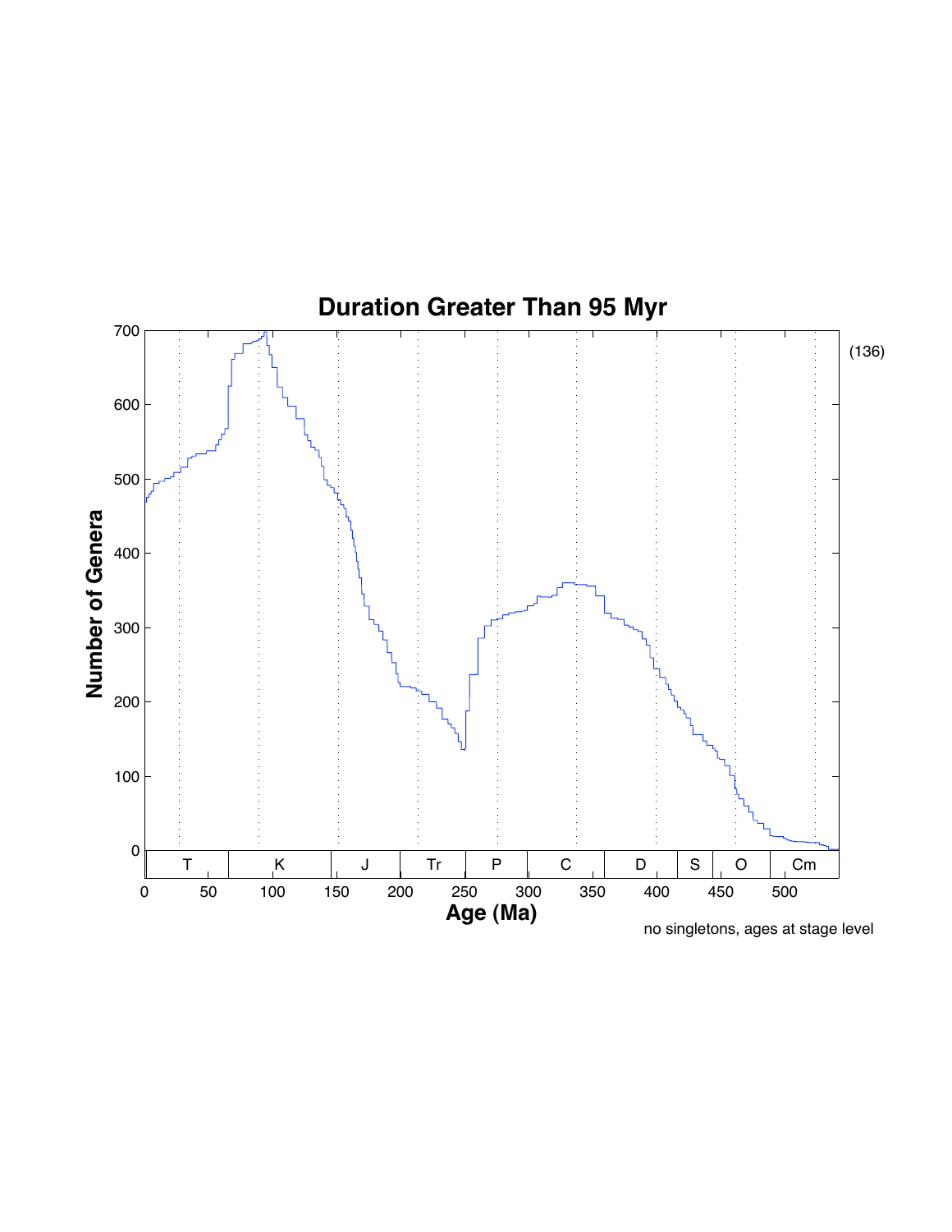## Duration Greater Than 95 Myr

(136)

Number of Genera vs. Age (Ma)

no singletons, ages at stage level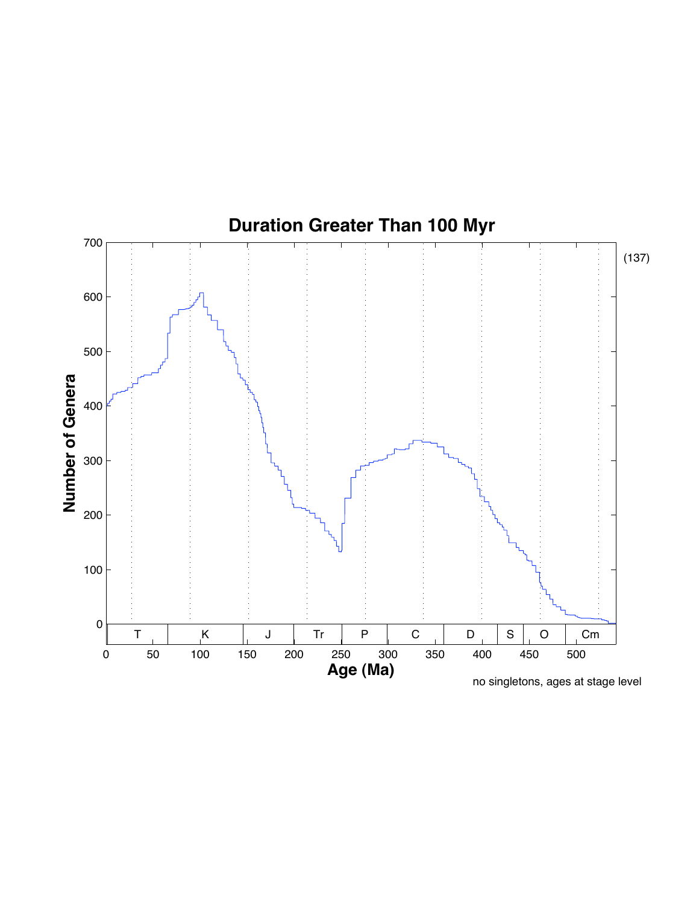## Duration Greater Than 100 Myr

Number of Genera vs. Age (Ma)

Geologic periods: T, K, J, Tr, P, C, D, S, O, Cm

no singletons, ages at stage level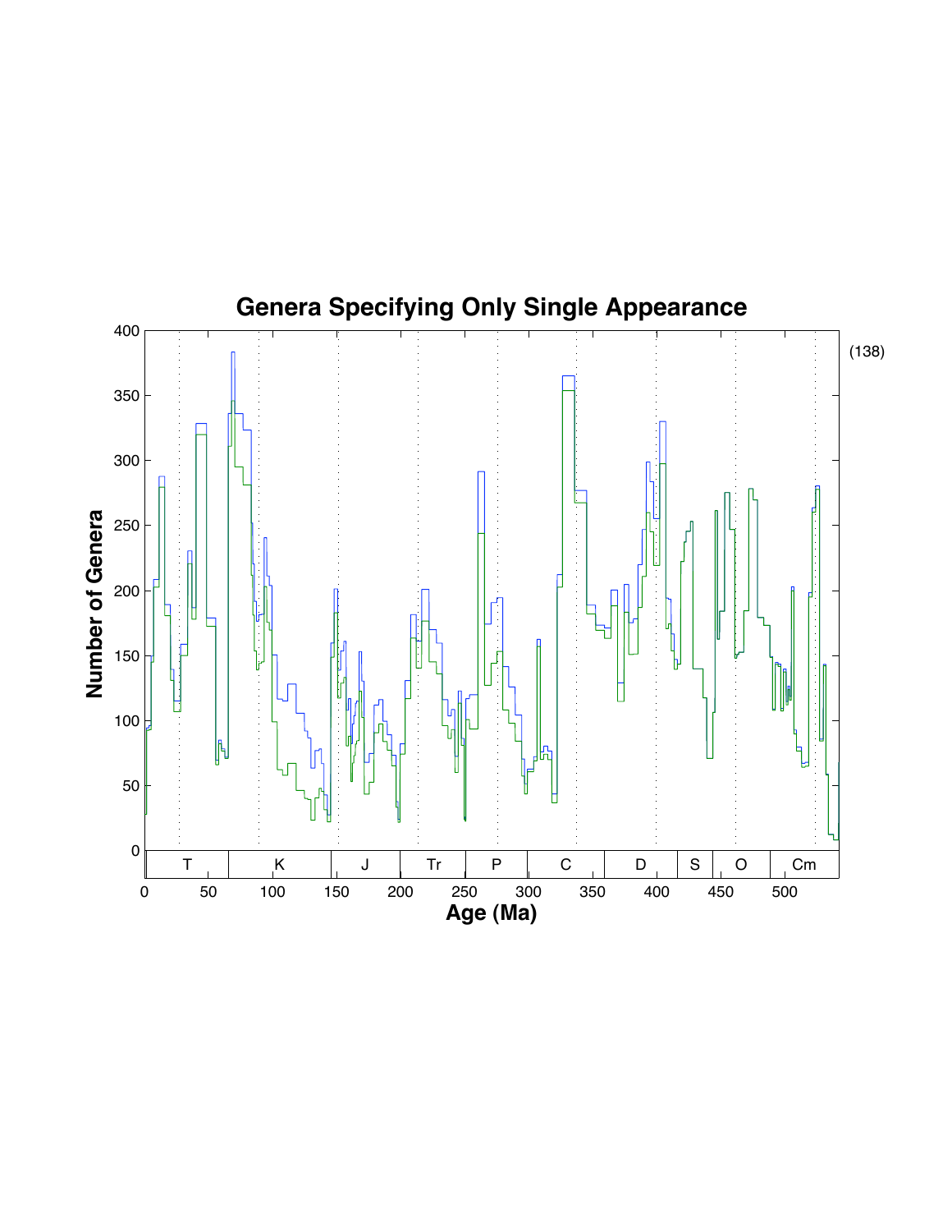## Genera Specifying Only Single Appearance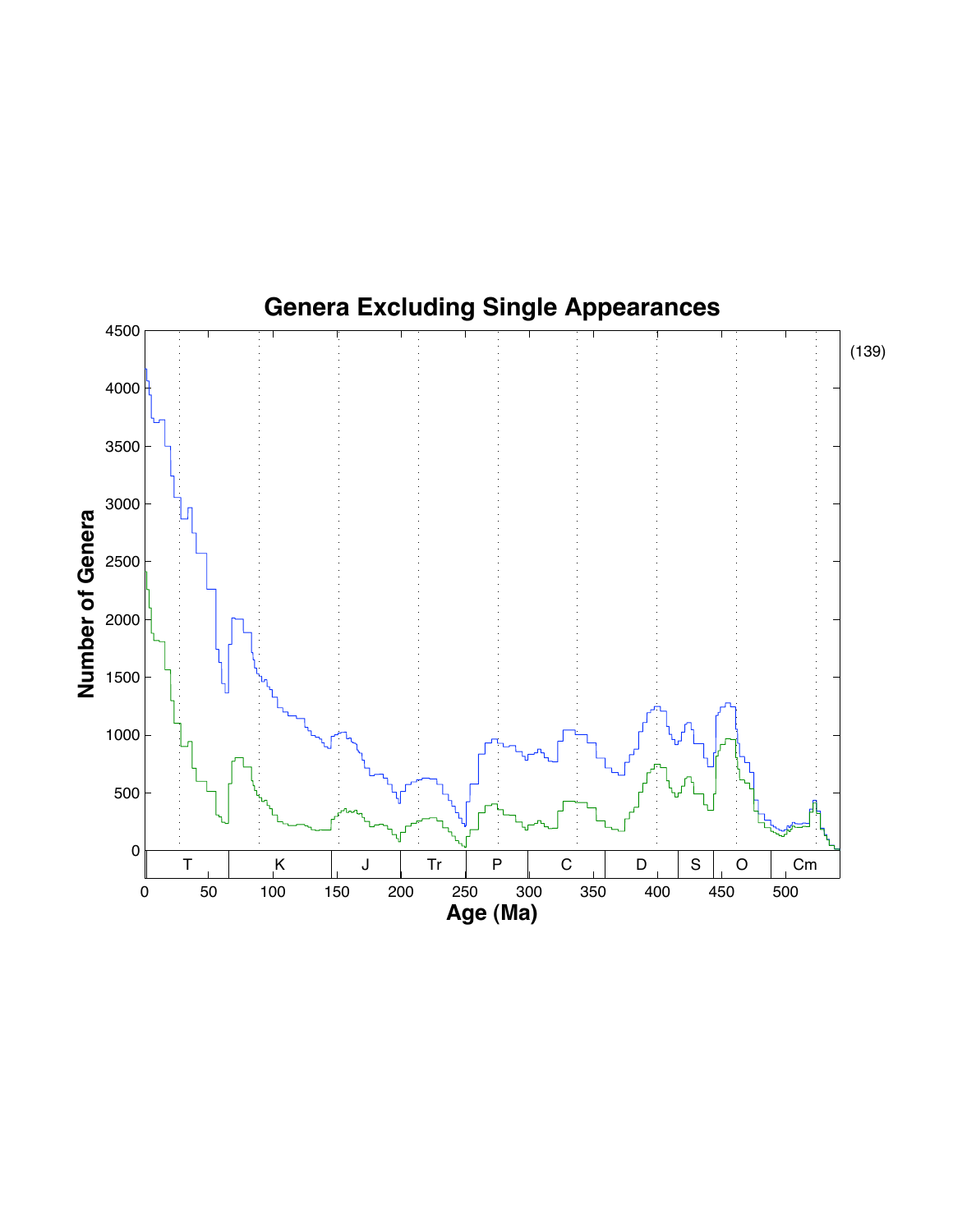# Genera Excluding Single Appearances

Number of Genera

Age (Ma)

T | K | J | Tr | P | C | D | S | O | Cm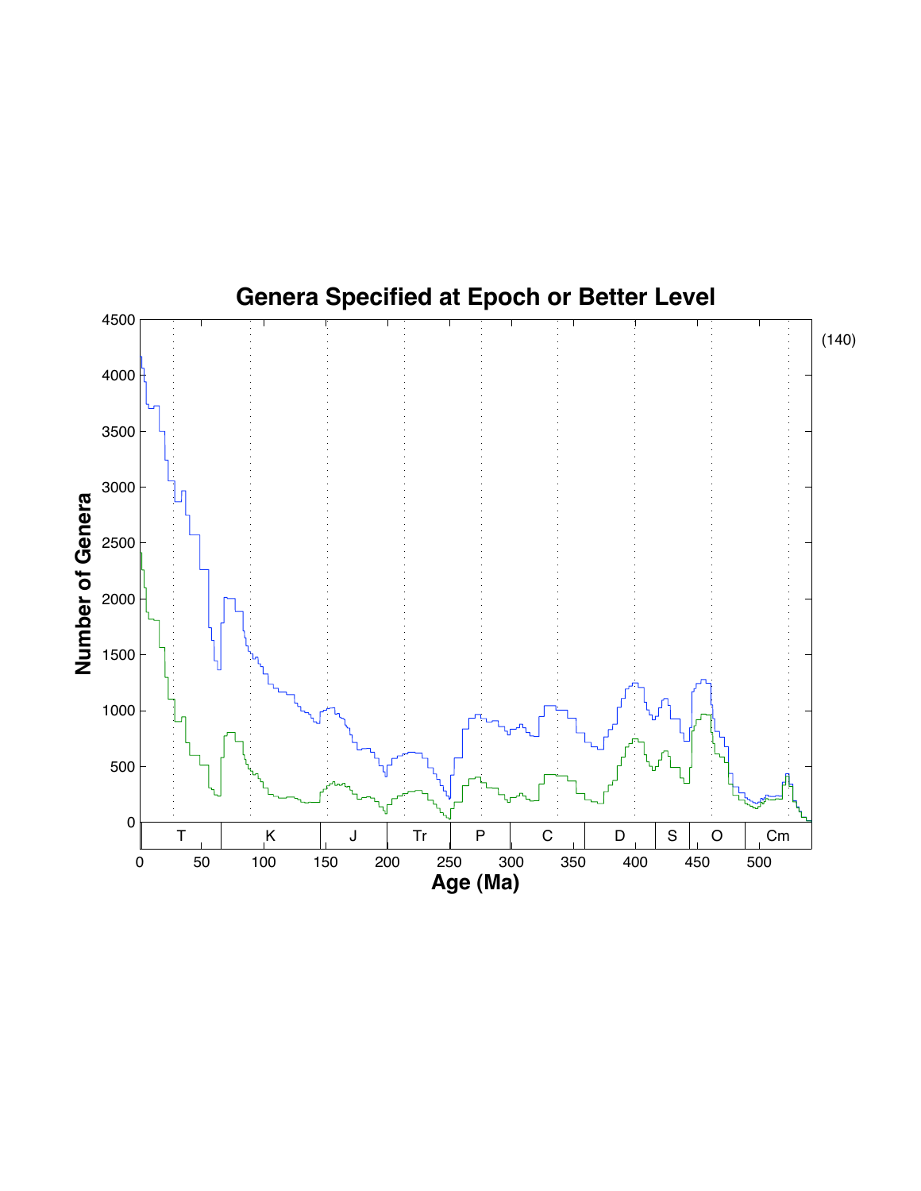# Genera Specified at Epoch or Better Level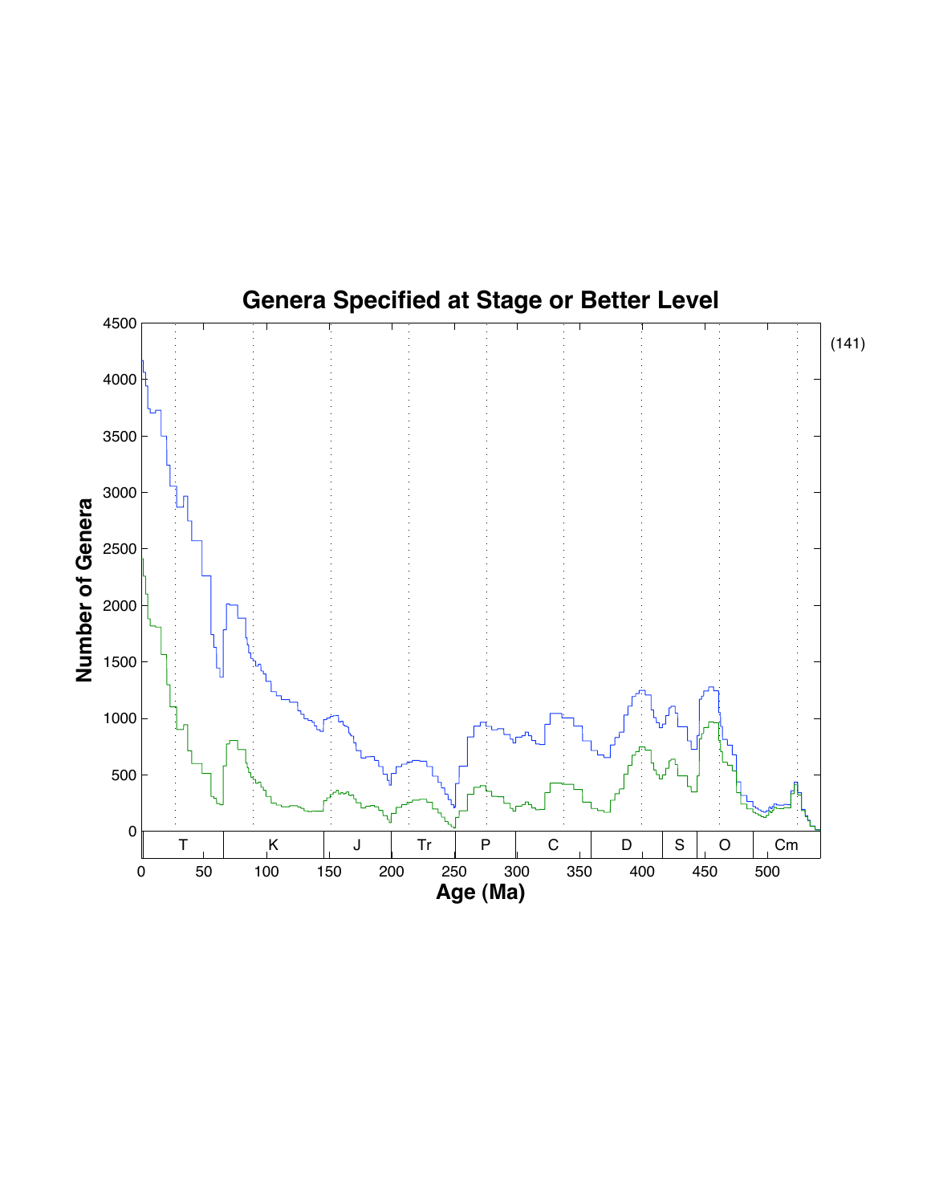## Genera Specified at Stage or Better Level

(141)

Number of Genera

Age (Ma)

| T | K | J | Tr | P | C | D | S | O | Cm |
|---|---|---|---|---|---|---|---|---|---|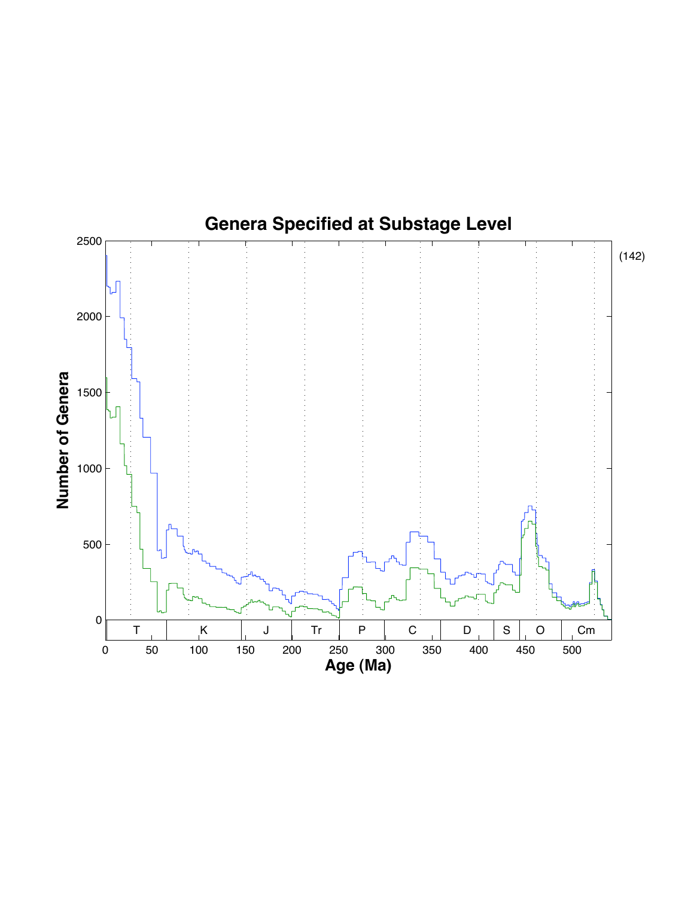# Genera Specified at Substage Level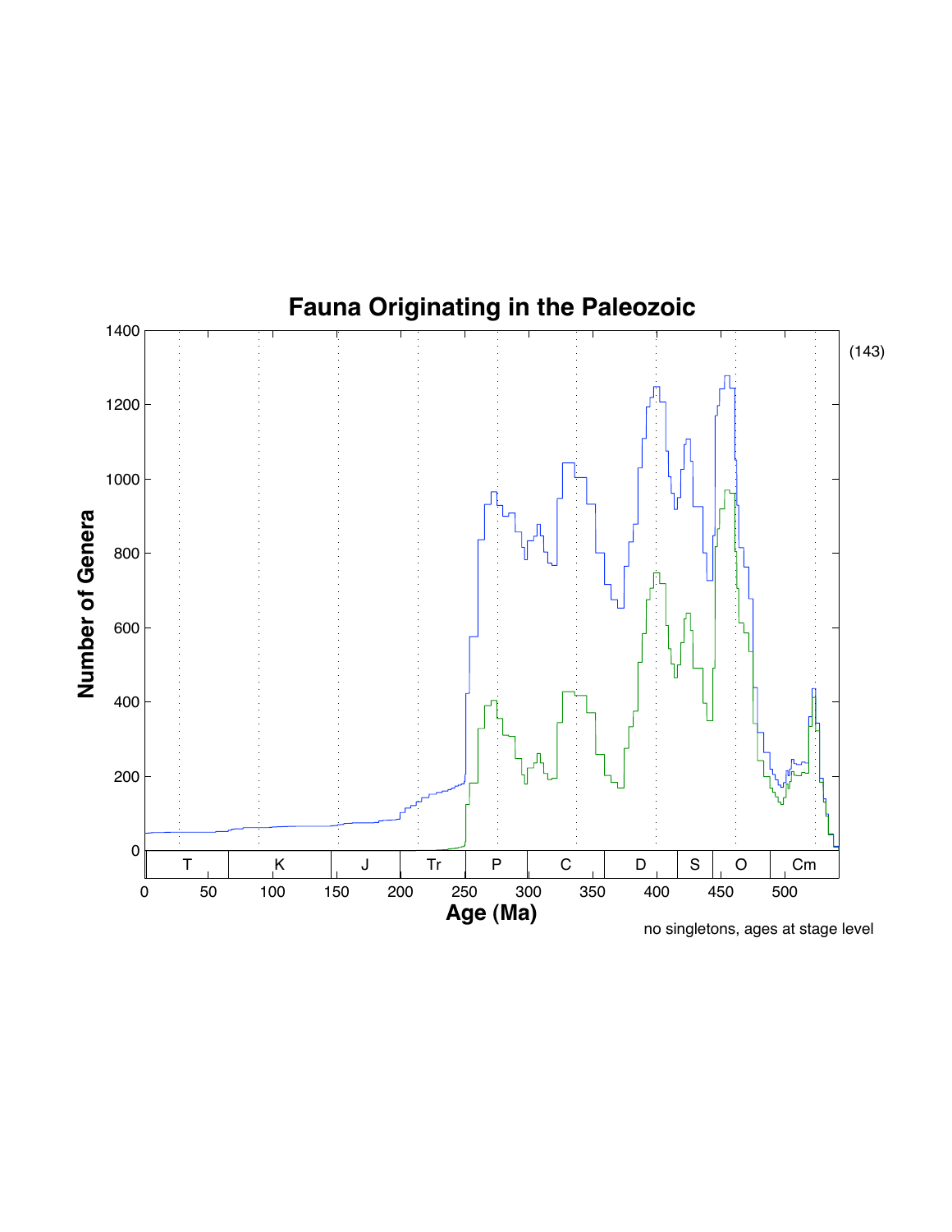# Fauna Originating in the Paleozoic

(143)

no singletons, ages at stage level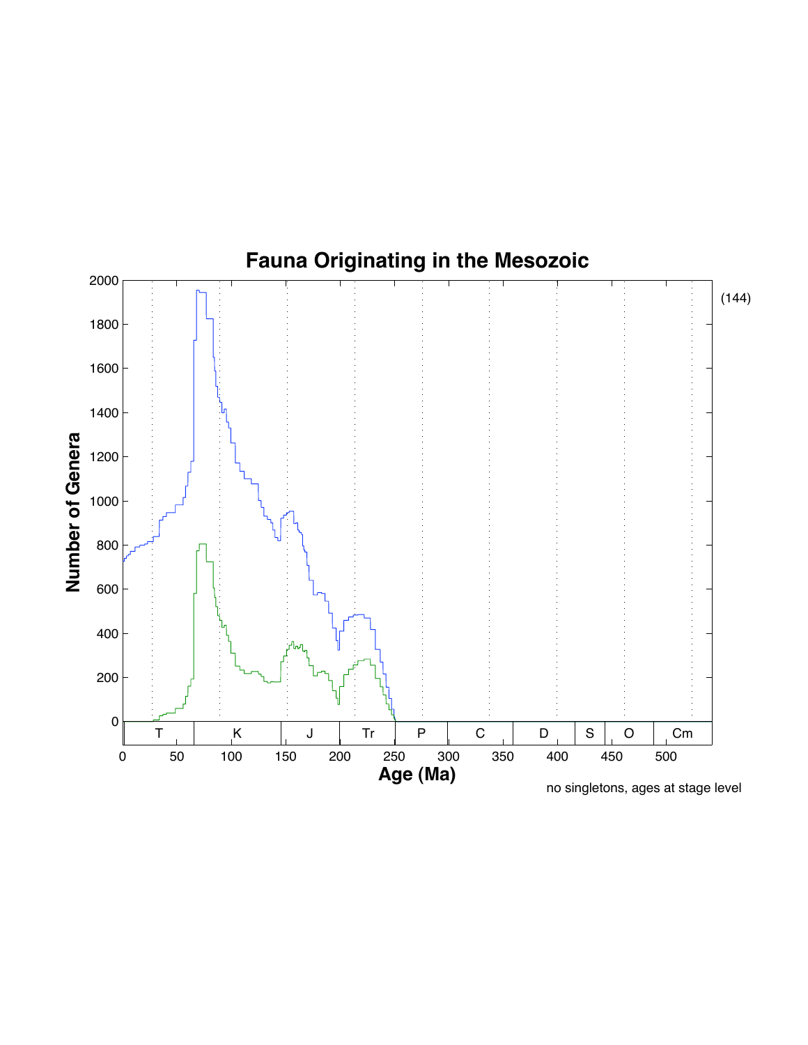# Fauna Originating in the Mesozoic

no singletons, ages at stage level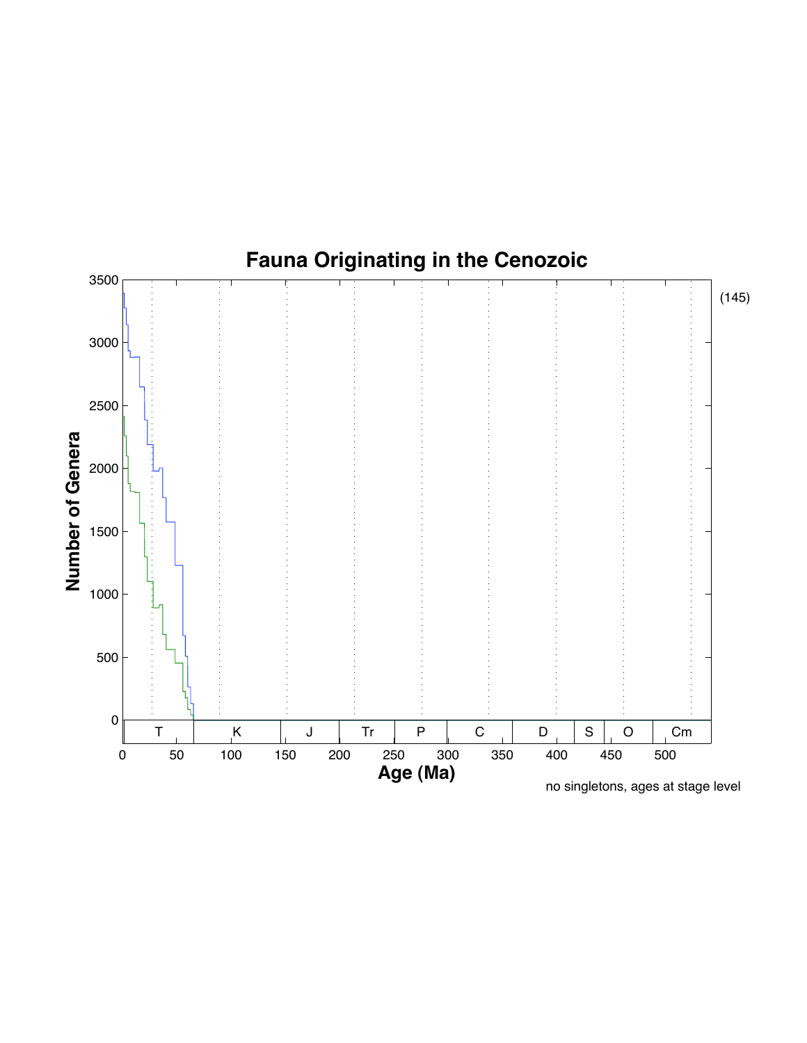# Fauna Originating in the Cenozoic

(145)

no singletons, ages at stage level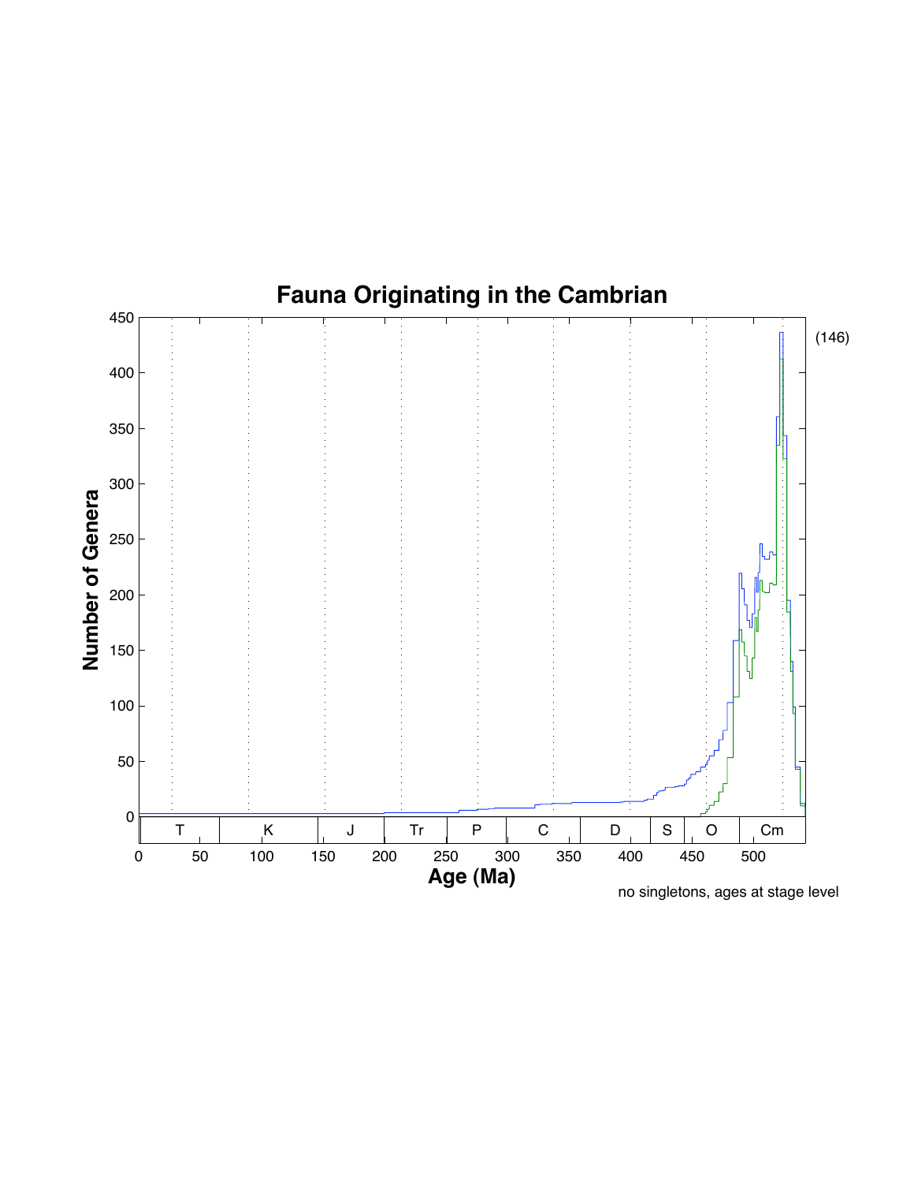# Fauna Originating in the Cambrian

(146)

no singletons, ages at stage level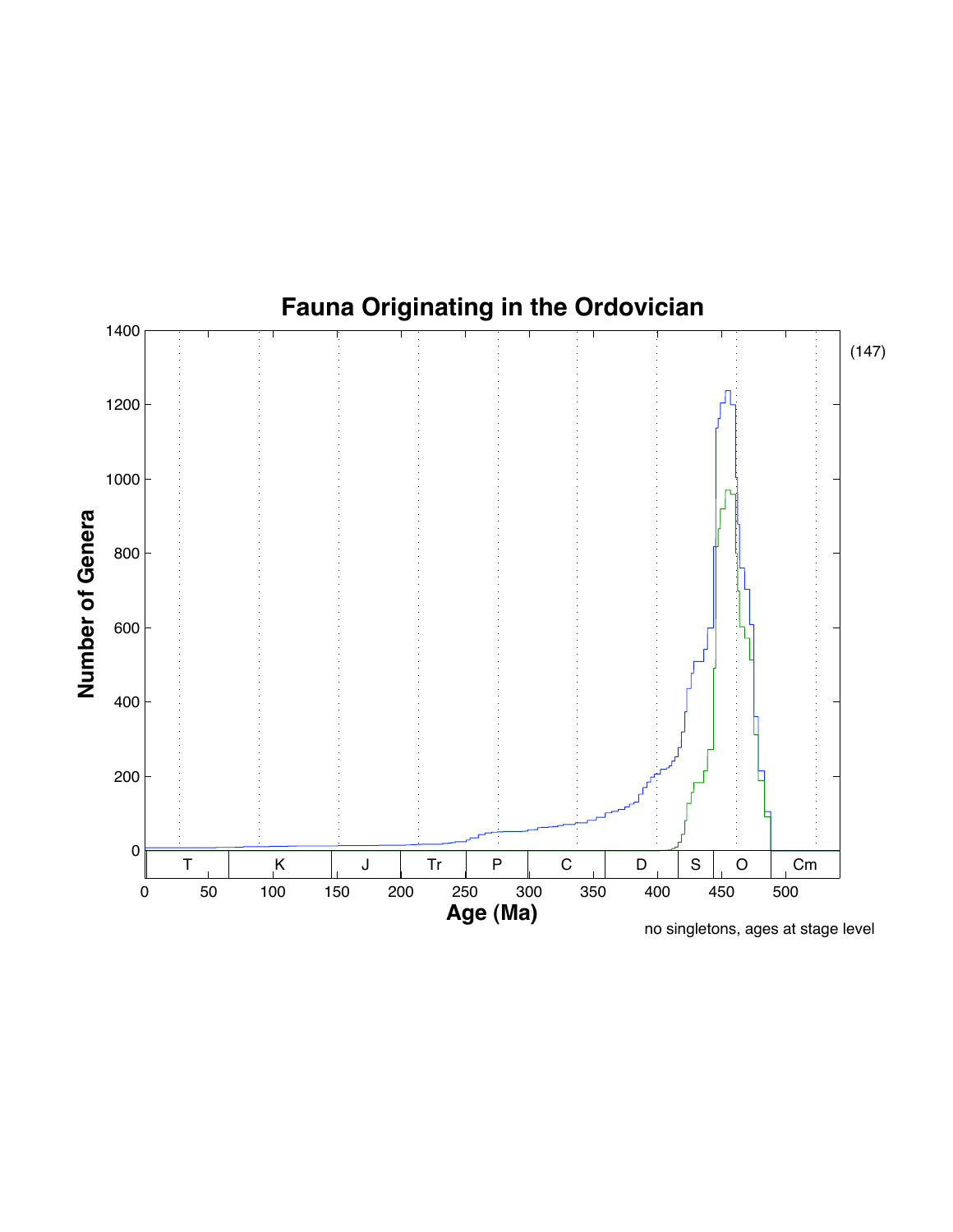# Fauna Originating in the Ordovician

(147)

Number of Genera

Age (Ma)

T | K | J | Tr | P | C | D | S | O | Cm

no singletons, ages at stage level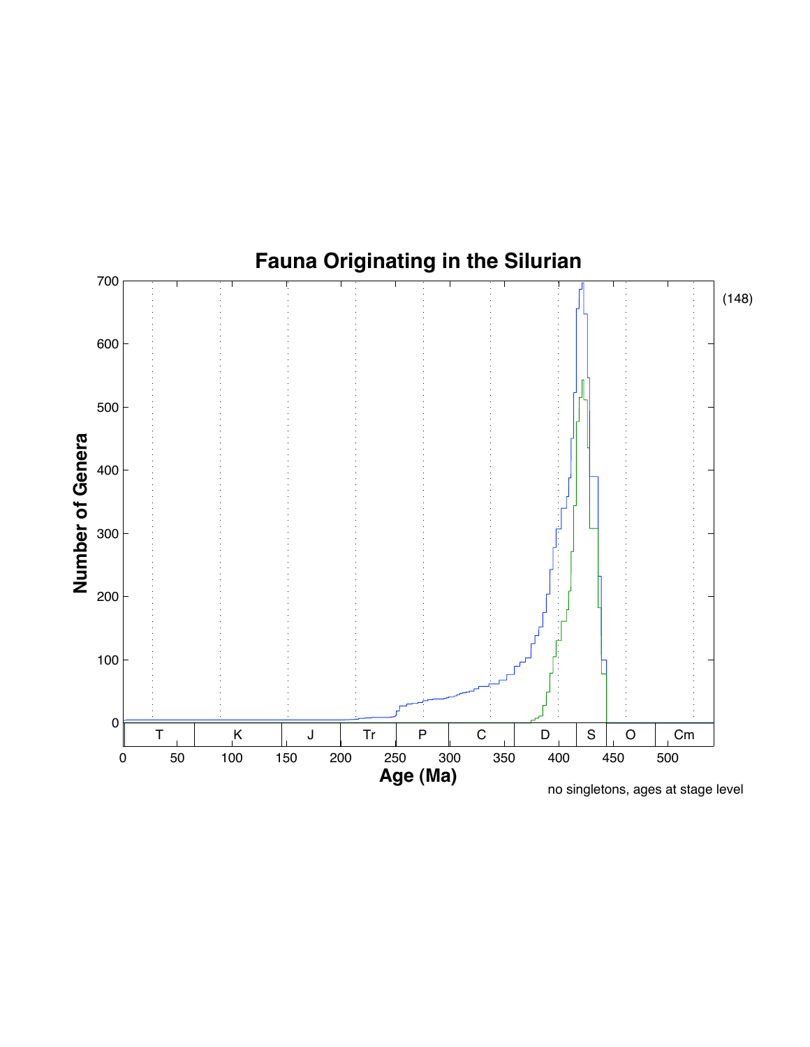# Fauna Originating in the Silurian

(148)

Number of Genera

Age (Ma)

no singletons, ages at stage level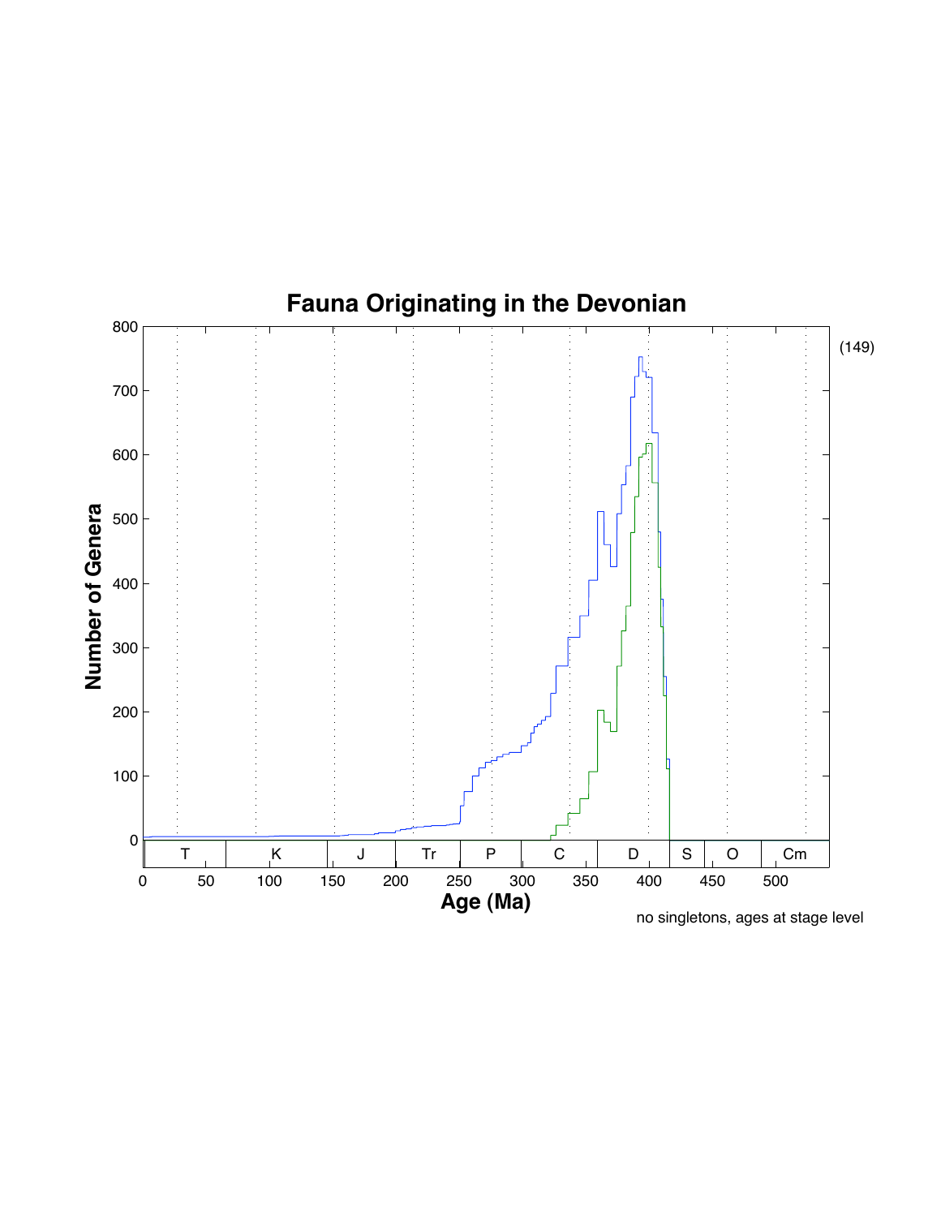# Fauna Originating in the Devonian

no singletons, ages at stage level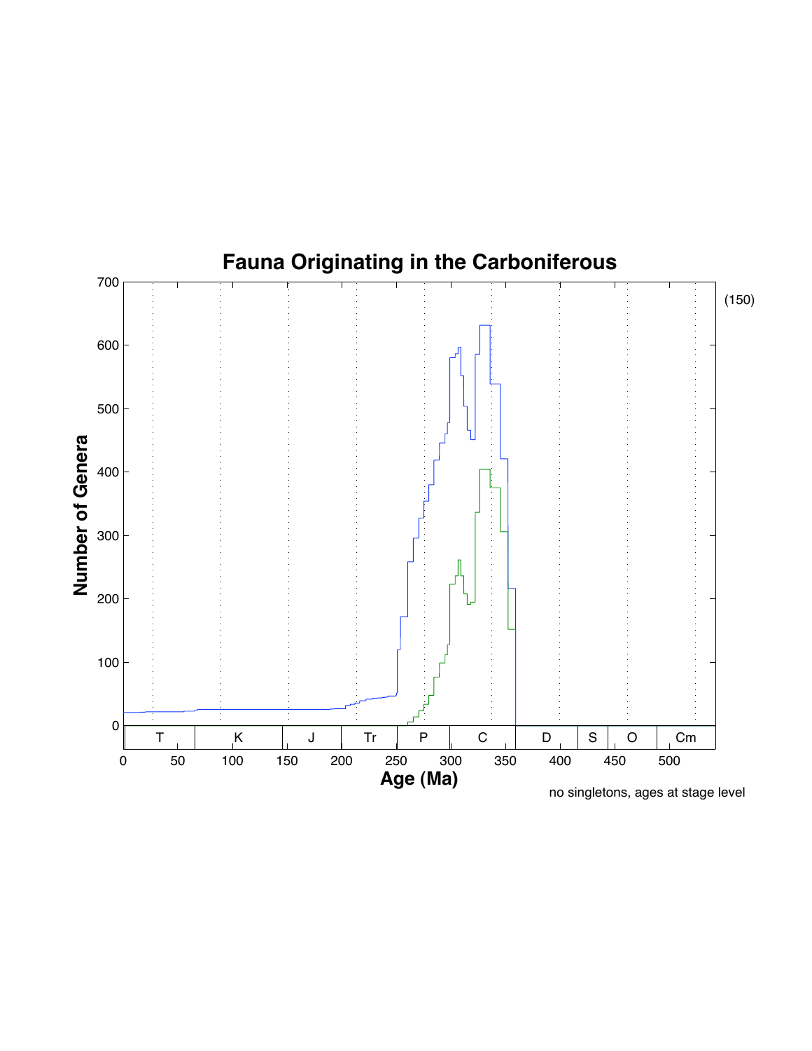# Fauna Originating in the Carboniferous

(150)

no singletons, ages at stage level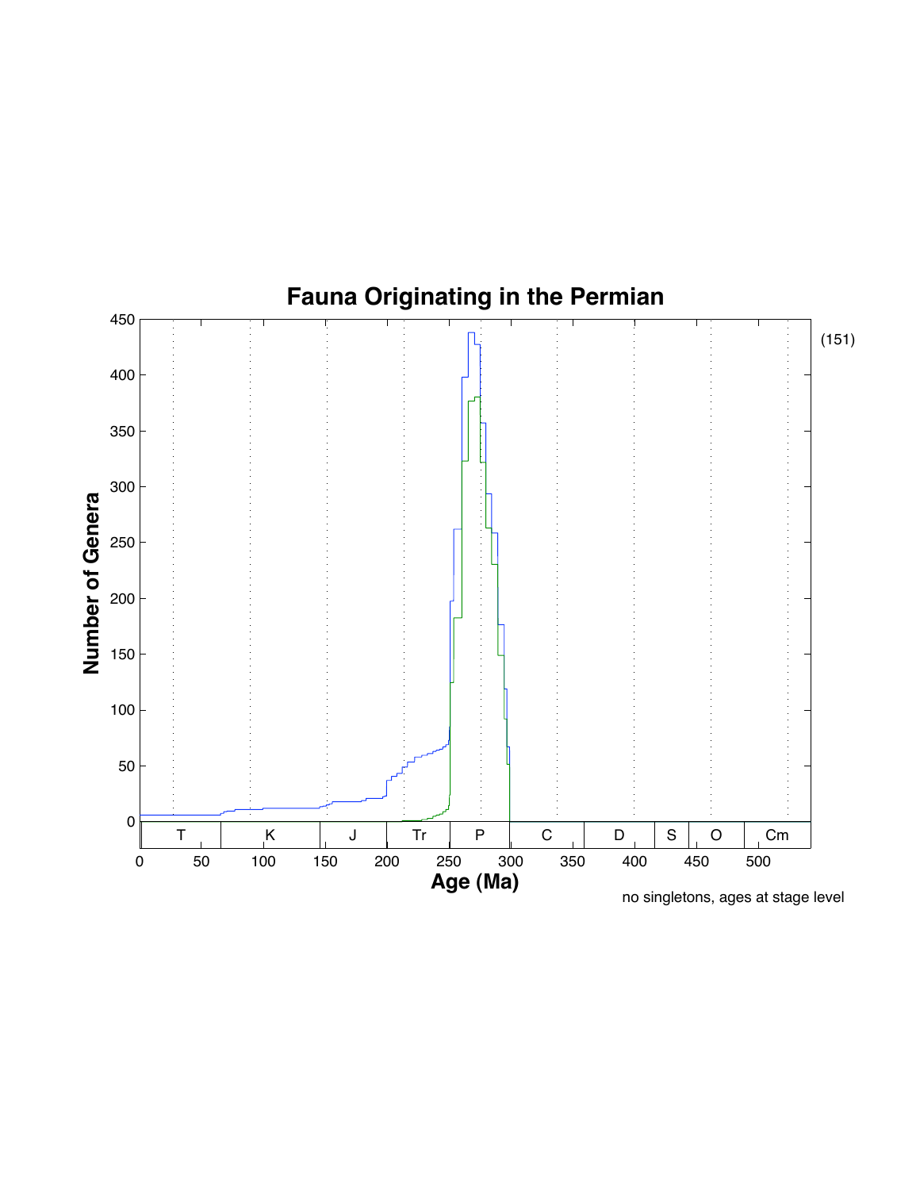# Fauna Originating in the Permian

(151)

Number of Genera: 0, 50, 100, 150, 200, 250, 300, 350, 400, 450

Age (Ma): 0, 50, 100, 150, 200, 250, 300, 350, 400, 450, 500

T | K | J | Tr | P | C | D | S | O | Cm

no singletons, ages at stage level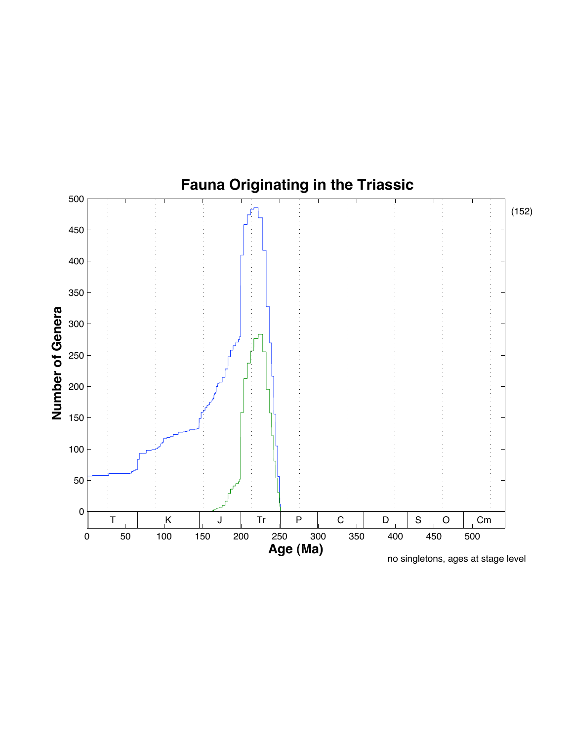# Fauna Originating in the Triassic

(152)

Number of Genera

Age (Ma)

no singletons, ages at stage level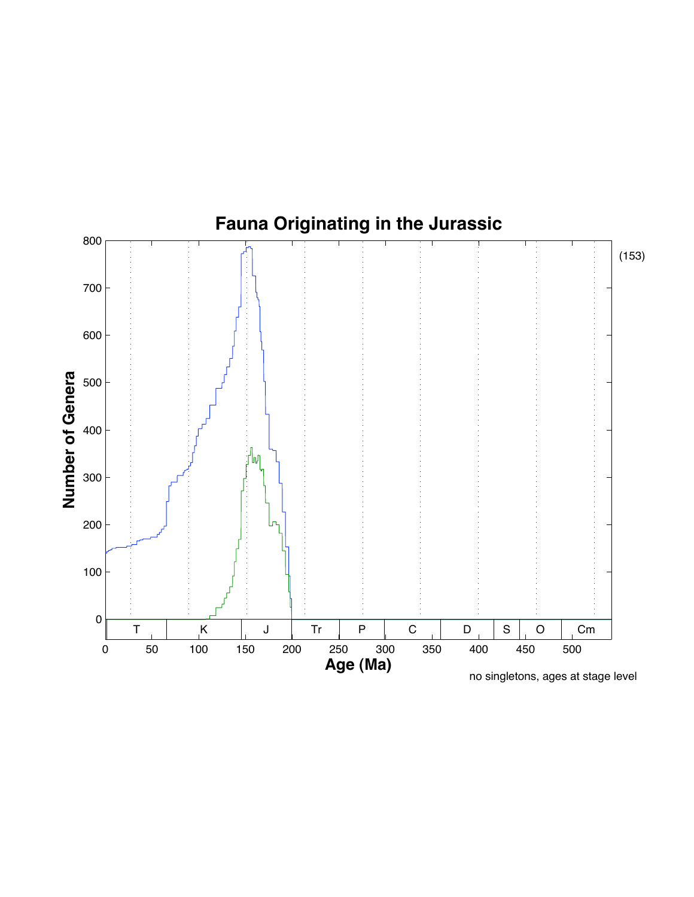# Fauna Originating in the Jurassic

(153)

no singletons, ages at stage level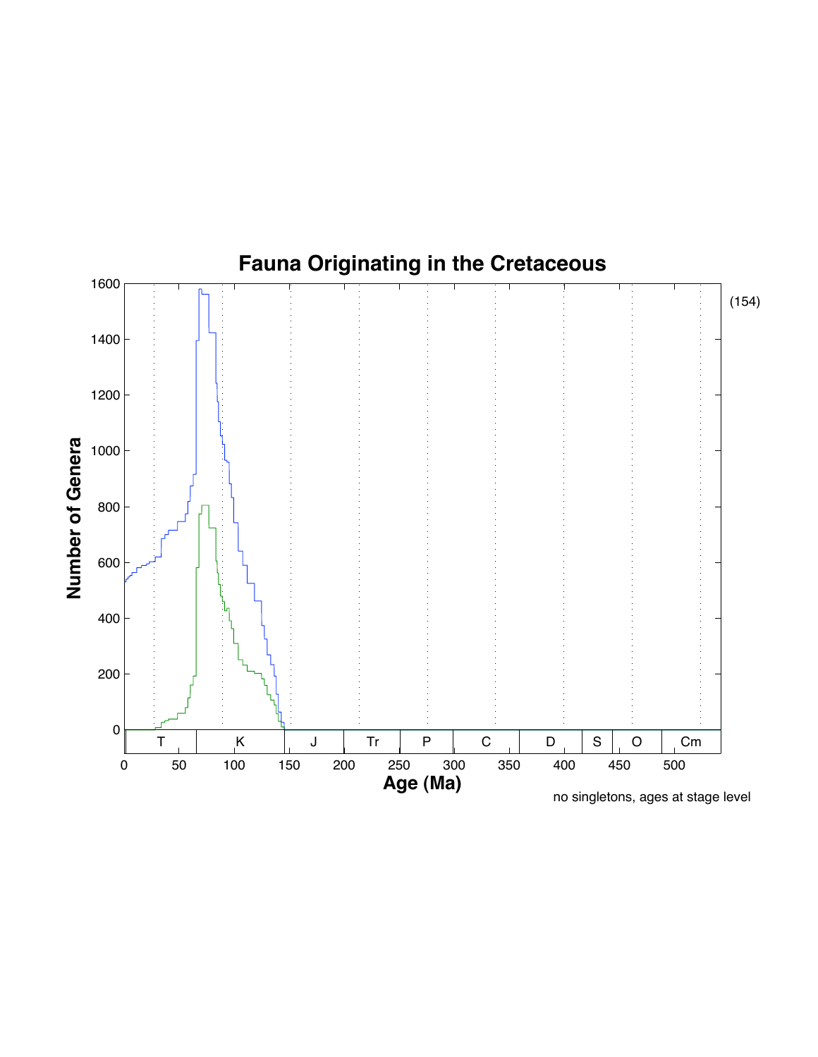# Fauna Originating in the Cretaceous

(154)

no singletons, ages at stage level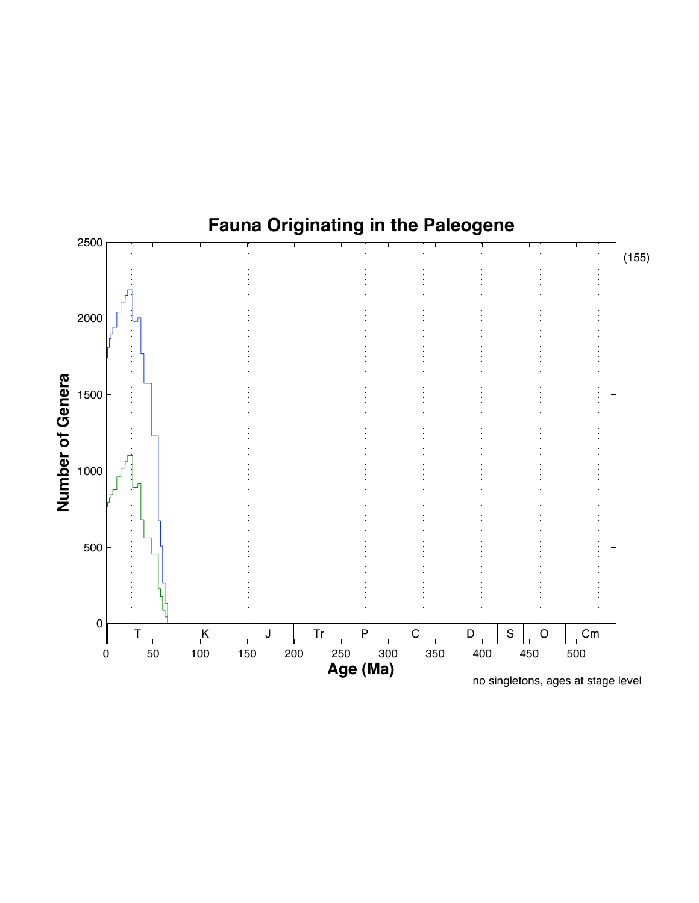# Fauna Originating in the Paleogene

(155)

Number of Genera

Age (Ma)

T | K | J | Tr | P | C | D | S | O | Cm

no singletons, ages at stage level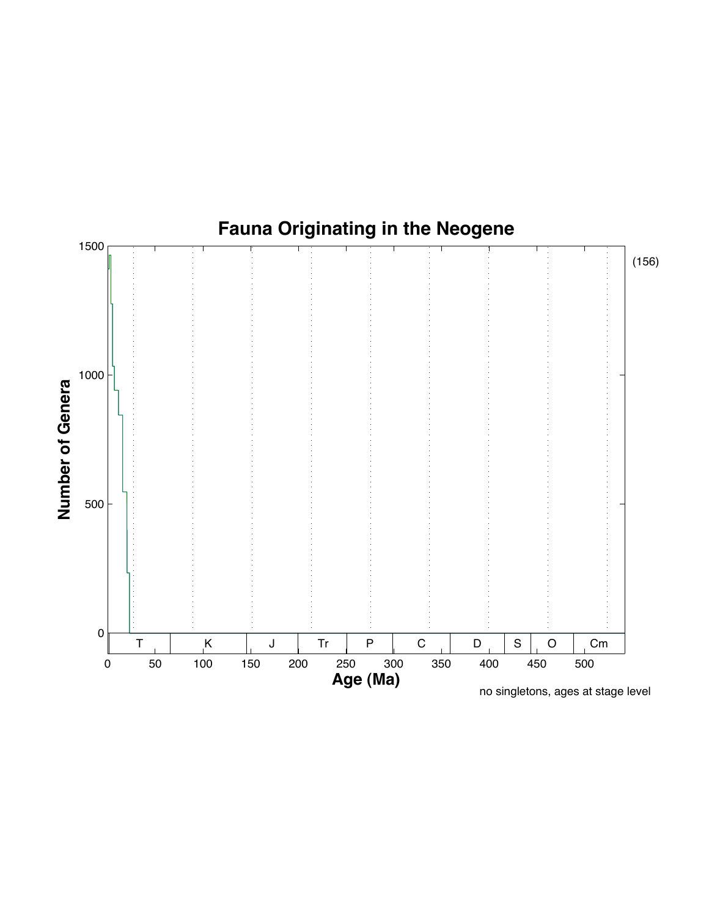# Fauna Originating in the Neogene

(156)

no singletons, ages at stage level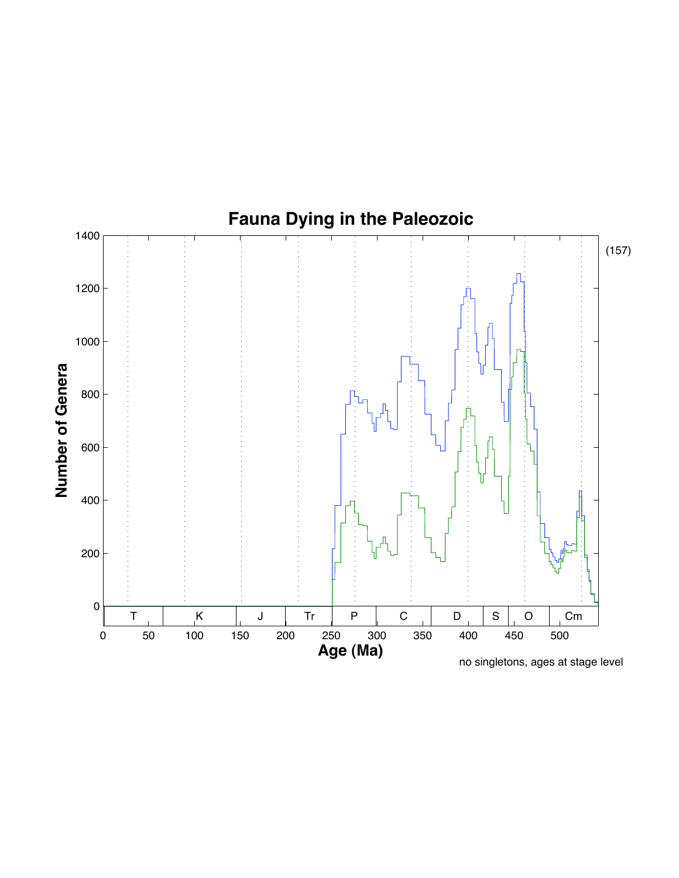# Fauna Dying in the Paleozoic

no singletons, ages at stage level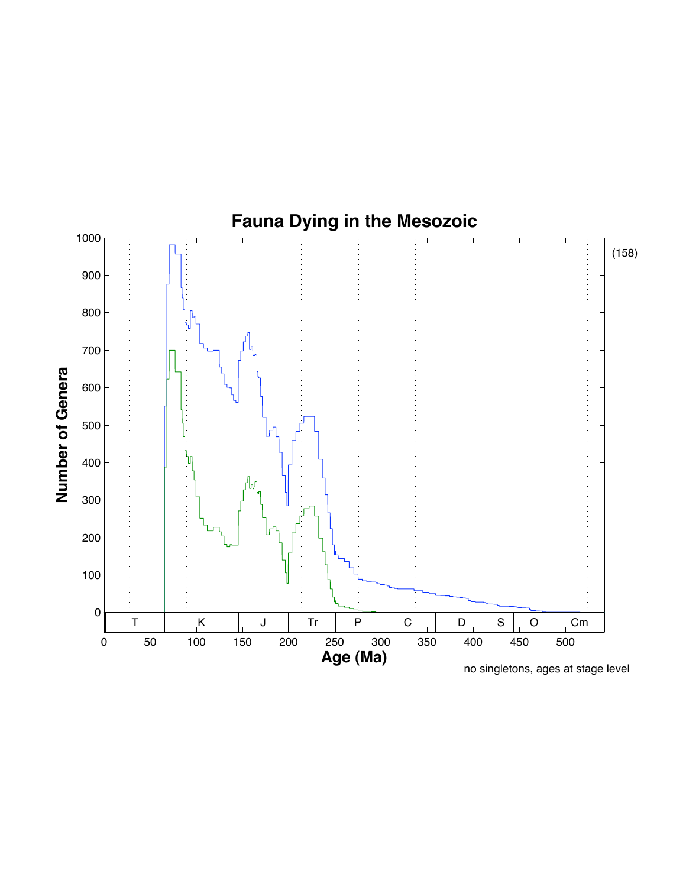# Fauna Dying in the Mesozoic

(158)

Number of Genera

Age (Ma)

T | K | J | Tr | P | C | D | S | O | Cm

no singletons, ages at stage level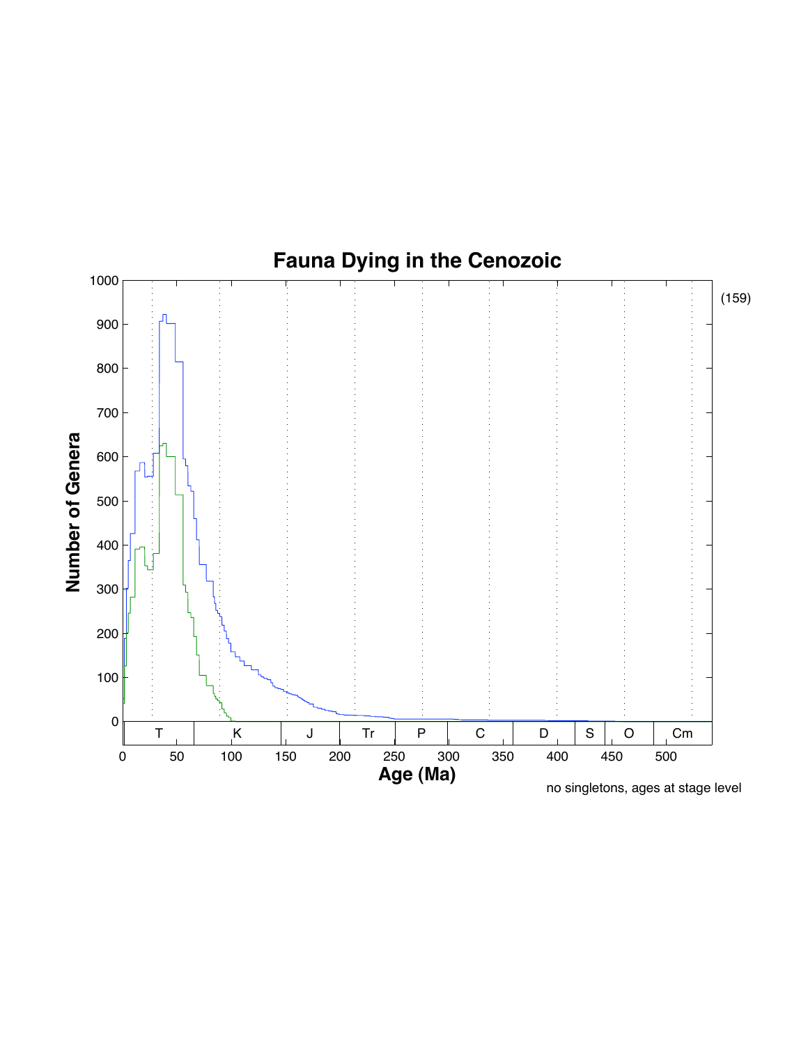# Fauna Dying in the Cenozoic

Number of Genera

Age (Ma)

T | K | J | Tr | P | C | D | S | O | Cm

no singletons, ages at stage level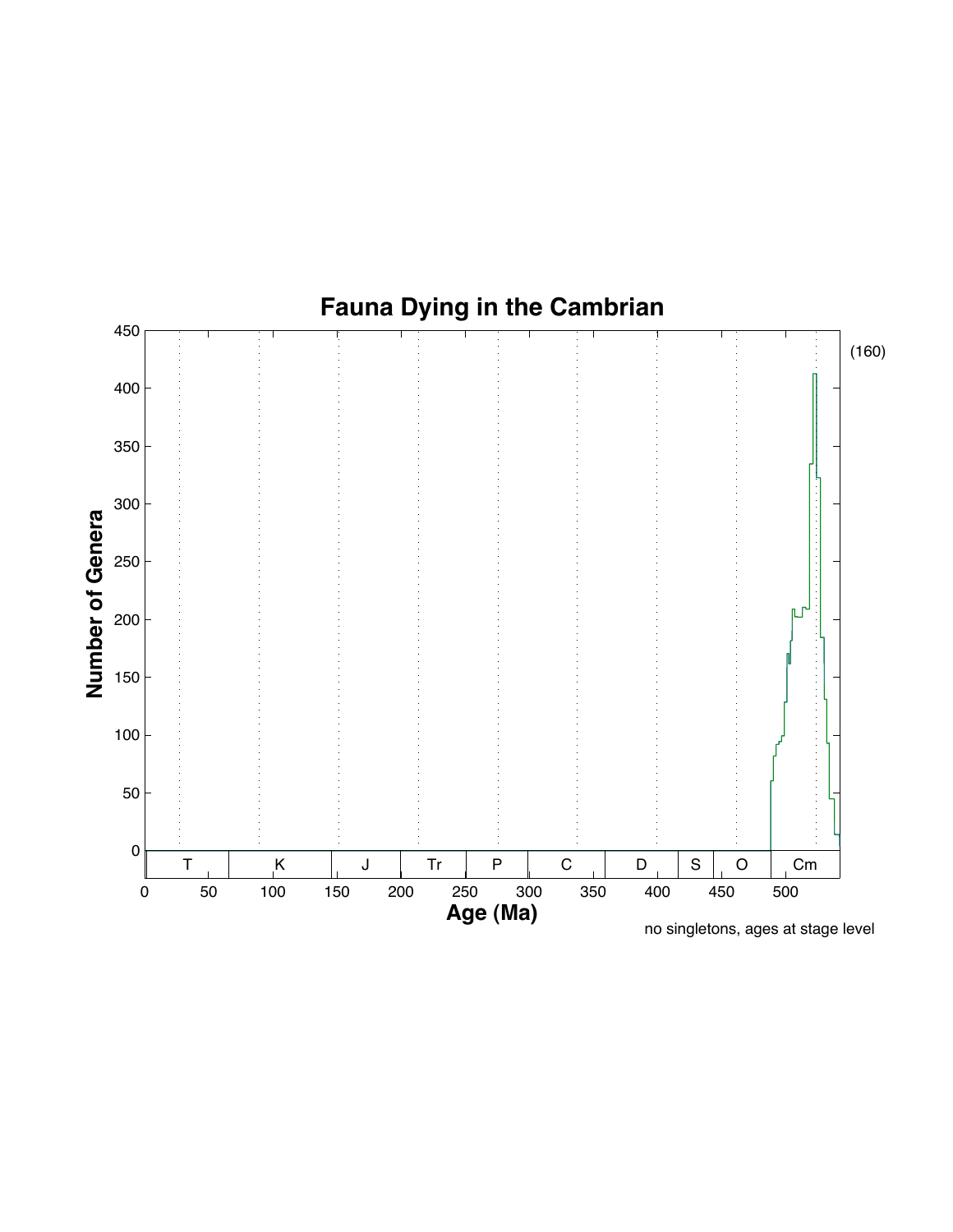# Fauna Dying in the Cambrian

(160)

no singletons, ages at stage level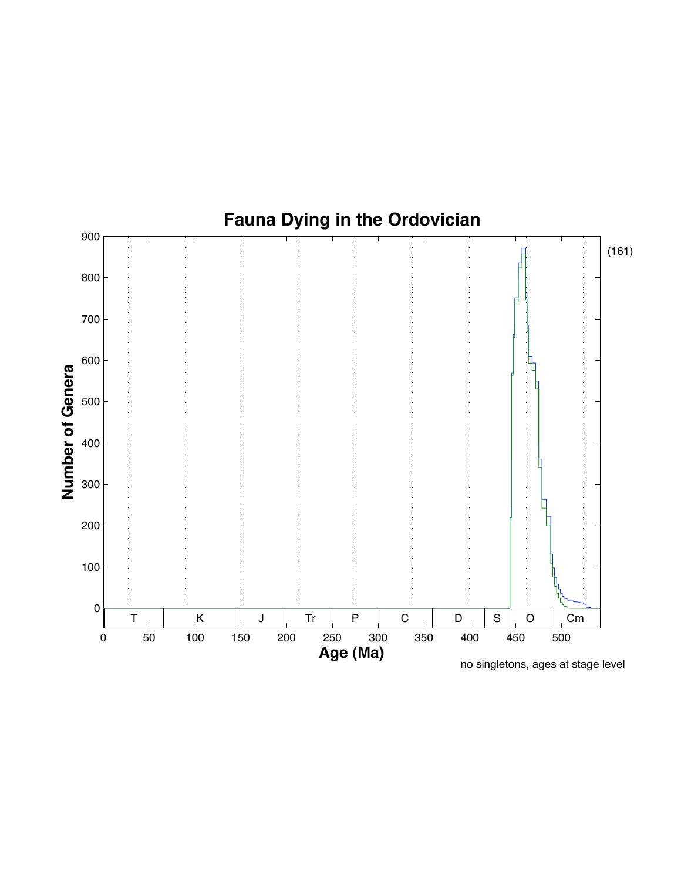# Fauna Dying in the Ordovician

(161)

no singletons, ages at stage level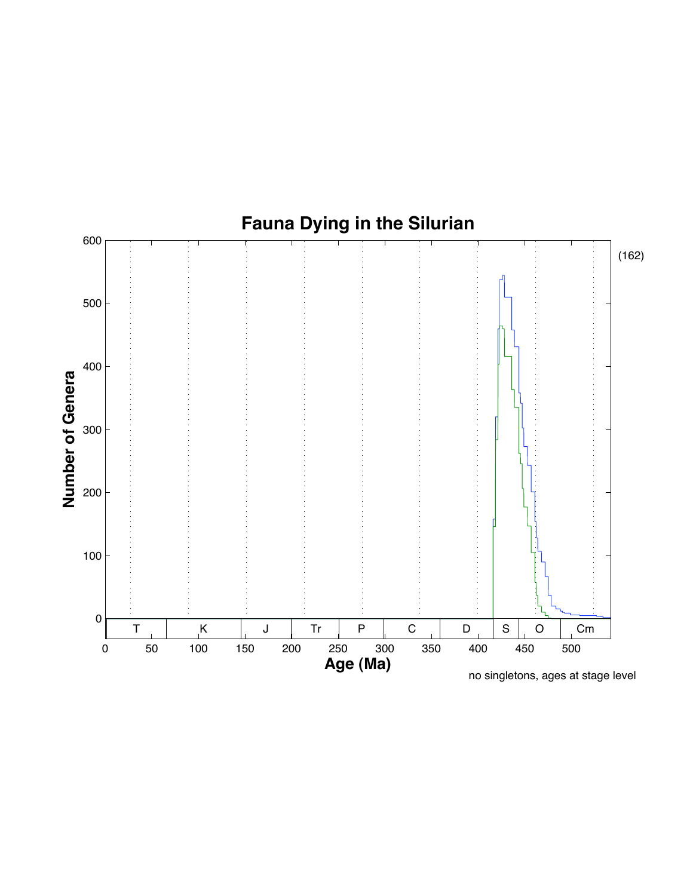# Fauna Dying in the Silurian

(162)

Number of Genera

Age (Ma)

no singletons, ages at stage level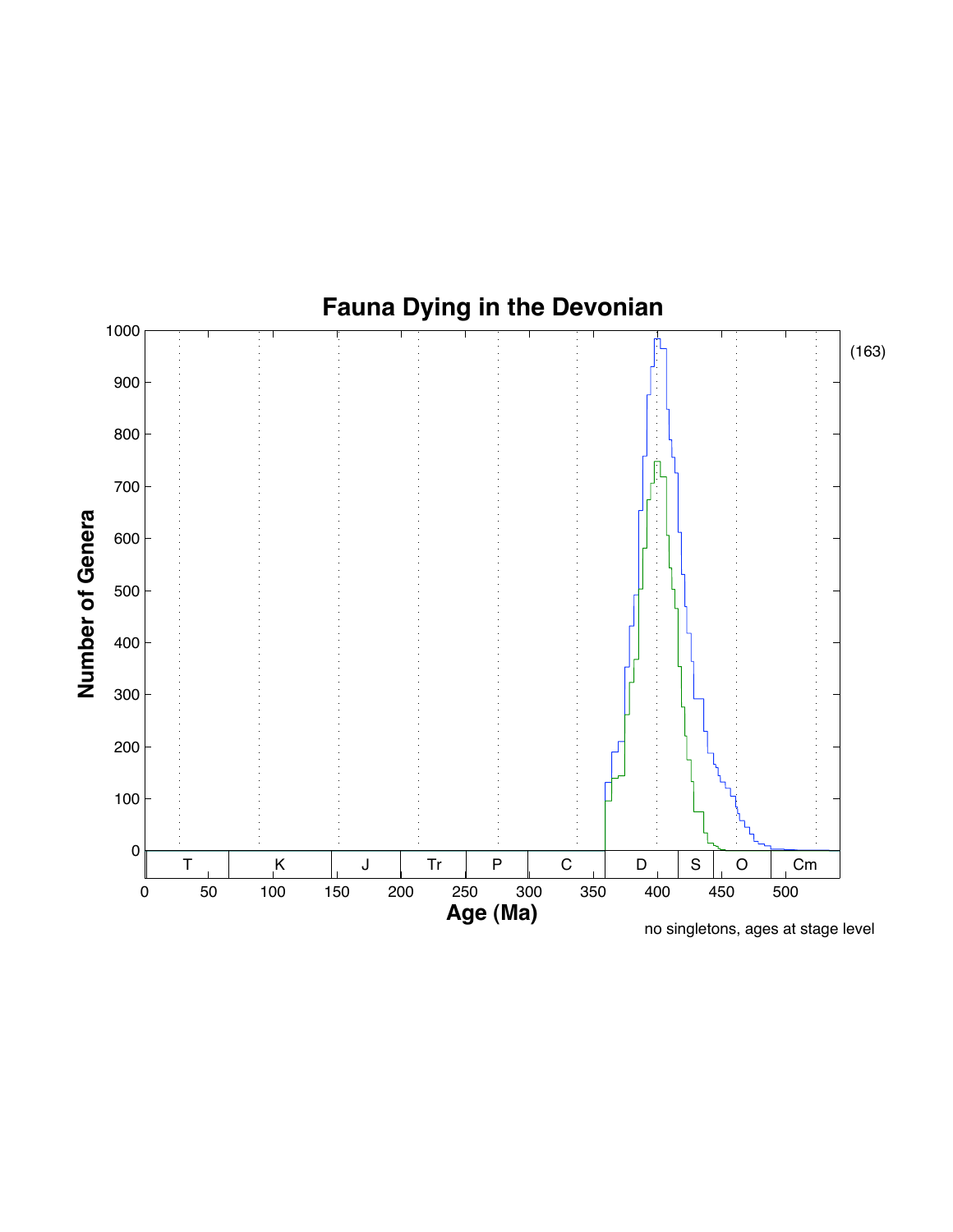# Fauna Dying in the Devonian

(163)

no singletons, ages at stage level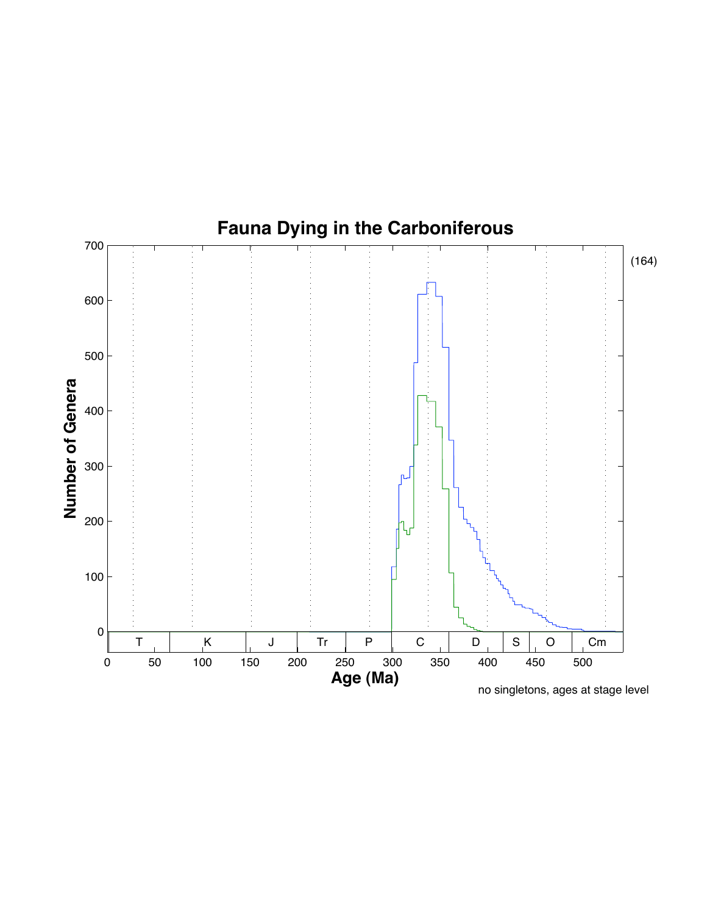# Fauna Dying in the Carboniferous

(164)

no singletons, ages at stage level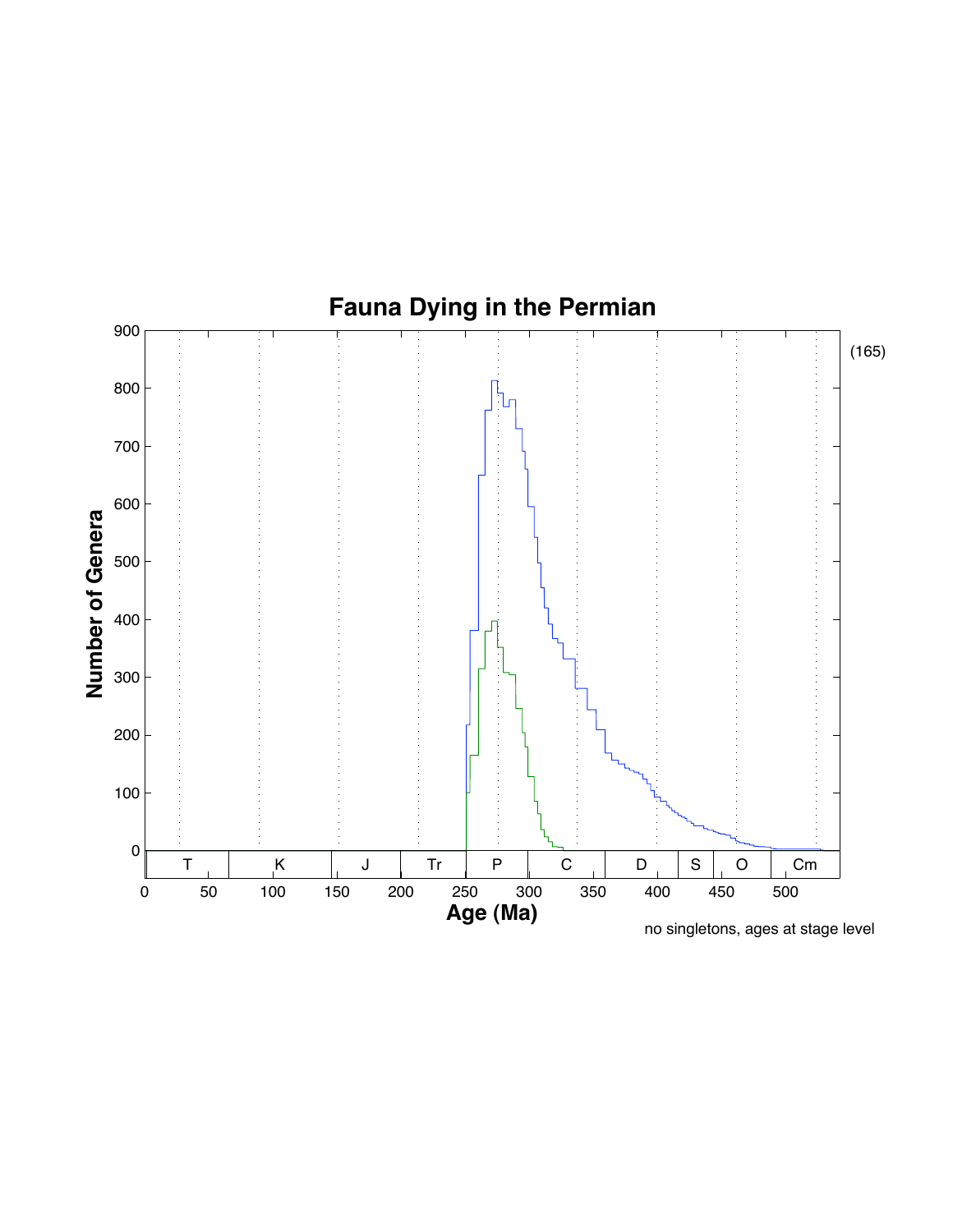# Fauna Dying in the Permian

(165)

Number of Genera

Age (Ma)

no singletons, ages at stage level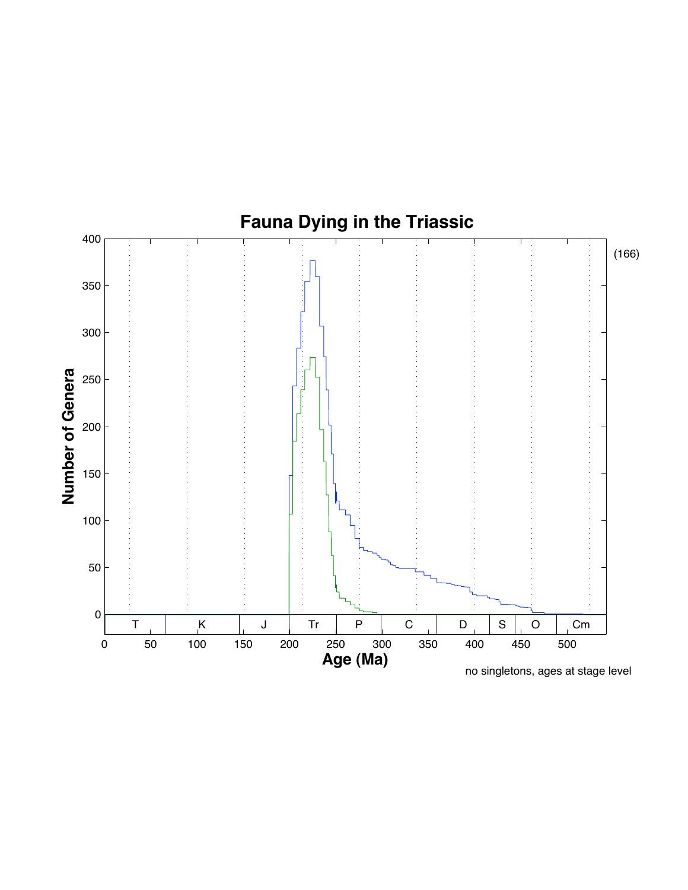# Fauna Dying in the Triassic

(166)

Number of Genera

Age (Ma)

no singletons, ages at stage level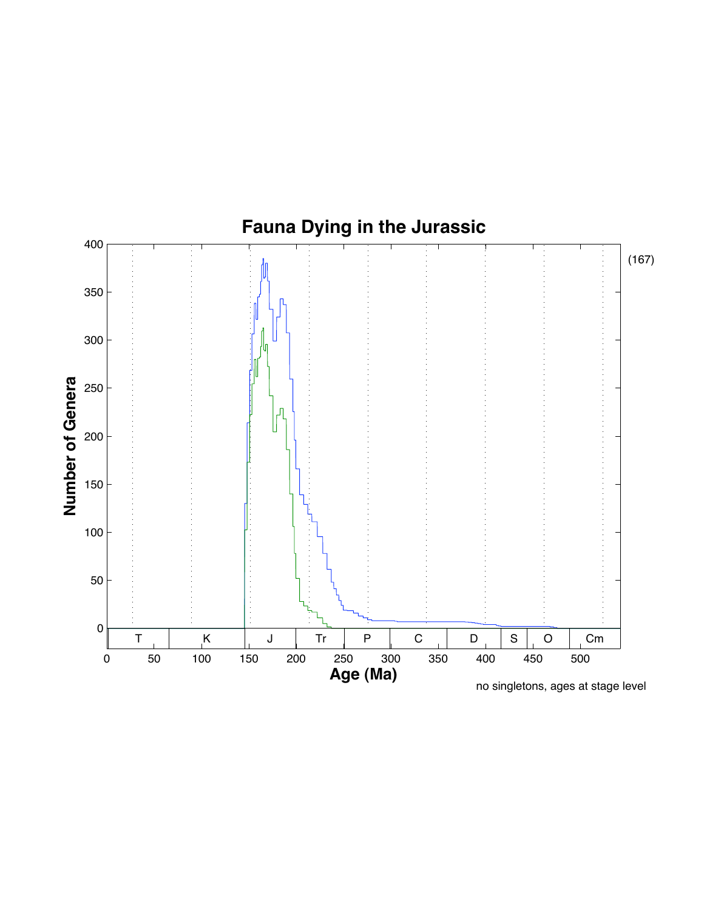# Fauna Dying in the Jurassic

(167)

Number of Genera

Age (Ma)

T | K | J | Tr | P | C | D | S | O | Cm

no singletons, ages at stage level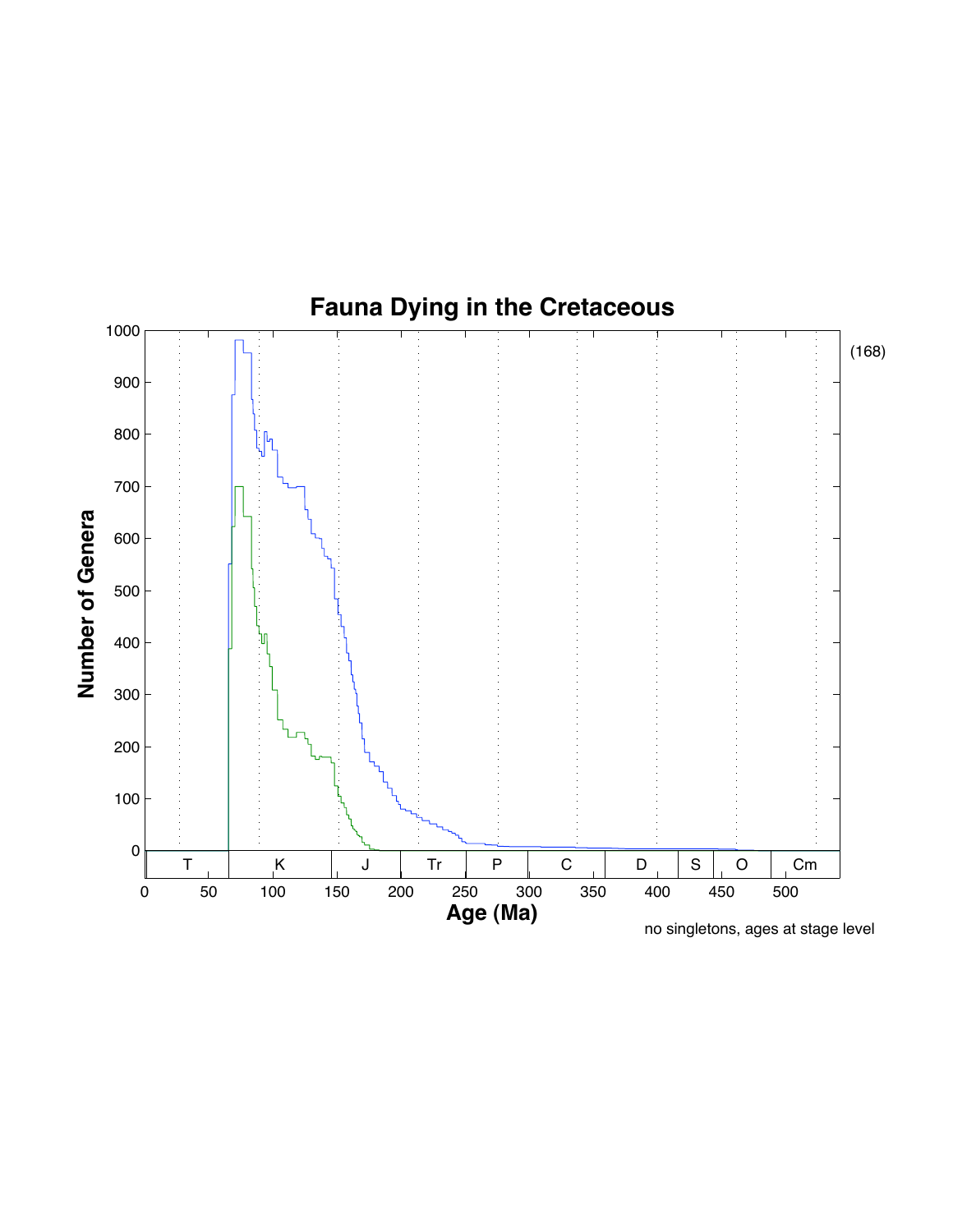# Fauna Dying in the Cretaceous

no singletons, ages at stage level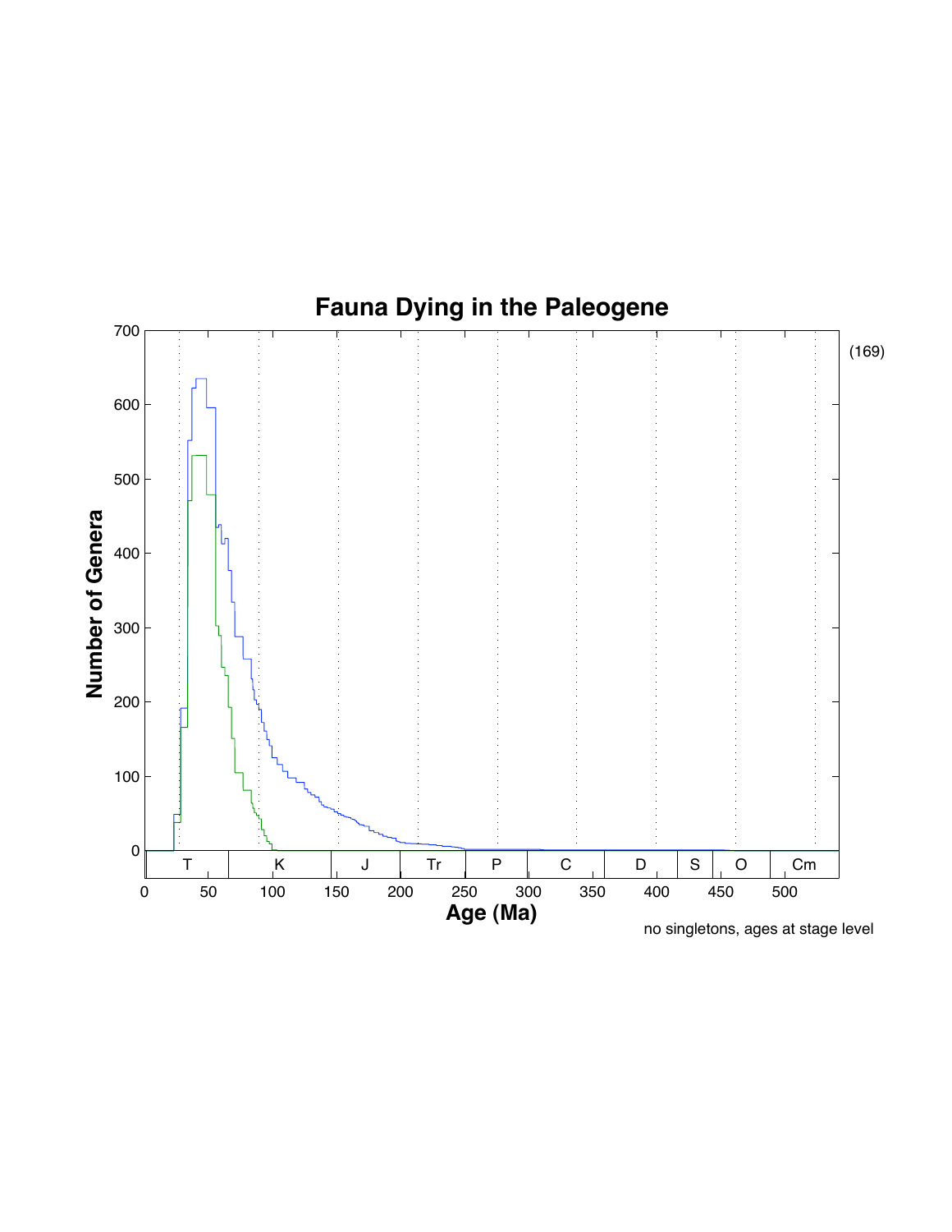# Fauna Dying in the Paleogene

| | |
|---|---|
| Y-axis | Number of Genera (0–700) |
| X-axis | Age (Ma) (0–500) |
| Periods | T, K, J, Tr, P, C, D, S, O, Cm |

no singletons, ages at stage level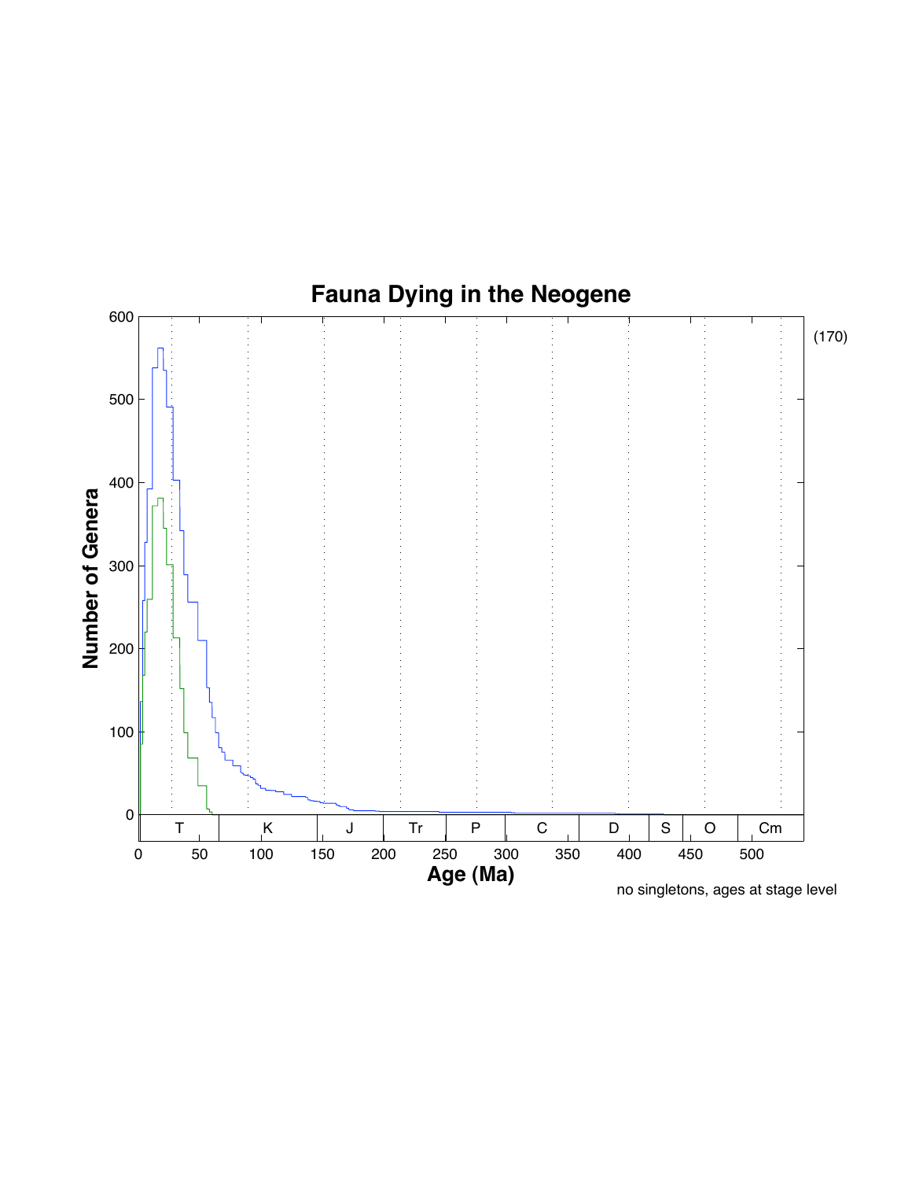# Fauna Dying in the Neogene

Number of Genera

Age (Ma)

T | K | J | Tr | P | C | D | S | O | Cm

no singletons, ages at stage level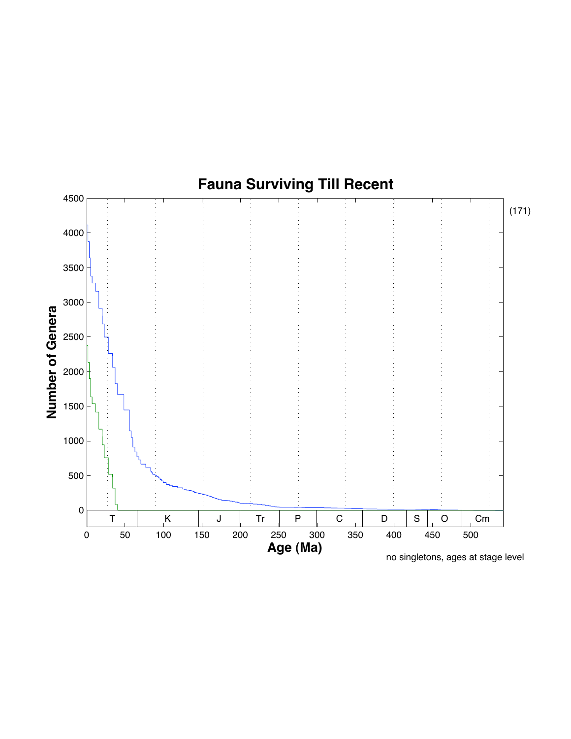Fauna Surviving Till Recent

(171)

Number of Genera

4500
4000
3500
3000
2500
2000
1500
1000
500
0

T K J Tr P C D S O Cm

0 50 100 150 200 250 300 350 400 450 500

Age (Ma)

no singletons, ages at stage level